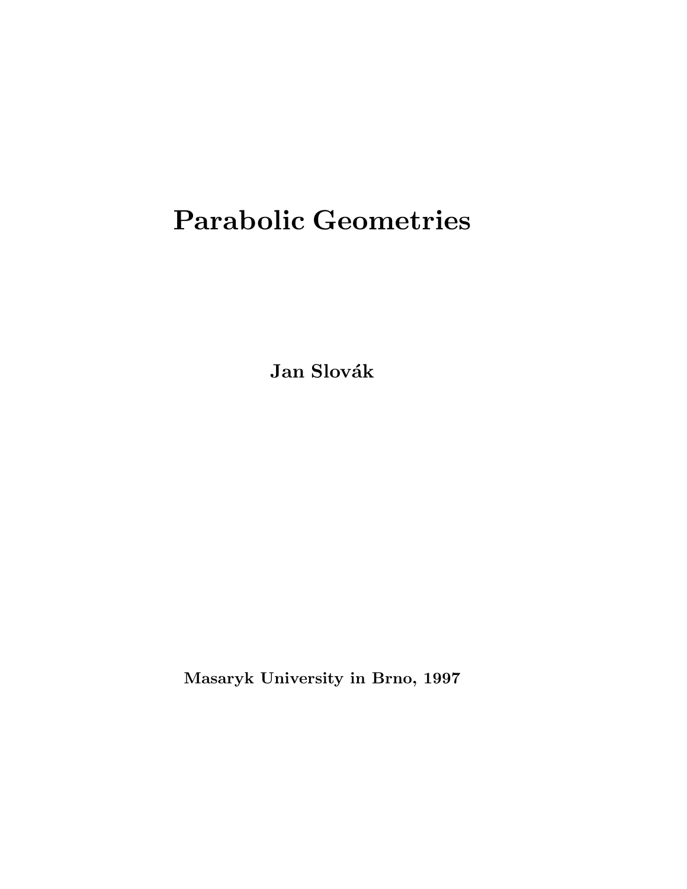# Parabolic Geometries

**Jan Slovák**

**Masaryk University in Brno, 1997**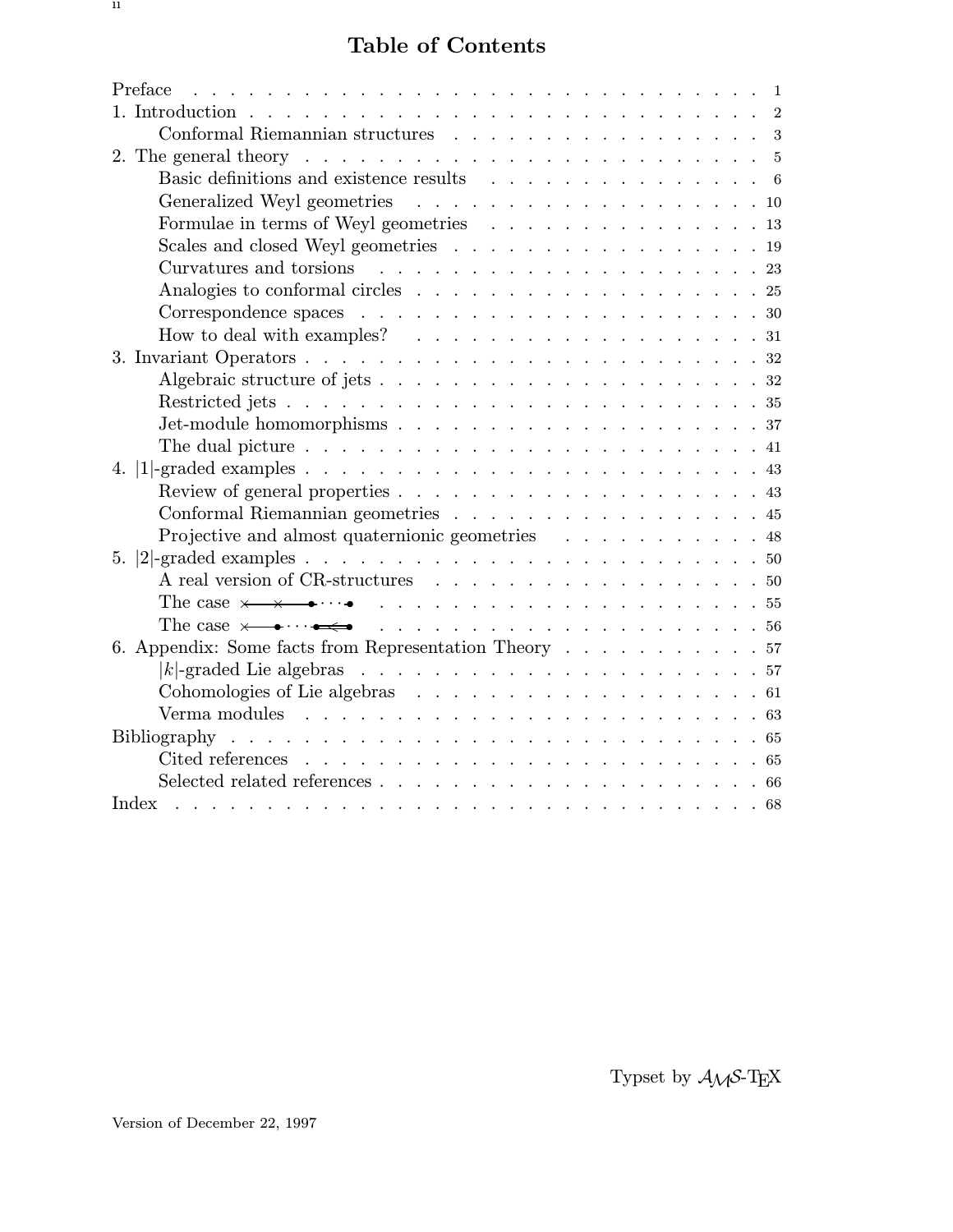# Table of Contents

Preface . . . . . . . . . . . . . . . . . . . . . . . . . . . . . . . . 1

1. Introduction . . . . . . . . . . . . . . . . . . . . . . . . . . . . 2
   - Conformal Riemannian structures . . . . . . . . . . . . . . . . . 3
2. The general theory . . . . . . . . . . . . . . . . . . . . . . . . . 5
   - Basic definitions and existence results . . . . . . . . . . . . . 6
   - Generalized Weyl geometries . . . . . . . . . . . . . . . . . . . 10
   - Formulae in terms of Weyl geometries . . . . . . . . . . . . . . 13
   - Scales and closed Weyl geometries . . . . . . . . . . . . . . . . 19
   - Curvatures and torsions . . . . . . . . . . . . . . . . . . . . . 23
   - Analogies to conformal circles . . . . . . . . . . . . . . . . . 25
   - Correspondence spaces . . . . . . . . . . . . . . . . . . . . . . 30
   - How to deal with examples? . . . . . . . . . . . . . . . . . . . 31
3. Invariant Operators . . . . . . . . . . . . . . . . . . . . . . . . 32
   - Algebraic structure of jets . . . . . . . . . . . . . . . . . . . 32
   - Restricted jets . . . . . . . . . . . . . . . . . . . . . . . . . 35
   - Jet-module homomorphisms . . . . . . . . . . . . . . . . . . . . 37
   - The dual picture . . . . . . . . . . . . . . . . . . . . . . . . 41
4. |1|-graded examples . . . . . . . . . . . . . . . . . . . . . . . . 43
   - Review of general properties . . . . . . . . . . . . . . . . . . 43
   - Conformal Riemannian geometries . . . . . . . . . . . . . . . . . 45
   - Projective and almost quaternionic geometries . . . . . . . . . . 48
5. |2|-graded examples . . . . . . . . . . . . . . . . . . . . . . . . 50
   - A real version of CR-structures . . . . . . . . . . . . . . . . . 50
   - The case ×—×—•···• . . . . . . . . . . . . . . . . . . . . . . . 55
   - The case ×—•···•⇐• . . . . . . . . . . . . . . . . . . . . . . . 56
6. Appendix: Some facts from Representation Theory . . . . . . . . . . 57
   - $|k|$-graded Lie algebras . . . . . . . . . . . . . . . . . . . . 57
   - Cohomologies of Lie algebras . . . . . . . . . . . . . . . . . . 61
   - Verma modules . . . . . . . . . . . . . . . . . . . . . . . . . . 63

Bibliography . . . . . . . . . . . . . . . . . . . . . . . . . . . . . 65
   - Cited references . . . . . . . . . . . . . . . . . . . . . . . . 65
   - Selected related references . . . . . . . . . . . . . . . . . . . 66

Index . . . . . . . . . . . . . . . . . . . . . . . . . . . . . . . . 68

Typeset by $\mathcal{A}\mathcal{M}\mathcal{S}$-TEX

Version of December 22, 1997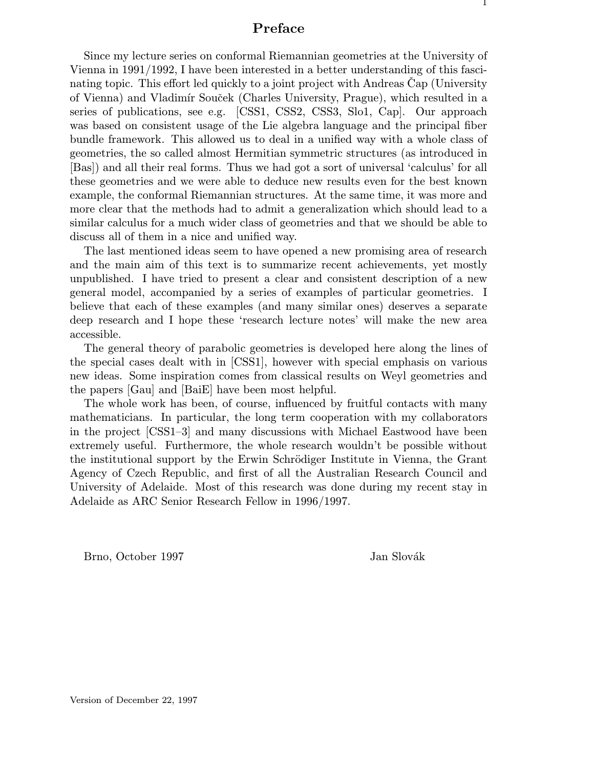## Preface

Since my lecture series on conformal Riemannian geometries at the University of Vienna in 1991/1992, I have been interested in a better understanding of this fascinating topic. This effort led quickly to a joint project with Andreas Čap (University of Vienna) and Vladimír Souček (Charles University, Prague), which resulted in a series of publications, see e.g. [CSS1, CSS2, CSS3, Slo1, Cap]. Our approach was based on consistent usage of the Lie algebra language and the principal fiber bundle framework. This allowed us to deal in a unified way with a whole class of geometries, the so called almost Hermitian symmetric structures (as introduced in [Bas]) and all their real forms. Thus we had got a sort of universal 'calculus' for all these geometries and we were able to deduce new results even for the best known example, the conformal Riemannian structures. At the same time, it was more and more clear that the methods had to admit a generalization which should lead to a similar calculus for a much wider class of geometries and that we should be able to discuss all of them in a nice and unified way.

The last mentioned ideas seem to have opened a new promising area of research and the main aim of this text is to summarize recent achievements, yet mostly unpublished. I have tried to present a clear and consistent description of a new general model, accompanied by a series of examples of particular geometries. I believe that each of these examples (and many similar ones) deserves a separate deep research and I hope these 'research lecture notes' will make the new area accessible.

The general theory of parabolic geometries is developed here along the lines of the special cases dealt with in [CSS1], however with special emphasis on various new ideas. Some inspiration comes from classical results on Weyl geometries and the papers [Gau] and [BaiE] have been most helpful.

The whole work has been, of course, influenced by fruitful contacts with many mathematicians. In particular, the long term cooperation with my collaborators in the project [CSS1–3] and many discussions with Michael Eastwood have been extremely useful. Furthermore, the whole research wouldn't be possible without the institutional support by the Erwin Schrödiger Institute in Vienna, the Grant Agency of Czech Republic, and first of all the Australian Research Council and University of Adelaide. Most of this research was done during my recent stay in Adelaide as ARC Senior Research Fellow in 1996/1997.

Brno, October 1997 Jan Slovák

Version of December 22, 1997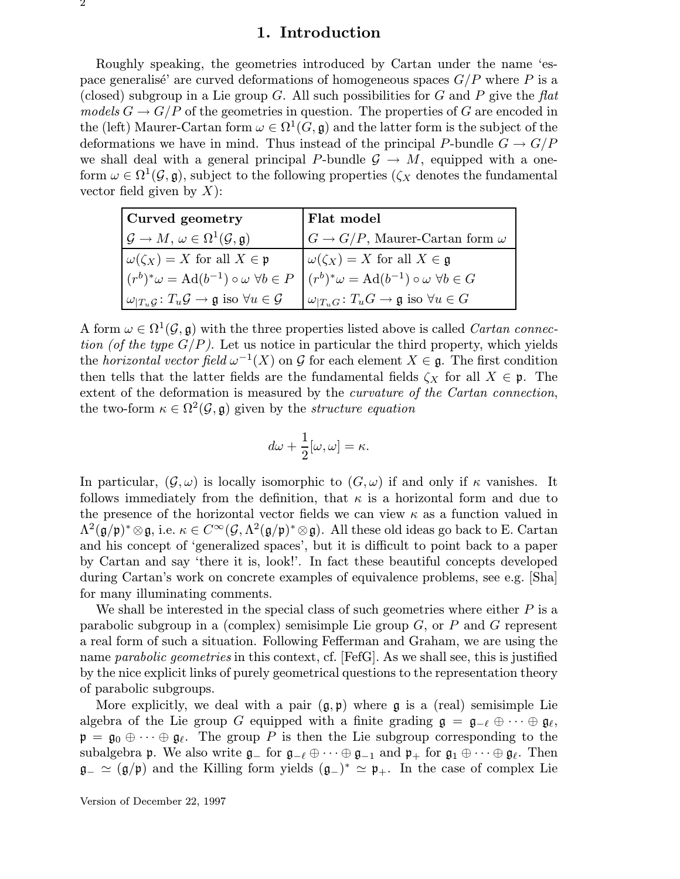# 1. Introduction

Roughly speaking, the geometries introduced by Cartan under the name 'espace generalisé' are curved deformations of homogeneous spaces $G/P$ where $P$ is a (closed) subgroup in a Lie group $G$. All such possibilities for $G$ and $P$ give the *flat models* $G \to G/P$ of the geometries in question. The properties of $G$ are encoded in the (left) Maurer-Cartan form $\omega \in \Omega^1(G, \mathfrak{g})$ and the latter form is the subject of the deformations we have in mind. Thus instead of the principal $P$-bundle $G \to G/P$ we shall deal with a general principal $P$-bundle $\mathcal{G} \to M$, equipped with a one-form $\omega \in \Omega^1(\mathcal{G}, \mathfrak{g})$, subject to the following properties ($\zeta_X$ denotes the fundamental vector field given by $X$):

| **Curved geometry** | **Flat model** |
|---|---|
| $\mathcal{G} \to M$, $\omega \in \Omega^1(\mathcal{G}, \mathfrak{g})$ | $G \to G/P$, Maurer-Cartan form $\omega$ |
| $\omega(\zeta_X) = X$ for all $X \in \mathfrak{p}$ | $\omega(\zeta_X) = X$ for all $X \in \mathfrak{g}$ |
| $(r^b)^*\omega = \mathrm{Ad}(b^{-1}) \circ \omega \ \forall b \in P$ | $(r^b)^*\omega = \mathrm{Ad}(b^{-1}) \circ \omega \ \forall b \in G$ |
| $\omega_{\mid T_u\mathcal{G}} \colon T_u\mathcal{G} \to \mathfrak{g}$ iso $\forall u \in \mathcal{G}$ | $\omega_{\mid T_u G} \colon T_u G \to \mathfrak{g}$ iso $\forall u \in G$ |

A form $\omega \in \Omega^1(\mathcal{G}, \mathfrak{g})$ with the three properties listed above is called *Cartan connection (of the type $G/P$)*. Let us notice in particular the third property, which yields the *horizontal vector field* $\omega^{-1}(X)$ on $\mathcal{G}$ for each element $X \in \mathfrak{g}$. The first condition then tells that the latter fields are the fundamental fields $\zeta_X$ for all $X \in \mathfrak{p}$. The extent of the deformation is measured by the *curvature of the Cartan connection*, the two-form $\kappa \in \Omega^2(\mathcal{G}, \mathfrak{g})$ given by the *structure equation*

$$d\omega + \frac{1}{2}[\omega, \omega] = \kappa.$$

In particular, $(\mathcal{G}, \omega)$ is locally isomorphic to $(G, \omega)$ if and only if $\kappa$ vanishes. It follows immediately from the definition, that $\kappa$ is a horizontal form and due to the presence of the horizontal vector fields we can view $\kappa$ as a function valued in $\Lambda^2(\mathfrak{g}/\mathfrak{p})^* \otimes \mathfrak{g}$, i.e. $\kappa \in C^\infty(\mathcal{G}, \Lambda^2(\mathfrak{g}/\mathfrak{p})^* \otimes \mathfrak{g})$. All these old ideas go back to E. Cartan and his concept of 'generalized spaces', but it is difficult to point back to a paper by Cartan and say 'there it is, look!'. In fact these beautiful concepts developed during Cartan's work on concrete examples of equivalence problems, see e.g. [Sha] for many illuminating comments.

We shall be interested in the special class of such geometries where either $P$ is a parabolic subgroup in a (complex) semisimple Lie group $G$, or $P$ and $G$ represent a real form of such a situation. Following Fefferman and Graham, we are using the name *parabolic geometries* in this context, cf. [FefG]. As we shall see, this is justified by the nice explicit links of purely geometrical questions to the representation theory of parabolic subgroups.

More explicitly, we deal with a pair $(\mathfrak{g}, \mathfrak{p})$ where $\mathfrak{g}$ is a (real) semisimple Lie algebra of the Lie group $G$ equipped with a finite grading $\mathfrak{g} = \mathfrak{g}_{-\ell} \oplus \cdots \oplus \mathfrak{g}_\ell$, $\mathfrak{p} = \mathfrak{g}_0 \oplus \cdots \oplus \mathfrak{g}_\ell$. The group $P$ is then the Lie subgroup corresponding to the subalgebra $\mathfrak{p}$. We also write $\mathfrak{g}_-$ for $\mathfrak{g}_{-\ell} \oplus \cdots \oplus \mathfrak{g}_{-1}$ and $\mathfrak{p}_+$ for $\mathfrak{g}_1 \oplus \cdots \oplus \mathfrak{g}_\ell$. Then $\mathfrak{g}_- \simeq (\mathfrak{g}/\mathfrak{p})$ and the Killing form yields $(\mathfrak{g}_-)^* \simeq \mathfrak{p}_+$. In the case of complex Lie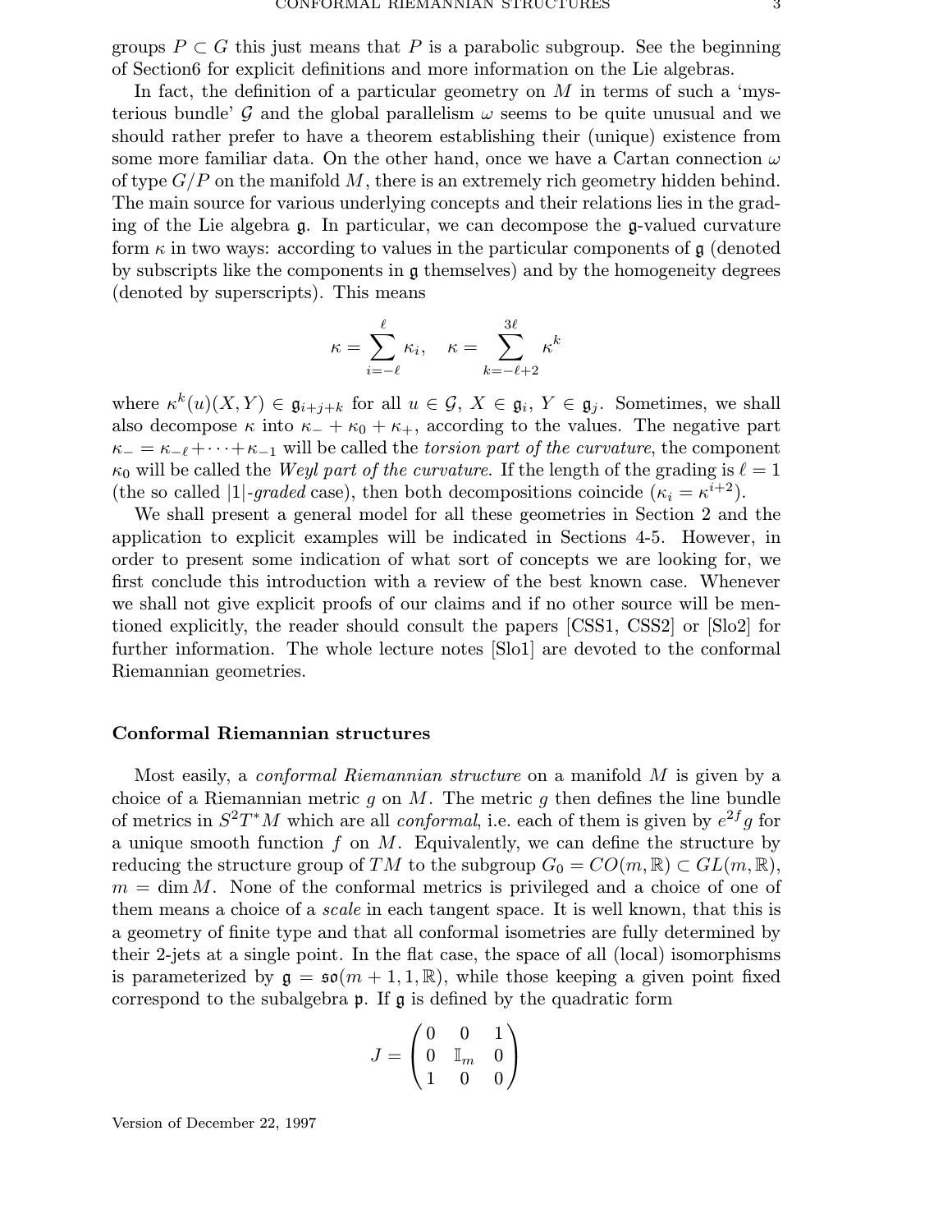groups $P \subset G$ this just means that $P$ is a parabolic subgroup. See the beginning of Section6 for explicit definitions and more information on the Lie algebras.

In fact, the definition of a particular geometry on $M$ in terms of such a 'mysterious bundle' $\mathcal{G}$ and the global parallelism $\omega$ seems to be quite unusual and we should rather prefer to have a theorem establishing their (unique) existence from some more familiar data. On the other hand, once we have a Cartan connection $\omega$ of type $G/P$ on the manifold $M$, there is an extremely rich geometry hidden behind. The main source for various underlying concepts and their relations lies in the grading of the Lie algebra $\mathfrak{g}$. In particular, we can decompose the $\mathfrak{g}$-valued curvature form $\kappa$ in two ways: according to values in the particular components of $\mathfrak{g}$ (denoted by subscripts like the components in $\mathfrak{g}$ themselves) and by the homogeneity degrees (denoted by superscripts). This means

$$\kappa = \sum_{i=-\ell}^{\ell} \kappa_i, \quad \kappa = \sum_{k=-\ell+2}^{3\ell} \kappa^k$$

where $\kappa^k(u)(X,Y) \in \mathfrak{g}_{i+j+k}$ for all $u \in \mathcal{G}$, $X \in \mathfrak{g}_i$, $Y \in \mathfrak{g}_j$. Sometimes, we shall also decompose $\kappa$ into $\kappa_- + \kappa_0 + \kappa_+$, according to the values. The negative part $\kappa_- = \kappa_{-\ell} + \dots + \kappa_{-1}$ will be called the *torsion part of the curvature*, the component $\kappa_0$ will be called the *Weyl part of the curvature*. If the length of the grading is $\ell = 1$ (the so called $|1|$-*graded* case), then both decompositions coincide ($\kappa_i = \kappa^{i+2}$).

We shall present a general model for all these geometries in Section 2 and the application to explicit examples will be indicated in Sections 4-5. However, in order to present some indication of what sort of concepts we are looking for, we first conclude this introduction with a review of the best known case. Whenever we shall not give explicit proofs of our claims and if no other source will be mentioned explicitly, the reader should consult the papers [CSS1, CSS2] or [Slo2] for further information. The whole lecture notes [Slo1] are devoted to the conformal Riemannian geometries.

### Conformal Riemannian structures

Most easily, a *conformal Riemannian structure* on a manifold $M$ is given by a choice of a Riemannian metric $g$ on $M$. The metric $g$ then defines the line bundle of metrics in $S^2T^*M$ which are all *conformal*, i.e. each of them is given by $e^{2f}g$ for a unique smooth function $f$ on $M$. Equivalently, we can define the structure by reducing the structure group of $TM$ to the subgroup $G_0 = CO(m,\mathbb{R}) \subset GL(m,\mathbb{R})$, $m = \dim M$. None of the conformal metrics is privileged and a choice of one of them means a choice of a *scale* in each tangent space. It is well known, that this is a geometry of finite type and that all conformal isometries are fully determined by their 2-jets at a single point. In the flat case, the space of all (local) isomorphisms is parameterized by $\mathfrak{g} = \mathfrak{so}(m+1,1,\mathbb{R})$, while those keeping a given point fixed correspond to the subalgebra $\mathfrak{p}$. If $\mathfrak{g}$ is defined by the quadratic form

$$J = \begin{pmatrix} 0 & 0 & 1 \\ 0 & \mathbb{I}_m & 0 \\ 1 & 0 & 0 \end{pmatrix}$$

Version of December 22, 1997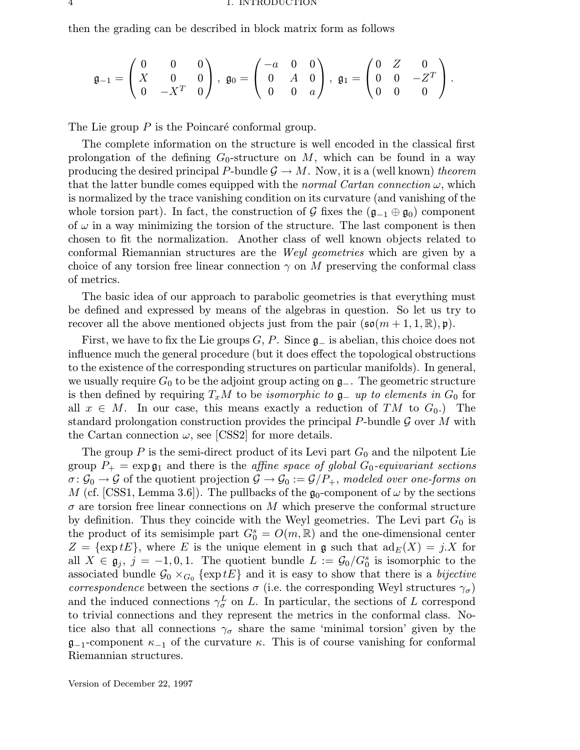then the grading can be described in block matrix form as follows

$$\mathfrak{g}_{-1} = \begin{pmatrix} 0 & 0 & 0 \\ X & 0 & 0 \\ 0 & -X^T & 0 \end{pmatrix}, \; \mathfrak{g}_0 = \begin{pmatrix} -a & 0 & 0 \\ 0 & A & 0 \\ 0 & 0 & a \end{pmatrix}, \; \mathfrak{g}_1 = \begin{pmatrix} 0 & Z & 0 \\ 0 & 0 & -Z^T \\ 0 & 0 & 0 \end{pmatrix}.$$

The Lie group $P$ is the Poincaré conformal group.

The complete information on the structure is well encoded in the classical first prolongation of the defining $G_0$-structure on $M$, which can be found in a way producing the desired principal $P$-bundle $\mathcal{G} \to M$. Now, it is a (well known) *theorem* that the latter bundle comes equipped with the *normal Cartan connection* $\omega$, which is normalized by the trace vanishing condition on its curvature (and vanishing of the whole torsion part). In fact, the construction of $\mathcal{G}$ fixes the $(\mathfrak{g}_{-1} \oplus \mathfrak{g}_0)$ component of $\omega$ in a way minimizing the torsion of the structure. The last component is then chosen to fit the normalization. Another class of well known objects related to conformal Riemannian structures are the *Weyl geometries* which are given by a choice of any torsion free linear connection $\gamma$ on $M$ preserving the conformal class of metrics.

The basic idea of our approach to parabolic geometries is that everything must be defined and expressed by means of the algebras in question. So let us try to recover all the above mentioned objects just from the pair $(\mathfrak{so}(m+1, 1, \mathbb{R}), \mathfrak{p})$.

First, we have to fix the Lie groups $G$, $P$. Since $\mathfrak{g}_-$ is abelian, this choice does not influence much the general procedure (but it does effect the topological obstructions to the existence of the corresponding structures on particular manifolds). In general, we usually require $G_0$ to be the adjoint group acting on $\mathfrak{g}_-$. The geometric structure is then defined by requiring $T_xM$ to be *isomorphic to* $\mathfrak{g}_-$ *up to elements in* $G_0$ for all $x \in M$. In our case, this means exactly a reduction of $TM$ to $G_0$.) The standard prolongation construction provides the principal $P$-bundle $\mathcal{G}$ over $M$ with the Cartan connection $\omega$, see [CSS2] for more details.

The group $P$ is the semi-direct product of its Levi part $G_0$ and the nilpotent Lie group $P_+ = \exp \mathfrak{g}_1$ and there is the *affine space of global $G_0$-equivariant sections* $\sigma\colon \mathcal{G}_0 \to \mathcal{G}$ *of the quotient projection* $\mathcal{G} \to \mathcal{G}_0 := \mathcal{G}/P_+$, *modeled over one-forms on* $M$ (cf. [CSS1, Lemma 3.6]). The pullbacks of the $\mathfrak{g}_0$-component of $\omega$ by the sections $\sigma$ are torsion free linear connections on $M$ which preserve the conformal structure by definition. Thus they coincide with the Weyl geometries. The Levi part $G_0$ is the product of its semisimple part $G_0^s = O(m, \mathbb{R})$ and the one-dimensional center $Z = \{\exp tE\}$, where $E$ is the unique element in $\mathfrak{g}$ such that $\mathrm{ad}_E(X) = j.X$ for all $X \in \mathfrak{g}_j$, $j = -1, 0, 1$. The quotient bundle $L := \mathcal{G}_0/G_0^s$ is isomorphic to the associated bundle $\mathcal{G}_0 \times_{G_0} \{\exp tE\}$ and it is easy to show that there is a *bijective correspondence* between the sections $\sigma$ (i.e. the corresponding Weyl structures $\gamma_\sigma$) and the induced connections $\gamma_\sigma^L$ on $L$. In particular, the sections of $L$ correspond to trivial connections and they represent the metrics in the conformal class. Notice also that all connections $\gamma_\sigma$ share the same 'minimal torsion' given by the $\mathfrak{g}_{-1}$-component $\kappa_{-1}$ of the curvature $\kappa$. This is of course vanishing for conformal Riemannian structures.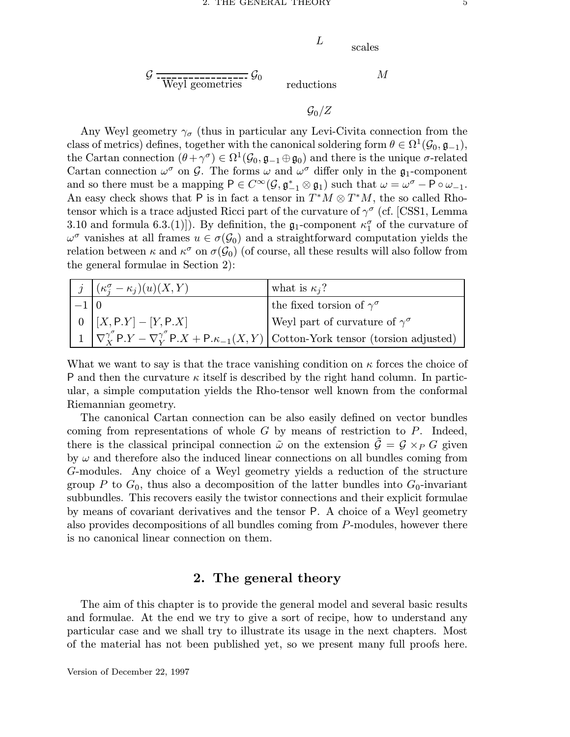$$
\begin{array}{ccccc}
 & & & L & \text{scales} \\
\mathcal{G} & \overset{\text{Weyl geometries}}{\dashrightarrow} & \mathcal{G}_0 & \text{reductions} & M \\
 & & & \mathcal{G}_0/Z &
\end{array}
$$

Any Weyl geometry $\gamma_\sigma$ (thus in particular any Levi-Civita connection from the class of metrics) defines, together with the canonical soldering form $\theta \in \Omega^1(\mathcal{G}_0, \mathfrak{g}_{-1})$, the Cartan connection $(\theta + \gamma^\sigma) \in \Omega^1(\mathcal{G}_0, \mathfrak{g}_{-1} \oplus \mathfrak{g}_0)$ and there is the unique $\sigma$-related Cartan connection $\omega^\sigma$ on $\mathcal{G}$. The forms $\omega$ and $\omega^\sigma$ differ only in the $\mathfrak{g}_1$-component and so there must be a mapping $\mathsf{P} \in C^\infty(\mathcal{G}, \mathfrak{g}_{-1}^* \otimes \mathfrak{g}_1)$ such that $\omega = \omega^\sigma - \mathsf{P} \circ \omega_{-1}$. An easy check shows that $\mathsf{P}$ is in fact a tensor in $T^*M \otimes T^*M$, the so called Rho-tensor which is a trace adjusted Ricci part of the curvature of $\gamma^\sigma$ (cf. [CSS1, Lemma 3.10 and formula 6.3.(1)]). By definition, the $\mathfrak{g}_1$-component $\kappa_1^\sigma$ of the curvature of $\omega^\sigma$ vanishes at all frames $u \in \sigma(\mathcal{G}_0)$ and a straightforward computation yields the relation between $\kappa$ and $\kappa^\sigma$ on $\sigma(\mathcal{G}_0)$ (of course, all these results will also follow from the general formulae in Section 2):

| $j$ | $(\kappa_j^\sigma - \kappa_j)(u)(X,Y)$ | what is $\kappa_j$? |
|---|---|---|
| $-1$ | $0$ | the fixed torsion of $\gamma^\sigma$ |
| $0$ | $[X, \mathsf{P}.Y] - [Y, \mathsf{P}.X]$ | Weyl part of curvature of $\gamma^\sigma$ |
| $1$ | $\nabla_X^{\gamma^\sigma} \mathsf{P}.Y - \nabla_Y^{\gamma^\sigma} \mathsf{P}.X + \mathsf{P}.\kappa_{-1}(X,Y)$ | Cotton-York tensor (torsion adjusted) |

What we want to say is that the trace vanishing condition on $\kappa$ forces the choice of $\mathsf{P}$ and then the curvature $\kappa$ itself is described by the right hand column. In particular, a simple computation yields the Rho-tensor well known from the conformal Riemannian geometry.

The canonical Cartan connection can be also easily defined on vector bundles coming from representations of whole $G$ by means of restriction to $P$. Indeed, there is the classical principal connection $\tilde{\omega}$ on the extension $\tilde{\mathcal{G}} = \mathcal{G} \times_P G$ given by $\omega$ and therefore also the induced linear connections on all bundles coming from $G$-modules. Any choice of a Weyl geometry yields a reduction of the structure group $P$ to $G_0$, thus also a decomposition of the latter bundles into $G_0$-invariant subbundles. This recovers easily the twistor connections and their explicit formulae by means of covariant derivatives and the tensor $\mathsf{P}$. A choice of a Weyl geometry also provides decompositions of all bundles coming from $P$-modules, however there is no canonical linear connection on them.

## 2. The general theory

The aim of this chapter is to provide the general model and several basic results and formulae. At the end we try to give a sort of recipe, how to understand any particular case and we shall try to illustrate its usage in the next chapters. Most of the material has not been published yet, so we present many full proofs here.

Version of December 22, 1997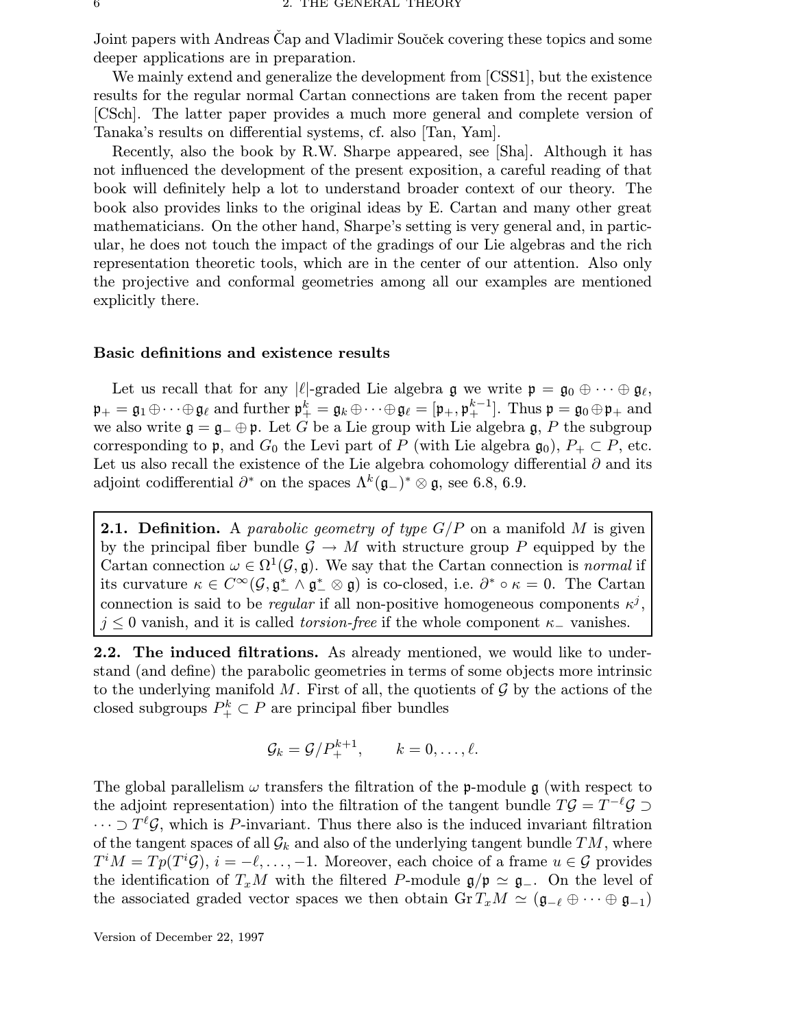Joint papers with Andreas Čap and Vladimír Souček covering these topics and some deeper applications are in preparation.

We mainly extend and generalize the development from [CSS1], but the existence results for the regular normal Cartan connections are taken from the recent paper [CSch]. The latter paper provides a much more general and complete version of Tanaka's results on differential systems, cf. also [Tan, Yam].

Recently, also the book by R.W. Sharpe appeared, see [Sha]. Although it has not influenced the development of the present exposition, a careful reading of that book will definitely help a lot to understand broader context of our theory. The book also provides links to the original ideas by E. Cartan and many other great mathematicians. On the other hand, Sharpe's setting is very general and, in particular, he does not touch the impact of the gradings of our Lie algebras and the rich representation theoretic tools, which are in the center of our attention. Also only the projective and conformal geometries among all our examples are mentioned explicitly there.

### Basic definitions and existence results

Let us recall that for any $|\ell|$-graded Lie algebra $\mathfrak{g}$ we write $\mathfrak{p} = \mathfrak{g}_0 \oplus \cdots \oplus \mathfrak{g}_\ell$, $\mathfrak{p}_+ = \mathfrak{g}_1 \oplus \cdots \oplus \mathfrak{g}_\ell$ and further $\mathfrak{p}_+^k = \mathfrak{g}_k \oplus \cdots \oplus \mathfrak{g}_\ell = [\mathfrak{p}_+, \mathfrak{p}_+^{k-1}]$. Thus $\mathfrak{p} = \mathfrak{g}_0 \oplus \mathfrak{p}_+$ and we also write $\mathfrak{g} = \mathfrak{g}_- \oplus \mathfrak{p}$. Let $G$ be a Lie group with Lie algebra $\mathfrak{g}$, $P$ the subgroup corresponding to $\mathfrak{p}$, and $G_0$ the Levi part of $P$ (with Lie algebra $\mathfrak{g}_0$), $P_+ \subset P$, etc. Let us also recall the existence of the Lie algebra cohomology differential $\partial$ and its adjoint codifferential $\partial^*$ on the spaces $\Lambda^k(\mathfrak{g}_-)^* \otimes \mathfrak{g}$, see 6.8, 6.9.

**2.1. Definition.** A *parabolic geometry of type $G/P$* on a manifold $M$ is given by the principal fiber bundle $\mathcal{G} \to M$ with structure group $P$ equipped by the Cartan connection $\omega \in \Omega^1(\mathcal{G}, \mathfrak{g})$. We say that the Cartan connection is *normal* if its curvature $\kappa \in C^\infty(\mathcal{G}, \mathfrak{g}_-^* \wedge \mathfrak{g}_-^* \otimes \mathfrak{g})$ is co-closed, i.e. $\partial^* \circ \kappa = 0$. The Cartan connection is said to be *regular* if all non-positive homogeneous components $\kappa^j$, $j \le 0$ vanish, and it is called *torsion-free* if the whole component $\kappa_-$ vanishes.

**2.2. The induced filtrations.** As already mentioned, we would like to understand (and define) the parabolic geometries in terms of some objects more intrinsic to the underlying manifold $M$. First of all, the quotients of $\mathcal{G}$ by the actions of the closed subgroups $P_+^k \subset P$ are principal fiber bundles

$$\mathcal{G}_k = \mathcal{G}/P_+^{k+1}, \qquad k = 0, \ldots, \ell.$$

The global parallelism $\omega$ transfers the filtration of the $\mathfrak{p}$-module $\mathfrak{g}$ (with respect to the adjoint representation) into the filtration of the tangent bundle $T\mathcal{G} = T^{-\ell}\mathcal{G} \supset \cdots \supset T^\ell\mathcal{G}$, which is $P$-invariant. Thus there also is the induced invariant filtration of the tangent spaces of all $\mathcal{G}_k$ and also of the underlying tangent bundle $TM$, where $T^iM = Tp(T^i\mathcal{G})$, $i = -\ell, \ldots, -1$. Moreover, each choice of a frame $u \in \mathcal{G}$ provides the identification of $T_xM$ with the filtered $P$-module $\mathfrak{g}/\mathfrak{p} \simeq \mathfrak{g}_-$. On the level of the associated graded vector spaces we then obtain $\operatorname{Gr} T_xM \simeq (\mathfrak{g}_{-\ell} \oplus \cdots \oplus \mathfrak{g}_{-1})$

Version of December 22, 1997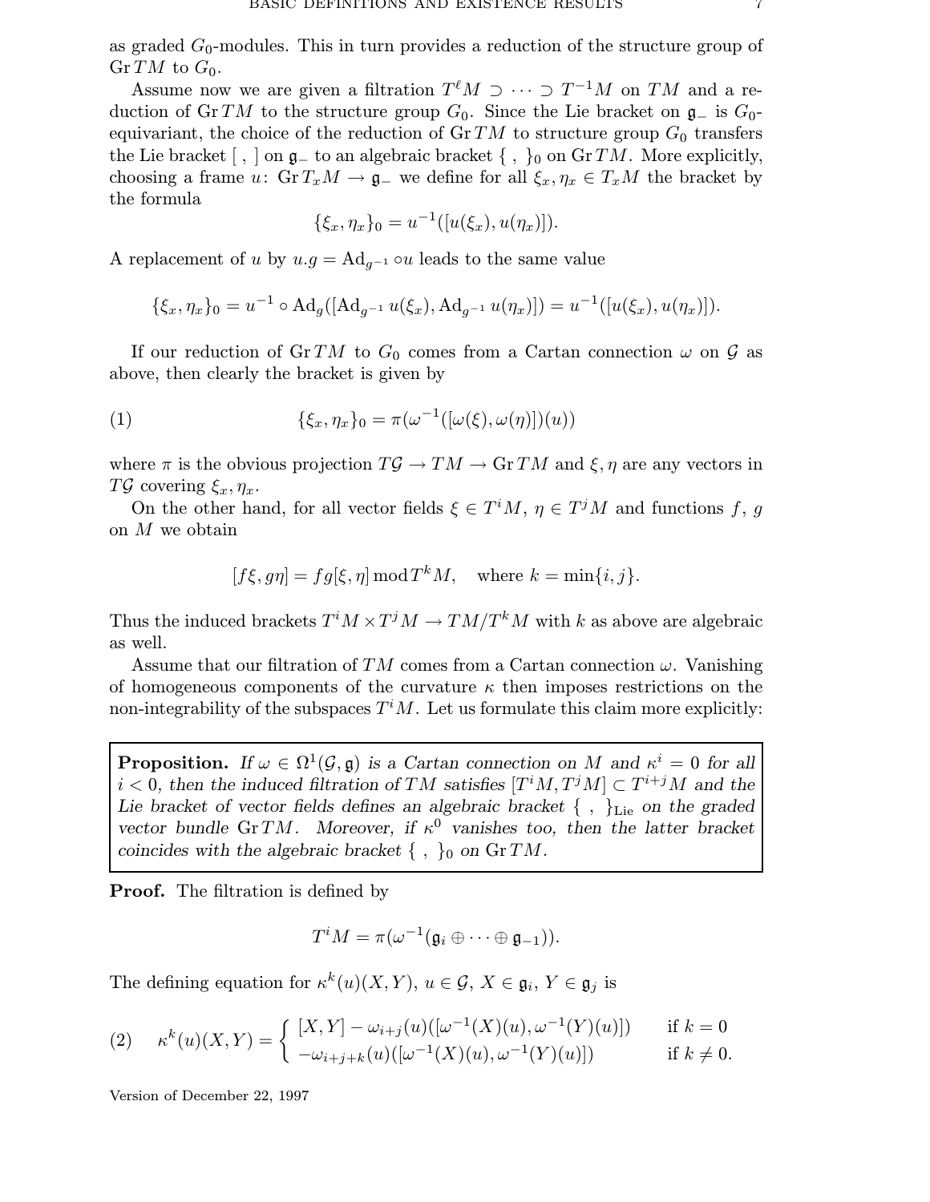as graded $G_0$-modules. This in turn provides a reduction of the structure group of $\operatorname{Gr} TM$ to $G_0$.

Assume now we are given a filtration $T^\ell M \supset \cdots \supset T^{-1}M$ on $TM$ and a reduction of $\operatorname{Gr} TM$ to the structure group $G_0$. Since the Lie bracket on $\mathfrak{g}_-$ is $G_0$-equivariant, the choice of the reduction of $\operatorname{Gr} TM$ to structure group $G_0$ transfers the Lie bracket $[\ ,\ ]$ on $\mathfrak{g}_-$ to an algebraic bracket $\{\ ,\ \}_0$ on $\operatorname{Gr} TM$. More explicitly, choosing a frame $u\colon \operatorname{Gr} T_xM \to \mathfrak{g}_-$ we define for all $\xi_x, \eta_x \in T_xM$ the bracket by the formula

$$\{\xi_x, \eta_x\}_0 = u^{-1}([u(\xi_x), u(\eta_x)]).$$

A replacement of $u$ by $u.g = \operatorname{Ad}_{g^{-1}} \circ u$ leads to the same value

$$\{\xi_x, \eta_x\}_0 = u^{-1} \circ \operatorname{Ad}_g([\operatorname{Ad}_{g^{-1}} u(\xi_x), \operatorname{Ad}_{g^{-1}} u(\eta_x)]) = u^{-1}([u(\xi_x), u(\eta_x)]).$$

If our reduction of $\operatorname{Gr} TM$ to $G_0$ comes from a Cartan connection $\omega$ on $\mathcal{G}$ as above, then clearly the bracket is given by

$$\{\xi_x, \eta_x\}_0 = \pi(\omega^{-1}([\omega(\xi), \omega(\eta)])(u)) \tag{1}$$

where $\pi$ is the obvious projection $T\mathcal{G} \to TM \to \operatorname{Gr} TM$ and $\xi, \eta$ are any vectors in $T\mathcal{G}$ covering $\xi_x, \eta_x$.

On the other hand, for all vector fields $\xi \in T^iM$, $\eta \in T^jM$ and functions $f$, $g$ on $M$ we obtain

$$[f\xi, g\eta] = fg[\xi, \eta] \operatorname{mod} T^kM, \quad \text{where } k = \min\{i, j\}.$$

Thus the induced brackets $T^iM \times T^jM \to TM/T^kM$ with $k$ as above are algebraic as well.

Assume that our filtration of $TM$ comes from a Cartan connection $\omega$. Vanishing of homogeneous components of the curvature $\kappa$ then imposes restrictions on the non-integrability of the subspaces $T^iM$. Let us formulate this claim more explicitly:

**Proposition.** *If $\omega \in \Omega^1(\mathcal{G}, \mathfrak{g})$ is a Cartan connection on $M$ and $\kappa^i = 0$ for all $i < 0$, then the induced filtration of $TM$ satisfies $[T^iM, T^jM] \subset T^{i+j}M$ and the Lie bracket of vector fields defines an algebraic bracket $\{\ ,\ \}_{\text{Lie}}$ on the graded vector bundle $\operatorname{Gr} TM$. Moreover, if $\kappa^0$ vanishes too, then the latter bracket coincides with the algebraic bracket $\{\ ,\ \}_0$ on $\operatorname{Gr} TM$.*

**Proof.** The filtration is defined by

$$T^iM = \pi(\omega^{-1}(\mathfrak{g}_i \oplus \cdots \oplus \mathfrak{g}_{-1})).$$

The defining equation for $\kappa^k(u)(X, Y)$, $u \in \mathcal{G}$, $X \in \mathfrak{g}_i$, $Y \in \mathfrak{g}_j$ is

$$\kappa^k(u)(X, Y) = \begin{cases} [X, Y] - \omega_{i+j}(u)([\omega^{-1}(X)(u), \omega^{-1}(Y)(u)]) & \text{if } k = 0 \\ -\omega_{i+j+k}(u)([\omega^{-1}(X)(u), \omega^{-1}(Y)(u)]) & \text{if } k \neq 0. \end{cases} \tag{2}$$

Version of December 22, 1997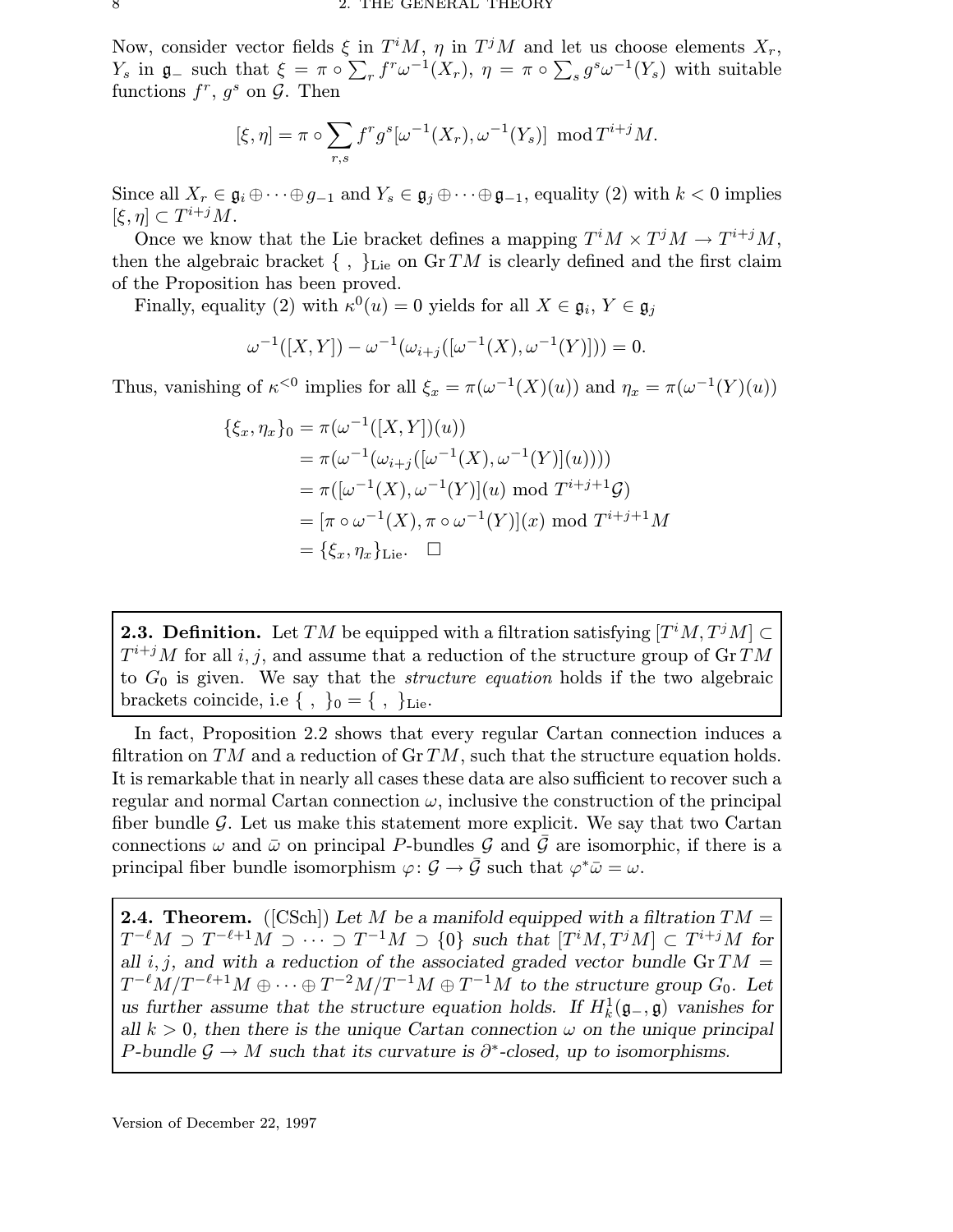Now, consider vector fields $\xi$ in $T^iM$, $\eta$ in $T^jM$ and let us choose elements $X_r$, $Y_s$ in $\mathfrak{g}_-$ such that $\xi = \pi \circ \sum_r f^r \omega^{-1}(X_r)$, $\eta = \pi \circ \sum_s g^s \omega^{-1}(Y_s)$ with suitable functions $f^r$, $g^s$ on $\mathcal{G}$. Then

$$[\xi, \eta] = \pi \circ \sum_{r,s} f^r g^s [\omega^{-1}(X_r), \omega^{-1}(Y_s)] \mod T^{i+j}M.$$

Since all $X_r \in \mathfrak{g}_i \oplus \cdots \oplus g_{-1}$ and $Y_s \in \mathfrak{g}_j \oplus \cdots \oplus \mathfrak{g}_{-1}$, equality (2) with $k < 0$ implies $[\xi, \eta] \subset T^{i+j}M$.

Once we know that the Lie bracket defines a mapping $T^iM \times T^jM \to T^{i+j}M$, then the algebraic bracket $\{\ ,\ \}_{\text{Lie}}$ on $\operatorname{Gr} TM$ is clearly defined and the first claim of the Proposition has been proved.

Finally, equality (2) with $\kappa^0(u) = 0$ yields for all $X \in \mathfrak{g}_i$, $Y \in \mathfrak{g}_j$

$$\omega^{-1}([X, Y]) - \omega^{-1}(\omega_{i+j}([\omega^{-1}(X), \omega^{-1}(Y)])) = 0.$$

Thus, vanishing of $\kappa^{<0}$ implies for all $\xi_x = \pi(\omega^{-1}(X)(u))$ and $\eta_x = \pi(\omega^{-1}(Y)(u))$

$$\begin{aligned}
\{\xi_x, \eta_x\}_0 &= \pi(\omega^{-1}([X, Y])(u)) \\
&= \pi(\omega^{-1}(\omega_{i+j}([\omega^{-1}(X), \omega^{-1}(Y)](u)))) \\
&= \pi([\omega^{-1}(X), \omega^{-1}(Y)](u) \mod T^{i+j+1}\mathcal{G}) \\
&= [\pi \circ \omega^{-1}(X), \pi \circ \omega^{-1}(Y)](x) \mod T^{i+j+1}M \\
&= \{\xi_x, \eta_x\}_{\text{Lie}}. \quad \square
\end{aligned}$$

**2.3. Definition.** Let $TM$ be equipped with a filtration satisfying $[T^iM, T^jM] \subset T^{i+j}M$ for all $i, j$, and assume that a reduction of the structure group of $\operatorname{Gr} TM$ to $G_0$ is given. We say that the *structure equation* holds if the two algebraic brackets coincide, i.e $\{\ ,\ \}_0 = \{\ ,\ \}_{\text{Lie}}$.

In fact, Proposition 2.2 shows that every regular Cartan connection induces a filtration on $TM$ and a reduction of $\operatorname{Gr} TM$, such that the structure equation holds. It is remarkable that in nearly all cases these data are also sufficient to recover such a regular and normal Cartan connection $\omega$, inclusive the construction of the principal fiber bundle $\mathcal{G}$. Let us make this statement more explicit. We say that two Cartan connections $\omega$ and $\bar{\omega}$ on principal $P$-bundles $\mathcal{G}$ and $\bar{\mathcal{G}}$ are isomorphic, if there is a principal fiber bundle isomorphism $\varphi \colon \mathcal{G} \to \bar{\mathcal{G}}$ such that $\varphi^* \bar{\omega} = \omega$.

**2.4. Theorem.** ([CSch]) *Let $M$ be a manifold equipped with a filtration $TM = T^{-\ell}M \supset T^{-\ell+1}M \supset \cdots \supset T^{-1}M \supset \{0\}$ such that $[T^iM, T^jM] \subset T^{i+j}M$ for all $i, j$, and with a reduction of the associated graded vector bundle $\operatorname{Gr} TM = T^{-\ell}M/T^{-\ell+1}M \oplus \cdots \oplus T^{-2}M/T^{-1}M \oplus T^{-1}M$ to the structure group $G_0$. Let us further assume that the structure equation holds. If $H^1_k(\mathfrak{g}_-, \mathfrak{g})$ vanishes for all $k > 0$, then there is the unique Cartan connection $\omega$ on the unique principal $P$-bundle $\mathcal{G} \to M$ such that its curvature is $\partial^*$-closed, up to isomorphisms.*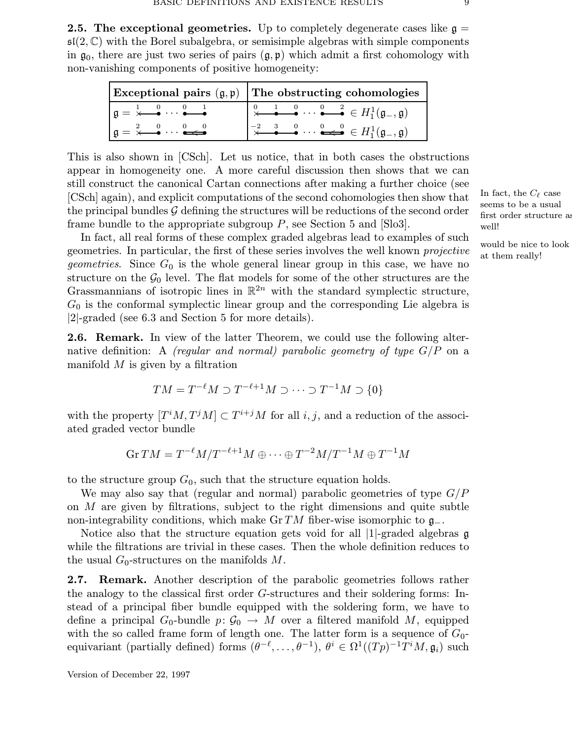**2.5. The exceptional geometries.** Up to completely degenerate cases like $\mathfrak{g} = \mathfrak{sl}(2,\mathbb{C})$ with the Borel subalgebra, or semisimple algebras with simple components in $\mathfrak{g}_0$, there are just two series of pairs $(\mathfrak{g},\mathfrak{p})$ which admit a first cohomology with non-vanishing components of positive homogeneity:

| **Exceptional pairs** $(\mathfrak{g},\mathfrak{p})$ | **The obstructing cohomologies** |
|---|---|
| $\mathfrak{g} = \overset{1}{\times}\!-\!\overset{0}{\bullet}\cdots\overset{0}{\bullet}\!-\!\overset{1}{\bullet}$ | $\overset{0}{\times}\!-\!\overset{1}{\bullet}\!-\!\overset{0}{\bullet}\cdots\overset{0}{\bullet}\!-\!\overset{2}{\bullet} \in H^1_1(\mathfrak{g}_-,\mathfrak{g})$ |
| $\mathfrak{g} = \overset{2}{\times}\!-\!\overset{0}{\bullet}\cdots\overset{0}{\bullet}\!\Leftarrow\!\overset{0}{\bullet}$ | $\overset{-2}{\times}\!-\!\overset{3}{\bullet}\!-\!\overset{0}{\bullet}\cdots\overset{0}{\bullet}\!\Leftarrow\!\overset{0}{\bullet} \in H^1_1(\mathfrak{g}_-,\mathfrak{g})$ |

This is also shown in [CSch]. Let us notice, that in both cases the obstructions appear in homogeneity one. A more careful discussion then shows that we can still construct the canonical Cartan connections after making a further choice (see [CSch] again), and explicit computations of the second cohomologies then show that the principal bundles $\mathcal{G}$ defining the structures will be reductions of the second order frame bundle to the appropriate subgroup $P$, see Section 5 and [Slo3].

In fact, all real forms of these complex graded algebras lead to examples of such geometries. In particular, the first of these series involves the well known *projective geometries*. Since $G_0$ is the whole general linear group in this case, we have no structure on the $\mathcal{G}_0$ level. The flat models for some of the other structures are the Grassmannians of isotropic lines in $\mathbb{R}^{2n}$ with the standard symplectic structure, $G_0$ is the conformal symplectic linear group and the corresponding Lie algebra is $|2|$-graded (see 6.3 and Section 5 for more details).

In fact, the $C_\ell$ case seems to be a usual first order structure as well!

would be nice to look at them really!

**2.6. Remark.** In view of the latter Theorem, we could use the following alternative definition: A *(regular and normal) parabolic geometry of type $G/P$* on a manifold $M$ is given by a filtration

$$TM = T^{-\ell}M \supset T^{-\ell+1}M \supset \cdots \supset T^{-1}M \supset \{0\}$$

with the property $[T^iM, T^jM] \subset T^{i+j}M$ for all $i,j$, and a reduction of the associated graded vector bundle

$$\operatorname{Gr} TM = T^{-\ell}M/T^{-\ell+1}M \oplus \cdots \oplus T^{-2}M/T^{-1}M \oplus T^{-1}M$$

to the structure group $G_0$, such that the structure equation holds.

We may also say that (regular and normal) parabolic geometries of type $G/P$ on $M$ are given by filtrations, subject to the right dimensions and quite subtle non-integrability conditions, which make $\operatorname{Gr} TM$ fiber-wise isomorphic to $\mathfrak{g}_-$.

Notice also that the structure equation gets void for all $|1|$-graded algebras $\mathfrak{g}$ while the filtrations are trivial in these cases. Then the whole definition reduces to the usual $G_0$-structures on the manifolds $M$.

**2.7. Remark.** Another description of the parabolic geometries follows rather the analogy to the classical first order $G$-structures and their soldering forms: Instead of a principal fiber bundle equipped with the soldering form, we have to define a principal $G_0$-bundle $p\colon \mathcal{G}_0 \to M$ over a filtered manifold $M$, equipped with the so called frame form of length one. The latter form is a sequence of $G_0$-equivariant (partially defined) forms $(\theta^{-\ell},\dots,\theta^{-1})$, $\theta^i \in \Omega^1((Tp)^{-1}T^iM, \mathfrak{g}_i)$ such

Version of December 22, 1997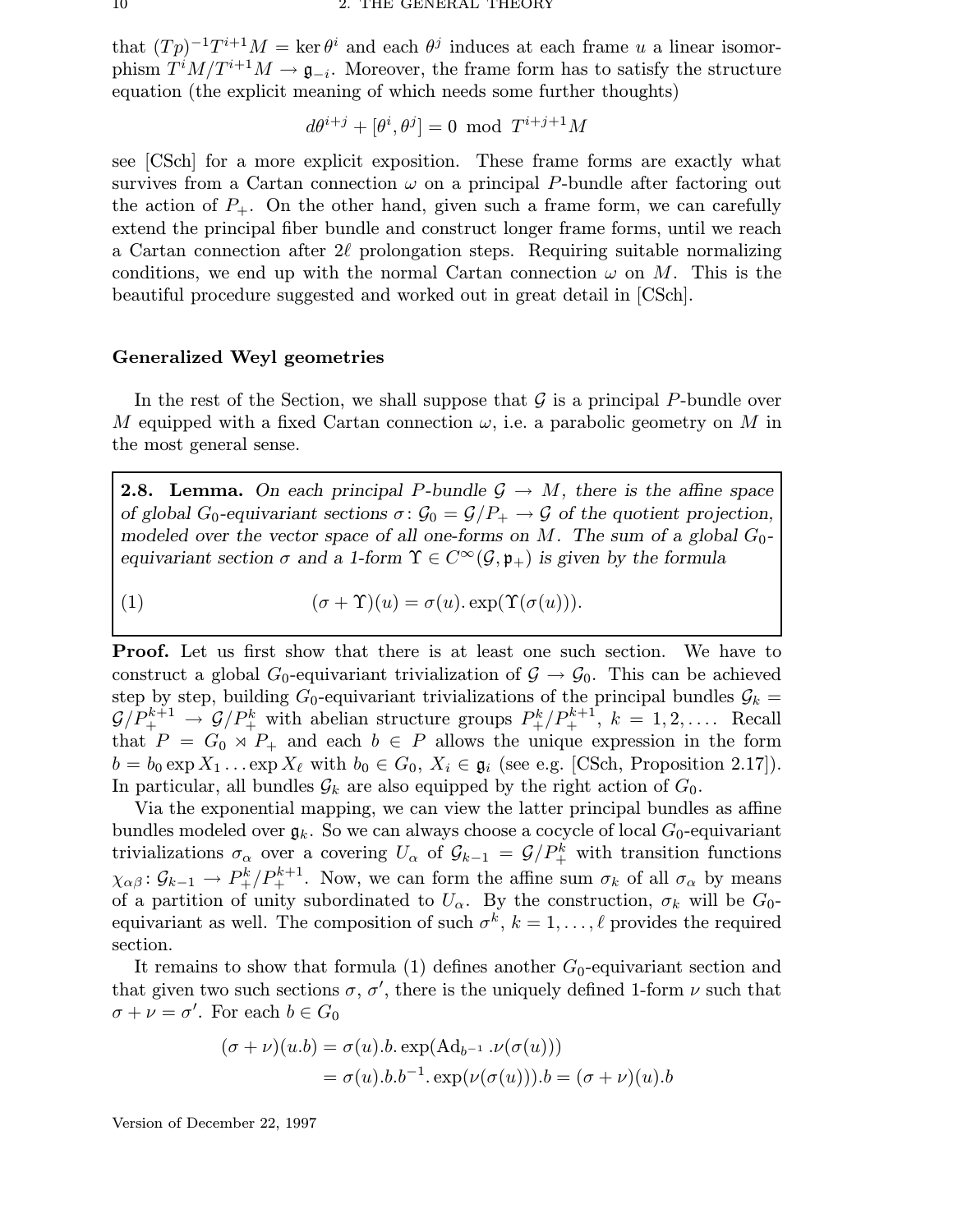that $(Tp)^{-1}T^{i+1}M = \ker \theta^i$ and each $\theta^j$ induces at each frame $u$ a linear isomorphism $T^iM/T^{i+1}M \to \mathfrak{g}_{-i}$. Moreover, the frame form has to satisfy the structure equation (the explicit meaning of which needs some further thoughts)

$$d\theta^{i+j} + [\theta^i, \theta^j] = 0 \mod T^{i+j+1}M$$

see [CSch] for a more explicit exposition. These frame forms are exactly what survives from a Cartan connection $\omega$ on a principal $P$-bundle after factoring out the action of $P_+$. On the other hand, given such a frame form, we can carefully extend the principal fiber bundle and construct longer frame forms, until we reach a Cartan connection after $2\ell$ prolongation steps. Requiring suitable normalizing conditions, we end up with the normal Cartan connection $\omega$ on $M$. This is the beautiful procedure suggested and worked out in great detail in [CSch].

## Generalized Weyl geometries

In the rest of the Section, we shall suppose that $\mathcal{G}$ is a principal $P$-bundle over $M$ equipped with a fixed Cartan connection $\omega$, i.e. a parabolic geometry on $M$ in the most general sense.

**2.8. Lemma.** *On each principal $P$-bundle $\mathcal{G} \to M$, there is the affine space of global $G_0$-equivariant sections $\sigma\colon \mathcal{G}_0 = \mathcal{G}/P_+ \to \mathcal{G}$ of the quotient projection, modeled over the vector space of all one-forms on $M$. The sum of a global $G_0$-equivariant section $\sigma$ and a 1-form $\Upsilon \in C^\infty(\mathcal{G}, \mathfrak{p}_+)$ is given by the formula*

$$(\sigma + \Upsilon)(u) = \sigma(u).\exp(\Upsilon(\sigma(u))). \tag{1}$$

**Proof.** Let us first show that there is at least one such section. We have to construct a global $G_0$-equivariant trivialization of $\mathcal{G} \to \mathcal{G}_0$. This can be achieved step by step, building $G_0$-equivariant trivializations of the principal bundles $\mathcal{G}_k = \mathcal{G}/P_+^{k+1} \to \mathcal{G}/P_+^k$ with abelian structure groups $P_+^k/P_+^{k+1}$, $k = 1, 2, \dots$. Recall that $P = G_0 \rtimes P_+$ and each $b \in P$ allows the unique expression in the form $b = b_0 \exp X_1 \dots \exp X_\ell$ with $b_0 \in G_0$, $X_i \in \mathfrak{g}_i$ (see e.g. [CSch, Proposition 2.17]). In particular, all bundles $\mathcal{G}_k$ are also equipped by the right action of $G_0$.

Via the exponential mapping, we can view the latter principal bundles as affine bundles modeled over $\mathfrak{g}_k$. So we can always choose a cocycle of local $G_0$-equivariant trivializations $\sigma_\alpha$ over a covering $U_\alpha$ of $\mathcal{G}_{k-1} = \mathcal{G}/P_+^k$ with transition functions $\chi_{\alpha\beta}\colon \mathcal{G}_{k-1} \to P_+^k/P_+^{k+1}$. Now, we can form the affine sum $\sigma_k$ of all $\sigma_\alpha$ by means of a partition of unity subordinated to $U_\alpha$. By the construction, $\sigma_k$ will be $G_0$-equivariant as well. The composition of such $\sigma^k$, $k = 1, \dots, \ell$ provides the required section.

It remains to show that formula (1) defines another $G_0$-equivariant section and that given two such sections $\sigma$, $\sigma'$, there is the uniquely defined 1-form $\nu$ such that $\sigma + \nu = \sigma'$. For each $b \in G_0$

$$\begin{aligned}(\sigma + \nu)(u.b) &= \sigma(u).b.\exp(\operatorname{Ad}_{b^{-1}}.\nu(\sigma(u))) \\ &= \sigma(u).b.b^{-1}.\exp(\nu(\sigma(u))).b = (\sigma + \nu)(u).b\end{aligned}$$

Version of December 22, 1997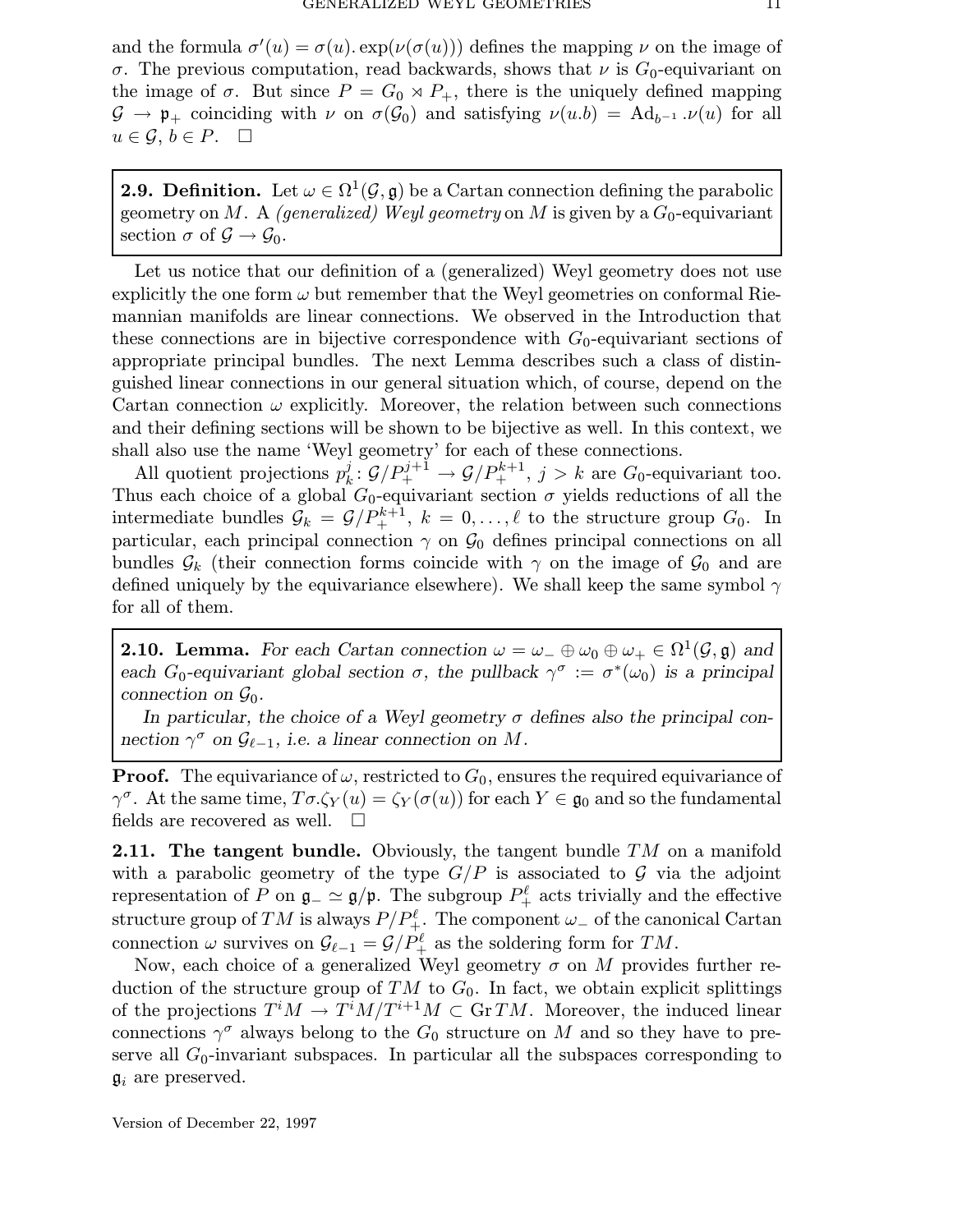and the formula $\sigma'(u) = \sigma(u).\exp(\nu(\sigma(u)))$ defines the mapping $\nu$ on the image of $\sigma$. The previous computation, read backwards, shows that $\nu$ is $G_0$-equivariant on the image of $\sigma$. But since $P = G_0 \rtimes P_+$, there is the uniquely defined mapping $\mathcal{G} \to \mathfrak{p}_+$ coinciding with $\nu$ on $\sigma(\mathcal{G}_0)$ and satisfying $\nu(u.b) = \operatorname{Ad}_{b^{-1}}.\nu(u)$ for all $u \in \mathcal{G}$, $b \in P$. □

**2.9. Definition.** Let $\omega \in \Omega^1(\mathcal{G}, \mathfrak{g})$ be a Cartan connection defining the parabolic geometry on $M$. A *(generalized) Weyl geometry* on $M$ is given by a $G_0$-equivariant section $\sigma$ of $\mathcal{G} \to \mathcal{G}_0$.

Let us notice that our definition of a (generalized) Weyl geometry does not use explicitly the one form $\omega$ but remember that the Weyl geometries on conformal Riemannian manifolds are linear connections. We observed in the Introduction that these connections are in bijective correspondence with $G_0$-equivariant sections of appropriate principal bundles. The next Lemma describes such a class of distinguished linear connections in our general situation which, of course, depend on the Cartan connection $\omega$ explicitly. Moreover, the relation between such connections and their defining sections will be shown to be bijective as well. In this context, we shall also use the name 'Weyl geometry' for each of these connections.

All quotient projections $p^j_k \colon \mathcal{G}/P^{j+1}_+ \to \mathcal{G}/P^{k+1}_+$, $j > k$ are $G_0$-equivariant too. Thus each choice of a global $G_0$-equivariant section $\sigma$ yields reductions of all the intermediate bundles $\mathcal{G}_k = \mathcal{G}/P^{k+1}_+$, $k = 0, \dots, \ell$ to the structure group $G_0$. In particular, each principal connection $\gamma$ on $\mathcal{G}_0$ defines principal connections on all bundles $\mathcal{G}_k$ (their connection forms coincide with $\gamma$ on the image of $\mathcal{G}_0$ and are defined uniquely by the equivariance elsewhere). We shall keep the same symbol $\gamma$ for all of them.

**2.10. Lemma.** *For each Cartan connection $\omega = \omega_- \oplus \omega_0 \oplus \omega_+ \in \Omega^1(\mathcal{G}, \mathfrak{g})$ and each $G_0$-equivariant global section $\sigma$, the pullback $\gamma^\sigma := \sigma^*(\omega_0)$ is a principal connection on $\mathcal{G}_0$.*

*In particular, the choice of a Weyl geometry $\sigma$ defines also the principal connection $\gamma^\sigma$ on $\mathcal{G}_{\ell-1}$, i.e. a linear connection on $M$.*

**Proof.** The equivariance of $\omega$, restricted to $G_0$, ensures the required equivariance of $\gamma^\sigma$. At the same time, $T\sigma.\zeta_Y(u) = \zeta_Y(\sigma(u))$ for each $Y \in \mathfrak{g}_0$ and so the fundamental fields are recovered as well. □

**2.11. The tangent bundle.** Obviously, the tangent bundle $TM$ on a manifold with a parabolic geometry of the type $G/P$ is associated to $\mathcal{G}$ via the adjoint representation of $P$ on $\mathfrak{g}_- \simeq \mathfrak{g}/\mathfrak{p}$. The subgroup $P^\ell_+$ acts trivially and the effective structure group of $TM$ is always $P/P^\ell_+$. The component $\omega_-$ of the canonical Cartan connection $\omega$ survives on $\mathcal{G}_{\ell-1} = \mathcal{G}/P^\ell_+$ as the soldering form for $TM$.

Now, each choice of a generalized Weyl geometry $\sigma$ on $M$ provides further reduction of the structure group of $TM$ to $G_0$. In fact, we obtain explicit splittings of the projections $T^iM \to T^iM/T^{i+1}M \subset \operatorname{Gr} TM$. Moreover, the induced linear connections $\gamma^\sigma$ always belong to the $G_0$ structure on $M$ and so they have to preserve all $G_0$-invariant subspaces. In particular all the subspaces corresponding to $\mathfrak{g}_i$ are preserved.

Version of December 22, 1997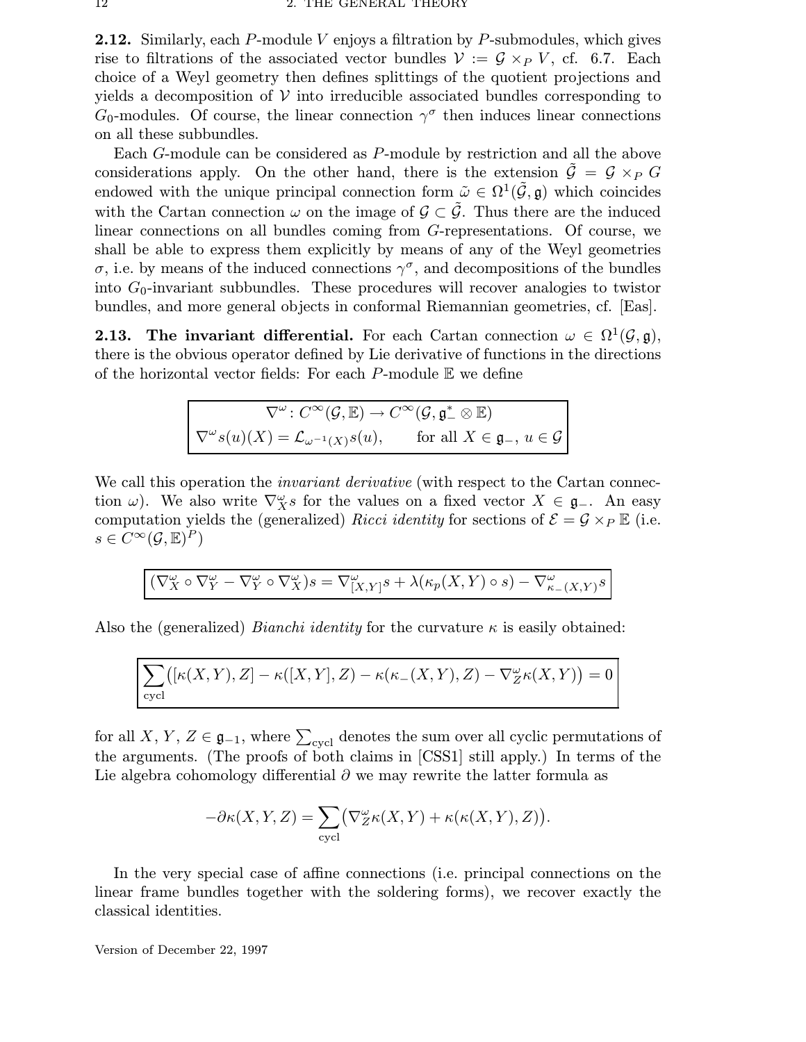**2.12.** Similarly, each $P$-module $V$ enjoys a filtration by $P$-submodules, which gives rise to filtrations of the associated vector bundles $\mathcal{V} := \mathcal{G} \times_P V$, cf. 6.7. Each choice of a Weyl geometry then defines splittings of the quotient projections and yields a decomposition of $\mathcal{V}$ into irreducible associated bundles corresponding to $G_0$-modules. Of course, the linear connection $\gamma^\sigma$ then induces linear connections on all these subbundles.

Each $G$-module can be considered as $P$-module by restriction and all the above considerations apply. On the other hand, there is the extension $\tilde{\mathcal{G}} = \mathcal{G} \times_P G$ endowed with the unique principal connection form $\tilde{\omega} \in \Omega^1(\tilde{\mathcal{G}}, \mathfrak{g})$ which coincides with the Cartan connection $\omega$ on the image of $\mathcal{G} \subset \tilde{\mathcal{G}}$. Thus there are the induced linear connections on all bundles coming from $G$-representations. Of course, we shall be able to express them explicitly by means of any of the Weyl geometries $\sigma$, i.e. by means of the induced connections $\gamma^\sigma$, and decompositions of the bundles into $G_0$-invariant subbundles. These procedures will recover analogies to twistor bundles, and more general objects in conformal Riemannian geometries, cf. [Eas].

**2.13. The invariant differential.** For each Cartan connection $\omega \in \Omega^1(\mathcal{G}, \mathfrak{g})$, there is the obvious operator defined by Lie derivative of functions in the directions of the horizontal vector fields: For each $P$-module $\mathbb{E}$ we define

$$\boxed{\begin{array}{c} \nabla^\omega \colon C^\infty(\mathcal{G}, \mathbb{E}) \to C^\infty(\mathcal{G}, \mathfrak{g}_-^* \otimes \mathbb{E}) \\ \nabla^\omega s(u)(X) = \mathcal{L}_{\omega^{-1}(X)} s(u), \qquad \text{for all } X \in \mathfrak{g}_-,\ u \in \mathcal{G} \end{array}}$$

We call this operation the *invariant derivative* (with respect to the Cartan connection $\omega$). We also write $\nabla^\omega_X s$ for the values on a fixed vector $X \in \mathfrak{g}_-$. An easy computation yields the (generalized) *Ricci identity* for sections of $\mathcal{E} = \mathcal{G} \times_P \mathbb{E}$ (i.e. $s \in C^\infty(\mathcal{G}, \mathbb{E})^P$)

$$\boxed{(\nabla^\omega_X \circ \nabla^\omega_Y - \nabla^\omega_Y \circ \nabla^\omega_X)s = \nabla^\omega_{[X,Y]} s + \lambda(\kappa_p(X,Y) \circ s) - \nabla^\omega_{\kappa_-(X,Y)} s}$$

Also the (generalized) *Bianchi identity* for the curvature $\kappa$ is easily obtained:

$$\boxed{\sum_{\text{cycl}} \big( [\kappa(X,Y), Z] - \kappa([X,Y], Z) - \kappa(\kappa_-(X,Y), Z) - \nabla^\omega_Z \kappa(X,Y) \big) = 0}$$

for all $X$, $Y$, $Z \in \mathfrak{g}_{-1}$, where $\sum_{\text{cycl}}$ denotes the sum over all cyclic permutations of the arguments. (The proofs of both claims in [CSS1] still apply.) In terms of the Lie algebra cohomology differential $\partial$ we may rewrite the latter formula as

$$-\partial\kappa(X,Y,Z) = \sum_{\text{cycl}} \big( \nabla^\omega_Z \kappa(X,Y) + \kappa(\kappa(X,Y), Z) \big).$$

In the very special case of affine connections (i.e. principal connections on the linear frame bundles together with the soldering forms), we recover exactly the classical identities.

Version of December 22, 1997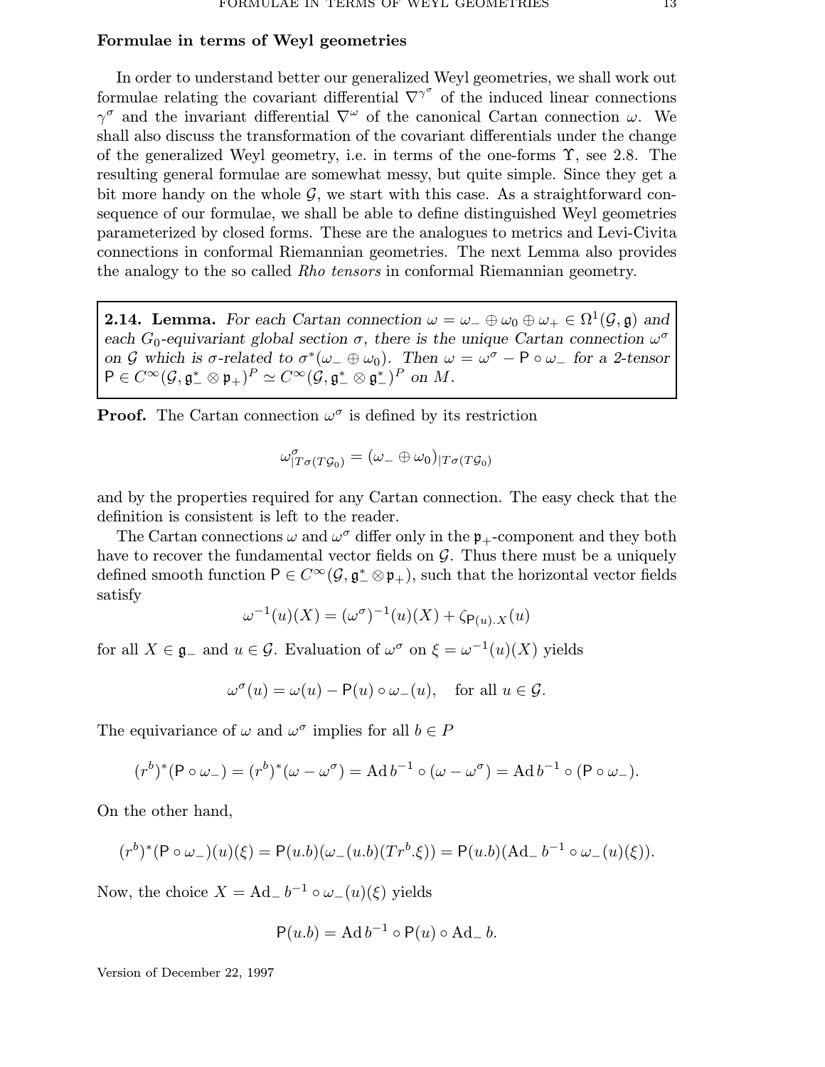**Formulae in terms of Weyl geometries**

In order to understand better our generalized Weyl geometries, we shall work out formulae relating the covariant differential $\nabla^{\gamma^\sigma}$ of the induced linear connections $\gamma^\sigma$ and the invariant differential $\nabla^\omega$ of the canonical Cartan connection $\omega$. We shall also discuss the transformation of the covariant differentials under the change of the generalized Weyl geometry, i.e. in terms of the one-forms $\Upsilon$, see 2.8. The resulting general formulae are somewhat messy, but quite simple. Since they get a bit more handy on the whole $\mathcal{G}$, we start with this case. As a straightforward consequence of our formulae, we shall be able to define distinguished Weyl geometries parameterized by closed forms. These are the analogues to metrics and Levi-Civita connections in conformal Riemannian geometries. The next Lemma also provides the analogy to the so called *Rho tensors* in conformal Riemannian geometry.

**2.14. Lemma.** *For each Cartan connection $\omega = \omega_- \oplus \omega_0 \oplus \omega_+ \in \Omega^1(\mathcal{G}, \mathfrak{g})$ and each $G_0$-equivariant global section $\sigma$, there is the unique Cartan connection $\omega^\sigma$ on $\mathcal{G}$ which is $\sigma$-related to $\sigma^*(\omega_- \oplus \omega_0)$. Then $\omega = \omega^\sigma - \mathsf{P} \circ \omega_-$ for a 2-tensor $\mathsf{P} \in C^\infty(\mathcal{G}, \mathfrak{g}_-^* \otimes \mathfrak{p}_+)^P \simeq C^\infty(\mathcal{G}, \mathfrak{g}_-^* \otimes \mathfrak{g}_-^*)^P$ on $M$.*

**Proof.** The Cartan connection $\omega^\sigma$ is defined by its restriction

$$\omega^\sigma_{|T\sigma(T\mathcal{G}_0)} = (\omega_- \oplus \omega_0)_{|T\sigma(T\mathcal{G}_0)}$$

and by the properties required for any Cartan connection. The easy check that the definition is consistent is left to the reader.

The Cartan connections $\omega$ and $\omega^\sigma$ differ only in the $\mathfrak{p}_+$-component and they both have to recover the fundamental vector fields on $\mathcal{G}$. Thus there must be a uniquely defined smooth function $\mathsf{P} \in C^\infty(\mathcal{G}, \mathfrak{g}_-^* \otimes \mathfrak{p}_+)$, such that the horizontal vector fields satisfy

$$\omega^{-1}(u)(X) = (\omega^\sigma)^{-1}(u)(X) + \zeta_{\mathsf{P}(u).X}(u)$$

for all $X \in \mathfrak{g}_-$ and $u \in \mathcal{G}$. Evaluation of $\omega^\sigma$ on $\xi = \omega^{-1}(u)(X)$ yields

$$\omega^\sigma(u) = \omega(u) - \mathsf{P}(u) \circ \omega_-(u), \quad \text{for all } u \in \mathcal{G}.$$

The equivariance of $\omega$ and $\omega^\sigma$ implies for all $b \in P$

$$(r^b)^*(\mathsf{P} \circ \omega_-) = (r^b)^*(\omega - \omega^\sigma) = \operatorname{Ad} b^{-1} \circ (\omega - \omega^\sigma) = \operatorname{Ad} b^{-1} \circ (\mathsf{P} \circ \omega_-).$$

On the other hand,

$$(r^b)^*(\mathsf{P} \circ \omega_-)(u)(\xi) = \mathsf{P}(u.b)(\omega_-(u.b)(Tr^b.\xi)) = \mathsf{P}(u.b)(\operatorname{Ad}_- b^{-1} \circ \omega_-(u)(\xi)).$$

Now, the choice $X = \operatorname{Ad}_- b^{-1} \circ \omega_-(u)(\xi)$ yields

$$\mathsf{P}(u.b) = \operatorname{Ad} b^{-1} \circ \mathsf{P}(u) \circ \operatorname{Ad}_- b.$$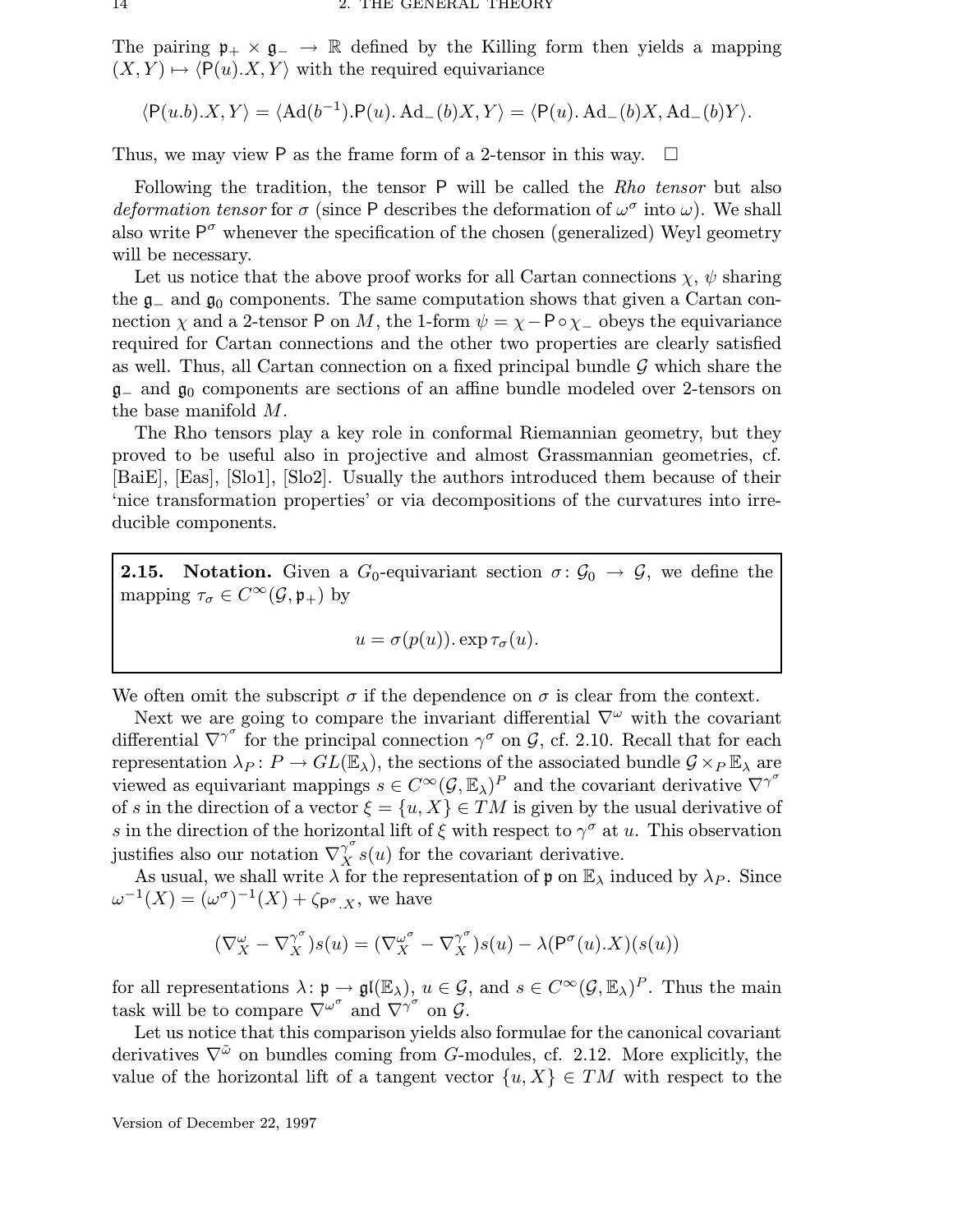The pairing $\mathfrak{p}_+ \times \mathfrak{g}_- \to \mathbb{R}$ defined by the Killing form then yields a mapping $(X, Y) \mapsto \langle \mathsf{P}(u).X, Y\rangle$ with the required equivariance

$$\langle \mathsf{P}(u.b).X, Y\rangle = \langle \operatorname{Ad}(b^{-1}).\mathsf{P}(u). \operatorname{Ad}_-(b)X, Y\rangle = \langle \mathsf{P}(u). \operatorname{Ad}_-(b)X, \operatorname{Ad}_-(b)Y\rangle.$$

Thus, we may view $\mathsf{P}$ as the frame form of a 2-tensor in this way. □

Following the tradition, the tensor $\mathsf{P}$ will be called the *Rho tensor* but also *deformation tensor* for $\sigma$ (since $\mathsf{P}$ describes the deformation of $\omega^\sigma$ into $\omega$). We shall also write $\mathsf{P}^\sigma$ whenever the specification of the chosen (generalized) Weyl geometry will be necessary.

Let us notice that the above proof works for all Cartan connections $\chi$, $\psi$ sharing the $\mathfrak{g}_-$ and $\mathfrak{g}_0$ components. The same computation shows that given a Cartan connection $\chi$ and a 2-tensor $\mathsf{P}$ on $M$, the 1-form $\psi = \chi - \mathsf{P} \circ \chi_-$ obeys the equivariance required for Cartan connections and the other two properties are clearly satisfied as well. Thus, all Cartan connection on a fixed principal bundle $\mathcal{G}$ which share the $\mathfrak{g}_-$ and $\mathfrak{g}_0$ components are sections of an affine bundle modeled over 2-tensors on the base manifold $M$.

The Rho tensors play a key role in conformal Riemannian geometry, but they proved to be useful also in projective and almost Grassmannian geometries, cf. [BaiE], [Eas], [Slo1], [Slo2]. Usually the authors introduced them because of their 'nice transformation properties' or via decompositions of the curvatures into irreducible components.

**2.15. Notation.** Given a $G_0$-equivariant section $\sigma\colon \mathcal{G}_0 \to \mathcal{G}$, we define the mapping $\tau_\sigma \in C^\infty(\mathcal{G}, \mathfrak{p}_+)$ by

$$u = \sigma(p(u)). \exp \tau_\sigma(u).$$

We often omit the subscript $\sigma$ if the dependence on $\sigma$ is clear from the context.

Next we are going to compare the invariant differential $\nabla^\omega$ with the covariant differential $\nabla^{\gamma^\sigma}$ for the principal connection $\gamma^\sigma$ on $\mathcal{G}$, cf. 2.10. Recall that for each representation $\lambda_P\colon P \to GL(\mathbb{E}_\lambda)$, the sections of the associated bundle $\mathcal{G} \times_P \mathbb{E}_\lambda$ are viewed as equivariant mappings $s \in C^\infty(\mathcal{G}, \mathbb{E}_\lambda)^P$ and the covariant derivative $\nabla^{\gamma^\sigma}$ of $s$ in the direction of a vector $\xi = \{u, X\} \in TM$ is given by the usual derivative of $s$ in the direction of the horizontal lift of $\xi$ with respect to $\gamma^\sigma$ at $u$. This observation justifies also our notation $\nabla^{\gamma^\sigma}_X s(u)$ for the covariant derivative.

As usual, we shall write $\lambda$ for the representation of $\mathfrak{p}$ on $\mathbb{E}_\lambda$ induced by $\lambda_P$. Since $\omega^{-1}(X) = (\omega^\sigma)^{-1}(X) + \zeta_{\mathsf{P}^\sigma.X}$, we have

$$(\nabla^\omega_X - \nabla^{\gamma^\sigma}_X)s(u) = (\nabla^{\omega^\sigma}_X - \nabla^{\gamma^\sigma}_X)s(u) - \lambda(\mathsf{P}^\sigma(u).X)(s(u))$$

for all representations $\lambda\colon \mathfrak{p} \to \mathfrak{gl}(\mathbb{E}_\lambda)$, $u \in \mathcal{G}$, and $s \in C^\infty(\mathcal{G}, \mathbb{E}_\lambda)^P$. Thus the main task will be to compare $\nabla^{\omega^\sigma}$ and $\nabla^{\gamma^\sigma}$ on $\mathcal{G}$.

Let us notice that this comparison yields also formulae for the canonical covariant derivatives $\nabla^{\tilde\omega}$ on bundles coming from $G$-modules, cf. 2.12. More explicitly, the value of the horizontal lift of a tangent vector $\{u, X\} \in TM$ with respect to the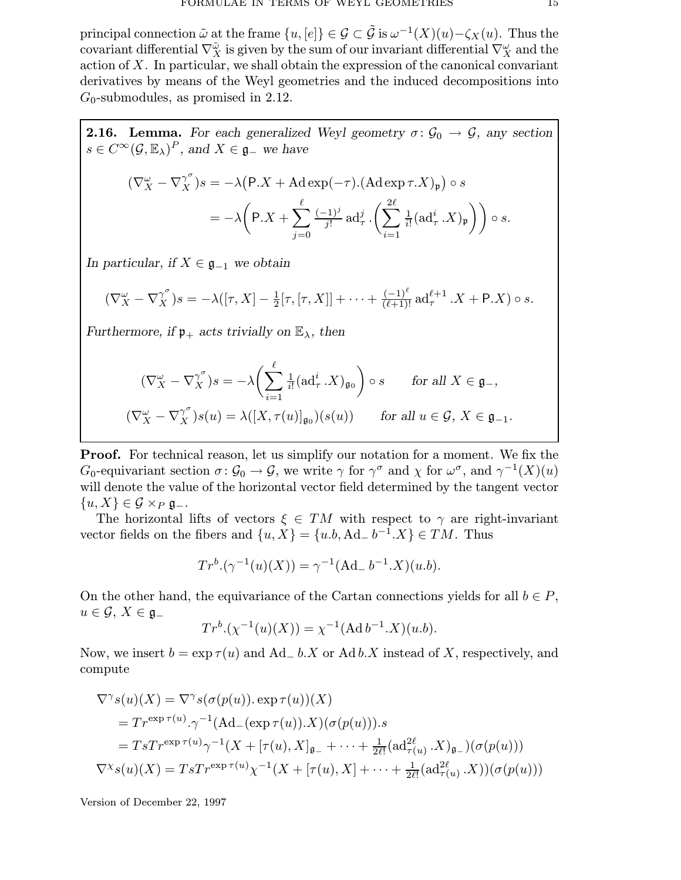principal connection $\tilde{\omega}$ at the frame $\{u,[e]\} \in \mathcal{G} \subset \tilde{\mathcal{G}}$ is $\omega^{-1}(X)(u) - \zeta_X(u)$. Thus the covariant differential $\nabla^{\tilde{\omega}}_X$ is given by the sum of our invariant differential $\nabla^{\omega}_X$ and the action of $X$. In particular, we shall obtain the expression of the canonical convariant derivatives by means of the Weyl geometries and the induced decompositions into $G_0$-submodules, as promised in 2.12.

**2.16. Lemma.** *For each generalized Weyl geometry $\sigma\colon \mathcal{G}_0 \to \mathcal{G}$, any section $s \in C^\infty(\mathcal{G}, \mathbb{E}_\lambda)^P$, and $X \in \mathfrak{g}_-$ we have*

$$(\nabla^\omega_X - \nabla^{\gamma^\sigma}_X)s = -\lambda\big(\mathsf{P}.X + \operatorname{Ad}\exp(-\tau).(\operatorname{Ad}\exp\tau.X)_{\mathfrak{p}}\big)\circ s$$

$$= -\lambda\Bigg(\mathsf{P}.X + \sum_{j=0}^{\ell} \tfrac{(-1)^j}{j!}\operatorname{ad}^j_\tau.\Bigg(\sum_{i=1}^{2\ell}\tfrac{1}{i!}(\operatorname{ad}^i_\tau.X)_{\mathfrak{p}}\Bigg)\Bigg)\circ s.$$

*In particular, if $X \in \mathfrak{g}_{-1}$ we obtain*

$$(\nabla^\omega_X - \nabla^{\gamma^\sigma}_X)s = -\lambda([\tau,X] - \tfrac{1}{2}[\tau,[\tau,X]] + \cdots + \tfrac{(-1)^\ell}{(\ell+1)!}\operatorname{ad}^{\ell+1}_\tau.X + \mathsf{P}.X)\circ s.$$

*Furthermore, if $\mathfrak{p}_+$ acts trivially on $\mathbb{E}_\lambda$, then*

$$(\nabla^\omega_X - \nabla^{\gamma^\sigma}_X)s = -\lambda\Bigg(\sum_{i=1}^{\ell}\tfrac{1}{i!}(\operatorname{ad}^i_\tau.X)_{\mathfrak{g}_0}\Bigg)\circ s \qquad \text{for all } X \in \mathfrak{g}_-,$$

$$(\nabla^\omega_X - \nabla^{\gamma^\sigma}_X)s(u) = \lambda([X,\tau(u)]_{\mathfrak{g}_0})(s(u)) \qquad \text{for all } u \in \mathcal{G},\ X \in \mathfrak{g}_{-1}.$$

**Proof.** For technical reason, let us simplify our notation for a moment. We fix the $G_0$-equivariant section $\sigma\colon \mathcal{G}_0 \to \mathcal{G}$, we write $\gamma$ for $\gamma^\sigma$ and $\chi$ for $\omega^\sigma$, and $\gamma^{-1}(X)(u)$ will denote the value of the horizontal vector field determined by the tangent vector $\{u,X\} \in \mathcal{G}\times_P \mathfrak{g}_-$.

The horizontal lifts of vectors $\xi \in TM$ with respect to $\gamma$ are right-invariant vector fields on the fibers and $\{u,X\} = \{u.b, \operatorname{Ad}_- b^{-1}.X\} \in TM$. Thus

$$Tr^b.(\gamma^{-1}(u)(X)) = \gamma^{-1}(\operatorname{Ad}_- b^{-1}.X)(u.b).$$

On the other hand, the equivariance of the Cartan connections yields for all $b \in P$, $u \in \mathcal{G}$, $X \in \mathfrak{g}_-$

$$Tr^b.(\chi^{-1}(u)(X)) = \chi^{-1}(\operatorname{Ad} b^{-1}.X)(u.b).$$

Now, we insert $b = \exp\tau(u)$ and $\operatorname{Ad}_- b.X$ or $\operatorname{Ad} b.X$ instead of $X$, respectively, and compute

$$\begin{aligned}
\nabla^\gamma s(u)(X) &= \nabla^\gamma s(\sigma(p(u)).\exp\tau(u))(X)\\
&= Tr^{\exp\tau(u)}.\gamma^{-1}(\operatorname{Ad}_-(\exp\tau(u)).X)(\sigma(p(u))).s\\
&= TsTr^{\exp\tau(u)}\gamma^{-1}(X + [\tau(u),X]_{\mathfrak{g}_-} + \cdots + \tfrac{1}{2\ell!}(\operatorname{ad}^{2\ell}_{\tau(u)}.X)_{\mathfrak{g}_-})(\sigma(p(u)))\\
\nabla^\chi s(u)(X) &= TsTr^{\exp\tau(u)}\chi^{-1}(X + [\tau(u),X] + \cdots + \tfrac{1}{2\ell!}(\operatorname{ad}^{2\ell}_{\tau(u)}.X))(\sigma(p(u)))
\end{aligned}$$

Version of December 22, 1997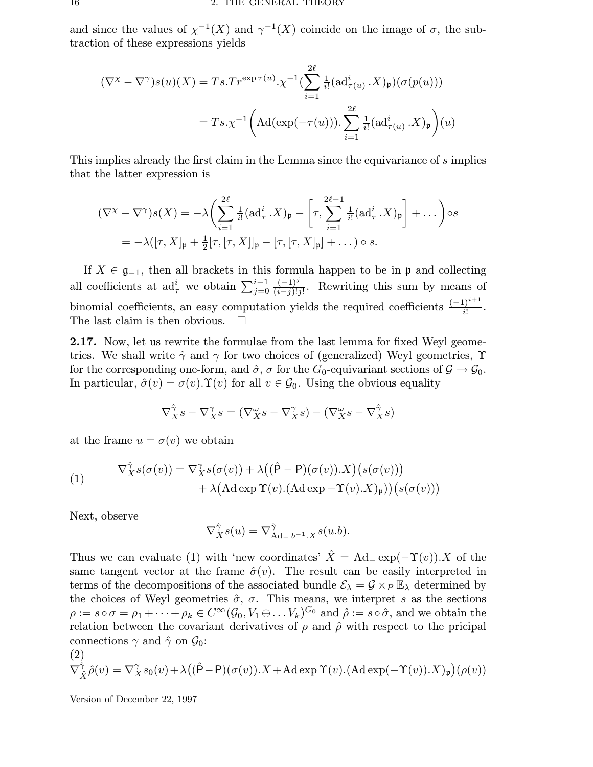and since the values of $\chi^{-1}(X)$ and $\gamma^{-1}(X)$ coincide on the image of $\sigma$, the subtraction of these expressions yields

$$
\begin{aligned}
(\nabla^\chi - \nabla^\gamma)s(u)(X) &= Ts.Tr^{\exp \tau(u)}.\chi^{-1}\Big(\sum_{i=1}^{2\ell} \tfrac{1}{i!}(\operatorname{ad}^i_{\tau(u)} .X)_{\mathfrak p}\Big)(\sigma(p(u))) \\
&= Ts.\chi^{-1}\bigg(\operatorname{Ad}(\exp(-\tau(u))).\sum_{i=1}^{2\ell} \tfrac{1}{i!}(\operatorname{ad}^i_{\tau(u)} .X)_{\mathfrak p}\bigg)(u)
\end{aligned}
$$

This implies already the first claim in the Lemma since the equivariance of $s$ implies that the latter expression is

$$
\begin{aligned}
(\nabla^\chi - \nabla^\gamma)s(X) &= -\lambda\bigg(\sum_{i=1}^{2\ell} \tfrac{1}{i!}(\operatorname{ad}^i_{\tau} .X)_{\mathfrak p} - \bigg[\tau, \sum_{i=1}^{2\ell-1} \tfrac{1}{i!}(\operatorname{ad}^i_{\tau} .X)_{\mathfrak p}\bigg] + \dots\bigg)\circ s \\
&= -\lambda([\tau, X]_{\mathfrak p} + \tfrac{1}{2}[\tau,[\tau,X]]_{\mathfrak p} - [\tau,[\tau,X]_{\mathfrak p}] + \dots) \circ s.
\end{aligned}
$$

If $X \in \mathfrak g_{-1}$, then all brackets in this formula happen to be in $\mathfrak p$ and collecting all coefficients at $\operatorname{ad}^i_\tau$ we obtain $\sum_{j=0}^{i-1} \frac{(-1)^j}{(i-j)!j!}$. Rewriting this sum by means of binomial coefficients, an easy computation yields the required coefficients $\frac{(-1)^{i+1}}{i!}$. The last claim is then obvious. $\square$

**2.17.** Now, let us rewrite the formulae from the last lemma for fixed Weyl geometries. We shall write $\hat\gamma$ and $\gamma$ for two choices of (generalized) Weyl geometries, $\Upsilon$ for the corresponding one-form, and $\hat\sigma$, $\sigma$ for the $G_0$-equivariant sections of $\mathcal G \to \mathcal G_0$. In particular, $\hat\sigma(v) = \sigma(v).\Upsilon(v)$ for all $v \in \mathcal G_0$. Using the obvious equality

$$
\nabla^{\hat\gamma}_X s - \nabla^\gamma_X s = (\nabla^\omega_X s - \nabla^\gamma_X s) - (\nabla^\omega_X s - \nabla^{\hat\gamma}_X s)
$$

at the frame $u = \sigma(v)$ we obtain

$$
\begin{aligned}
\nabla^{\hat\gamma}_X s(\sigma(v)) = \nabla^\gamma_X s(\sigma(v)) &+ \lambda\big((\hat{\mathsf P} - \mathsf P)(\sigma(v)).X\big)\big(s(\sigma(v))\big) \\
&+ \lambda\big(\operatorname{Ad}\exp\Upsilon(v).(\operatorname{Ad}\exp -\Upsilon(v).X)_{\mathfrak p})\big)\big(s(\sigma(v))\big)
\end{aligned} \tag{1}
$$

Next, observe

$$
\nabla^{\hat\gamma}_X s(u) = \nabla^{\hat\gamma}_{\operatorname{Ad}_-\, b^{-1}.X} s(u.b).
$$

Thus we can evaluate (1) with 'new coordinates' $\hat X = \operatorname{Ad}_- \exp(-\Upsilon(v)).X$ of the same tangent vector at the frame $\hat\sigma(v)$. The result can be easily interpreted in terms of the decompositions of the associated bundle $\mathcal E_\lambda = \mathcal G \times_P \mathbb E_\lambda$ determined by the choices of Weyl geometries $\hat\sigma$, $\sigma$. This means, we interpret $s$ as the sections $\rho := s\circ\sigma = \rho_1 + \dots + \rho_k \in C^\infty(\mathcal G_0, V_1 \oplus \dots V_k)^{G_0}$ and $\hat\rho := s \circ \hat\sigma$, and we obtain the relation between the covariant derivatives of $\rho$ and $\hat\rho$ with respect to the pricipal connections $\gamma$ and $\hat\gamma$ on $\mathcal G_0$:

(2)

$$
\nabla^{\hat\gamma}_{\hat X}\hat\rho(v) = \nabla^\gamma_X s_0(v) + \lambda\big((\hat{\mathsf P} - \mathsf P)(\sigma(v)).X + \operatorname{Ad}\exp\Upsilon(v).(\operatorname{Ad}\exp(-\Upsilon(v)).X)_{\mathfrak p}\big)(\rho(v))
$$

Version of December 22, 1997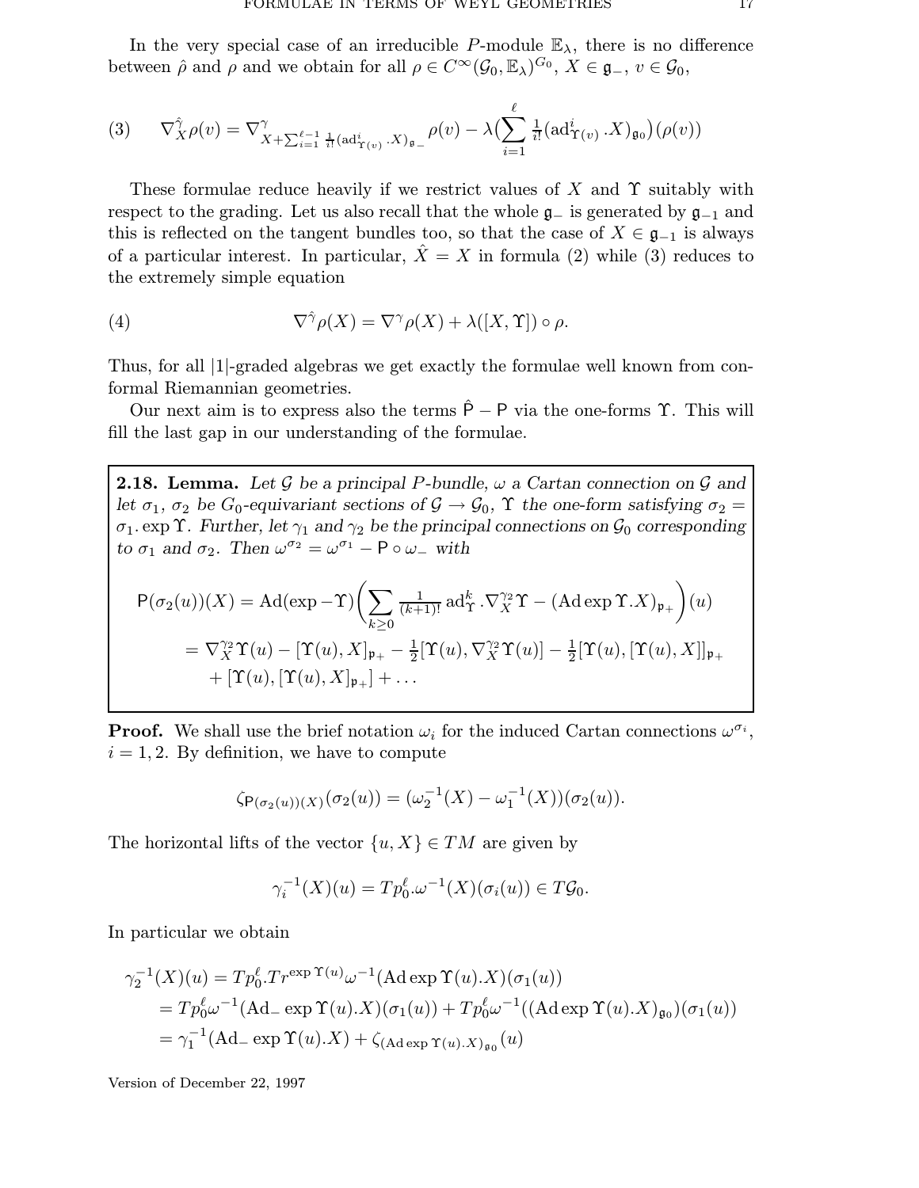In the very special case of an irreducible $P$-module $\mathbb{E}_\lambda$, there is no difference between $\hat\rho$ and $\rho$ and we obtain for all $\rho \in C^\infty(\mathcal{G}_0, \mathbb{E}_\lambda)^{G_0}$, $X \in \mathfrak{g}_-$, $v \in \mathcal{G}_0$,

$$\nabla^{\hat\gamma}_X \rho(v) = \nabla^\gamma_{X + \sum_{i=1}^{\ell-1} \frac{1}{i!}(\operatorname{ad}^i_{\Upsilon(v)} .X)_{\mathfrak{g}_-}} \rho(v) - \lambda\big(\sum_{i=1}^{\ell} \tfrac{1}{i!}(\operatorname{ad}^i_{\Upsilon(v)} .X)_{\mathfrak{g}_0}\big)(\rho(v)) \tag{3}$$

These formulae reduce heavily if we restrict values of $X$ and $\Upsilon$ suitably with respect to the grading. Let us also recall that the whole $\mathfrak{g}_-$ is generated by $\mathfrak{g}_{-1}$ and this is reflected on the tangent bundles too, so that the case of $X \in \mathfrak{g}_{-1}$ is always of a particular interest. In particular, $\hat X = X$ in formula (2) while (3) reduces to the extremely simple equation

$$\nabla^{\hat\gamma}\rho(X) = \nabla^\gamma \rho(X) + \lambda([X, \Upsilon]) \circ \rho. \tag{4}$$

Thus, for all $|1|$-graded algebras we get exactly the formulae well known from conformal Riemannian geometries.

Our next aim is to express also the terms $\hat{\mathsf{P}} - \mathsf{P}$ via the one-forms $\Upsilon$. This will fill the last gap in our understanding of the formulae.

**2.18. Lemma.** *Let $\mathcal{G}$ be a principal $P$-bundle, $\omega$ a Cartan connection on $\mathcal{G}$ and let $\sigma_1$, $\sigma_2$ be $G_0$-equivariant sections of $\mathcal{G} \to \mathcal{G}_0$, $\Upsilon$ the one-form satisfying $\sigma_2 = \sigma_1 . \exp \Upsilon$. Further, let $\gamma_1$ and $\gamma_2$ be the principal connections on $\mathcal{G}_0$ corresponding to $\sigma_1$ and $\sigma_2$. Then $\omega^{\sigma_2} = \omega^{\sigma_1} - \mathsf{P} \circ \omega_-$ with*

$$\begin{aligned}
\mathsf{P}(\sigma_2(u))(X) &= \operatorname{Ad}(\exp -\Upsilon)\Big(\sum_{k\ge 0} \tfrac{1}{(k+1)!} \operatorname{ad}^k_\Upsilon .\nabla^{\gamma_2}_X \Upsilon - (\operatorname{Ad}\exp\Upsilon.X)_{\mathfrak{p}_+}\Big)(u) \\
&= \nabla^{\gamma_2}_X\Upsilon(u) - [\Upsilon(u), X]_{\mathfrak{p}_+} - \tfrac12[\Upsilon(u), \nabla^{\gamma_2}_X \Upsilon(u)] - \tfrac12[\Upsilon(u),[\Upsilon(u),X]]_{\mathfrak{p}_+} \\
&\quad + [\Upsilon(u),[\Upsilon(u),X]_{\mathfrak{p}_+}] + \dots
\end{aligned}$$

**Proof.** We shall use the brief notation $\omega_i$ for the induced Cartan connections $\omega^{\sigma_i}$, $i = 1, 2$. By definition, we have to compute

$$\zeta_{\mathsf{P}(\sigma_2(u))(X)}(\sigma_2(u)) = (\omega_2^{-1}(X) - \omega_1^{-1}(X))(\sigma_2(u)).$$

The horizontal lifts of the vector $\{u, X\} \in TM$ are given by

$$\gamma_i^{-1}(X)(u) = Tp_0^\ell.\omega^{-1}(X)(\sigma_i(u)) \in T\mathcal{G}_0.$$

In particular we obtain

$$\begin{aligned}
\gamma_2^{-1}(X)(u) &= Tp_0^\ell.Tr^{\exp\Upsilon(u)}\omega^{-1}(\operatorname{Ad}\exp\Upsilon(u).X)(\sigma_1(u)) \\
&= Tp_0^\ell\omega^{-1}(\operatorname{Ad}_-\exp\Upsilon(u).X)(\sigma_1(u)) + Tp_0^\ell\omega^{-1}((\operatorname{Ad}\exp\Upsilon(u).X)_{\mathfrak{g}_0})(\sigma_1(u)) \\
&= \gamma_1^{-1}(\operatorname{Ad}_-\exp\Upsilon(u).X) + \zeta_{(\operatorname{Ad}\exp\Upsilon(u).X)_{\mathfrak{g}_0}}(u)
\end{aligned}$$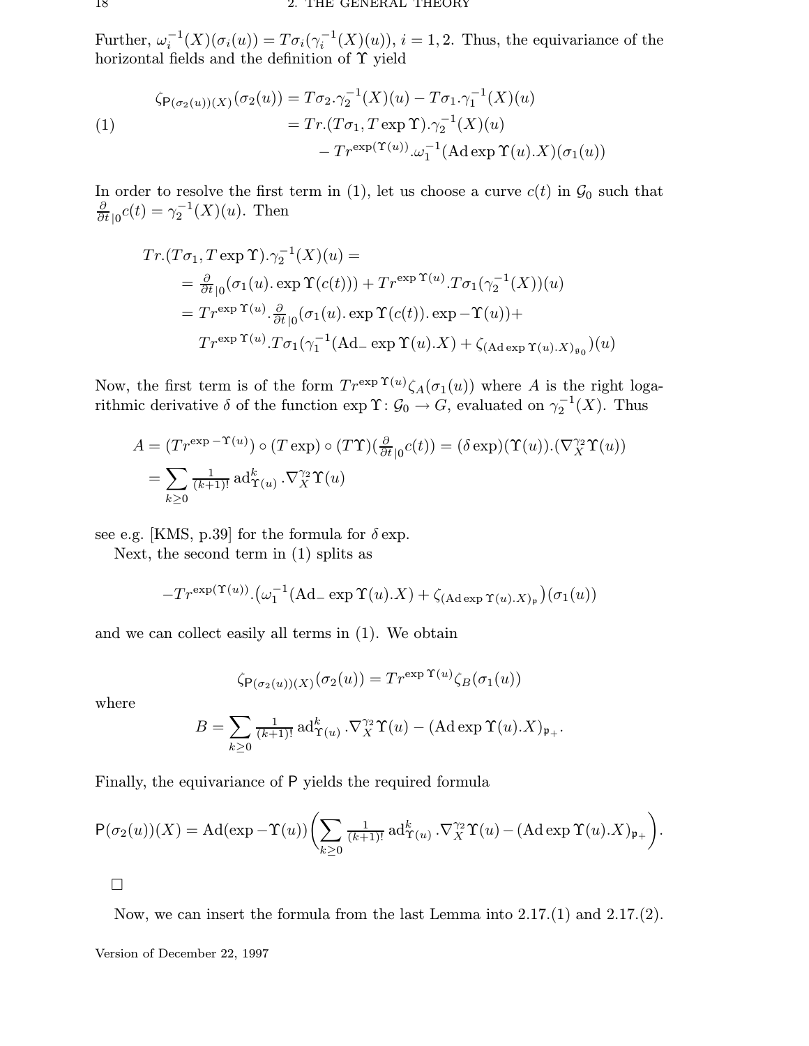Further, $\omega_i^{-1}(X)(\sigma_i(u)) = T\sigma_i(\gamma_i^{-1}(X)(u))$, $i = 1, 2$. Thus, the equivariance of the horizontal fields and the definition of $\Upsilon$ yield

$$
\begin{aligned}
\zeta_{\mathsf{P}(\sigma_2(u))(X)}(\sigma_2(u)) &= T\sigma_2.\gamma_2^{-1}(X)(u) - T\sigma_1.\gamma_1^{-1}(X)(u) \\
&= Tr.(T\sigma_1, T\exp\Upsilon).\gamma_2^{-1}(X)(u) \\
&\quad - Tr^{\exp(\Upsilon(u))}.\omega_1^{-1}(\mathrm{Ad}\exp\Upsilon(u).X)(\sigma_1(u))
\end{aligned}
\tag{1}
$$

In order to resolve the first term in (1), let us choose a curve $c(t)$ in $\mathcal{G}_0$ such that $\frac{\partial}{\partial t}_{|0} c(t) = \gamma_2^{-1}(X)(u)$. Then

$$
\begin{aligned}
&Tr.(T\sigma_1, T\exp\Upsilon).\gamma_2^{-1}(X)(u) = \\
&\quad = \tfrac{\partial}{\partial t}_{|0}(\sigma_1(u).\exp\Upsilon(c(t))) + Tr^{\exp\Upsilon(u)}.T\sigma_1(\gamma_2^{-1}(X))(u) \\
&\quad = Tr^{\exp\Upsilon(u)}.\tfrac{\partial}{\partial t}_{|0}(\sigma_1(u).\exp\Upsilon(c(t)).\exp -\Upsilon(u)) + \\
&\quad\quad Tr^{\exp\Upsilon(u)}.T\sigma_1(\gamma_1^{-1}(\mathrm{Ad}_- \exp\Upsilon(u).X) + \zeta_{(\mathrm{Ad}\exp\Upsilon(u).X)_{\mathfrak{g}_0}})(u)
\end{aligned}
$$

Now, the first term is of the form $Tr^{\exp\Upsilon(u)}\zeta_A(\sigma_1(u))$ where $A$ is the right logarithmic derivative $\delta$ of the function $\exp\Upsilon\colon \mathcal{G}_0 \to G$, evaluated on $\gamma_2^{-1}(X)$. Thus

$$
\begin{aligned}
A &= (Tr^{\exp -\Upsilon(u)}) \circ (T\exp) \circ (T\Upsilon)(\tfrac{\partial}{\partial t}_{|0} c(t)) = (\delta\exp)(\Upsilon(u)).(\nabla_X^{\gamma_2}\Upsilon(u)) \\
&= \sum_{k\ge 0} \tfrac{1}{(k+1)!}\,\mathrm{ad}_{\Upsilon(u)}^k .\nabla_X^{\gamma_2}\Upsilon(u)
\end{aligned}
$$

see e.g. [KMS, p.39] for the formula for $\delta\exp$.

Next, the second term in (1) splits as

$$
-Tr^{\exp(\Upsilon(u))}.\big(\omega_1^{-1}(\mathrm{Ad}_- \exp\Upsilon(u).X) + \zeta_{(\mathrm{Ad}\exp\Upsilon(u).X)_{\mathfrak{p}}}\big)(\sigma_1(u))
$$

and we can collect easily all terms in (1). We obtain

$$
\zeta_{\mathsf{P}(\sigma_2(u))(X)}(\sigma_2(u)) = Tr^{\exp\Upsilon(u)}\zeta_B(\sigma_1(u))
$$

where

$$
B = \sum_{k\ge 0} \tfrac{1}{(k+1)!}\,\mathrm{ad}_{\Upsilon(u)}^k .\nabla_X^{\gamma_2}\Upsilon(u) - (\mathrm{Ad}\exp\Upsilon(u).X)_{\mathfrak{p}_+}.
$$

Finally, the equivariance of $\mathsf{P}$ yields the required formula

$$
\mathsf{P}(\sigma_2(u))(X) = \mathrm{Ad}(\exp -\Upsilon(u))\Big(\sum_{k\ge 0} \tfrac{1}{(k+1)!}\,\mathrm{ad}_{\Upsilon(u)}^k .\nabla_X^{\gamma_2}\Upsilon(u) - (\mathrm{Ad}\exp\Upsilon(u).X)_{\mathfrak{p}_+}\Big).
$$

□

Now, we can insert the formula from the last Lemma into 2.17.(1) and 2.17.(2).

Version of December 22, 1997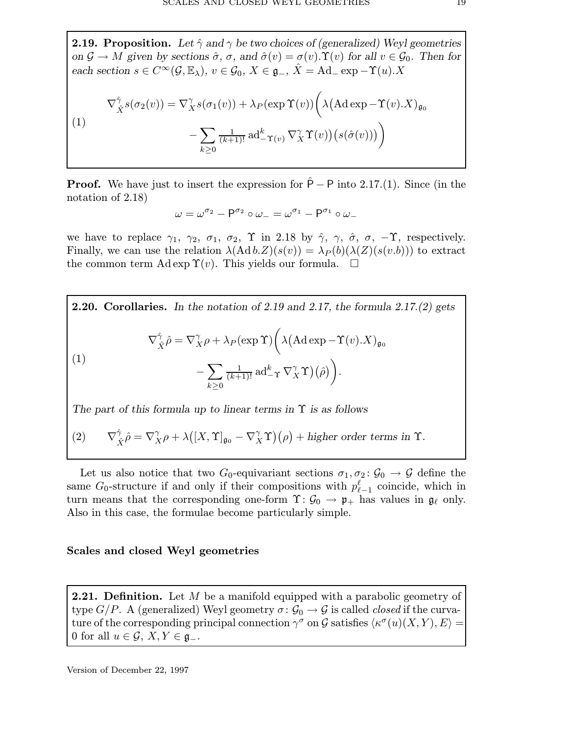**2.19. Proposition.** *Let $\hat\gamma$ and $\gamma$ be two choices of (generalized) Weyl geometries on $\mathcal{G} \to M$ given by sections $\hat\sigma$, $\sigma$, and $\hat\sigma(v) = \sigma(v).\Upsilon(v)$ for all $v \in \mathcal{G}_0$. Then for each section $s \in C^\infty(\mathcal{G}, \mathbb{E}_\lambda)$, $v \in \mathcal{G}_0$, $X \in \mathfrak{g}_-$, $\hat X = \operatorname{Ad}_- \exp -\Upsilon(u).X$*

$$
\begin{aligned}
\nabla^{\hat\gamma}_{\hat X} s(\sigma_2(v)) = \nabla^{\gamma}_{X} s(\sigma_1(v)) + \lambda_P(\exp\Upsilon(v))\Big(\lambda\big(\operatorname{Ad}\exp -\Upsilon(v).X\big)_{\mathfrak{g}_0} \\
- \sum_{k\ge 0} \tfrac{1}{(k+1)!}\operatorname{ad}^k_{-\Upsilon(v)} \nabla^\gamma_X \Upsilon(v)\big)\big(s(\hat\sigma(v))\big)\Big)
\end{aligned}
\tag{1}
$$

**Proof.** We have just to insert the expression for $\hat{\mathsf{P}} - \mathsf{P}$ into 2.17.(1). Since (in the notation of 2.18)

$$
\omega = \omega^{\sigma_2} - \mathsf{P}^{\sigma_2} \circ \omega_- = \omega^{\sigma_1} - \mathsf{P}^{\sigma_1} \circ \omega_-
$$

we have to replace $\gamma_1$, $\gamma_2$, $\sigma_1$, $\sigma_2$, $\Upsilon$ in 2.18 by $\hat\gamma$, $\gamma$, $\hat\sigma$, $\sigma$, $-\Upsilon$, respectively. Finally, we can use the relation $\lambda(\operatorname{Ad} b.Z)(s(v)) = \lambda_P(b)(\lambda(Z)(s(v.b)))$ to extract the common term $\operatorname{Ad}\exp\Upsilon(v)$. This yields our formula. $\square$

**2.20. Corollaries.** *In the notation of 2.19 and 2.17, the formula 2.17.(2) gets*

$$
\begin{aligned}
\nabla^{\hat\gamma}_{\hat X}\hat\rho = \nabla^{\gamma}_{X}\rho + \lambda_P(\exp\Upsilon)\Big(\lambda\big(\operatorname{Ad}\exp -\Upsilon(v).X\big)_{\mathfrak{g}_0} \\
- \sum_{k\ge 0} \tfrac{1}{(k+1)!}\operatorname{ad}^k_{-\Upsilon} \nabla^\gamma_X \Upsilon\big)(\hat\rho)\Big).
\end{aligned}
\tag{1}
$$

*The part of this formula up to linear terms in $\Upsilon$ is as follows*

$$
\nabla^{\hat\gamma}_{\hat X}\hat\rho = \nabla^{\gamma}_{X}\rho + \lambda\big([X,\Upsilon]_{\mathfrak{g}_0} - \nabla^\gamma_X\Upsilon\big)(\rho) + \text{higher order terms in } \Upsilon. \tag{2}
$$

Let us also notice that two $G_0$-equivariant sections $\sigma_1, \sigma_2 \colon \mathcal{G}_0 \to \mathcal{G}$ define the same $G_0$-structure if and only if their compositions with $p^\ell_{\ell-1}$ coincide, which in turn means that the corresponding one-form $\Upsilon \colon \mathcal{G}_0 \to \mathfrak{p}_+$ has values in $\mathfrak{g}_\ell$ only. Also in this case, the formulae become particularly simple.

## Scales and closed Weyl geometries

**2.21. Definition.** Let $M$ be a manifold equipped with a parabolic geometry of type $G/P$. A (generalized) Weyl geometry $\sigma \colon \mathcal{G}_0 \to \mathcal{G}$ is called *closed* if the curvature of the corresponding principal connection $\gamma^\sigma$ on $\mathcal{G}$ satisfies $\langle \kappa^\sigma(u)(X,Y), E\rangle = 0$ for all $u \in \mathcal{G}$, $X, Y \in \mathfrak{g}_-$.

Version of December 22, 1997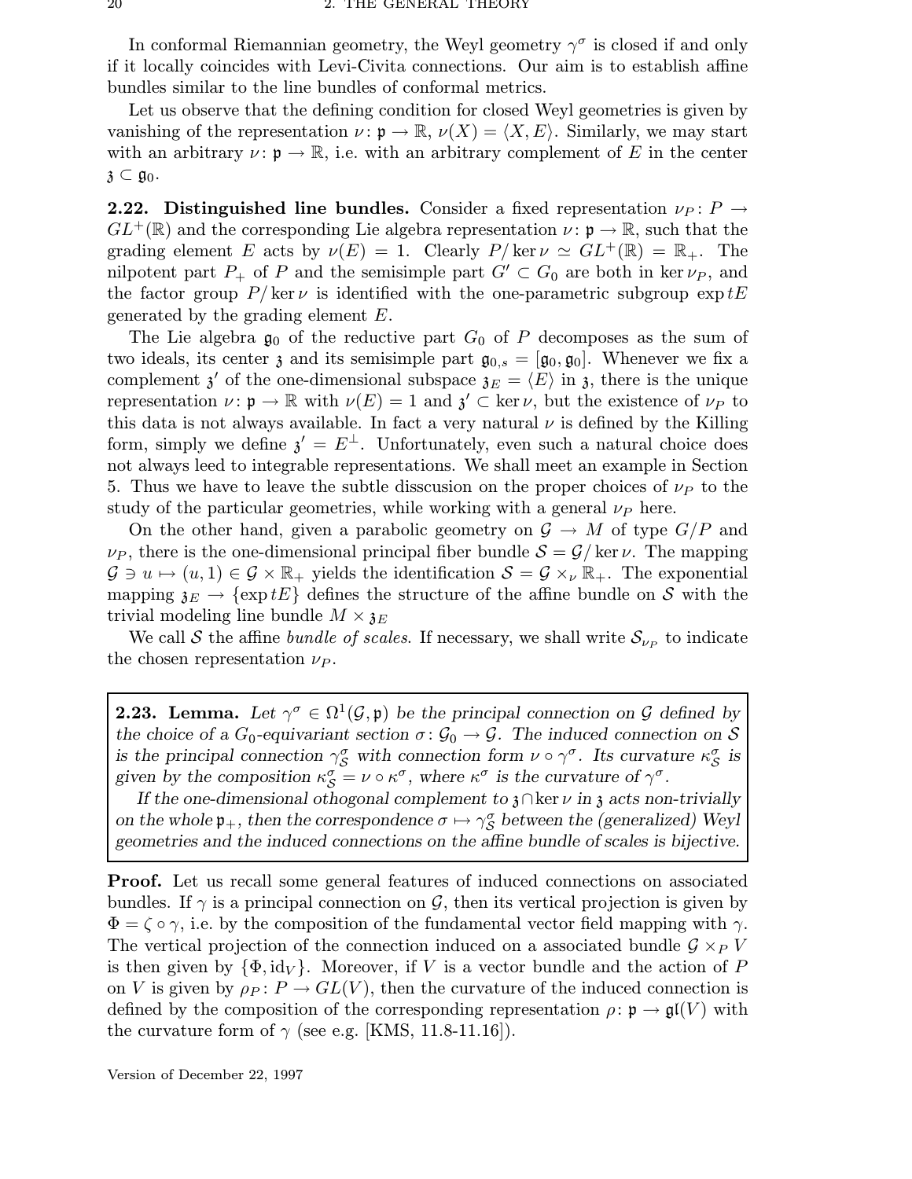In conformal Riemannian geometry, the Weyl geometry $\gamma^\sigma$ is closed if and only if it locally coincides with Levi-Civita connections. Our aim is to establish affine bundles similar to the line bundles of conformal metrics.

Let us observe that the defining condition for closed Weyl geometries is given by vanishing of the representation $\nu\colon \mathfrak{p} \to \mathbb{R}$, $\nu(X) = \langle X, E\rangle$. Similarly, we may start with an arbitrary $\nu\colon \mathfrak{p} \to \mathbb{R}$, i.e. with an arbitrary complement of $E$ in the center $\mathfrak{z} \subset \mathfrak{g}_0$.

**2.22. Distinguished line bundles.** Consider a fixed representation $\nu_P\colon P \to GL^+(\mathbb{R})$ and the corresponding Lie algebra representation $\nu\colon \mathfrak{p} \to \mathbb{R}$, such that the grading element $E$ acts by $\nu(E) = 1$. Clearly $P/\ker\nu \simeq GL^+(\mathbb{R}) = \mathbb{R}_+$. The nilpotent part $P_+$ of $P$ and the semisimple part $G' \subset G_0$ are both in $\ker \nu_P$, and the factor group $P/\ker\nu$ is identified with the one-parametric subgroup $\exp tE$ generated by the grading element $E$.

The Lie algebra $\mathfrak{g}_0$ of the reductive part $G_0$ of $P$ decomposes as the sum of two ideals, its center $\mathfrak{z}$ and its semisimple part $\mathfrak{g}_{0,s} = [\mathfrak{g}_0, \mathfrak{g}_0]$. Whenever we fix a complement $\mathfrak{z}'$ of the one-dimensional subspace $\mathfrak{z}_E = \langle E\rangle$ in $\mathfrak{z}$, there is the unique representation $\nu\colon \mathfrak{p} \to \mathbb{R}$ with $\nu(E) = 1$ and $\mathfrak{z}' \subset \ker\nu$, but the existence of $\nu_P$ to this data is not always available. In fact a very natural $\nu$ is defined by the Killing form, simply we define $\mathfrak{z}' = E^\perp$. Unfortunately, even such a natural choice does not always leed to integrable representations. We shall meet an example in Section 5. Thus we have to leave the subtle disscusion on the proper choices of $\nu_P$ to the study of the particular geometries, while working with a general $\nu_P$ here.

On the other hand, given a parabolic geometry on $\mathcal{G} \to M$ of type $G/P$ and $\nu_P$, there is the one-dimensional principal fiber bundle $\mathcal{S} = \mathcal{G}/\ker\nu$. The mapping $\mathcal{G} \ni u \mapsto (u, 1) \in \mathcal{G} \times \mathbb{R}_+$ yields the identification $\mathcal{S} = \mathcal{G} \times_\nu \mathbb{R}_+$. The exponential mapping $\mathfrak{z}_E \to \{\exp tE\}$ defines the structure of the affine bundle on $\mathcal{S}$ with the trivial modeling line bundle $M \times \mathfrak{z}_E$

We call $\mathcal{S}$ the affine *bundle of scales*. If necessary, we shall write $\mathcal{S}_{\nu_P}$ to indicate the chosen representation $\nu_P$.

**2.23. Lemma.** *Let $\gamma^\sigma \in \Omega^1(\mathcal{G}, \mathfrak{p})$ be the principal connection on $\mathcal{G}$ defined by the choice of a $G_0$-equivariant section $\sigma\colon \mathcal{G}_0 \to \mathcal{G}$. The induced connection on $\mathcal{S}$ is the principal connection $\gamma^\sigma_\mathcal{S}$ with connection form $\nu \circ \gamma^\sigma$. Its curvature $\kappa^\sigma_\mathcal{S}$ is given by the composition $\kappa^\sigma_\mathcal{S} = \nu \circ \kappa^\sigma$, where $\kappa^\sigma$ is the curvature of $\gamma^\sigma$.*

*If the one-dimensional othogonal complement to $\mathfrak{z} \cap \ker\nu$ in $\mathfrak{z}$ acts non-trivially on the whole $\mathfrak{p}_+$, then the correspondence $\sigma \mapsto \gamma^\sigma_\mathcal{S}$ between the (generalized) Weyl geometries and the induced connections on the affine bundle of scales is bijective.*

**Proof.** Let us recall some general features of induced connections on associated bundles. If $\gamma$ is a principal connection on $\mathcal{G}$, then its vertical projection is given by $\Phi = \zeta \circ \gamma$, i.e. by the composition of the fundamental vector field mapping with $\gamma$. The vertical projection of the connection induced on a associated bundle $\mathcal{G} \times_P V$ is then given by $\{\Phi, \mathrm{id}_V\}$. Moreover, if $V$ is a vector bundle and the action of $P$ on $V$ is given by $\rho_P\colon P \to GL(V)$, then the curvature of the induced connection is defined by the composition of the corresponding representation $\rho\colon \mathfrak{p} \to \mathfrak{gl}(V)$ with the curvature form of $\gamma$ (see e.g. [KMS, 11.8-11.16]).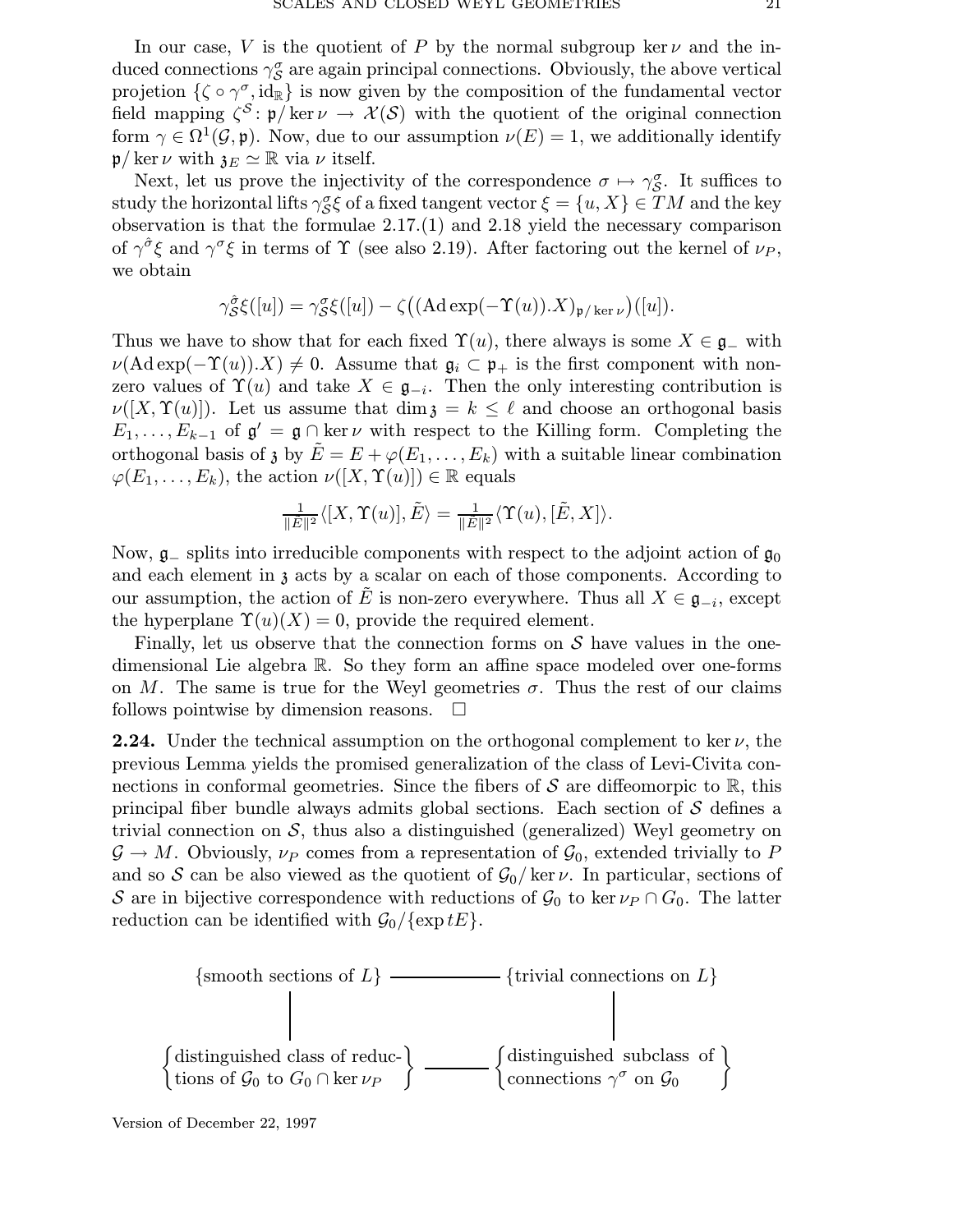In our case, $V$ is the quotient of $P$ by the normal subgroup $\ker\nu$ and the induced connections $\gamma^{\mathcal{G}}_{\mathcal{S}}$ are again principal connections. Obviously, the above vertical projetion $\{\zeta \circ \gamma^\sigma, \mathrm{id}_{\mathbb{R}}\}$ is now given by the composition of the fundamental vector field mapping $\zeta^{\mathcal{S}} \colon \mathfrak{p}/\ker\nu \to \mathcal{X}(\mathcal{S})$ with the quotient of the original connection form $\gamma \in \Omega^1(\mathcal{G}, \mathfrak{p})$. Now, due to our assumption $\nu(E) = 1$, we additionally identify $\mathfrak{p}/\ker\nu$ with $\mathfrak{z}_E \simeq \mathbb{R}$ via $\nu$ itself.

Next, let us prove the injectivity of the correspondence $\sigma \mapsto \gamma^{\mathcal{G}}_{\mathcal{S}}$. It suffices to study the horizontal lifts $\gamma^{\mathcal{G}}_{\mathcal{S}}\xi$ of a fixed tangent vector $\xi = \{u, X\} \in TM$ and the key observation is that the formulae 2.17.(1) and 2.18 yield the necessary comparison of $\gamma^{\hat\sigma}\xi$ and $\gamma^\sigma\xi$ in terms of $\Upsilon$ (see also 2.19). After factoring out the kernel of $\nu_P$, we obtain

$$\gamma^{\hat\sigma}_{\mathcal{S}}\xi([u]) = \gamma^{\sigma}_{\mathcal{S}}\xi([u]) - \zeta\big((\mathrm{Ad}\exp(-\Upsilon(u)).X)_{\mathfrak{p}/\ker\nu}\big)([u]).$$

Thus we have to show that for each fixed $\Upsilon(u)$, there always is some $X \in \mathfrak{g}_-$ with $\nu(\mathrm{Ad}\exp(-\Upsilon(u)).X) \neq 0$. Assume that $\mathfrak{g}_i \subset \mathfrak{p}_+$ is the first component with non-zero values of $\Upsilon(u)$ and take $X \in \mathfrak{g}_{-i}$. Then the only interesting contribution is $\nu([X, \Upsilon(u)])$. Let us assume that $\dim\mathfrak{z} = k \leq \ell$ and choose an orthogonal basis $E_1, \dots, E_{k-1}$ of $\mathfrak{g}' = \mathfrak{g} \cap \ker\nu$ with respect to the Killing form. Completing the orthogonal basis of $\mathfrak{z}$ by $\tilde{E} = E + \varphi(E_1, \dots, E_k)$ with a suitable linear combination $\varphi(E_1, \dots, E_k)$, the action $\nu([X, \Upsilon(u)]) \in \mathbb{R}$ equals

$$\tfrac{1}{\|\tilde{E}\|^2}\langle [X, \Upsilon(u)], \tilde{E}\rangle = \tfrac{1}{\|\tilde{E}\|^2}\langle \Upsilon(u), [\tilde{E}, X]\rangle.$$

Now, $\mathfrak{g}_-$ splits into irreducible components with respect to the adjoint action of $\mathfrak{g}_0$ and each element in $\mathfrak{z}$ acts by a scalar on each of those components. According to our assumption, the action of $\tilde{E}$ is non-zero everywhere. Thus all $X \in \mathfrak{g}_{-i}$, except the hyperplane $\Upsilon(u)(X) = 0$, provide the required element.

Finally, let us observe that the connection forms on $\mathcal{S}$ have values in the one-dimensional Lie algebra $\mathbb{R}$. So they form an affine space modeled over one-forms on $M$. The same is true for the Weyl geometries $\sigma$. Thus the rest of our claims follows pointwise by dimension reasons. $\square$

**2.24.** Under the technical assumption on the orthogonal complement to $\ker\nu$, the previous Lemma yields the promised generalization of the class of Levi-Civita connections in conformal geometries. Since the fibers of $\mathcal{S}$ are diffeomorpic to $\mathbb{R}$, this principal fiber bundle always admits global sections. Each section of $\mathcal{S}$ defines a trivial connection on $\mathcal{S}$, thus also a distinguished (generalized) Weyl geometry on $\mathcal{G} \to M$. Obviously, $\nu_P$ comes from a representation of $\mathcal{G}_0$, extended trivially to $P$ and so $\mathcal{S}$ can be also viewed as the quotient of $\mathcal{G}_0/\ker\nu$. In particular, sections of $\mathcal{S}$ are in bijective correspondence with reductions of $\mathcal{G}_0$ to $\ker\nu_P \cap G_0$. The latter reduction can be identified with $\mathcal{G}_0/\{\exp tE\}$.

{smooth sections of $L$} ——— {trivial connections on $L$}

{distinguished class of reductions of $\mathcal{G}_0$ to $G_0 \cap \ker\nu_P$} ——— {distinguished subclass of connections $\gamma^\sigma$ on $\mathcal{G}_0$}

Version of December 22, 1997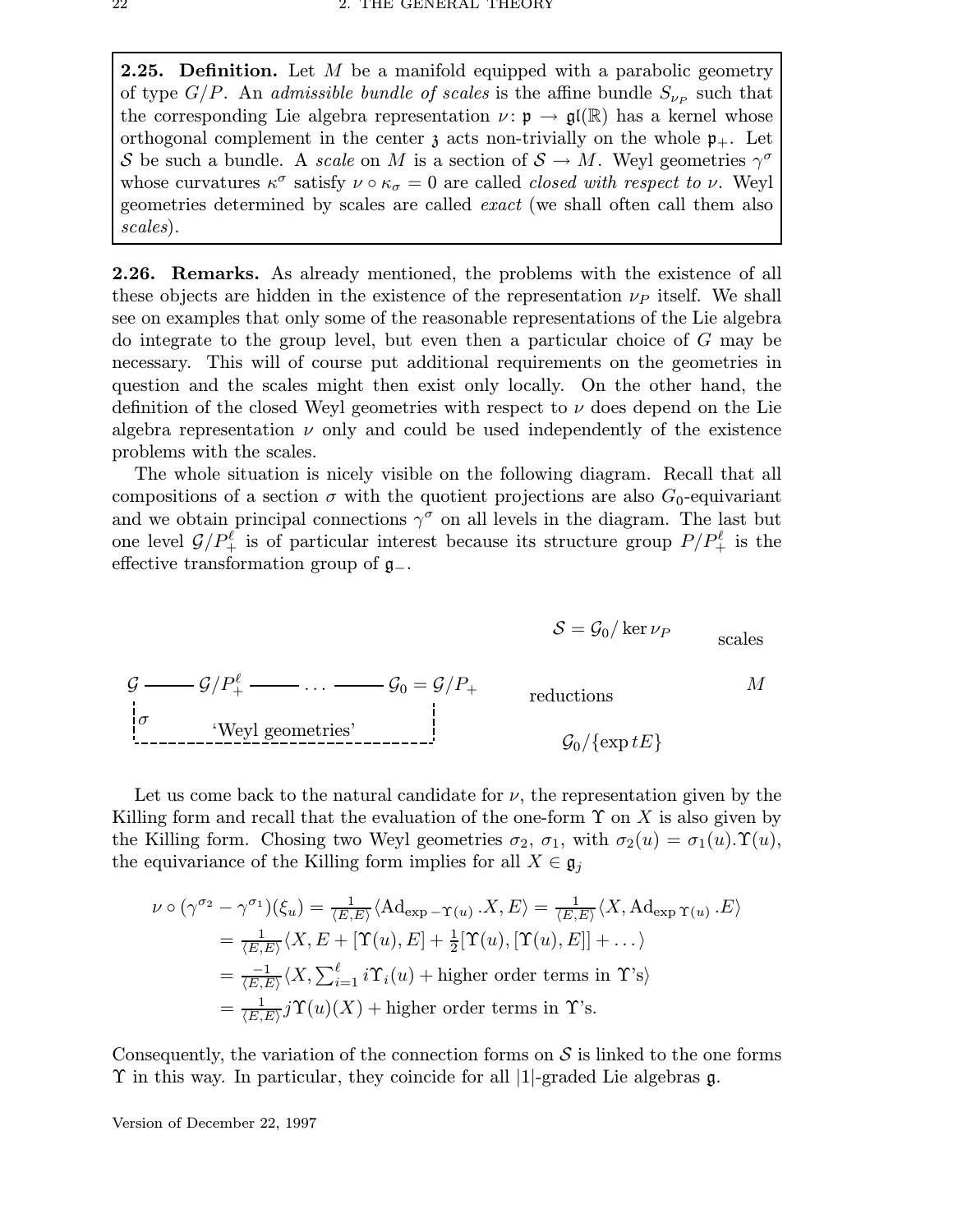**2.25. Definition.** Let $M$ be a manifold equipped with a parabolic geometry of type $G/P$. An *admissible bundle of scales* is the affine bundle $S_{\nu_P}$ such that the corresponding Lie algebra representation $\nu\colon \mathfrak{p} \to \mathfrak{gl}(\mathbb{R})$ has a kernel whose orthogonal complement in the center $\mathfrak{z}$ acts non-trivially on the whole $\mathfrak{p}_+$. Let $\mathcal{S}$ be such a bundle. A *scale* on $M$ is a section of $\mathcal{S} \to M$. Weyl geometries $\gamma^\sigma$ whose curvatures $\kappa^\sigma$ satisfy $\nu \circ \kappa_\sigma = 0$ are called *closed with respect to* $\nu$. Weyl geometries determined by scales are called *exact* (we shall often call them also *scales*).

**2.26. Remarks.** As already mentioned, the problems with the existence of all these objects are hidden in the existence of the representation $\nu_P$ itself. We shall see on examples that only some of the reasonable representations of the Lie algebra do integrate to the group level, but even then a particular choice of $G$ may be necessary. This will of course put additional requirements on the geometries in question and the scales might then exist only locally. On the other hand, the definition of the closed Weyl geometries with respect to $\nu$ does depend on the Lie algebra representation $\nu$ only and could be used independently of the existence problems with the scales.

The whole situation is nicely visible on the following diagram. Recall that all compositions of a section $\sigma$ with the quotient projections are also $G_0$-equivariant and we obtain principal connections $\gamma^\sigma$ on all levels in the diagram. The last but one level $\mathcal{G}/P_+^\ell$ is of particular interest because its structure group $P/P_+^\ell$ is the effective transformation group of $\mathfrak{g}_-$.

$\mathcal{S} = \mathcal{G}_0/\ker \nu_P$ scales

$\mathcal{G}$ — $\mathcal{G}/P_+^\ell$ — $\dots$ — $\mathcal{G}_0 = \mathcal{G}/P_+$ reductions $M$

$\sigma$ 'Weyl geometries' $\mathcal{G}_0/\{\exp tE\}$

Let us come back to the natural candidate for $\nu$, the representation given by the Killing form and recall that the evaluation of the one-form $\Upsilon$ on $X$ is also given by the Killing form. Chosing two Weyl geometries $\sigma_2$, $\sigma_1$, with $\sigma_2(u) = \sigma_1(u).\Upsilon(u)$, the equivariance of the Killing form implies for all $X \in \mathfrak{g}_j$

$$
\begin{aligned}
\nu \circ (\gamma^{\sigma_2} - \gamma^{\sigma_1})(\xi_u) &= \tfrac{1}{\langle E,E\rangle}\langle \mathrm{Ad}_{\exp -\Upsilon(u)} .X, E\rangle = \tfrac{1}{\langle E,E\rangle}\langle X, \mathrm{Ad}_{\exp \Upsilon(u)} .E\rangle \\
&= \tfrac{1}{\langle E,E\rangle}\langle X, E + [\Upsilon(u), E] + \tfrac{1}{2}[\Upsilon(u), [\Upsilon(u), E]] + \dots\rangle \\
&= \tfrac{-1}{\langle E,E\rangle}\langle X, \textstyle\sum_{i=1}^{\ell} i\Upsilon_i(u) + \text{higher order terms in } \Upsilon\text{'s}\rangle \\
&= \tfrac{1}{\langle E,E\rangle} j\Upsilon(u)(X) + \text{higher order terms in } \Upsilon\text{'s}.
\end{aligned}
$$

Consequently, the variation of the connection forms on $\mathcal{S}$ is linked to the one forms $\Upsilon$ in this way. In particular, they coincide for all $|1|$-graded Lie algebras $\mathfrak{g}$.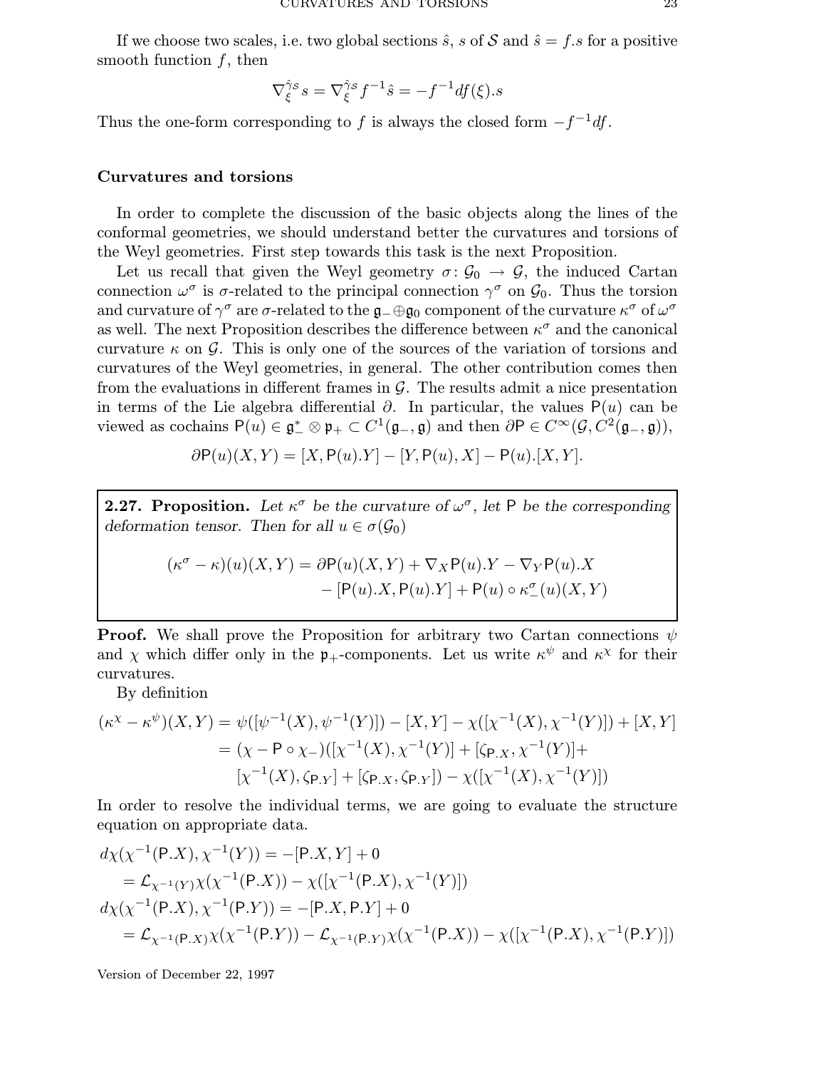If we choose two scales, i.e. two global sections $\hat{s}$, $s$ of $\mathcal{S}$ and $\hat{s} = f.s$ for a positive smooth function $f$, then

$$\nabla^{\hat{\gamma}s}_{\xi} s = \nabla^{\hat{\gamma}s}_{\xi} f^{-1}\hat{s} = -f^{-1}df(\xi).s$$

Thus the one-form corresponding to $f$ is always the closed form $-f^{-1}df$.

### Curvatures and torsions

In order to complete the discussion of the basic objects along the lines of the conformal geometries, we should understand better the curvatures and torsions of the Weyl geometries. First step towards this task is the next Proposition.

Let us recall that given the Weyl geometry $\sigma \colon \mathcal{G}_0 \to \mathcal{G}$, the induced Cartan connection $\omega^\sigma$ is $\sigma$-related to the principal connection $\gamma^\sigma$ on $\mathcal{G}_0$. Thus the torsion and curvature of $\gamma^\sigma$ are $\sigma$-related to the $\mathfrak{g}_- \oplus \mathfrak{g}_0$ component of the curvature $\kappa^\sigma$ of $\omega^\sigma$ as well. The next Proposition describes the difference between $\kappa^\sigma$ and the canonical curvature $\kappa$ on $\mathcal{G}$. This is only one of the sources of the variation of torsions and curvatures of the Weyl geometries, in general. The other contribution comes then from the evaluations in different frames in $\mathcal{G}$. The results admit a nice presentation in terms of the Lie algebra differential $\partial$. In particular, the values $\mathsf{P}(u)$ can be viewed as cochains $\mathsf{P}(u) \in \mathfrak{g}_-^* \otimes \mathfrak{p}_+ \subset C^1(\mathfrak{g}_-, \mathfrak{g})$ and then $\partial\mathsf{P} \in C^\infty(\mathcal{G}, C^2(\mathfrak{g}_-, \mathfrak{g}))$,

$$\partial\mathsf{P}(u)(X,Y) = [X, \mathsf{P}(u).Y] - [Y, \mathsf{P}(u).X] - \mathsf{P}(u).[X,Y].$$

**2.27. Proposition.** *Let $\kappa^\sigma$ be the curvature of $\omega^\sigma$, let $\mathsf{P}$ be the corresponding deformation tensor. Then for all $u \in \sigma(\mathcal{G}_0)$*

$$\begin{aligned}(\kappa^\sigma - \kappa)(u)(X,Y) = \partial\mathsf{P}(u)(X,Y) &+ \nabla_X\mathsf{P}(u).Y - \nabla_Y\mathsf{P}(u).X \\ &- [\mathsf{P}(u).X, \mathsf{P}(u).Y] + \mathsf{P}(u)\circ\kappa^\sigma_-(u)(X,Y)\end{aligned}$$

**Proof.** We shall prove the Proposition for arbitrary two Cartan connections $\psi$ and $\chi$ which differ only in the $\mathfrak{p}_+$-components. Let us write $\kappa^\psi$ and $\kappa^\chi$ for their curvatures.

By definition

$$\begin{aligned}(\kappa^\chi - \kappa^\psi)(X,Y) &= \psi([\psi^{-1}(X), \psi^{-1}(Y)]) - [X,Y] - \chi([\chi^{-1}(X), \chi^{-1}(Y)]) + [X,Y] \\ &= (\chi - \mathsf{P}\circ\chi_-)([\chi^{-1}(X), \chi^{-1}(Y)] + [\zeta_{\mathsf{P}.X}, \chi^{-1}(Y)] + \\ &\qquad [\chi^{-1}(X), \zeta_{\mathsf{P}.Y}] + [\zeta_{\mathsf{P}.X}, \zeta_{\mathsf{P}.Y}]) - \chi([\chi^{-1}(X), \chi^{-1}(Y)])\end{aligned}$$

In order to resolve the individual terms, we are going to evaluate the structure equation on appropriate data.

$$\begin{aligned}d\chi(\chi^{-1}(\mathsf{P}.X), \chi^{-1}(Y)) &= -[\mathsf{P}.X, Y] + 0 \\ &= \mathcal{L}_{\chi^{-1}(Y)}\chi(\chi^{-1}(\mathsf{P}.X)) - \chi([\chi^{-1}(\mathsf{P}.X), \chi^{-1}(Y)]) \\ d\chi(\chi^{-1}(\mathsf{P}.X), \chi^{-1}(\mathsf{P}.Y)) &= -[\mathsf{P}.X, \mathsf{P}.Y] + 0 \\ &= \mathcal{L}_{\chi^{-1}(\mathsf{P}.X)}\chi(\chi^{-1}(\mathsf{P}.Y)) - \mathcal{L}_{\chi^{-1}(\mathsf{P}.Y)}\chi(\chi^{-1}(\mathsf{P}.X)) - \chi([\chi^{-1}(\mathsf{P}.X), \chi^{-1}(\mathsf{P}.Y)])\end{aligned}$$

Version of December 22, 1997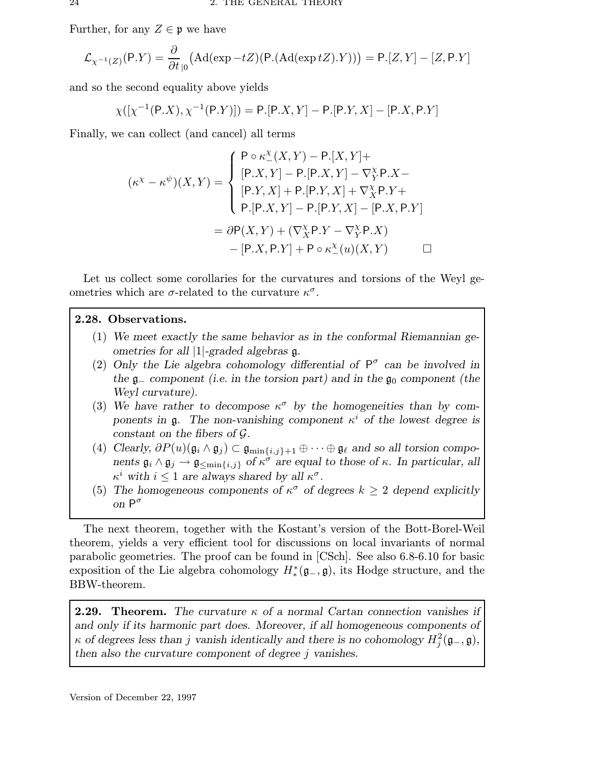Further, for any $Z \in \mathfrak{p}$ we have

$$\mathcal{L}_{\chi^{-1}(Z)}(\mathsf{P}.Y) = \frac{\partial}{\partial t}_{|0}\big(\mathrm{Ad}(\exp -tZ)(\mathsf{P}.(\mathrm{Ad}(\exp tZ).Y))\big) = \mathsf{P}.[Z,Y] - [Z,\mathsf{P}.Y]$$

and so the second equality above yields

$$\chi([\chi^{-1}(\mathsf{P}.X), \chi^{-1}(\mathsf{P}.Y)]) = \mathsf{P}.[\mathsf{P}.X, Y] - \mathsf{P}.[\mathsf{P}.Y, X] - [\mathsf{P}.X, \mathsf{P}.Y]$$

Finally, we can collect (and cancel) all terms

$$(\kappa^\chi - \kappa^\psi)(X,Y) = \left\{ \begin{array}{l} \mathsf{P}\circ\kappa^\chi_-(X,Y) - \mathsf{P}.[X,Y] + \\ {[\mathsf{P}.X, Y]} - \mathsf{P}.[\mathsf{P}.X,Y] - \nabla^\chi_Y \mathsf{P}.X - \\ {[\mathsf{P}.Y, X]} + \mathsf{P}.[\mathsf{P}.Y,X] + \nabla^\chi_X \mathsf{P}.Y + \\ \mathsf{P}.[\mathsf{P}.X,Y] - \mathsf{P}.[\mathsf{P}.Y,X] - [\mathsf{P}.X,\mathsf{P}.Y] \end{array}\right.$$

$$= \partial\mathsf{P}(X,Y) + (\nabla^\chi_X \mathsf{P}.Y - \nabla^\chi_Y \mathsf{P}.X) - [\mathsf{P}.X,\mathsf{P}.Y] + \mathsf{P}\circ\kappa^\chi_-(u)(X,Y) \qquad \square$$

Let us collect some corollaries for the curvatures and torsions of the Weyl geometries which are $\sigma$-related to the curvature $\kappa^\sigma$.

**2.28. Observations.**

1. *We meet exactly the same behavior as in the conformal Riemannian geometries for all $|1|$-graded algebras $\mathfrak{g}$.*
2. *Only the Lie algebra cohomology differential of $\mathsf{P}^\sigma$ can be involved in the $\mathfrak{g}_-$ component (i.e. in the torsion part) and in the $\mathfrak{g}_0$ component (the Weyl curvature).*
3. *We have rather to decompose $\kappa^\sigma$ by the homogeneities than by components in $\mathfrak{g}$. The non-vanishing component $\kappa^i$ of the lowest degree is constant on the fibers of $\mathcal{G}$.*
4. *Clearly, $\partial P(u)(\mathfrak{g}_i \wedge \mathfrak{g}_j) \subset \mathfrak{g}_{\min\{i,j\}+1} \oplus \cdots \oplus \mathfrak{g}_\ell$ and so all torsion components $\mathfrak{g}_i \wedge \mathfrak{g}_j \to \mathfrak{g}_{\leq \min\{i,j\}}$ of $\kappa^\sigma$ are equal to those of $\kappa$. In particular, all $\kappa^i$ with $i \leq 1$ are always shared by all $\kappa^\sigma$.*
5. *The homogeneous components of $\kappa^\sigma$ of degrees $k \geq 2$ depend explicitly on $\mathsf{P}^\sigma$*

The next theorem, together with the Kostant's version of the Bott-Borel-Weil theorem, yields a very efficient tool for discussions on local invariants of normal parabolic geometries. The proof can be found in [CSch]. See also 6.8-6.10 for basic exposition of the Lie algebra cohomology $H^*_*(\mathfrak{g}_-, \mathfrak{g})$, its Hodge structure, and the BBW-theorem.

**2.29. Theorem.** *The curvature $\kappa$ of a normal Cartan connection vanishes if and only if its harmonic part does. Moreover, if all homogeneous components of $\kappa$ of degrees less than $j$ vanish identically and there is no cohomology $H^2_j(\mathfrak{g}_-, \mathfrak{g})$, then also the curvature component of degree $j$ vanishes.*

Version of December 22, 1997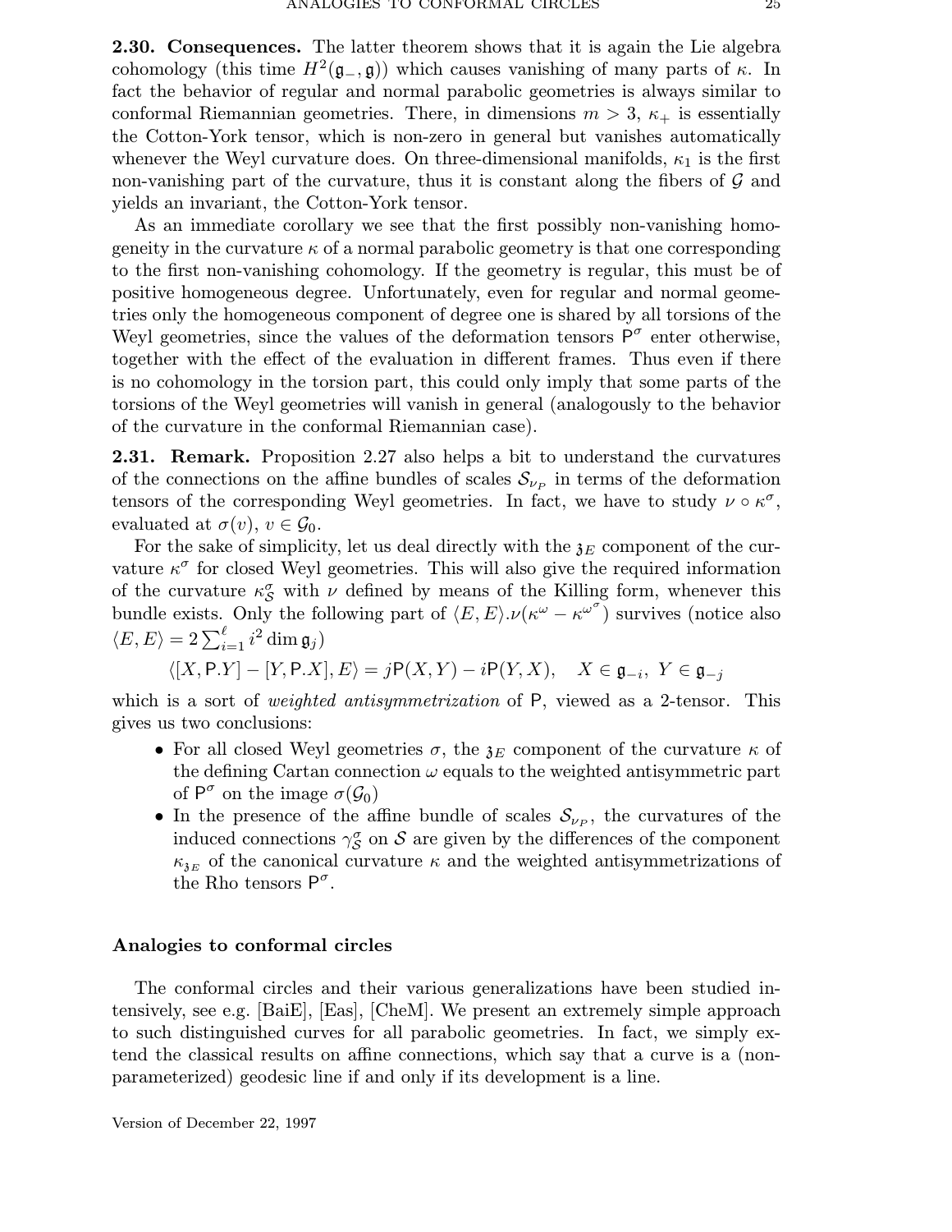**2.30. Consequences.** The latter theorem shows that it is again the Lie algebra cohomology (this time $H^2(\mathfrak{g}_-, \mathfrak{g})$) which causes vanishing of many parts of $\kappa$. In fact the behavior of regular and normal parabolic geometries is always similar to conformal Riemannian geometries. There, in dimensions $m > 3$, $\kappa_+$ is essentially the Cotton-York tensor, which is non-zero in general but vanishes automatically whenever the Weyl curvature does. On three-dimensional manifolds, $\kappa_1$ is the first non-vanishing part of the curvature, thus it is constant along the fibers of $\mathcal{G}$ and yields an invariant, the Cotton-York tensor.

As an immediate corollary we see that the first possibly non-vanishing homogeneity in the curvature $\kappa$ of a normal parabolic geometry is that one corresponding to the first non-vanishing cohomology. If the geometry is regular, this must be of positive homogeneous degree. Unfortunately, even for regular and normal geometries only the homogeneous component of degree one is shared by all torsions of the Weyl geometries, since the values of the deformation tensors $\mathsf{P}^\sigma$ enter otherwise, together with the effect of the evaluation in different frames. Thus even if there is no cohomology in the torsion part, this could only imply that some parts of the torsions of the Weyl geometries will vanish in general (analogously to the behavior of the curvature in the conformal Riemannian case).

**2.31. Remark.** Proposition 2.27 also helps a bit to understand the curvatures of the connections on the affine bundles of scales $\mathcal{S}_{\nu_P}$ in terms of the deformation tensors of the corresponding Weyl geometries. In fact, we have to study $\nu \circ \kappa^\sigma$, evaluated at $\sigma(v)$, $v \in \mathcal{G}_0$.

For the sake of simplicity, let us deal directly with the $\mathfrak{z}_E$ component of the curvature $\kappa^\sigma$ for closed Weyl geometries. This will also give the required information of the curvature $\kappa^\sigma_{\mathcal{S}}$ with $\nu$ defined by means of the Killing form, whenever this bundle exists. Only the following part of $\langle E, E\rangle.\nu(\kappa^\omega - \kappa^{\omega^\sigma})$ survives (notice also $\langle E, E\rangle = 2\sum_{i=1}^{\ell} i^2 \dim \mathfrak{g}_j$)

$$\langle [X, \mathsf{P}.Y] - [Y, \mathsf{P}.X], E\rangle = j\mathsf{P}(X, Y) - i\mathsf{P}(Y, X), \quad X \in \mathfrak{g}_{-i},\ Y \in \mathfrak{g}_{-j}$$

which is a sort of *weighted antisymmetrization* of $\mathsf{P}$, viewed as a 2-tensor. This gives us two conclusions:

- For all closed Weyl geometries $\sigma$, the $\mathfrak{z}_E$ component of the curvature $\kappa$ of the defining Cartan connection $\omega$ equals to the weighted antisymmetric part of $\mathsf{P}^\sigma$ on the image $\sigma(\mathcal{G}_0)$
- In the presence of the affine bundle of scales $\mathcal{S}_{\nu_P}$, the curvatures of the induced connections $\gamma^\sigma_{\mathcal{S}}$ on $\mathcal{S}$ are given by the differences of the component $\kappa_{\mathfrak{z}_E}$ of the canonical curvature $\kappa$ and the weighted antisymmetrizations of the Rho tensors $\mathsf{P}^\sigma$.

## Analogies to conformal circles

The conformal circles and their various generalizations have been studied intensively, see e.g. [BaiE], [Eas], [CheM]. We present an extremely simple approach to such distinguished curves for all parabolic geometries. In fact, we simply extend the classical results on affine connections, which say that a curve is a (non-parameterized) geodesic line if and only if its development is a line.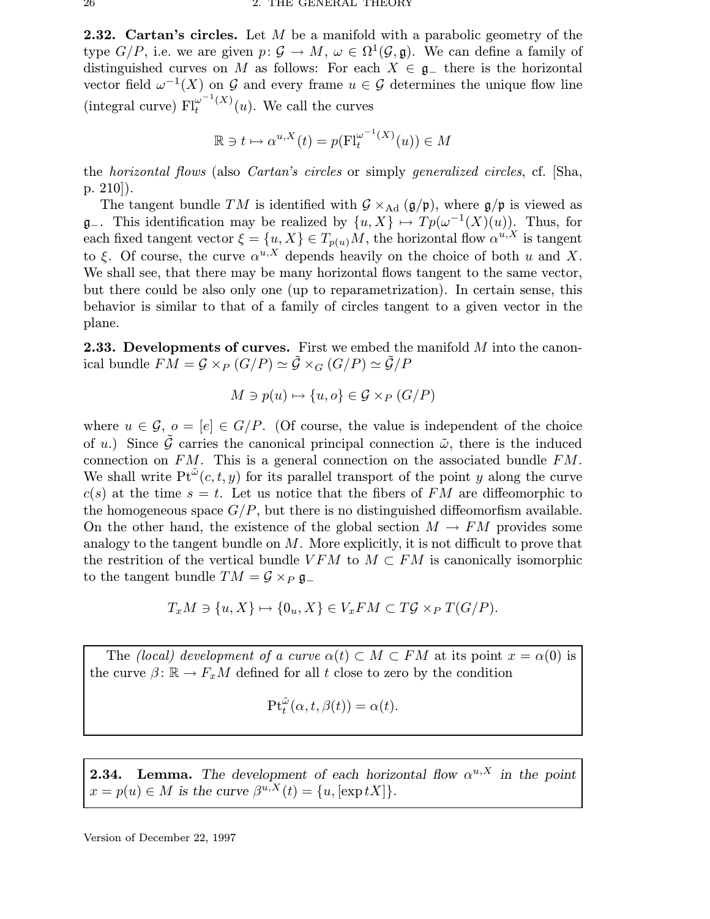**2.32. Cartan's circles.** Let $M$ be a manifold with a parabolic geometry of the type $G/P$, i.e. we are given $p\colon \mathcal{G} \to M$, $\omega \in \Omega^1(\mathcal{G}, \mathfrak{g})$. We can define a family of distinguished curves on $M$ as follows: For each $X \in \mathfrak{g}_-$ there is the horizontal vector field $\omega^{-1}(X)$ on $\mathcal{G}$ and every frame $u \in \mathcal{G}$ determines the unique flow line (integral curve) $\mathrm{Fl}_t^{\omega^{-1}(X)}(u)$. We call the curves

$$\mathbb{R} \ni t \mapsto \alpha^{u,X}(t) = p(\mathrm{Fl}_t^{\omega^{-1}(X)}(u)) \in M$$

the *horizontal flows* (also *Cartan's circles* or simply *generalized circles*, cf. [Sha, p. 210]).

The tangent bundle $TM$ is identified with $\mathcal{G} \times_{\mathrm{Ad}} (\mathfrak{g}/\mathfrak{p})$, where $\mathfrak{g}/\mathfrak{p}$ is viewed as $\mathfrak{g}_-$. This identification may be realized by $\{u, X\} \mapsto Tp(\omega^{-1}(X)(u))$. Thus, for each fixed tangent vector $\xi = \{u, X\} \in T_{p(u)}M$, the horizontal flow $\alpha^{u,X}$ is tangent to $\xi$. Of course, the curve $\alpha^{u,X}$ depends heavily on the choice of both $u$ and $X$. We shall see, that there may be many horizontal flows tangent to the same vector, but there could be also only one (up to reparametrization). In certain sense, this behavior is similar to that of a family of circles tangent to a given vector in the plane.

**2.33. Developments of curves.** First we embed the manifold $M$ into the canonical bundle $FM = \mathcal{G} \times_P (G/P) \simeq \tilde{\mathcal{G}} \times_G (G/P) \simeq \tilde{\mathcal{G}}/P$

$$M \ni p(u) \mapsto \{u, o\} \in \mathcal{G} \times_P (G/P)$$

where $u \in \mathcal{G}$, $o = [e] \in G/P$. (Of course, the value is independent of the choice of $u$.) Since $\tilde{\mathcal{G}}$ carries the canonical principal connection $\tilde{\omega}$, there is the induced connection on $FM$. This is a general connection on the associated bundle $FM$. We shall write $\mathrm{Pt}^{\tilde{\omega}}(c, t, y)$ for its parallel transport of the point $y$ along the curve $c(s)$ at the time $s = t$. Let us notice that the fibers of $FM$ are diffeomorphic to the homogeneous space $G/P$, but there is no distinguished diffeomorfism available. On the other hand, the existence of the global section $M \to FM$ provides some analogy to the tangent bundle on $M$. More explicitly, it is not difficult to prove that the restrition of the vertical bundle $VFM$ to $M \subset FM$ is canonically isomorphic to the tangent bundle $TM = \mathcal{G} \times_P \mathfrak{g}_-$

$$T_xM \ni \{u, X\} \mapsto \{0_u, X\} \in V_xFM \subset T\mathcal{G} \times_P T(G/P).$$

The *(local) development of a curve* $\alpha(t) \subset M \subset FM$ at its point $x = \alpha(0)$ is the curve $\beta\colon \mathbb{R} \to F_xM$ defined for all $t$ close to zero by the condition

$$\mathrm{Pt}_t^{\tilde{\omega}}(\alpha, t, \beta(t)) = \alpha(t).$$

**2.34. Lemma.** *The development of each horizontal flow $\alpha^{u,X}$ in the point $x = p(u) \in M$ is the curve $\beta^{u,X}(t) = \{u, [\exp tX]\}$.*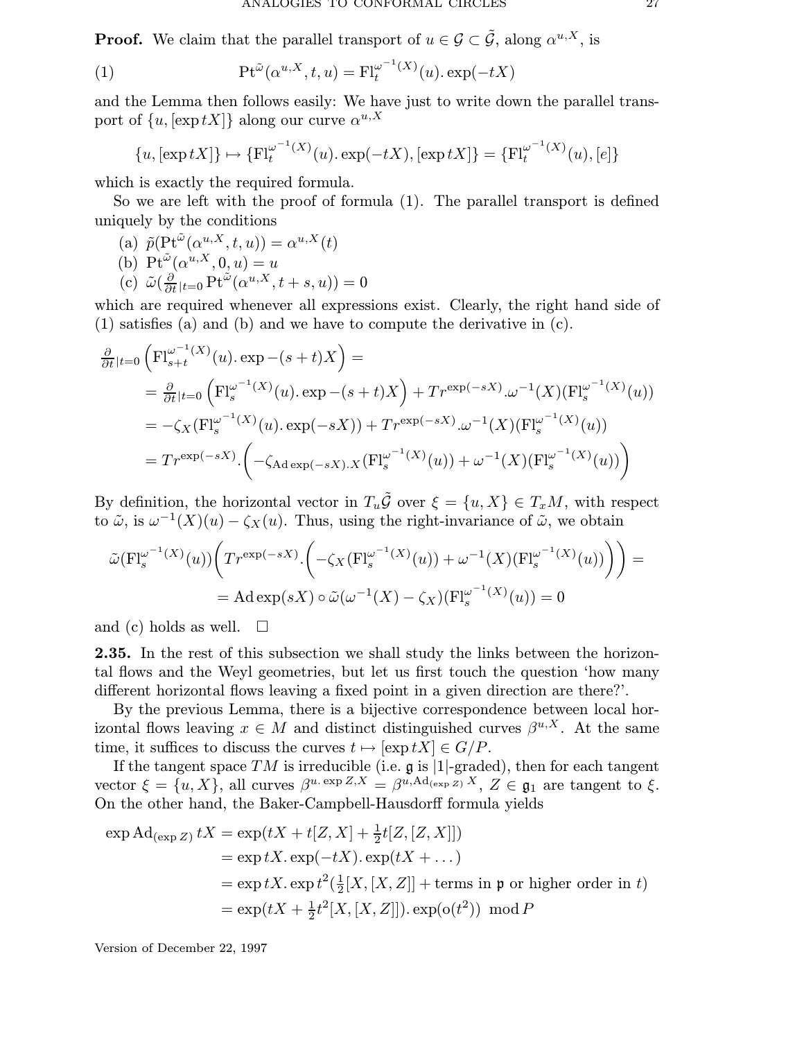**Proof.** We claim that the parallel transport of $u \in \mathcal{G} \subset \tilde{\mathcal{G}}$, along $\alpha^{u,X}$, is

$$\mathrm{Pt}^{\tilde{\omega}}(\alpha^{u,X}, t, u) = \mathrm{Fl}_t^{\omega^{-1}(X)}(u).\exp(-tX) \tag{1}$$

and the Lemma then follows easily: We have just to write down the parallel transport of $\{u, [\exp tX]\}$ along our curve $\alpha^{u,X}$

$$\{u, [\exp tX]\} \mapsto \{\mathrm{Fl}_t^{\omega^{-1}(X)}(u).\exp(-tX), [\exp tX]\} = \{\mathrm{Fl}_t^{\omega^{-1}(X)}(u), [e]\}$$

which is exactly the required formula.

So we are left with the proof of formula (1). The parallel transport is defined uniquely by the conditions

(a) $\tilde{p}(\mathrm{Pt}^{\tilde{\omega}}(\alpha^{u,X}, t, u)) = \alpha^{u,X}(t)$
(b) $\mathrm{Pt}^{\tilde{\omega}}(\alpha^{u,X}, 0, u) = u$
(c) $\tilde{\omega}(\frac{\partial}{\partial t}|_{t=0} \mathrm{Pt}^{\tilde{\omega}}(\alpha^{u,X}, t+s, u)) = 0$

which are required whenever all expressions exist. Clearly, the right hand side of (1) satisfies (a) and (b) and we have to compute the derivative in (c).

$$\begin{aligned}
&\tfrac{\partial}{\partial t}|_{t=0}\left(\mathrm{Fl}_{s+t}^{\omega^{-1}(X)}(u).\exp -(s+t)X\right) = \\
&= \tfrac{\partial}{\partial t}|_{t=0}\left(\mathrm{Fl}_{s}^{\omega^{-1}(X)}(u).\exp -(s+t)X\right) + Tr^{\exp(-sX)}.\omega^{-1}(X)(\mathrm{Fl}_s^{\omega^{-1}(X)}(u)) \\
&= -\zeta_X(\mathrm{Fl}_s^{\omega^{-1}(X)}(u).\exp(-sX)) + Tr^{\exp(-sX)}.\omega^{-1}(X)(\mathrm{Fl}_s^{\omega^{-1}(X)}(u)) \\
&= Tr^{\exp(-sX)}.\left(-\zeta_{\mathrm{Ad}\exp(-sX).X}(\mathrm{Fl}_s^{\omega^{-1}(X)}(u)) + \omega^{-1}(X)(\mathrm{Fl}_s^{\omega^{-1}(X)}(u))\right)
\end{aligned}$$

By definition, the horizontal vector in $T_u\tilde{\mathcal{G}}$ over $\xi = \{u, X\} \in T_xM$, with respect to $\tilde{\omega}$, is $\omega^{-1}(X)(u) - \zeta_X(u)$. Thus, using the right-invariance of $\tilde{\omega}$, we obtain

$$\begin{aligned}
\tilde{\omega}(\mathrm{Fl}_s^{\omega^{-1}(X)}(u))\Big(Tr^{\exp(-sX)}.\Big(-\zeta_X(\mathrm{Fl}_s^{\omega^{-1}(X)}(u)) + \omega^{-1}(X)(\mathrm{Fl}_s^{\omega^{-1}(X)}(u))\Big)\Big) = \\
= \mathrm{Ad}\exp(sX) \circ \tilde{\omega}(\omega^{-1}(X) - \zeta_X)(\mathrm{Fl}_s^{\omega^{-1}(X)}(u)) = 0
\end{aligned}$$

and (c) holds as well. $\square$

**2.35.** In the rest of this subsection we shall study the links between the horizontal flows and the Weyl geometries, but let us first touch the question 'how many different horizontal flows leaving a fixed point in a given direction are there?'.

By the previous Lemma, there is a bijective correspondence between local horizontal flows leaving $x \in M$ and distinct distinguished curves $\beta^{u,X}$. At the same time, it suffices to discuss the curves $t \mapsto [\exp tX] \in G/P$.

If the tangent space $TM$ is irreducible (i.e. $\mathfrak{g}$ is $|1|$-graded), then for each tangent vector $\xi = \{u, X\}$, all curves $\beta^{u.\exp Z, X} = \beta^{u, \mathrm{Ad}_{(\exp Z)} X}$, $Z \in \mathfrak{g}_1$ are tangent to $\xi$. On the other hand, the Baker-Campbell-Hausdorff formula yields

$$\begin{aligned}
\exp \mathrm{Ad}_{(\exp Z)} tX &= \exp(tX + t[Z, X] + \tfrac{1}{2}t[Z, [Z, X]]) \\
&= \exp tX.\exp(-tX).\exp(tX + \dots) \\
&= \exp tX.\exp t^2(\tfrac{1}{2}[X, [X, Z]] + \text{terms in } \mathfrak{p} \text{ or higher order in } t) \\
&= \exp(tX + \tfrac{1}{2}t^2[X, [X, Z]]).\exp(\mathrm{o}(t^2)) \mod P
\end{aligned}$$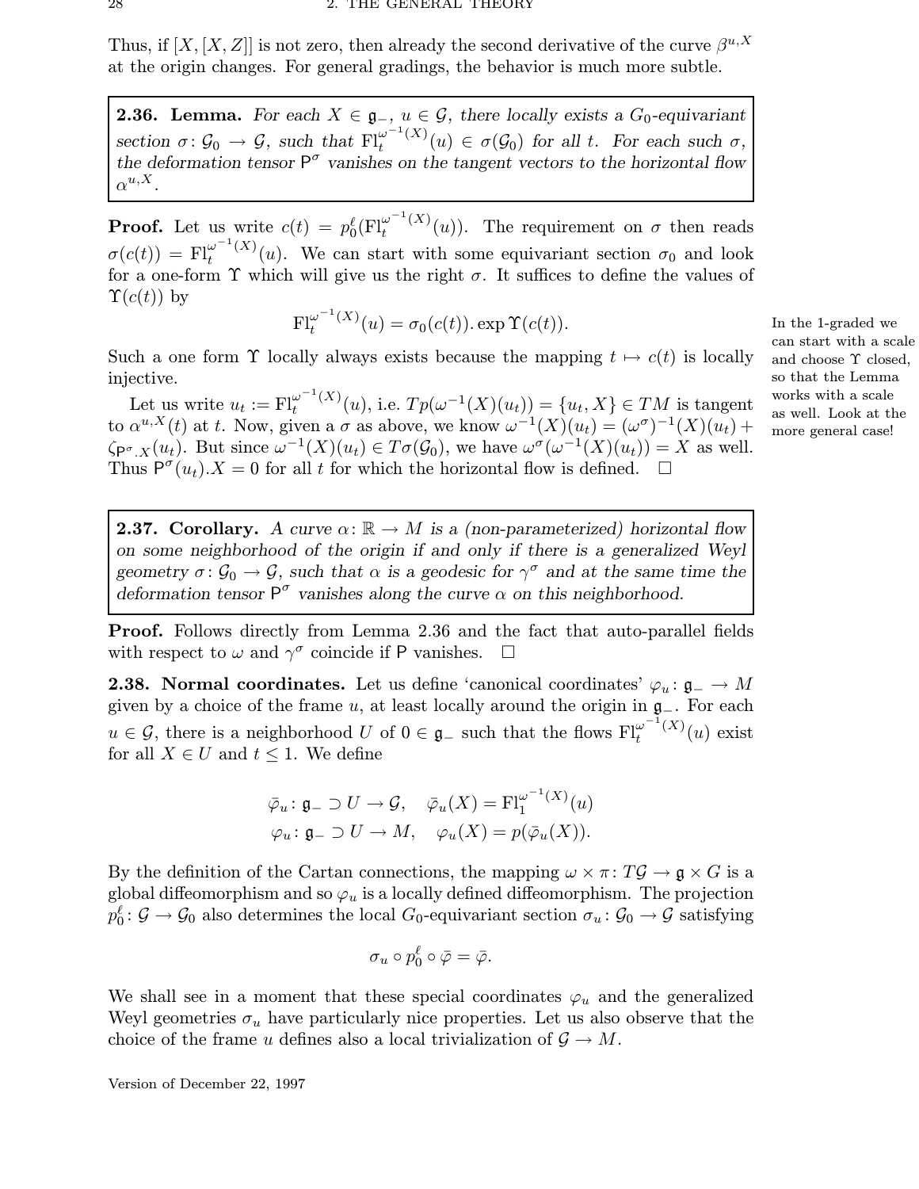Thus, if $[X,[X,Z]]$ is not zero, then already the second derivative of the curve $\beta^{u,X}$ at the origin changes. For general gradings, the behavior is much more subtle.

**2.36. Lemma.** *For each $X \in \mathfrak{g}_-$, $u \in \mathcal{G}$, there locally exists a $G_0$-equivariant section $\sigma\colon \mathcal{G}_0 \to \mathcal{G}$, such that $\mathrm{Fl}_t^{\omega^{-1}(X)}(u) \in \sigma(\mathcal{G}_0)$ for all $t$. For each such $\sigma$, the deformation tensor $\mathsf{P}^\sigma$ vanishes on the tangent vectors to the horizontal flow $\alpha^{u,X}$.*

**Proof.** Let us write $c(t) = p_0^\ell(\mathrm{Fl}_t^{\omega^{-1}(X)}(u))$. The requirement on $\sigma$ then reads $\sigma(c(t)) = \mathrm{Fl}_t^{\omega^{-1}(X)}(u)$. We can start with some equivariant section $\sigma_0$ and look for a one-form $\Upsilon$ which will give us the right $\sigma$. It suffices to define the values of $\Upsilon(c(t))$ by

$$\mathrm{Fl}_t^{\omega^{-1}(X)}(u) = \sigma_0(c(t)).\exp\Upsilon(c(t)).$$

Such a one form $\Upsilon$ locally always exists because the mapping $t \mapsto c(t)$ is locally injective.

Let us write $u_t := \mathrm{Fl}_t^{\omega^{-1}(X)}(u)$, i.e. $Tp(\omega^{-1}(X)(u_t)) = \{u_t, X\} \in TM$ is tangent to $\alpha^{u,X}(t)$ at $t$. Now, given a $\sigma$ as above, we know $\omega^{-1}(X)(u_t) = (\omega^\sigma)^{-1}(X)(u_t) + \zeta_{\mathsf{P}^\sigma.X}(u_t)$. But since $\omega^{-1}(X)(u_t) \in T\sigma(\mathcal{G}_0)$, we have $\omega^\sigma(\omega^{-1}(X)(u_t)) = X$ as well. Thus $\mathsf{P}^\sigma(u_t).X = 0$ for all $t$ for which the horizontal flow is defined. □

In the 1-graded we can start with a scale and choose $\Upsilon$ closed, so that the Lemma works with a scale as well. Look at the more general case!

**2.37. Corollary.** *A curve $\alpha\colon \mathbb{R} \to M$ is a (non-parameterized) horizontal flow on some neighborhood of the origin if and only if there is a generalized Weyl geometry $\sigma\colon \mathcal{G}_0 \to \mathcal{G}$, such that $\alpha$ is a geodesic for $\gamma^\sigma$ and at the same time the deformation tensor $\mathsf{P}^\sigma$ vanishes along the curve $\alpha$ on this neighborhood.*

**Proof.** Follows directly from Lemma 2.36 and the fact that auto-parallel fields with respect to $\omega$ and $\gamma^\sigma$ coincide if $\mathsf{P}$ vanishes. □

**2.38. Normal coordinates.** Let us define 'canonical coordinates' $\varphi_u\colon \mathfrak{g}_- \to M$ given by a choice of the frame $u$, at least locally around the origin in $\mathfrak{g}_-$. For each $u \in \mathcal{G}$, there is a neighborhood $U$ of $0 \in \mathfrak{g}_-$ such that the flows $\mathrm{Fl}_t^{\omega^{-1}(X)}(u)$ exist for all $X \in U$ and $t \le 1$. We define

$$\bar\varphi_u\colon \mathfrak{g}_- \supset U \to \mathcal{G}, \quad \bar\varphi_u(X) = \mathrm{Fl}_1^{\omega^{-1}(X)}(u)$$
$$\varphi_u\colon \mathfrak{g}_- \supset U \to M, \quad \varphi_u(X) = p(\bar\varphi_u(X)).$$

By the definition of the Cartan connections, the mapping $\omega \times \pi\colon T\mathcal{G} \to \mathfrak{g} \times G$ is a global diffeomorphism and so $\varphi_u$ is a locally defined diffeomorphism. The projection $p_0^\ell\colon \mathcal{G} \to \mathcal{G}_0$ also determines the local $G_0$-equivariant section $\sigma_u\colon \mathcal{G}_0 \to \mathcal{G}$ satisfying

$$\sigma_u \circ p_0^\ell \circ \bar\varphi = \bar\varphi.$$

We shall see in a moment that these special coordinates $\varphi_u$ and the generalized Weyl geometries $\sigma_u$ have particularly nice properties. Let us also observe that the choice of the frame $u$ defines also a local trivialization of $\mathcal{G} \to M$.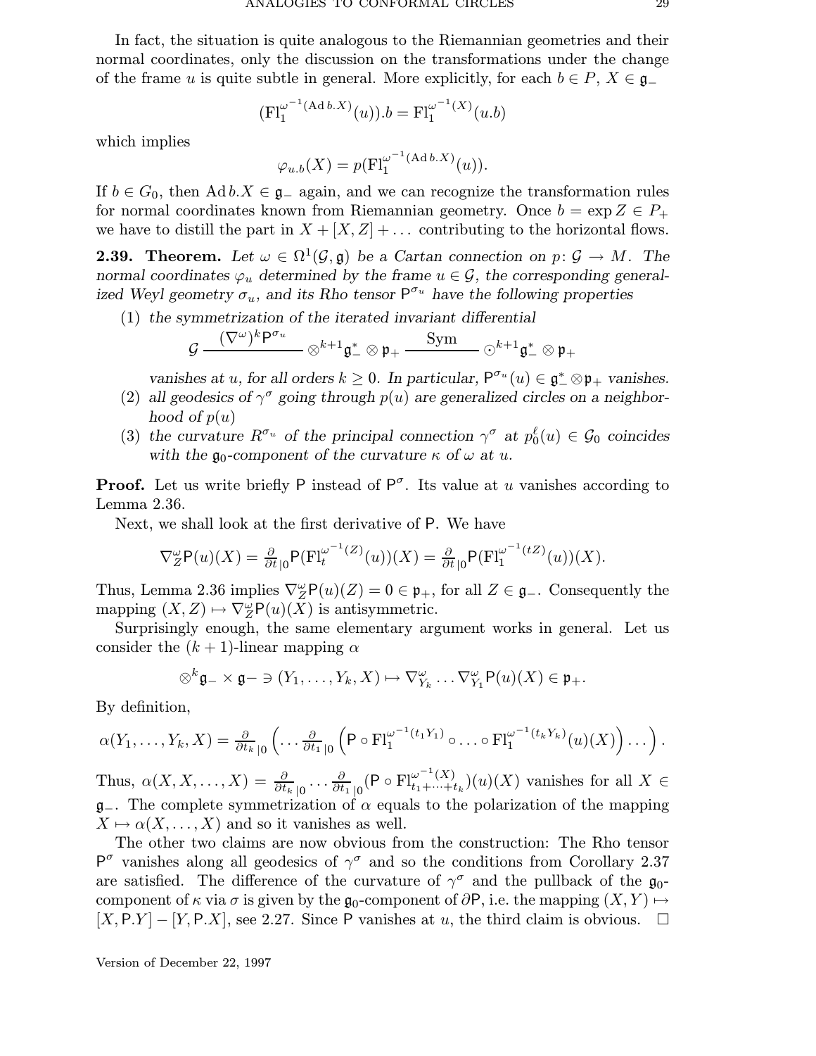In fact, the situation is quite analogous to the Riemannian geometries and their normal coordinates, only the discussion on the transformations under the change of the frame $u$ is quite subtle in general. More explicitly, for each $b \in P$, $X \in \mathfrak{g}_-$

$$(\mathrm{Fl}_1^{\omega^{-1}(\mathrm{Ad}\, b.X)}(u)).b = \mathrm{Fl}_1^{\omega^{-1}(X)}(u.b)$$

which implies

$$\varphi_{u.b}(X) = p(\mathrm{Fl}_1^{\omega^{-1}(\mathrm{Ad}\, b.X)}(u)).$$

If $b \in G_0$, then $\mathrm{Ad}\, b.X \in \mathfrak{g}_-$ again, and we can recognize the transformation rules for normal coordinates known from Riemannian geometry. Once $b = \exp Z \in P_+$ we have to distill the part in $X + [X, Z] + \dots$ contributing to the horizontal flows.

**2.39. Theorem.** *Let $\omega \in \Omega^1(\mathcal{G}, \mathfrak{g})$ be a Cartan connection on $p \colon \mathcal{G} \to M$. The normal coordinates $\varphi_u$ determined by the frame $u \in \mathcal{G}$, the corresponding generalized Weyl geometry $\sigma_u$, and its Rho tensor $\mathsf{P}^{\sigma_u}$ have the following properties*

1. *the symmetrization of the iterated invariant differential*
$$\mathcal{G} \xrightarrow{\quad (\nabla^\omega)^k \mathsf{P}^{\sigma_u} \quad} \otimes^{k+1} \mathfrak{g}_-^* \otimes \mathfrak{p}_+ \xrightarrow{\quad \mathrm{Sym} \quad} \odot^{k+1} \mathfrak{g}_-^* \otimes \mathfrak{p}_+$$
*vanishes at $u$, for all orders $k \geq 0$. In particular, $\mathsf{P}^{\sigma_u}(u) \in \mathfrak{g}_-^* \otimes \mathfrak{p}_+$ vanishes.*
2. *all geodesics of $\gamma^\sigma$ going through $p(u)$ are generalized circles on a neighborhood of $p(u)$*
3. *the curvature $R^{\sigma_u}$ of the principal connection $\gamma^\sigma$ at $p_0^\ell(u) \in \mathcal{G}_0$ coincides with the $\mathfrak{g}_0$-component of the curvature $\kappa$ of $\omega$ at $u$.*

**Proof.** Let us write briefly $\mathsf{P}$ instead of $\mathsf{P}^\sigma$. Its value at $u$ vanishes according to Lemma 2.36.

Next, we shall look at the first derivative of $\mathsf{P}$. We have

$$\nabla_Z^\omega \mathsf{P}(u)(X) = \tfrac{\partial}{\partial t}{}_{|0} \mathsf{P}(\mathrm{Fl}_t^{\omega^{-1}(Z)}(u))(X) = \tfrac{\partial}{\partial t}{}_{|0} \mathsf{P}(\mathrm{Fl}_1^{\omega^{-1}(tZ)}(u))(X).$$

Thus, Lemma 2.36 implies $\nabla_Z^\omega \mathsf{P}(u)(Z) = 0 \in \mathfrak{p}_+$, for all $Z \in \mathfrak{g}_-$. Consequently the mapping $(X, Z) \mapsto \nabla_Z^\omega \mathsf{P}(u)(X)$ is antisymmetric.

Surprisingly enough, the same elementary argument works in general. Let us consider the $(k+1)$-linear mapping $\alpha$

$$\otimes^k \mathfrak{g}_- \times \mathfrak{g}- \ni (Y_1, \dots, Y_k, X) \mapsto \nabla_{Y_k}^\omega \dots \nabla_{Y_1}^\omega \mathsf{P}(u)(X) \in \mathfrak{p}_+.$$

By definition,

$$\alpha(Y_1, \dots, Y_k, X) = \tfrac{\partial}{\partial t_k}{}_{|0} \left( \dots \tfrac{\partial}{\partial t_1}{}_{|0} \left( \mathsf{P} \circ \mathrm{Fl}_1^{\omega^{-1}(t_1 Y_1)} \circ \dots \circ \mathrm{Fl}_1^{\omega^{-1}(t_k Y_k)}(u)(X) \right) \dots \right).$$

Thus, $\alpha(X, X, \dots, X) = \frac{\partial}{\partial t_k}{}_{|0} \dots \frac{\partial}{\partial t_1}{}_{|0} (\mathsf{P} \circ \mathrm{Fl}_{t_1 + \dots + t_k}^{\omega^{-1}(X)})(u)(X)$ vanishes for all $X \in \mathfrak{g}_-$. The complete symmetrization of $\alpha$ equals to the polarization of the mapping $X \mapsto \alpha(X, \dots, X)$ and so it vanishes as well.

The other two claims are now obvious from the construction: The Rho tensor $\mathsf{P}^\sigma$ vanishes along all geodesics of $\gamma^\sigma$ and so the conditions from Corollary 2.37 are satisfied. The difference of the curvature of $\gamma^\sigma$ and the pullback of the $\mathfrak{g}_0$-component of $\kappa$ via $\sigma$ is given by the $\mathfrak{g}_0$-component of $\partial \mathsf{P}$, i.e. the mapping $(X, Y) \mapsto [X, \mathsf{P}.Y] - [Y, \mathsf{P}.X]$, see 2.27. Since $\mathsf{P}$ vanishes at $u$, the third claim is obvious. $\square$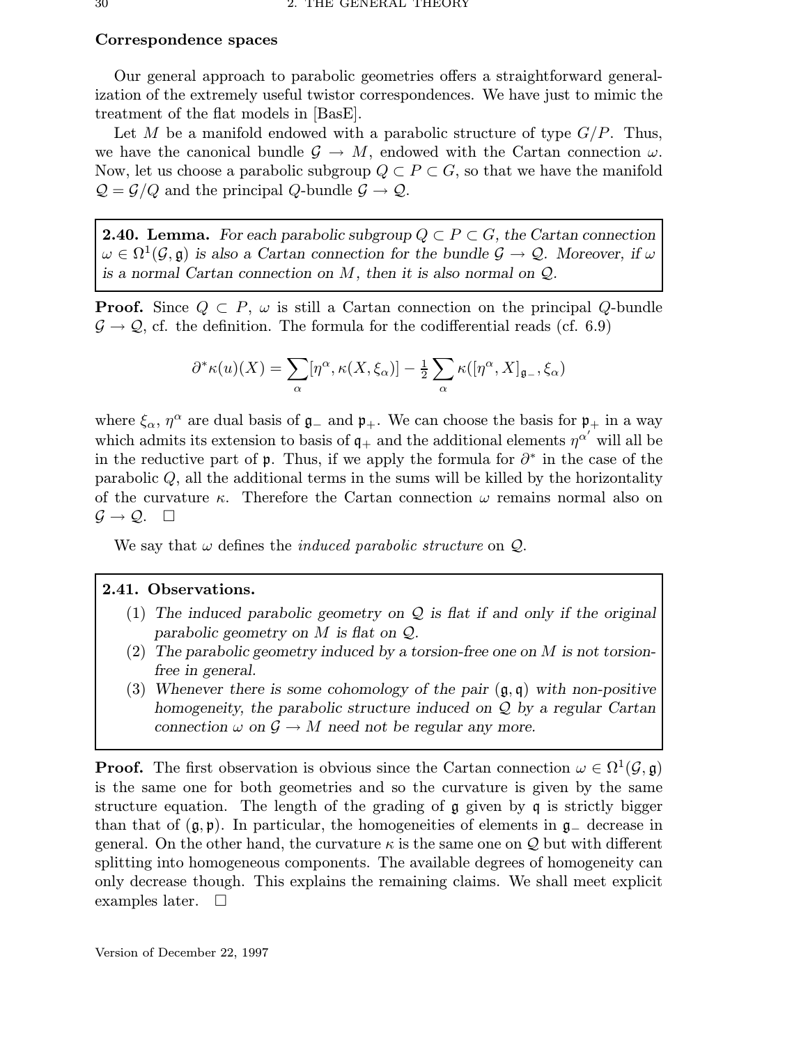### Correspondence spaces

Our general approach to parabolic geometries offers a straightforward generalization of the extremely useful twistor correspondences. We have just to mimic the treatment of the flat models in [BasE].

Let $M$ be a manifold endowed with a parabolic structure of type $G/P$. Thus, we have the canonical bundle $\mathcal{G} \to M$, endowed with the Cartan connection $\omega$. Now, let us choose a parabolic subgroup $Q \subset P \subset G$, so that we have the manifold $\mathcal{Q} = \mathcal{G}/Q$ and the principal $Q$-bundle $\mathcal{G} \to \mathcal{Q}$.

**2.40. Lemma.** *For each parabolic subgroup $Q \subset P \subset G$, the Cartan connection $\omega \in \Omega^1(\mathcal{G}, \mathfrak{g})$ is also a Cartan connection for the bundle $\mathcal{G} \to \mathcal{Q}$. Moreover, if $\omega$ is a normal Cartan connection on $M$, then it is also normal on $\mathcal{Q}$.*

**Proof.** Since $Q \subset P$, $\omega$ is still a Cartan connection on the principal $Q$-bundle $\mathcal{G} \to \mathcal{Q}$, cf. the definition. The formula for the codifferential reads (cf. 6.9)

$$\partial^* \kappa(u)(X) = \sum_\alpha [\eta^\alpha, \kappa(X, \xi_\alpha)] - \tfrac{1}{2} \sum_\alpha \kappa([\eta^\alpha, X]_{\mathfrak{g}_-}, \xi_\alpha)$$

where $\xi_\alpha$, $\eta^\alpha$ are dual basis of $\mathfrak{g}_-$ and $\mathfrak{p}_+$. We can choose the basis for $\mathfrak{p}_+$ in a way which admits its extension to basis of $\mathfrak{q}_+$ and the additional elements $\eta^{\alpha'}$ will all be in the reductive part of $\mathfrak{p}$. Thus, if we apply the formula for $\partial^*$ in the case of the parabolic $Q$, all the additional terms in the sums will be killed by the horizontality of the curvature $\kappa$. Therefore the Cartan connection $\omega$ remains normal also on $\mathcal{G} \to \mathcal{Q}$. □

We say that $\omega$ defines the *induced parabolic structure* on $\mathcal{Q}$.

**2.41. Observations.**

1. *The induced parabolic geometry on $\mathcal{Q}$ is flat if and only if the original parabolic geometry on $M$ is flat on $\mathcal{Q}$.*
2. *The parabolic geometry induced by a torsion-free one on $M$ is not torsion-free in general.*
3. *Whenever there is some cohomology of the pair $(\mathfrak{g}, \mathfrak{q})$ with non-positive homogeneity, the parabolic structure induced on $\mathcal{Q}$ by a regular Cartan connection $\omega$ on $\mathcal{G} \to M$ need not be regular any more.*

**Proof.** The first observation is obvious since the Cartan connection $\omega \in \Omega^1(\mathcal{G}, \mathfrak{g})$ is the same one for both geometries and so the curvature is given by the same structure equation. The length of the grading of $\mathfrak{g}$ given by $\mathfrak{q}$ is strictly bigger than that of $(\mathfrak{g}, \mathfrak{p})$. In particular, the homogeneities of elements in $\mathfrak{g}_-$ decrease in general. On the other hand, the curvature $\kappa$ is the same one on $\mathcal{Q}$ but with different splitting into homogeneous components. The available degrees of homogeneity can only decrease though. This explains the remaining claims. We shall meet explicit examples later. □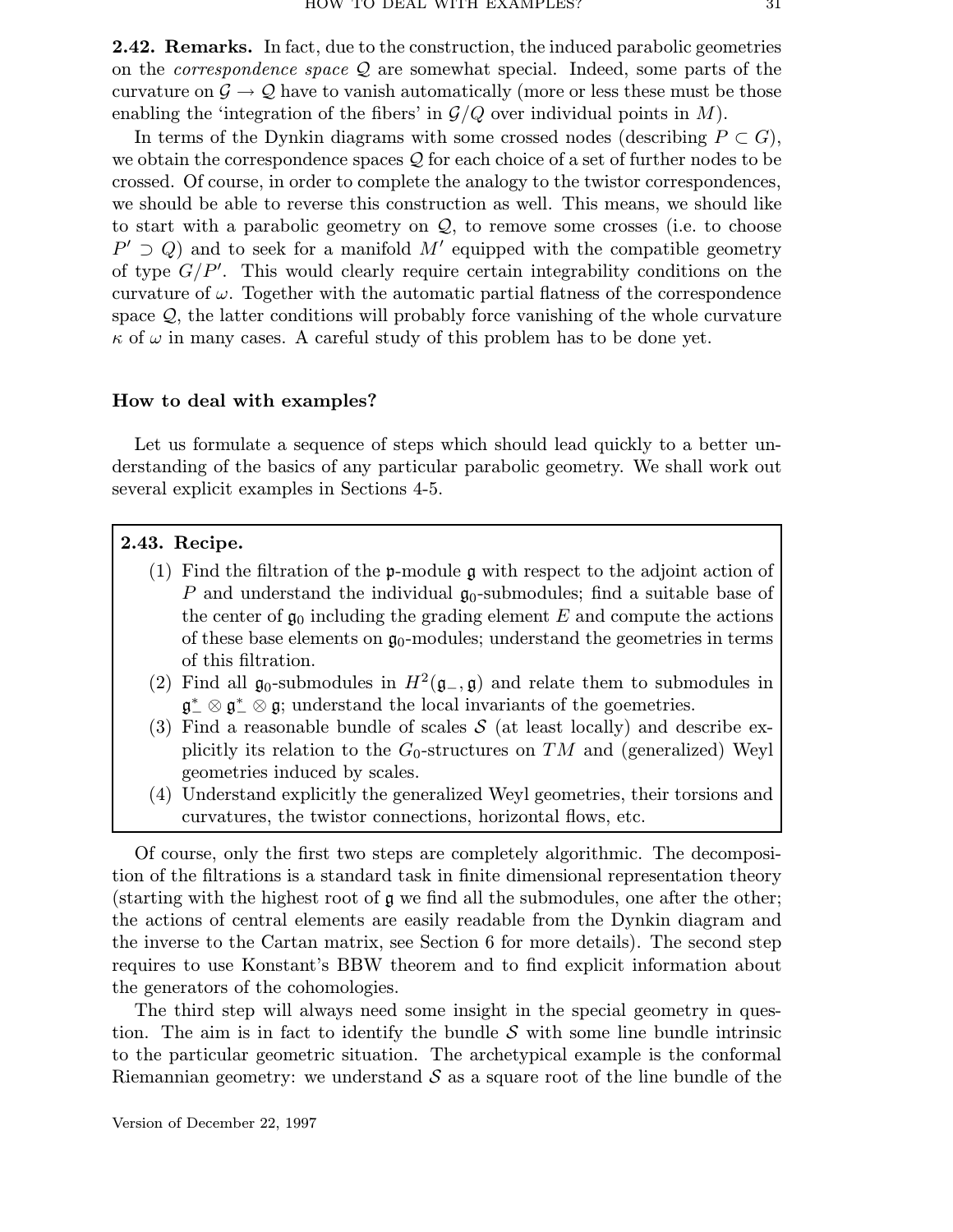**2.42. Remarks.** In fact, due to the construction, the induced parabolic geometries on the *correspondence space* $\mathcal{Q}$ are somewhat special. Indeed, some parts of the curvature on $\mathcal{G} \to \mathcal{Q}$ have to vanish automatically (more or less these must be those enabling the 'integration of the fibers' in $G/Q$ over individual points in $M$).

In terms of the Dynkin diagrams with some crossed nodes (describing $P \subset G$), we obtain the correspondence spaces $\mathcal{Q}$ for each choice of a set of further nodes to be crossed. Of course, in order to complete the analogy to the twistor correspondences, we should be able to reverse this construction as well. This means, we should like to start with a parabolic geometry on $\mathcal{Q}$, to remove some crosses (i.e. to choose $P' \supset Q$) and to seek for a manifold $M'$ equipped with the compatible geometry of type $G/P'$. This would clearly require certain integrability conditions on the curvature of $\omega$. Together with the automatic partial flatness of the correspondence space $\mathcal{Q}$, the latter conditions will probably force vanishing of the whole curvature $\kappa$ of $\omega$ in many cases. A careful study of this problem has to be done yet.

## How to deal with examples?

Let us formulate a sequence of steps which should lead quickly to a better understanding of the basics of any particular parabolic geometry. We shall work out several explicit examples in Sections 4-5.

**2.43. Recipe.**

1. Find the filtration of the $\mathfrak{p}$-module $\mathfrak{g}$ with respect to the adjoint action of $P$ and understand the individual $\mathfrak{g}_0$-submodules; find a suitable base of the center of $\mathfrak{g}_0$ including the grading element $E$ and compute the actions of these base elements on $\mathfrak{g}_0$-modules; understand the geometries in terms of this filtration.
2. Find all $\mathfrak{g}_0$-submodules in $H^2(\mathfrak{g}_-, \mathfrak{g})$ and relate them to submodules in $\mathfrak{g}_-^* \otimes \mathfrak{g}_-^* \otimes \mathfrak{g}$; understand the local invariants of the goemetries.
3. Find a reasonable bundle of scales $\mathcal{S}$ (at least locally) and describe explicitly its relation to the $G_0$-structures on $TM$ and (generalized) Weyl geometries induced by scales.
4. Understand explicitly the generalized Weyl geometries, their torsions and curvatures, the twistor connections, horizontal flows, etc.

Of course, only the first two steps are completely algorithmic. The decomposition of the filtrations is a standard task in finite dimensional representation theory (starting with the highest root of $\mathfrak{g}$ we find all the submodules, one after the other; the actions of central elements are easily readable from the Dynkin diagram and the inverse to the Cartan matrix, see Section 6 for more details). The second step requires to use Konstant's BBW theorem and to find explicit information about the generators of the cohomologies.

The third step will always need some insight in the special geometry in question. The aim is in fact to identify the bundle $\mathcal{S}$ with some line bundle intrinsic to the particular geometric situation. The archetypical example is the conformal Riemannian geometry: we understand $\mathcal{S}$ as a square root of the line bundle of the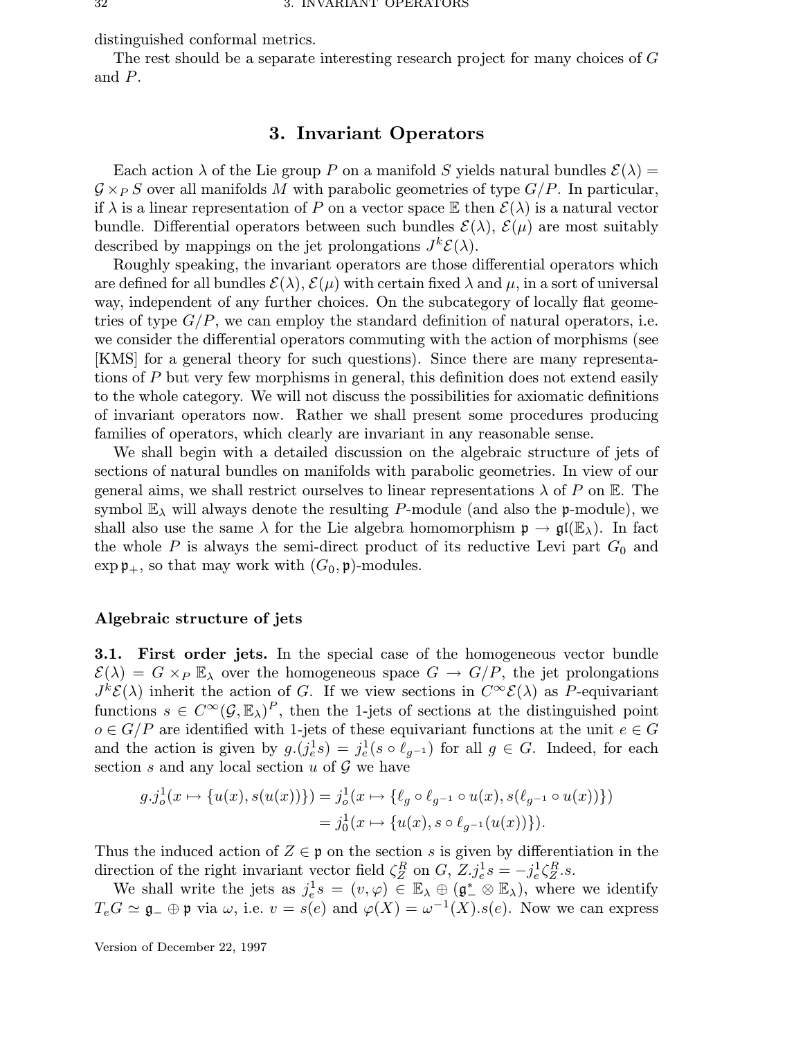distinguished conformal metrics.

The rest should be a separate interesting research project for many choices of $G$ and $P$.

## 3. Invariant Operators

Each action $\lambda$ of the Lie group $P$ on a manifold $S$ yields natural bundles $\mathcal{E}(\lambda) = \mathcal{G} \times_P S$ over all manifolds $M$ with parabolic geometries of type $G/P$. In particular, if $\lambda$ is a linear representation of $P$ on a vector space $\mathbb{E}$ then $\mathcal{E}(\lambda)$ is a natural vector bundle. Differential operators between such bundles $\mathcal{E}(\lambda)$, $\mathcal{E}(\mu)$ are most suitably described by mappings on the jet prolongations $J^k\mathcal{E}(\lambda)$.

Roughly speaking, the invariant operators are those differential operators which are defined for all bundles $\mathcal{E}(\lambda)$, $\mathcal{E}(\mu)$ with certain fixed $\lambda$ and $\mu$, in a sort of universal way, independent of any further choices. On the subcategory of locally flat geometries of type $G/P$, we can employ the standard definition of natural operators, i.e. we consider the differential operators commuting with the action of morphisms (see [KMS] for a general theory for such questions). Since there are many representations of $P$ but very few morphisms in general, this definition does not extend easily to the whole category. We will not discuss the possibilities for axiomatic definitions of invariant operators now. Rather we shall present some procedures producing families of operators, which clearly are invariant in any reasonable sense.

We shall begin with a detailed discussion on the algebraic structure of jets of sections of natural bundles on manifolds with parabolic geometries. In view of our general aims, we shall restrict ourselves to linear representations $\lambda$ of $P$ on $\mathbb{E}$. The symbol $\mathbb{E}_\lambda$ will always denote the resulting $P$-module (and also the $\mathfrak{p}$-module), we shall also use the same $\lambda$ for the Lie algebra homomorphism $\mathfrak{p} \to \mathfrak{gl}(\mathbb{E}_\lambda)$. In fact the whole $P$ is always the semi-direct product of its reductive Levi part $G_0$ and $\exp \mathfrak{p}_+$, so that may work with $(G_0, \mathfrak{p})$-modules.

### Algebraic structure of jets

**3.1. First order jets.** In the special case of the homogeneous vector bundle $\mathcal{E}(\lambda) = G \times_P \mathbb{E}_\lambda$ over the homogeneous space $G \to G/P$, the jet prolongations $J^k\mathcal{E}(\lambda)$ inherit the action of $G$. If we view sections in $C^\infty\mathcal{E}(\lambda)$ as $P$-equivariant functions $s \in C^\infty(\mathcal{G}, \mathbb{E}_\lambda)^P$, then the 1-jets of sections at the distinguished point $o \in G/P$ are identified with 1-jets of these equivariant functions at the unit $e \in G$ and the action is given by $g.(j^1_e s) = j^1_e(s \circ \ell_{g^{-1}})$ for all $g \in G$. Indeed, for each section $s$ and any local section $u$ of $\mathcal{G}$ we have

$$
\begin{aligned}
g.j^1_o(x \mapsto \{u(x), s(u(x))\}) &= j^1_o(x \mapsto \{\ell_g \circ \ell_{g^{-1}} \circ u(x), s(\ell_{g^{-1}} \circ u(x))\}) \\
&= j^1_0(x \mapsto \{u(x), s \circ \ell_{g^{-1}}(u(x))\}).
\end{aligned}
$$

Thus the induced action of $Z \in \mathfrak{p}$ on the section $s$ is given by differentiation in the direction of the right invariant vector field $\zeta^R_Z$ on $G$, $Z.j^1_e s = -j^1_e \zeta^R_Z.s$.

We shall write the jets as $j^1_e s = (v, \varphi) \in \mathbb{E}_\lambda \oplus (\mathfrak{g}^*_- \otimes \mathbb{E}_\lambda)$, where we identify $T_eG \simeq \mathfrak{g}_- \oplus \mathfrak{p}$ via $\omega$, i.e. $v = s(e)$ and $\varphi(X) = \omega^{-1}(X).s(e)$. Now we can express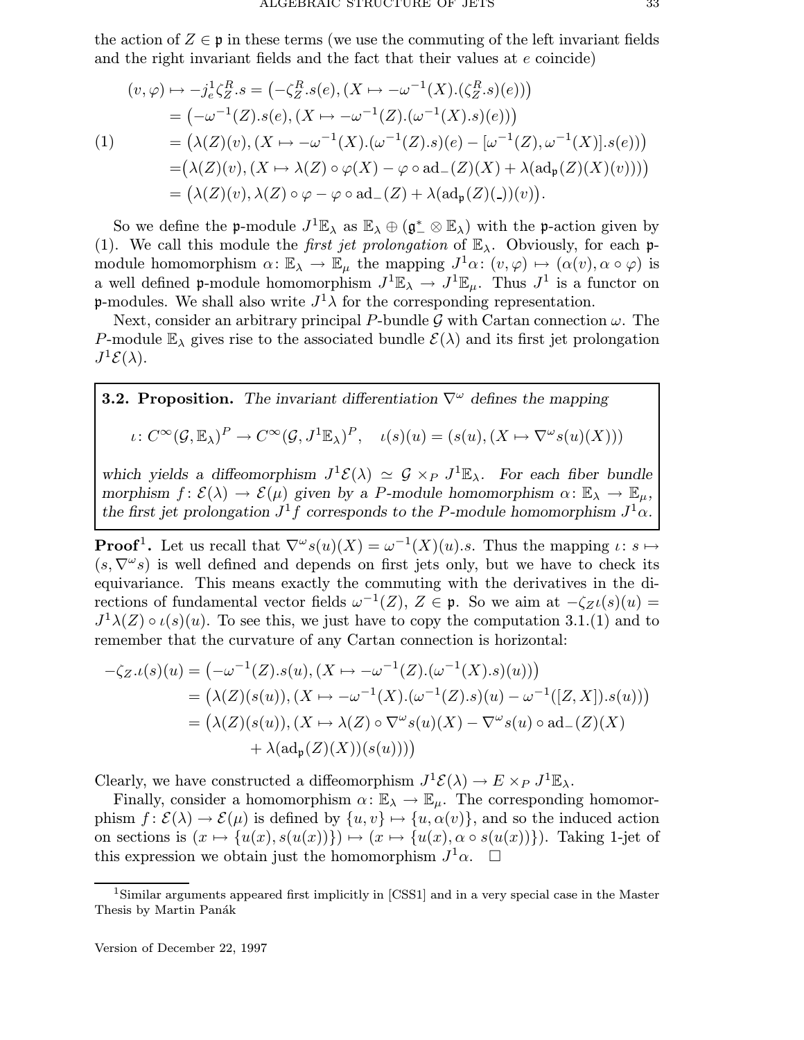the action of $Z \in \mathfrak{p}$ in these terms (we use the commuting of the left invariant fields and the right invariant fields and the fact that their values at $e$ coincide)

$$
\begin{aligned}
(v, \varphi) \mapsto -j^1_e \zeta^R_Z.s &= \big(-\zeta^R_Z.s(e), (X \mapsto -\omega^{-1}(X).(\zeta^R_Z.s)(e))\big) \\
&= \big(-\omega^{-1}(Z).s(e), (X \mapsto -\omega^{-1}(Z).(\omega^{-1}(X).s)(e))\big) \\
&= \big(\lambda(Z)(v), (X \mapsto -\omega^{-1}(X).(\omega^{-1}(Z).s)(e) - [\omega^{-1}(Z), \omega^{-1}(X)].s(e))\big) \qquad (1)\\
&= \big(\lambda(Z)(v), (X \mapsto \lambda(Z) \circ \varphi(X) - \varphi \circ \operatorname{ad}_-(Z)(X) + \lambda(\operatorname{ad}_\mathfrak{p}(Z)(X)(v)))\big) \\
&= \big(\lambda(Z)(v), \lambda(Z) \circ \varphi - \varphi \circ \operatorname{ad}_-(Z) + \lambda(\operatorname{ad}_\mathfrak{p}(Z)(\_))(v)\big).
\end{aligned}
$$

So we define the $\mathfrak{p}$-module $J^1\mathbb{E}_\lambda$ as $\mathbb{E}_\lambda \oplus (\mathfrak{g}^*_- \otimes \mathbb{E}_\lambda)$ with the $\mathfrak{p}$-action given by (1). We call this module the *first jet prolongation* of $\mathbb{E}_\lambda$. Obviously, for each $\mathfrak{p}$-module homomorphism $\alpha\colon \mathbb{E}_\lambda \to \mathbb{E}_\mu$ the mapping $J^1\alpha\colon (v, \varphi) \mapsto (\alpha(v), \alpha \circ \varphi)$ is a well defined $\mathfrak{p}$-module homomorphism $J^1\mathbb{E}_\lambda \to J^1\mathbb{E}_\mu$. Thus $J^1$ is a functor on $\mathfrak{p}$-modules. We shall also write $J^1\lambda$ for the corresponding representation.

Next, consider an arbitrary principal $P$-bundle $\mathcal{G}$ with Cartan connection $\omega$. The $P$-module $\mathbb{E}_\lambda$ gives rise to the associated bundle $\mathcal{E}(\lambda)$ and its first jet prolongation $J^1\mathcal{E}(\lambda)$.

**3.2. Proposition.** *The invariant differentiation $\nabla^\omega$ defines the mapping*

$$\iota\colon C^\infty(\mathcal{G}, \mathbb{E}_\lambda)^P \to C^\infty(\mathcal{G}, J^1\mathbb{E}_\lambda)^P, \quad \iota(s)(u) = (s(u), (X \mapsto \nabla^\omega s(u)(X)))$$

*which yields a diffeomorphism $J^1\mathcal{E}(\lambda) \simeq \mathcal{G} \times_P J^1\mathbb{E}_\lambda$. For each fiber bundle morphism $f\colon \mathcal{E}(\lambda) \to \mathcal{E}(\mu)$ given by a $P$-module homomorphism $\alpha\colon \mathbb{E}_\lambda \to \mathbb{E}_\mu$, the first jet prolongation $J^1 f$ corresponds to the $P$-module homomorphism $J^1\alpha$.*

**Proof**[1]**.** Let us recall that $\nabla^\omega s(u)(X) = \omega^{-1}(X)(u).s$. Thus the mapping $\iota\colon s \mapsto (s, \nabla^\omega s)$ is well defined and depends on first jets only, but we have to check its equivariance. This means exactly the commuting with the derivatives in the directions of fundamental vector fields $\omega^{-1}(Z)$, $Z \in \mathfrak{p}$. So we aim at $-\zeta_Z \iota(s)(u) = J^1\lambda(Z) \circ \iota(s)(u)$. To see this, we just have to copy the computation 3.1.(1) and to remember that the curvature of any Cartan connection is horizontal:

$$
\begin{aligned}
-\zeta_Z.\iota(s)(u) &= \big(-\omega^{-1}(Z).s(u), (X \mapsto -\omega^{-1}(Z).(\omega^{-1}(X).s)(u))\big) \\
&= \big(\lambda(Z)(s(u)), (X \mapsto -\omega^{-1}(X).(\omega^{-1}(Z).s)(u) - \omega^{-1}([Z, X]).s(u))\big) \\
&= \big(\lambda(Z)(s(u)), (X \mapsto \lambda(Z) \circ \nabla^\omega s(u)(X) - \nabla^\omega s(u) \circ \operatorname{ad}_-(Z)(X) \\
&\qquad + \lambda(\operatorname{ad}_\mathfrak{p}(Z)(X))(s(u)))\big)
\end{aligned}
$$

Clearly, we have constructed a diffeomorphism $J^1\mathcal{E}(\lambda) \to E \times_P J^1\mathbb{E}_\lambda$.

Finally, consider a homomorphism $\alpha\colon \mathbb{E}_\lambda \to \mathbb{E}_\mu$. The corresponding homomorphism $f\colon \mathcal{E}(\lambda) \to \mathcal{E}(\mu)$ is defined by $\{u, v\} \mapsto \{u, \alpha(v)\}$, and so the induced action on sections is $(x \mapsto \{u(x), s(u(x))\}) \mapsto (x \mapsto \{u(x), \alpha \circ s(u(x))\})$. Taking 1-jet of this expression we obtain just the homomorphism $J^1\alpha$. $\square$

[1] Similar arguments appeared first implicitly in [CSS1] and in a very special case in the Master Thesis by Martin Panák

Version of December 22, 1997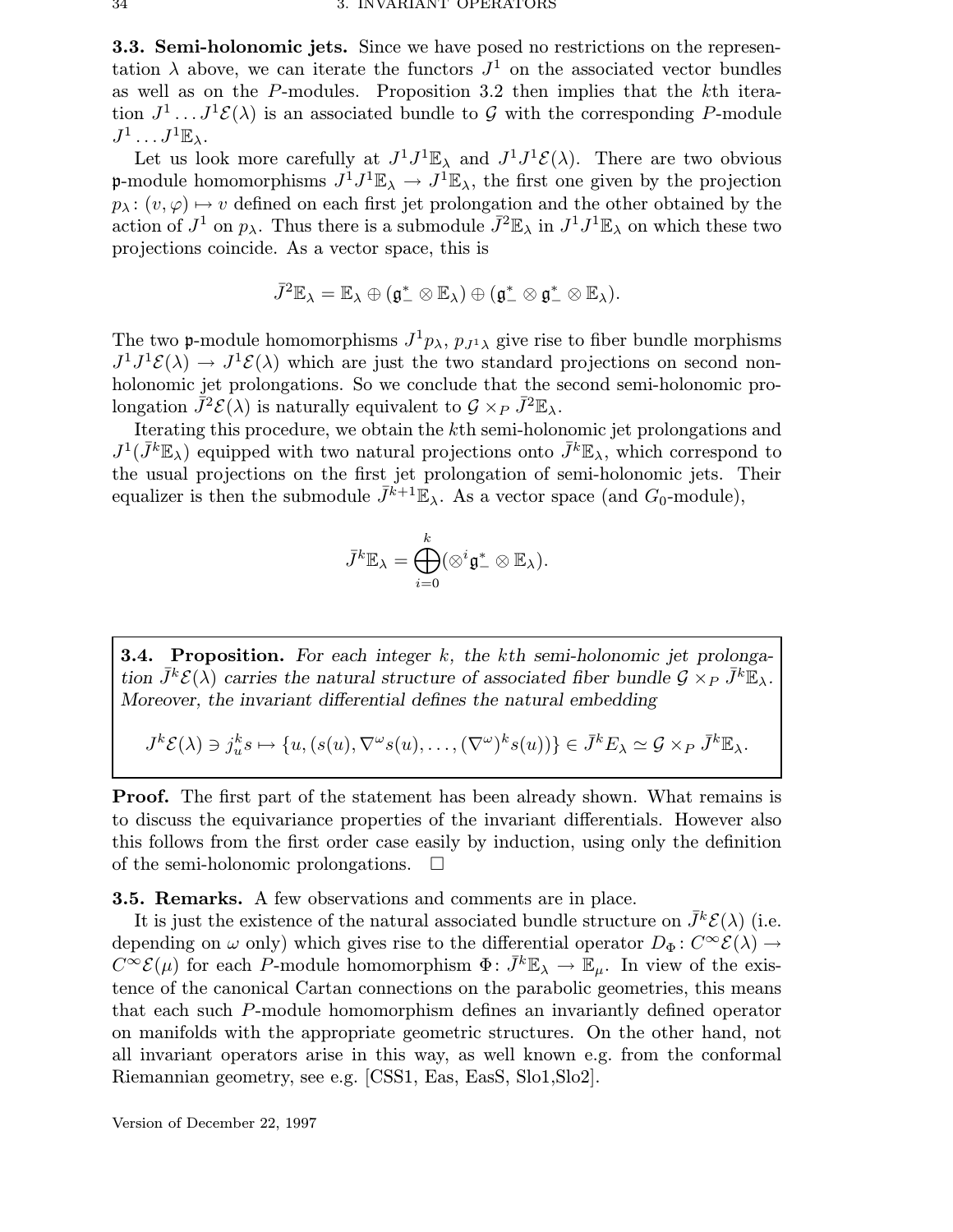**3.3. Semi-holonomic jets.** Since we have posed no restrictions on the representation $\lambda$ above, we can iterate the functors $J^1$ on the associated vector bundles as well as on the $P$-modules. Proposition 3.2 then implies that the $k$th iteration $J^1 \dots J^1\mathcal{E}(\lambda)$ is an associated bundle to $\mathcal{G}$ with the corresponding $P$-module $J^1 \dots J^1\mathbb{E}_\lambda$.

Let us look more carefully at $J^1J^1\mathbb{E}_\lambda$ and $J^1J^1\mathcal{E}(\lambda)$. There are two obvious $\mathfrak{p}$-module homomorphisms $J^1J^1\mathbb{E}_\lambda \to J^1\mathbb{E}_\lambda$, the first one given by the projection $p_\lambda\colon (v,\varphi) \mapsto v$ defined on each first jet prolongation and the other obtained by the action of $J^1$ on $p_\lambda$. Thus there is a submodule $\bar J^2\mathbb{E}_\lambda$ in $J^1J^1\mathbb{E}_\lambda$ on which these two projections coincide. As a vector space, this is

$$\bar J^2\mathbb{E}_\lambda = \mathbb{E}_\lambda \oplus (\mathfrak{g}^*_- \otimes \mathbb{E}_\lambda) \oplus (\mathfrak{g}^*_- \otimes \mathfrak{g}^*_- \otimes \mathbb{E}_\lambda).$$

The two $\mathfrak{p}$-module homomorphisms $J^1p_\lambda$, $p_{J^1\lambda}$ give rise to fiber bundle morphisms $J^1J^1\mathcal{E}(\lambda) \to J^1\mathcal{E}(\lambda)$ which are just the two standard projections on second non-holonomic jet prolongations. So we conclude that the second semi-holonomic prolongation $\bar J^2\mathcal{E}(\lambda)$ is naturally equivalent to $\mathcal{G} \times_P \bar J^2\mathbb{E}_\lambda$.

Iterating this procedure, we obtain the $k$th semi-holonomic jet prolongations and $J^1(\bar J^k\mathbb{E}_\lambda)$ equipped with two natural projections onto $\bar J^k\mathbb{E}_\lambda$, which correspond to the usual projections on the first jet prolongation of semi-holonomic jets. Their equalizer is then the submodule $\bar J^{k+1}\mathbb{E}_\lambda$. As a vector space (and $G_0$-module),

$$\bar J^k\mathbb{E}_\lambda = \bigoplus_{i=0}^{k} (\otimes^i \mathfrak{g}^*_- \otimes \mathbb{E}_\lambda).$$

**3.4. Proposition.** *For each integer $k$, the $k$th semi-holonomic jet prolongation $\bar J^k\mathcal{E}(\lambda)$ carries the natural structure of associated fiber bundle $\mathcal{G} \times_P \bar J^k\mathbb{E}_\lambda$. Moreover, the invariant differential defines the natural embedding*

$$J^k\mathcal{E}(\lambda) \ni j^k_u s \mapsto \{u, (s(u), \nabla^\omega s(u), \dots, (\nabla^\omega)^k s(u))\} \in \bar J^k E_\lambda \simeq \mathcal{G} \times_P \bar J^k\mathbb{E}_\lambda.$$

**Proof.** The first part of the statement has been already shown. What remains is to discuss the equivariance properties of the invariant differentials. However also this follows from the first order case easily by induction, using only the definition of the semi-holonomic prolongations. □

**3.5. Remarks.** A few observations and comments are in place.

It is just the existence of the natural associated bundle structure on $\bar J^k\mathcal{E}(\lambda)$ (i.e. depending on $\omega$ only) which gives rise to the differential operator $D_\Phi\colon C^\infty\mathcal{E}(\lambda) \to C^\infty\mathcal{E}(\mu)$ for each $P$-module homomorphism $\Phi\colon \bar J^k\mathbb{E}_\lambda \to \mathbb{E}_\mu$. In view of the existence of the canonical Cartan connections on the parabolic geometries, this means that each such $P$-module homomorphism defines an invariantly defined operator on manifolds with the appropriate geometric structures. On the other hand, not all invariant operators arise in this way, as well known e.g. from the conformal Riemannian geometry, see e.g. [CSS1, Eas, EasS, Slo1,Slo2].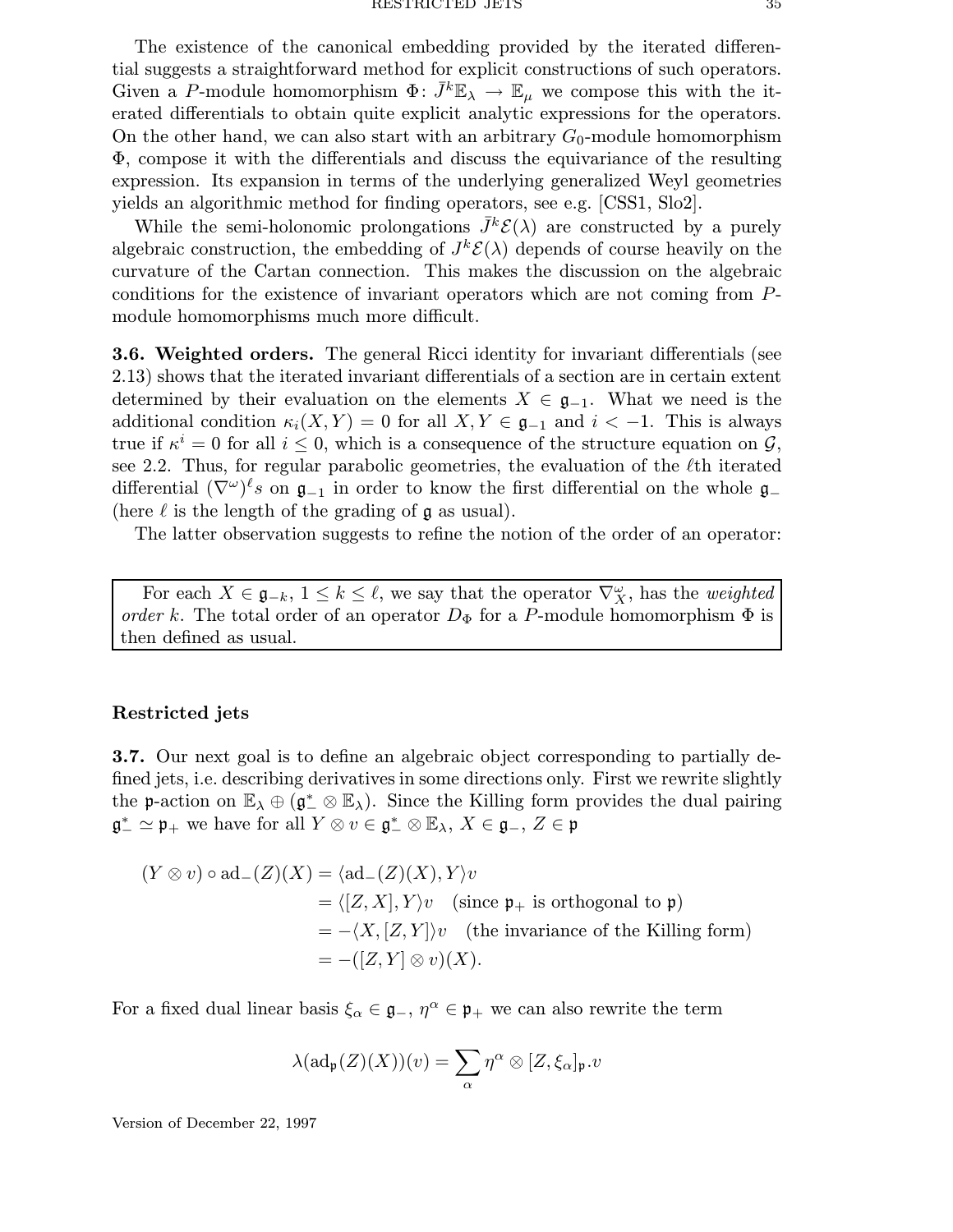The existence of the canonical embedding provided by the iterated differential suggests a straightforward method for explicit constructions of such operators. Given a $P$-module homomorphism $\Phi\colon \bar{J}^k\mathbb{E}_\lambda \to \mathbb{E}_\mu$ we compose this with the iterated differentials to obtain quite explicit analytic expressions for the operators. On the other hand, we can also start with an arbitrary $G_0$-module homomorphism $\Phi$, compose it with the differentials and discuss the equivariance of the resulting expression. Its expansion in terms of the underlying generalized Weyl geometries yields an algorithmic method for finding operators, see e.g. [CSS1, Slo2].

While the semi-holonomic prolongations $\bar{J}^k\mathcal{E}(\lambda)$ are constructed by a purely algebraic construction, the embedding of $J^k\mathcal{E}(\lambda)$ depends of course heavily on the curvature of the Cartan connection. This makes the discussion on the algebraic conditions for the existence of invariant operators which are not coming from $P$-module homomorphisms much more difficult.

**3.6. Weighted orders.** The general Ricci identity for invariant differentials (see 2.13) shows that the iterated invariant differentials of a section are in certain extent determined by their evaluation on the elements $X \in \mathfrak{g}_{-1}$. What we need is the additional condition $\kappa_i(X,Y) = 0$ for all $X, Y \in \mathfrak{g}_{-1}$ and $i < -1$. This is always true if $\kappa^i = 0$ for all $i \le 0$, which is a consequence of the structure equation on $\mathcal{G}$, see 2.2. Thus, for regular parabolic geometries, the evaluation of the $\ell$th iterated differential $(\nabla^\omega)^\ell s$ on $\mathfrak{g}_{-1}$ in order to know the first differential on the whole $\mathfrak{g}_-$ (here $\ell$ is the length of the grading of $\mathfrak{g}$ as usual).

The latter observation suggests to refine the notion of the order of an operator:

> For each $X \in \mathfrak{g}_{-k}$, $1 \le k \le \ell$, we say that the operator $\nabla^\omega_X$, has the *weighted order* $k$. The total order of an operator $D_\Phi$ for a $P$-module homomorphism $\Phi$ is then defined as usual.

## Restricted jets

**3.7.** Our next goal is to define an algebraic object corresponding to partially defined jets, i.e. describing derivatives in some directions only. First we rewrite slightly the $\mathfrak{p}$-action on $\mathbb{E}_\lambda \oplus (\mathfrak{g}_-^* \otimes \mathbb{E}_\lambda)$. Since the Killing form provides the dual pairing $\mathfrak{g}_-^* \simeq \mathfrak{p}_+$ we have for all $Y \otimes v \in \mathfrak{g}_-^* \otimes \mathbb{E}_\lambda$, $X \in \mathfrak{g}_-$, $Z \in \mathfrak{p}$

$$
\begin{aligned}
(Y \otimes v) \circ \mathrm{ad}_-(Z)(X) &= \langle \mathrm{ad}_-(Z)(X), Y\rangle v \\
&= \langle [Z,X], Y\rangle v \quad \text{(since } \mathfrak{p}_+ \text{ is orthogonal to } \mathfrak{p}\text{)} \\
&= -\langle X, [Z,Y]\rangle v \quad \text{(the invariance of the Killing form)} \\
&= -([Z,Y] \otimes v)(X).
\end{aligned}
$$

For a fixed dual linear basis $\xi_\alpha \in \mathfrak{g}_-$, $\eta^\alpha \in \mathfrak{p}_+$ we can also rewrite the term

$$
\lambda(\mathrm{ad}_\mathfrak{p}(Z)(X))(v) = \sum_\alpha \eta^\alpha \otimes [Z, \xi_\alpha]_\mathfrak{p}.v
$$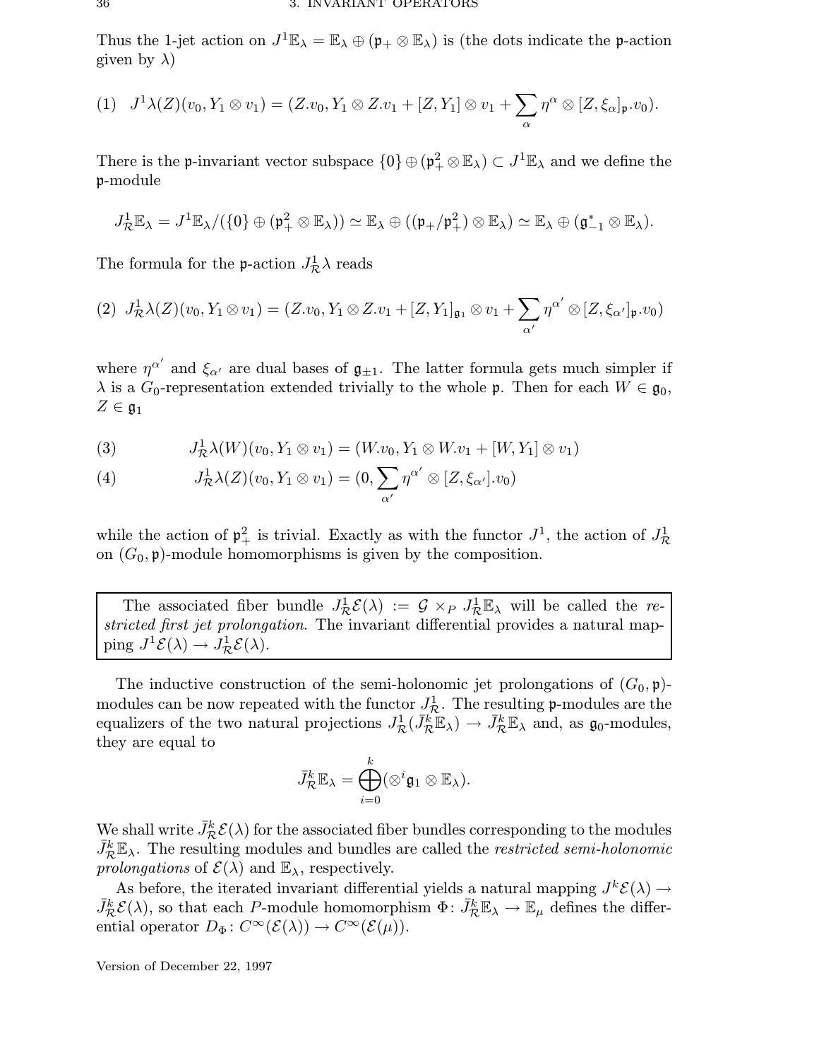Thus the 1-jet action on $J^1\mathbb{E}_\lambda = \mathbb{E}_\lambda \oplus (\mathfrak{p}_+ \otimes \mathbb{E}_\lambda)$ is (the dots indicate the $\mathfrak{p}$-action given by $\lambda$)

$$(1)\quad J^1\lambda(Z)(v_0, Y_1 \otimes v_1) = (Z.v_0, Y_1 \otimes Z.v_1 + [Z, Y_1] \otimes v_1 + \sum_\alpha \eta^\alpha \otimes [Z, \xi_\alpha]_\mathfrak{p}.v_0).$$

There is the $\mathfrak{p}$-invariant vector subspace $\{0\} \oplus (\mathfrak{p}_+^2 \otimes \mathbb{E}_\lambda) \subset J^1\mathbb{E}_\lambda$ and we define the $\mathfrak{p}$-module

$$J^1_\mathcal{R}\mathbb{E}_\lambda = J^1\mathbb{E}_\lambda / (\{0\} \oplus (\mathfrak{p}_+^2 \otimes \mathbb{E}_\lambda)) \simeq \mathbb{E}_\lambda \oplus ((\mathfrak{p}_+/\mathfrak{p}_+^2) \otimes \mathbb{E}_\lambda) \simeq \mathbb{E}_\lambda \oplus (\mathfrak{g}_{-1}^* \otimes \mathbb{E}_\lambda).$$

The formula for the $\mathfrak{p}$-action $J^1_\mathcal{R}\lambda$ reads

$$(2)\quad J^1_\mathcal{R}\lambda(Z)(v_0, Y_1 \otimes v_1) = (Z.v_0, Y_1 \otimes Z.v_1 + [Z, Y_1]_{\mathfrak{g}_1} \otimes v_1 + \sum_{\alpha'} \eta^{\alpha'} \otimes [Z, \xi_{\alpha'}]_\mathfrak{p}.v_0)$$

where $\eta^{\alpha'}$ and $\xi_{\alpha'}$ are dual bases of $\mathfrak{g}_{\pm 1}$. The latter formula gets much simpler if $\lambda$ is a $G_0$-representation extended trivially to the whole $\mathfrak{p}$. Then for each $W \in \mathfrak{g}_0$, $Z \in \mathfrak{g}_1$

$$(3)\qquad J^1_\mathcal{R}\lambda(W)(v_0, Y_1 \otimes v_1) = (W.v_0, Y_1 \otimes W.v_1 + [W, Y_1] \otimes v_1)$$

$$(4)\qquad J^1_\mathcal{R}\lambda(Z)(v_0, Y_1 \otimes v_1) = (0, \sum_{\alpha'} \eta^{\alpha'} \otimes [Z, \xi_{\alpha'}].v_0)$$

while the action of $\mathfrak{p}_+^2$ is trivial. Exactly as with the functor $J^1$, the action of $J^1_\mathcal{R}$ on $(G_0, \mathfrak{p})$-module homomorphisms is given by the composition.

The associated fiber bundle $J^1_\mathcal{R}\mathcal{E}(\lambda) := \mathcal{G} \times_P J^1_\mathcal{R}\mathbb{E}_\lambda$ will be called the *restricted first jet prolongation*. The invariant differential provides a natural mapping $J^1\mathcal{E}(\lambda) \to J^1_\mathcal{R}\mathcal{E}(\lambda)$.

The inductive construction of the semi-holonomic jet prolongations of $(G_0, \mathfrak{p})$-modules can be now repeated with the functor $J^1_\mathcal{R}$. The resulting $\mathfrak{p}$-modules are the equalizers of the two natural projections $J^1_\mathcal{R}(\bar{J}^k_\mathcal{R}\mathbb{E}_\lambda) \to \bar{J}^k_\mathcal{R}\mathbb{E}_\lambda$ and, as $\mathfrak{g}_0$-modules, they are equal to

$$\bar{J}^k_\mathcal{R}\mathbb{E}_\lambda = \bigoplus_{i=0}^k (\otimes^i \mathfrak{g}_1 \otimes \mathbb{E}_\lambda).$$

We shall write $\bar{J}^k_\mathcal{R}\mathcal{E}(\lambda)$ for the associated fiber bundles corresponding to the modules $\bar{J}^k_\mathcal{R}\mathbb{E}_\lambda$. The resulting modules and bundles are called the *restricted semi-holonomic prolongations* of $\mathcal{E}(\lambda)$ and $\mathbb{E}_\lambda$, respectively.

As before, the iterated invariant differential yields a natural mapping $J^k\mathcal{E}(\lambda) \to \bar{J}^k_\mathcal{R}\mathcal{E}(\lambda)$, so that each $P$-module homomorphism $\Phi\colon \bar{J}^k_\mathcal{R}\mathbb{E}_\lambda \to \mathbb{E}_\mu$ defines the differential operator $D_\Phi\colon C^\infty(\mathcal{E}(\lambda)) \to C^\infty(\mathcal{E}(\mu))$.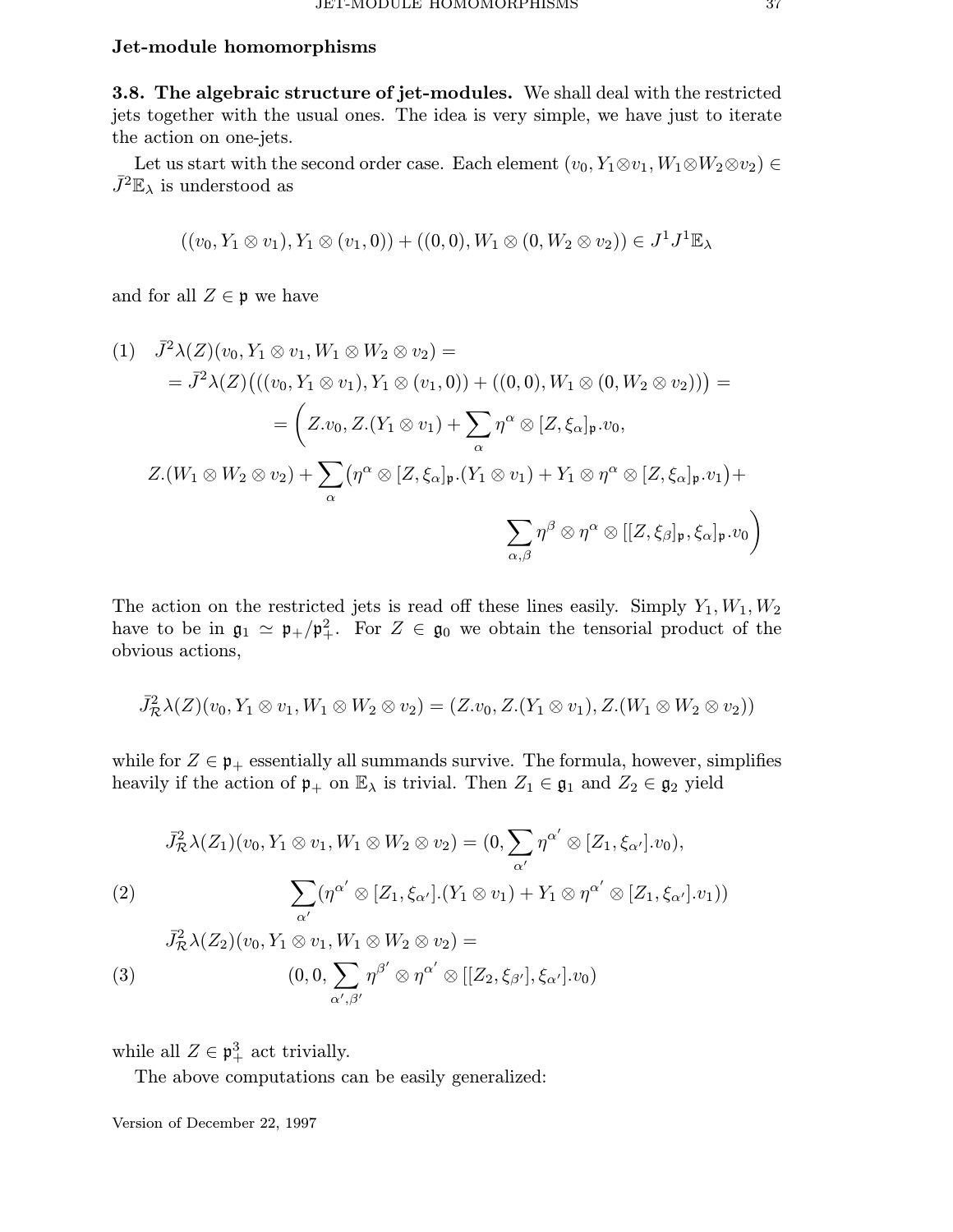## Jet-module homomorphisms

**3.8. The algebraic structure of jet-modules.** We shall deal with the restricted jets together with the usual ones. The idea is very simple, we have just to iterate the action on one-jets.

Let us start with the second order case. Each element $(v_0, Y_1\otimes v_1, W_1\otimes W_2\otimes v_2) \in \bar J^2\mathbb{E}_\lambda$ is understood as

$$((v_0, Y_1 \otimes v_1), Y_1 \otimes (v_1, 0)) + ((0,0), W_1 \otimes (0, W_2 \otimes v_2)) \in J^1J^1\mathbb{E}_\lambda$$

and for all $Z \in \mathfrak{p}$ we have

$$
\begin{aligned}
(1)\quad & \bar J^2\lambda(Z)(v_0, Y_1 \otimes v_1, W_1 \otimes W_2 \otimes v_2) = \\
&= \bar J^2\lambda(Z)\big(((v_0, Y_1 \otimes v_1), Y_1 \otimes (v_1, 0)) + ((0,0), W_1 \otimes (0, W_2 \otimes v_2))\big) = \\
&= \Big(Z.v_0, Z.(Y_1 \otimes v_1) + \sum_\alpha \eta^\alpha \otimes [Z, \xi_\alpha]_\mathfrak{p}.v_0, \\
&\quad Z.(W_1 \otimes W_2 \otimes v_2) + \sum_\alpha \big(\eta^\alpha \otimes [Z,\xi_\alpha]_\mathfrak{p}.(Y_1 \otimes v_1) + Y_1 \otimes \eta^\alpha \otimes [Z,\xi_\alpha]_\mathfrak{p}.v_1\big) + \\
&\quad \sum_{\alpha,\beta} \eta^\beta \otimes \eta^\alpha \otimes [[Z,\xi_\beta]_\mathfrak{p}, \xi_\alpha]_\mathfrak{p}.v_0\Big)
\end{aligned}
$$

The action on the restricted jets is read off these lines easily. Simply $Y_1, W_1, W_2$ have to be in $\mathfrak{g}_1 \simeq \mathfrak{p}_+/\mathfrak{p}_+^2$. For $Z \in \mathfrak{g}_0$ we obtain the tensorial product of the obvious actions,

$$\bar J^2_\mathcal{R}\lambda(Z)(v_0, Y_1 \otimes v_1, W_1 \otimes W_2 \otimes v_2) = (Z.v_0, Z.(Y_1 \otimes v_1), Z.(W_1 \otimes W_2 \otimes v_2))$$

while for $Z \in \mathfrak{p}_+$ essentially all summands survive. The formula, however, simplifies heavily if the action of $\mathfrak{p}_+$ on $\mathbb{E}_\lambda$ is trivial. Then $Z_1 \in \mathfrak{g}_1$ and $Z_2 \in \mathfrak{g}_2$ yield

$$
\begin{aligned}
& \bar J^2_\mathcal{R}\lambda(Z_1)(v_0, Y_1 \otimes v_1, W_1 \otimes W_2 \otimes v_2) = (0, \sum_{\alpha'} \eta^{\alpha'} \otimes [Z_1, \xi_{\alpha'}].v_0), \\
(2)\quad & \qquad \sum_{\alpha'} (\eta^{\alpha'} \otimes [Z_1, \xi_{\alpha'}].(Y_1 \otimes v_1) + Y_1 \otimes \eta^{\alpha'} \otimes [Z_1, \xi_{\alpha'}].v_1)) \\
& \bar J^2_\mathcal{R}\lambda(Z_2)(v_0, Y_1 \otimes v_1, W_1 \otimes W_2 \otimes v_2) = \\
(3)\quad & \qquad (0, 0, \sum_{\alpha',\beta'} \eta^{\beta'} \otimes \eta^{\alpha'} \otimes [[Z_2, \xi_{\beta'}], \xi_{\alpha'}].v_0)
\end{aligned}
$$

while all $Z \in \mathfrak{p}_+^3$ act trivially.

The above computations can be easily generalized:

Version of December 22, 1997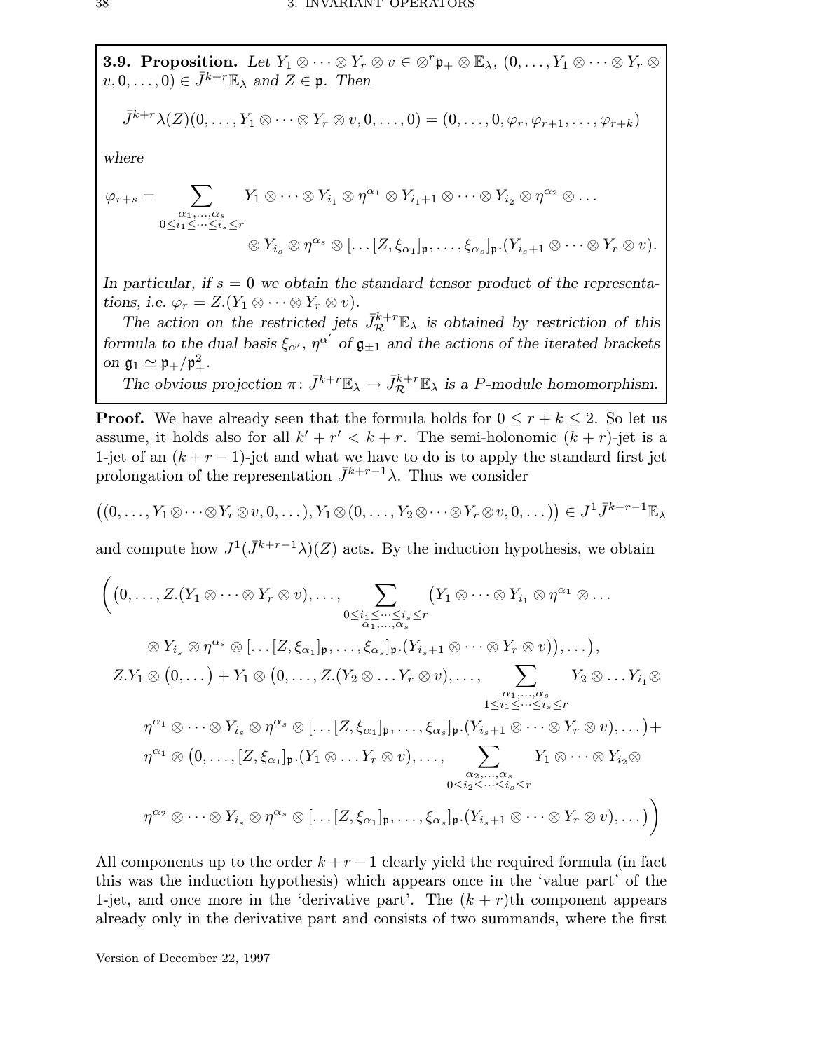**3.9. Proposition.** *Let* $Y_1 \otimes \cdots \otimes Y_r \otimes v \in \otimes^r \mathfrak{p}_+ \otimes \mathbb{E}_\lambda$, $(0, \ldots, Y_1 \otimes \cdots \otimes Y_r \otimes v, 0, \ldots, 0) \in \bar{J}^{k+r}\mathbb{E}_\lambda$ *and* $Z \in \mathfrak{p}$. *Then*

$$\bar{J}^{k+r}\lambda(Z)(0, \ldots, Y_1 \otimes \cdots \otimes Y_r \otimes v, 0, \ldots, 0) = (0, \ldots, 0, \varphi_r, \varphi_{r+1}, \ldots, \varphi_{r+k})$$

*where*

$$\varphi_{r+s} = \sum_{\substack{\alpha_1,\ldots,\alpha_s \\ 0 \le i_1 \le \cdots \le i_s \le r}} Y_1 \otimes \cdots \otimes Y_{i_1} \otimes \eta^{\alpha_1} \otimes Y_{i_1+1} \otimes \cdots \otimes Y_{i_2} \otimes \eta^{\alpha_2} \otimes \ldots$$
$$\otimes Y_{i_s} \otimes \eta^{\alpha_s} \otimes [\ldots[Z, \xi_{\alpha_1}]_{\mathfrak{p}}, \ldots, \xi_{\alpha_s}]_{\mathfrak{p}}.(Y_{i_s+1} \otimes \cdots \otimes Y_r \otimes v).$$

*In particular, if* $s = 0$ *we obtain the standard tensor product of the representations, i.e.* $\varphi_r = Z.(Y_1 \otimes \cdots \otimes Y_r \otimes v)$.

*The action on the restricted jets* $\bar{J}^{k+r}_{\mathcal{R}}\mathbb{E}_\lambda$ *is obtained by restriction of this formula to the dual basis* $\xi_{\alpha'}$, $\eta^{\alpha'}$ *of* $\mathfrak{g}_{\pm 1}$ *and the actions of the iterated brackets on* $\mathfrak{g}_1 \simeq \mathfrak{p}_+/\mathfrak{p}_+^2$.

*The obvious projection* $\pi \colon \bar{J}^{k+r}\mathbb{E}_\lambda \to \bar{J}^{k+r}_{\mathcal{R}}\mathbb{E}_\lambda$ *is a* $P$*-module homomorphism.*

**Proof.** We have already seen that the formula holds for $0 \le r + k \le 2$. So let us assume, it holds also for all $k' + r' < k + r$. The semi-holonomic $(k+r)$-jet is a 1-jet of an $(k+r-1)$-jet and what we have to do is to apply the standard first jet prolongation of the representation $\bar{J}^{k+r-1}\lambda$. Thus we consider

$$\big((0, \ldots, Y_1 \otimes \cdots \otimes Y_r \otimes v, 0, \ldots), Y_1 \otimes (0, \ldots, Y_2 \otimes \cdots \otimes Y_r \otimes v, 0, \ldots)\big) \in J^1\bar{J}^{k+r-1}\mathbb{E}_\lambda$$

and compute how $J^1(\bar{J}^{k+r-1}\lambda)(Z)$ acts. By the induction hypothesis, we obtain

$$\Bigg(\Big(0, \ldots, Z.(Y_1 \otimes \cdots \otimes Y_r \otimes v), \ldots, \sum_{\substack{0 \le i_1 \le \cdots \le i_s \le r \\ \alpha_1,\ldots,\alpha_s}} \big(Y_1 \otimes \cdots \otimes Y_{i_1} \otimes \eta^{\alpha_1} \otimes \ldots$$
$$\otimes Y_{i_s} \otimes \eta^{\alpha_s} \otimes [\ldots[Z, \xi_{\alpha_1}]_{\mathfrak{p}}, \ldots, \xi_{\alpha_s}]_{\mathfrak{p}}.(Y_{i_s+1} \otimes \cdots \otimes Y_r \otimes v)\big), \ldots\Big),$$
$$Z.Y_1 \otimes \big(0, \ldots\big) + Y_1 \otimes \big(0, \ldots, Z.(Y_2 \otimes \ldots Y_r \otimes v), \ldots, \sum_{\substack{\alpha_1,\ldots,\alpha_s \\ 1 \le i_1 \le \cdots \le i_s \le r}} Y_2 \otimes \ldots Y_{i_1} \otimes$$
$$\eta^{\alpha_1} \otimes \cdots \otimes Y_{i_s} \otimes \eta^{\alpha_s} \otimes [\ldots[Z, \xi_{\alpha_1}]_{\mathfrak{p}}, \ldots, \xi_{\alpha_s}]_{\mathfrak{p}}.(Y_{i_s+1} \otimes \cdots \otimes Y_r \otimes v), \ldots\big) +$$
$$\eta^{\alpha_1} \otimes \big(0, \ldots, [Z, \xi_{\alpha_1}]_{\mathfrak{p}}.(Y_1 \otimes \ldots Y_r \otimes v), \ldots, \sum_{\substack{\alpha_2,\ldots,\alpha_s \\ 0 \le i_2 \le \cdots \le i_s \le r}} Y_1 \otimes \cdots \otimes Y_{i_2} \otimes$$
$$\eta^{\alpha_2} \otimes \cdots \otimes Y_{i_s} \otimes \eta^{\alpha_s} \otimes [\ldots[Z, \xi_{\alpha_1}]_{\mathfrak{p}}, \ldots, \xi_{\alpha_s}]_{\mathfrak{p}}.(Y_{i_s+1} \otimes \cdots \otimes Y_r \otimes v), \ldots\big)\Bigg)$$

All components up to the order $k + r - 1$ clearly yield the required formula (in fact this was the induction hypothesis) which appears once in the 'value part' of the 1-jet, and once more in the 'derivative part'. The $(k+r)$th component appears already only in the derivative part and consists of two summands, where the first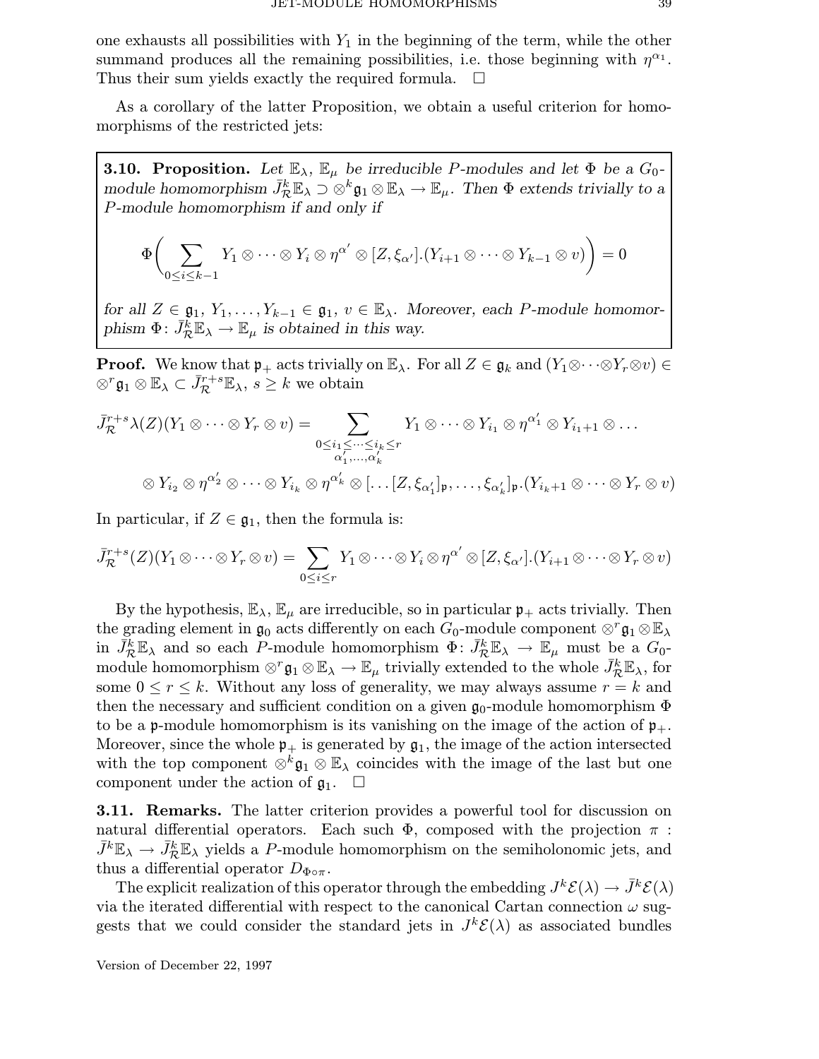one exhausts all possibilities with $Y_1$ in the beginning of the term, while the other summand produces all the remaining possibilities, i.e. those beginning with $\eta^{\alpha_1}$. Thus their sum yields exactly the required formula. □

As a corollary of the latter Proposition, we obtain a useful criterion for homomorphisms of the restricted jets:

**3.10. Proposition.** *Let $\mathbb{E}_\lambda$, $\mathbb{E}_\mu$ be irreducible $P$-modules and let $\Phi$ be a $G_0$-module homomorphism $\bar{J}^k_{\mathcal{R}}\mathbb{E}_\lambda \supset \otimes^k \mathfrak{g}_1 \otimes \mathbb{E}_\lambda \to \mathbb{E}_\mu$. Then $\Phi$ extends trivially to a $P$-module homomorphism if and only if*

$$\Phi\bigg(\sum_{0\le i\le k-1} Y_1\otimes\cdots\otimes Y_i\otimes\eta^{\alpha'}\otimes[Z,\xi_{\alpha'}].(Y_{i+1}\otimes\cdots\otimes Y_{k-1}\otimes v)\bigg)=0$$

*for all $Z\in\mathfrak{g}_1$, $Y_1,\dots,Y_{k-1}\in\mathfrak{g}_1$, $v\in\mathbb{E}_\lambda$. Moreover, each $P$-module homomorphism $\Phi\colon \bar{J}^k_{\mathcal{R}}\mathbb{E}_\lambda\to\mathbb{E}_\mu$ is obtained in this way.*

**Proof.** We know that $\mathfrak{p}_+$ acts trivially on $\mathbb{E}_\lambda$. For all $Z\in\mathfrak{g}_k$ and $(Y_1\otimes\cdots\otimes Y_r\otimes v)\in\otimes^r\mathfrak{g}_1\otimes\mathbb{E}_\lambda\subset\bar{J}^{r+s}_{\mathcal{R}}\mathbb{E}_\lambda$, $s\ge k$ we obtain

$$\bar{J}^{r+s}_{\mathcal{R}}\lambda(Z)(Y_1\otimes\cdots\otimes Y_r\otimes v)=\sum_{\substack{0\le i_1\le\cdots\le i_k\le r\\ \alpha'_1,\dots,\alpha'_k}} Y_1\otimes\cdots\otimes Y_{i_1}\otimes\eta^{\alpha'_1}\otimes Y_{i_1+1}\otimes\dots$$

$$\otimes Y_{i_2}\otimes\eta^{\alpha'_2}\otimes\cdots\otimes Y_{i_k}\otimes\eta^{\alpha'_k}\otimes[\dots[Z,\xi_{\alpha'_1}]_{\mathfrak{p}},\dots,\xi_{\alpha'_k}]_{\mathfrak{p}}.(Y_{i_k+1}\otimes\cdots\otimes Y_r\otimes v)$$

In particular, if $Z\in\mathfrak{g}_1$, then the formula is:

$$\bar{J}^{r+s}_{\mathcal{R}}(Z)(Y_1\otimes\cdots\otimes Y_r\otimes v)=\sum_{0\le i\le r} Y_1\otimes\cdots\otimes Y_i\otimes\eta^{\alpha'}\otimes[Z,\xi_{\alpha'}].(Y_{i+1}\otimes\cdots\otimes Y_r\otimes v)$$

By the hypothesis, $\mathbb{E}_\lambda$, $\mathbb{E}_\mu$ are irreducible, so in particular $\mathfrak{p}_+$ acts trivially. Then the grading element in $\mathfrak{g}_0$ acts differently on each $G_0$-module component $\otimes^r\mathfrak{g}_1\otimes\mathbb{E}_\lambda$ in $\bar{J}^k_{\mathcal{R}}\mathbb{E}_\lambda$ and so each $P$-module homomorphism $\Phi\colon\bar{J}^k_{\mathcal{R}}\mathbb{E}_\lambda\to\mathbb{E}_\mu$ must be a $G_0$-module homomorphism $\otimes^r\mathfrak{g}_1\otimes\mathbb{E}_\lambda\to\mathbb{E}_\mu$ trivially extended to the whole $\bar{J}^k_{\mathcal{R}}\mathbb{E}_\lambda$, for some $0\le r\le k$. Without any loss of generality, we may always assume $r=k$ and then the necessary and sufficient condition on a given $\mathfrak{g}_0$-module homomorphism $\Phi$ to be a $\mathfrak{p}$-module homomorphism is its vanishing on the image of the action of $\mathfrak{p}_+$. Moreover, since the whole $\mathfrak{p}_+$ is generated by $\mathfrak{g}_1$, the image of the action intersected with the top component $\otimes^k\mathfrak{g}_1\otimes\mathbb{E}_\lambda$ coincides with the image of the last but one component under the action of $\mathfrak{g}_1$. □

**3.11. Remarks.** The latter criterion provides a powerful tool for discussion on natural differential operators. Each such $\Phi$, composed with the projection $\pi:\bar{J}^k\mathbb{E}_\lambda\to\bar{J}^k_{\mathcal{R}}\mathbb{E}_\lambda$ yields a $P$-module homomorphism on the semiholonomic jets, and thus a differential operator $D_{\Phi\circ\pi}$.

The explicit realization of this operator through the embedding $J^k\mathcal{E}(\lambda)\to\bar{J}^k\mathcal{E}(\lambda)$ via the iterated differential with respect to the canonical Cartan connection $\omega$ suggests that we could consider the standard jets in $J^k\mathcal{E}(\lambda)$ as associated bundles

Version of December 22, 1997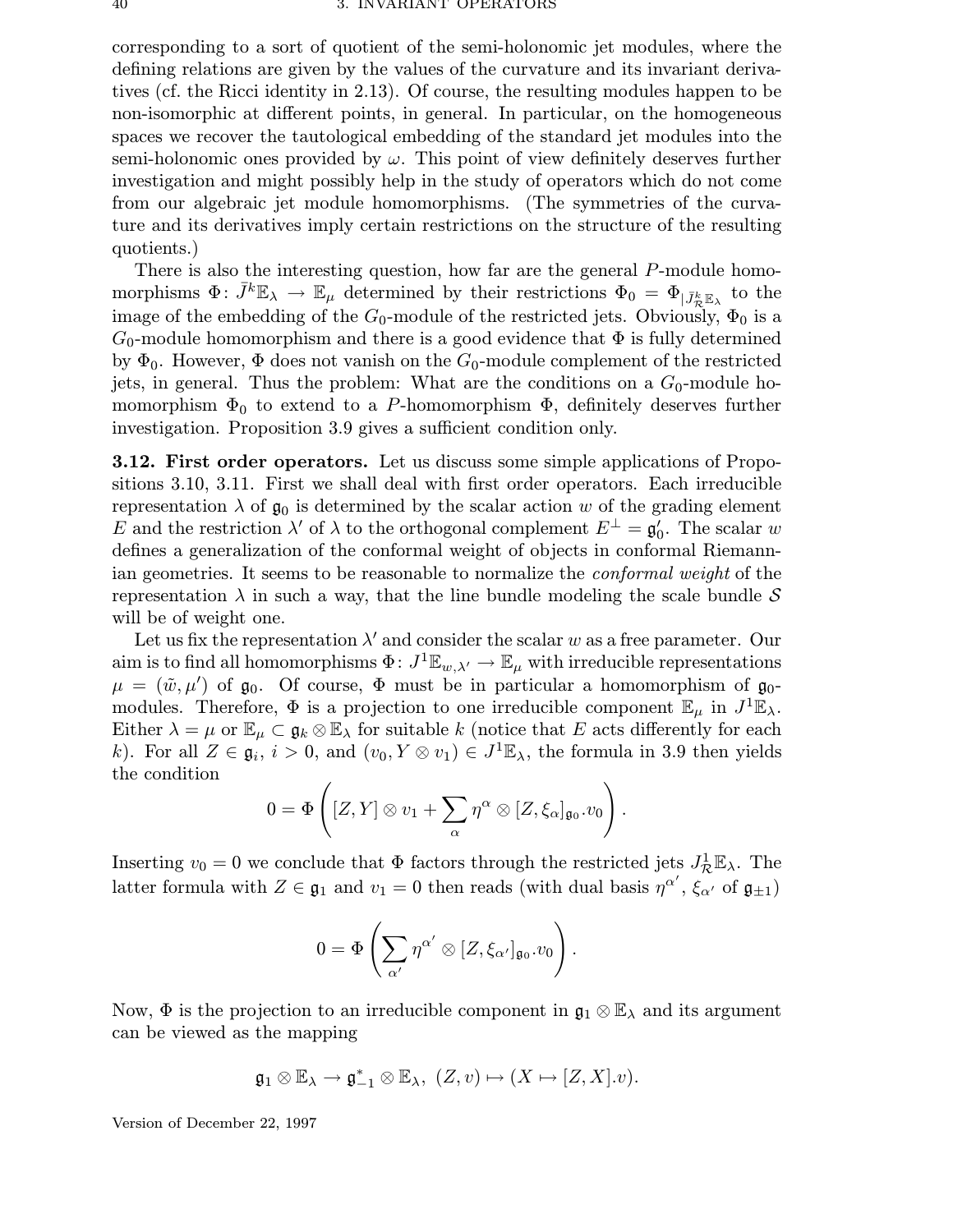corresponding to a sort of quotient of the semi-holonomic jet modules, where the defining relations are given by the values of the curvature and its invariant derivatives (cf. the Ricci identity in 2.13). Of course, the resulting modules happen to be non-isomorphic at different points, in general. In particular, on the homogeneous spaces we recover the tautological embedding of the standard jet modules into the semi-holonomic ones provided by $\omega$. This point of view definitely deserves further investigation and might possibly help in the study of operators which do not come from our algebraic jet module homomorphisms. (The symmetries of the curvature and its derivatives imply certain restrictions on the structure of the resulting quotients.)

There is also the interesting question, how far are the general $P$-module homomorphisms $\Phi\colon \bar{J}^k\mathbb{E}_\lambda \to \mathbb{E}_\mu$ determined by their restrictions $\Phi_0 = \Phi_{|\bar{J}^k_{\mathcal{R}}\mathbb{E}_\lambda}$ to the image of the embedding of the $G_0$-module of the restricted jets. Obviously, $\Phi_0$ is a $G_0$-module homomorphism and there is a good evidence that $\Phi$ is fully determined by $\Phi_0$. However, $\Phi$ does not vanish on the $G_0$-module complement of the restricted jets, in general. Thus the problem: What are the conditions on a $G_0$-module homomorphism $\Phi_0$ to extend to a $P$-homomorphism $\Phi$, definitely deserves further investigation. Proposition 3.9 gives a sufficient condition only.

**3.12. First order operators.** Let us discuss some simple applications of Propositions 3.10, 3.11. First we shall deal with first order operators. Each irreducible representation $\lambda$ of $\mathfrak{g}_0$ is determined by the scalar action $w$ of the grading element $E$ and the restriction $\lambda'$ of $\lambda$ to the orthogonal complement $E^\perp = \mathfrak{g}_0'$. The scalar $w$ defines a generalization of the conformal weight of objects in conformal Riemannian geometries. It seems to be reasonable to normalize the *conformal weight* of the representation $\lambda$ in such a way, that the line bundle modeling the scale bundle $\mathcal{S}$ will be of weight one.

Let us fix the representation $\lambda'$ and consider the scalar $w$ as a free parameter. Our aim is to find all homomorphisms $\Phi\colon J^1\mathbb{E}_{w,\lambda'} \to \mathbb{E}_\mu$ with irreducible representations $\mu = (\tilde{w}, \mu')$ of $\mathfrak{g}_0$. Of course, $\Phi$ must be in particular a homomorphism of $\mathfrak{g}_0$-modules. Therefore, $\Phi$ is a projection to one irreducible component $\mathbb{E}_\mu$ in $J^1\mathbb{E}_\lambda$. Either $\lambda = \mu$ or $\mathbb{E}_\mu \subset \mathfrak{g}_k \otimes \mathbb{E}_\lambda$ for suitable $k$ (notice that $E$ acts differently for each $k$). For all $Z \in \mathfrak{g}_i$, $i > 0$, and $(v_0, Y \otimes v_1) \in J^1\mathbb{E}_\lambda$, the formula in 3.9 then yields the condition

$$0 = \Phi\left([Z, Y] \otimes v_1 + \sum_\alpha \eta^\alpha \otimes [Z, \xi_\alpha]_{\mathfrak{g}_0}.v_0\right).$$

Inserting $v_0 = 0$ we conclude that $\Phi$ factors through the restricted jets $J^1_{\mathcal{R}}\mathbb{E}_\lambda$. The latter formula with $Z \in \mathfrak{g}_1$ and $v_1 = 0$ then reads (with dual basis $\eta^{\alpha'}$, $\xi_{\alpha'}$ of $\mathfrak{g}_{\pm 1}$)

$$0 = \Phi\left(\sum_{\alpha'} \eta^{\alpha'} \otimes [Z, \xi_{\alpha'}]_{\mathfrak{g}_0}.v_0\right).$$

Now, $\Phi$ is the projection to an irreducible component in $\mathfrak{g}_1 \otimes \mathbb{E}_\lambda$ and its argument can be viewed as the mapping

$$\mathfrak{g}_1 \otimes \mathbb{E}_\lambda \to \mathfrak{g}^*_{-1} \otimes \mathbb{E}_\lambda,\ (Z, v) \mapsto (X \mapsto [Z, X].v).$$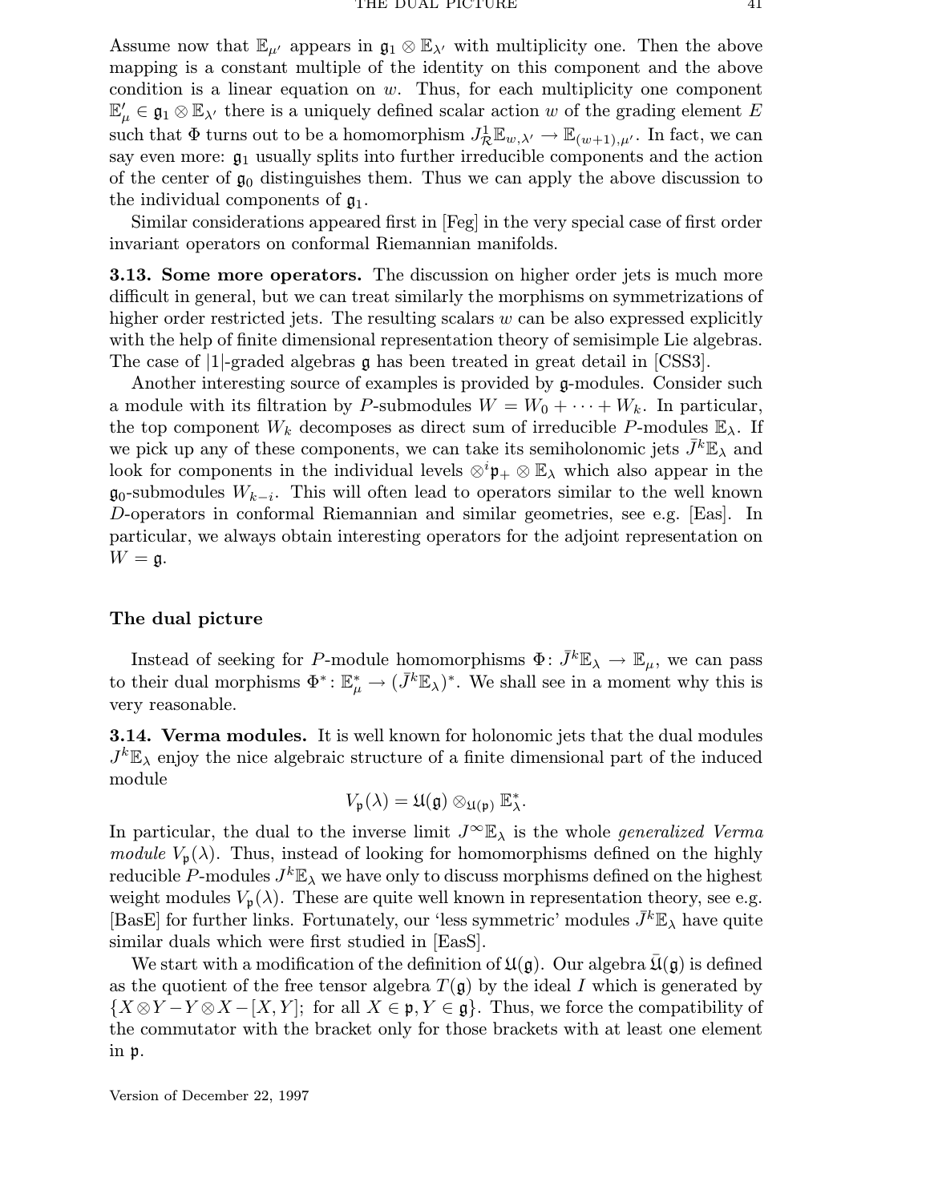Assume now that $\mathbb{E}_{\mu'}$ appears in $\mathfrak{g}_1 \otimes \mathbb{E}_{\lambda'}$ with multiplicity one. Then the above mapping is a constant multiple of the identity on this component and the above condition is a linear equation on $w$. Thus, for each multiplicity one component $\mathbb{E}'_\mu \in \mathfrak{g}_1 \otimes \mathbb{E}_{\lambda'}$ there is a uniquely defined scalar action $w$ of the grading element $E$ such that $\Phi$ turns out to be a homomorphism $J^1_{\mathcal{R}}\mathbb{E}_{w,\lambda'} \to \mathbb{E}_{(w+1),\mu'}$. In fact, we can say even more: $\mathfrak{g}_1$ usually splits into further irreducible components and the action of the center of $\mathfrak{g}_0$ distinguishes them. Thus we can apply the above discussion to the individual components of $\mathfrak{g}_1$.

Similar considerations appeared first in [Feg] in the very special case of first order invariant operators on conformal Riemannian manifolds.

**3.13. Some more operators.** The discussion on higher order jets is much more difficult in general, but we can treat similarly the morphisms on symmetrizations of higher order restricted jets. The resulting scalars $w$ can be also expressed explicitly with the help of finite dimensional representation theory of semisimple Lie algebras. The case of $|1|$-graded algebras $\mathfrak{g}$ has been treated in great detail in [CSS3].

Another interesting source of examples is provided by $\mathfrak{g}$-modules. Consider such a module with its filtration by $P$-submodules $W = W_0 + \cdots + W_k$. In particular, the top component $W_k$ decomposes as direct sum of irreducible $P$-modules $\mathbb{E}_\lambda$. If we pick up any of these components, we can take its semiholonomic jets $\bar{J}^k\mathbb{E}_\lambda$ and look for components in the individual levels $\otimes^i\mathfrak{p}_+ \otimes \mathbb{E}_\lambda$ which also appear in the $\mathfrak{g}_0$-submodules $W_{k-i}$. This will often lead to operators similar to the well known $D$-operators in conformal Riemannian and similar geometries, see e.g. [Eas]. In particular, we always obtain interesting operators for the adjoint representation on $W = \mathfrak{g}$.

## The dual picture

Instead of seeking for $P$-module homomorphisms $\Phi\colon \bar{J}^k\mathbb{E}_\lambda \to \mathbb{E}_\mu$, we can pass to their dual morphisms $\Phi^*\colon \mathbb{E}^*_\mu \to (\bar{J}^k\mathbb{E}_\lambda)^*$. We shall see in a moment why this is very reasonable.

**3.14. Verma modules.** It is well known for holonomic jets that the dual modules $J^k\mathbb{E}_\lambda$ enjoy the nice algebraic structure of a finite dimensional part of the induced module

$$V_\mathfrak{p}(\lambda) = \mathfrak{U}(\mathfrak{g}) \otimes_{\mathfrak{U}(\mathfrak{p})} \mathbb{E}^*_\lambda.$$

In particular, the dual to the inverse limit $J^\infty\mathbb{E}_\lambda$ is the whole *generalized Verma module* $V_\mathfrak{p}(\lambda)$. Thus, instead of looking for homomorphisms defined on the highly reducible $P$-modules $J^k\mathbb{E}_\lambda$ we have only to discuss morphisms defined on the highest weight modules $V_\mathfrak{p}(\lambda)$. These are quite well known in representation theory, see e.g. [BasE] for further links. Fortunately, our 'less symmetric' modules $\bar{J}^k\mathbb{E}_\lambda$ have quite similar duals which were first studied in [EasS].

We start with a modification of the definition of $\mathfrak{U}(\mathfrak{g})$. Our algebra $\bar{\mathfrak{U}}(\mathfrak{g})$ is defined as the quotient of the free tensor algebra $T(\mathfrak{g})$ by the ideal $I$ which is generated by $\{X \otimes Y - Y \otimes X - [X, Y];\ \text{for all } X \in \mathfrak{p}, Y \in \mathfrak{g}\}$. Thus, we force the compatibility of the commutator with the bracket only for those brackets with at least one element in $\mathfrak{p}$.

Version of December 22, 1997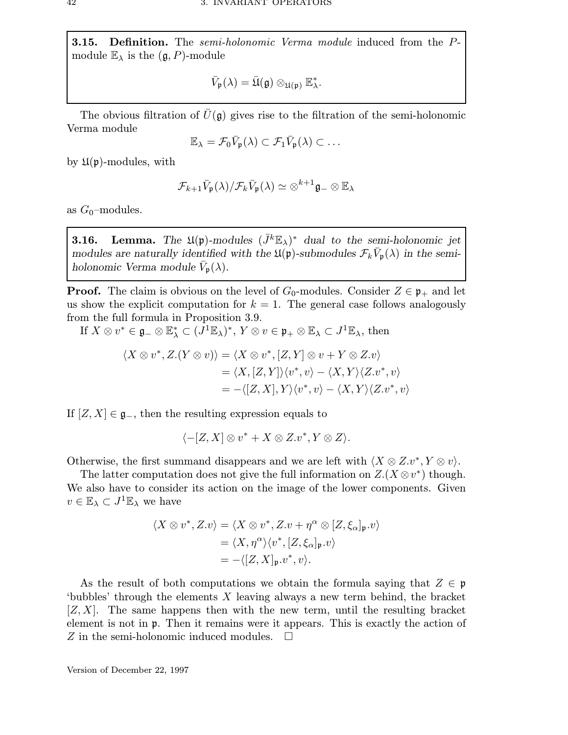**3.15. Definition.** The *semi-holonomic Verma module* induced from the $P$-module $\mathbb{E}_\lambda$ is the $(\mathfrak{g}, P)$-module

$$\bar{V}_\mathfrak{p}(\lambda) = \bar{\mathfrak{U}}(\mathfrak{g}) \otimes_{\mathfrak{U}(\mathfrak{p})} \mathbb{E}_\lambda^*.$$

The obvious filtration of $\bar{U}(\mathfrak{g})$ gives rise to the filtration of the semi-holonomic Verma module

$$\mathbb{E}_\lambda = \mathcal{F}_0 \bar{V}_\mathfrak{p}(\lambda) \subset \mathcal{F}_1 \bar{V}_\mathfrak{p}(\lambda) \subset \dots$$

by $\mathfrak{U}(\mathfrak{p})$-modules, with

$$\mathcal{F}_{k+1}\bar{V}_\mathfrak{p}(\lambda)/\mathcal{F}_k \bar{V}_\mathfrak{p}(\lambda) \simeq \otimes^{k+1}\mathfrak{g}_- \otimes \mathbb{E}_\lambda$$

as $G_0$–modules.

**3.16. Lemma.** *The $\mathfrak{U}(\mathfrak{p})$-modules $(\bar{J}^k\mathbb{E}_\lambda)^*$ dual to the semi-holonomic jet modules are naturally identified with the $\mathfrak{U}(\mathfrak{p})$-submodules $\mathcal{F}_k\bar{V}_\mathfrak{p}(\lambda)$ in the semi-holonomic Verma module $\bar{V}_\mathfrak{p}(\lambda)$.*

**Proof.** The claim is obvious on the level of $G_0$-modules. Consider $Z \in \mathfrak{p}_+$ and let us show the explicit computation for $k = 1$. The general case follows analogously from the full formula in Proposition 3.9.

If $X \otimes v^* \in \mathfrak{g}_- \otimes \mathbb{E}_\lambda^* \subset (J^1\mathbb{E}_\lambda)^*$, $Y \otimes v \in \mathfrak{p}_+ \otimes \mathbb{E}_\lambda \subset J^1\mathbb{E}_\lambda$, then

$$\begin{aligned}
\langle X \otimes v^*, Z.(Y \otimes v)\rangle &= \langle X \otimes v^*, [Z, Y] \otimes v + Y \otimes Z.v\rangle \\
&= \langle X, [Z, Y]\rangle\langle v^*, v\rangle - \langle X, Y\rangle\langle Z.v^*, v\rangle \\
&= -\langle [Z, X], Y\rangle\langle v^*, v\rangle - \langle X, Y\rangle\langle Z.v^*, v\rangle
\end{aligned}$$

If $[Z, X] \in \mathfrak{g}_-$, then the resulting expression equals to

$$\langle -[Z, X] \otimes v^* + X \otimes Z.v^*, Y \otimes Z\rangle.$$

Otherwise, the first summand disappears and we are left with $\langle X \otimes Z.v^*, Y \otimes v\rangle$.

The latter computation does not give the full information on $Z.(X \otimes v^*)$ though. We also have to consider its action on the image of the lower components. Given $v \in \mathbb{E}_\lambda \subset J^1\mathbb{E}_\lambda$ we have

$$\begin{aligned}
\langle X \otimes v^*, Z.v\rangle &= \langle X \otimes v^*, Z.v + \eta^\alpha \otimes [Z, \xi_\alpha]_\mathfrak{p}.v\rangle \\
&= \langle X, \eta^\alpha\rangle\langle v^*, [Z, \xi_\alpha]_\mathfrak{p}.v\rangle \\
&= -\langle [Z, X]_\mathfrak{p}.v^*, v\rangle.
\end{aligned}$$

As the result of both computations we obtain the formula saying that $Z \in \mathfrak{p}$ 'bubbles' through the elements $X$ leaving always a new term behind, the bracket $[Z, X]$. The same happens then with the new term, until the resulting bracket element is not in $\mathfrak{p}$. Then it remains were it appears. This is exactly the action of $Z$ in the semi-holonomic induced modules. □

Version of December 22, 1997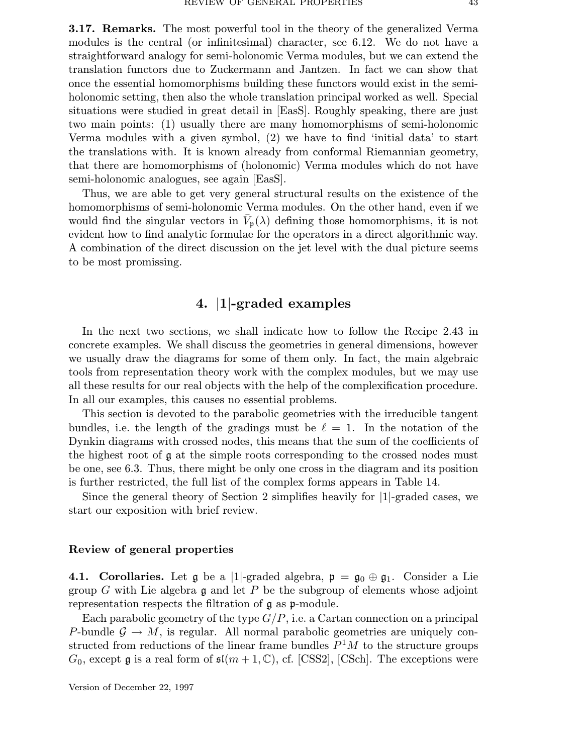**3.17. Remarks.** The most powerful tool in the theory of the generalized Verma modules is the central (or infinitesimal) character, see 6.12. We do not have a straightforward analogy for semi-holonomic Verma modules, but we can extend the translation functors due to Zuckermann and Jantzen. In fact we can show that once the essential homomorphisms building these functors would exist in the semi-holonomic setting, then also the whole translation principal worked as well. Special situations were studied in great detail in [EasS]. Roughly speaking, there are just two main points: (1) usually there are many homomorphisms of semi-holonomic Verma modules with a given symbol, (2) we have to find 'initial data' to start the translations with. It is known already from conformal Riemannian geometry, that there are homomorphisms of (holonomic) Verma modules which do not have semi-holonomic analogues, see again [EasS].

Thus, we are able to get very general structural results on the existence of the homomorphisms of semi-holonomic Verma modules. On the other hand, even if we would find the singular vectors in $\bar{V}_{\mathfrak{p}}(\lambda)$ defining those homomorphisms, it is not evident how to find analytic formulae for the operators in a direct algorithmic way. A combination of the direct discussion on the jet level with the dual picture seems to be most promissing.

# 4. |1|-graded examples

In the next two sections, we shall indicate how to follow the Recipe 2.43 in concrete examples. We shall discuss the geometries in general dimensions, however we usually draw the diagrams for some of them only. In fact, the main algebraic tools from representation theory work with the complex modules, but we may use all these results for our real objects with the help of the complexification procedure. In all our examples, this causes no essential problems.

This section is devoted to the parabolic geometries with the irreducible tangent bundles, i.e. the length of the gradings must be $\ell = 1$. In the notation of the Dynkin diagrams with crossed nodes, this means that the sum of the coefficients of the highest root of $\mathfrak{g}$ at the simple roots corresponding to the crossed nodes must be one, see 6.3. Thus, there might be only one cross in the diagram and its position is further restricted, the full list of the complex forms appears in Table 14.

Since the general theory of Section 2 simplifies heavily for |1|-graded cases, we start our exposition with brief review.

### Review of general properties

**4.1. Corollaries.** Let $\mathfrak{g}$ be a |1|-graded algebra, $\mathfrak{p} = \mathfrak{g}_0 \oplus \mathfrak{g}_1$. Consider a Lie group $G$ with Lie algebra $\mathfrak{g}$ and let $P$ be the subgroup of elements whose adjoint representation respects the filtration of $\mathfrak{g}$ as $\mathfrak{p}$-module.

Each parabolic geometry of the type $G/P$, i.e. a Cartan connection on a principal $P$-bundle $\mathcal{G} \to M$, is regular. All normal parabolic geometries are uniquely constructed from reductions of the linear frame bundles $P^1M$ to the structure groups $G_0$, except $\mathfrak{g}$ is a real form of $\mathfrak{sl}(m+1, \mathbb{C})$, cf. [CSS2], [CSch]. The exceptions were

Version of December 22, 1997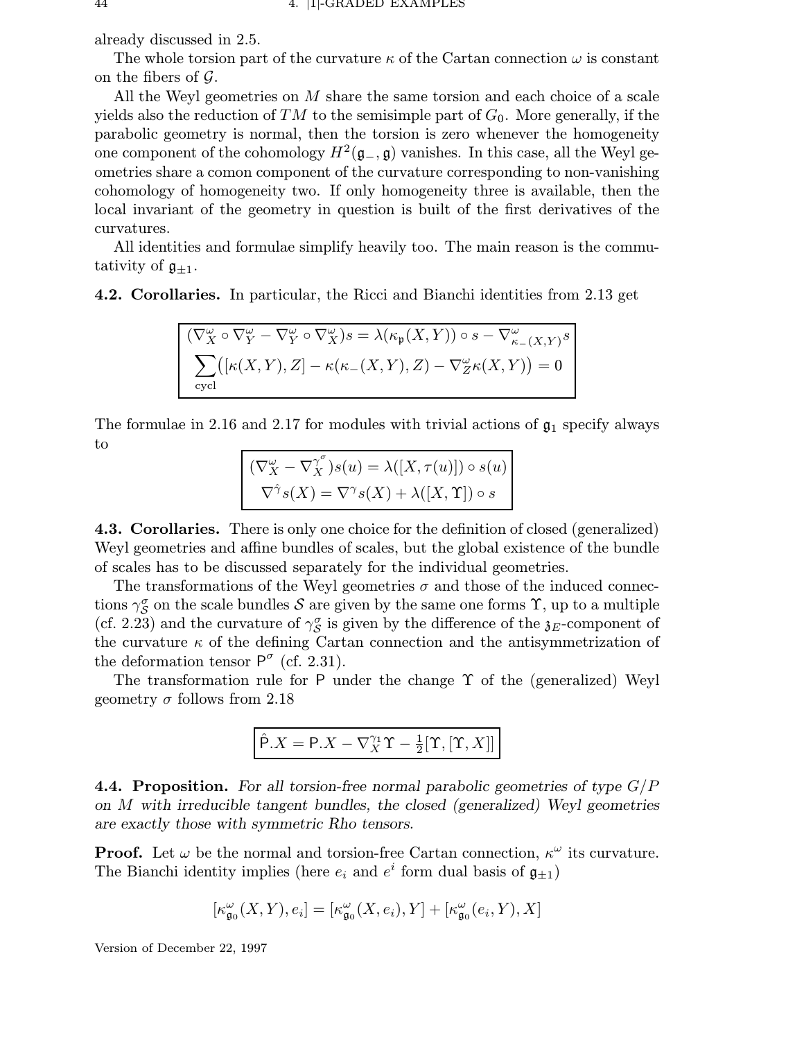already discussed in 2.5.

The whole torsion part of the curvature $\kappa$ of the Cartan connection $\omega$ is constant on the fibers of $\mathcal{G}$.

All the Weyl geometries on $M$ share the same torsion and each choice of a scale yields also the reduction of $TM$ to the semisimple part of $G_0$. More generally, if the parabolic geometry is normal, then the torsion is zero whenever the homogeneity one component of the cohomology $H^2(\mathfrak{g}_-, \mathfrak{g})$ vanishes. In this case, all the Weyl geometries share a comon component of the curvature corresponding to non-vanishing cohomology of homogeneity two. If only homogeneity three is available, then the local invariant of the geometry in question is built of the first derivatives of the curvatures.

All identities and formulae simplify heavily too. The main reason is the commutativity of $\mathfrak{g}_{\pm 1}$.

**4.2. Corollaries.** In particular, the Ricci and Bianchi identities from 2.13 get

$$\boxed{\begin{gathered}(\nabla^\omega_X \circ \nabla^\omega_Y - \nabla^\omega_Y \circ \nabla^\omega_X)s = \lambda(\kappa_{\mathfrak{p}}(X,Y)) \circ s - \nabla^\omega_{\kappa_-(X,Y)} s \\ \sum_{\text{cycl}} \big( [\kappa(X,Y), Z] - \kappa(\kappa_-(X,Y), Z) - \nabla^\omega_Z \kappa(X,Y) \big) = 0\end{gathered}}$$

The formulae in 2.16 and 2.17 for modules with trivial actions of $\mathfrak{g}_1$ specify always to

$$\boxed{\begin{gathered}(\nabla^\omega_X - \nabla^{\gamma^\sigma}_X)s(u) = \lambda([X, \tau(u)]) \circ s(u) \\ \nabla^{\hat\gamma} s(X) = \nabla^\gamma s(X) + \lambda([X, \Upsilon]) \circ s\end{gathered}}$$

**4.3. Corollaries.** There is only one choice for the definition of closed (generalized) Weyl geometries and affine bundles of scales, but the global existence of the bundle of scales has to be discussed separately for the individual geometries.

The transformations of the Weyl geometries $\sigma$ and those of the induced connections $\gamma^\sigma_{\mathcal{S}}$ on the scale bundles $\mathcal{S}$ are given by the same one forms $\Upsilon$, up to a multiple (cf. 2.23) and the curvature of $\gamma^\sigma_{\mathcal{S}}$ is given by the difference of the $\mathfrak{z}_E$-component of the curvature $\kappa$ of the defining Cartan connection and the antisymmetrization of the deformation tensor $\mathsf{P}^\sigma$ (cf. 2.31).

The transformation rule for $\mathsf{P}$ under the change $\Upsilon$ of the (generalized) Weyl geometry $\sigma$ follows from 2.18

$$\boxed{\hat{\mathsf{P}}.X = \mathsf{P}.X - \nabla^{\gamma_1}_X \Upsilon - \tfrac{1}{2}[\Upsilon, [\Upsilon, X]]}$$

**4.4. Proposition.** *For all torsion-free normal parabolic geometries of type $G/P$ on $M$ with irreducible tangent bundles, the closed (generalized) Weyl geometries are exactly those with symmetric Rho tensors.*

**Proof.** Let $\omega$ be the normal and torsion-free Cartan connection, $\kappa^\omega$ its curvature. The Bianchi identity implies (here $e_i$ and $e^i$ form dual basis of $\mathfrak{g}_{\pm 1}$)

$$[\kappa^\omega_{\mathfrak{g}_0}(X,Y), e_i] = [\kappa^\omega_{\mathfrak{g}_0}(X, e_i), Y] + [\kappa^\omega_{\mathfrak{g}_0}(e_i, Y), X]$$

Version of December 22, 1997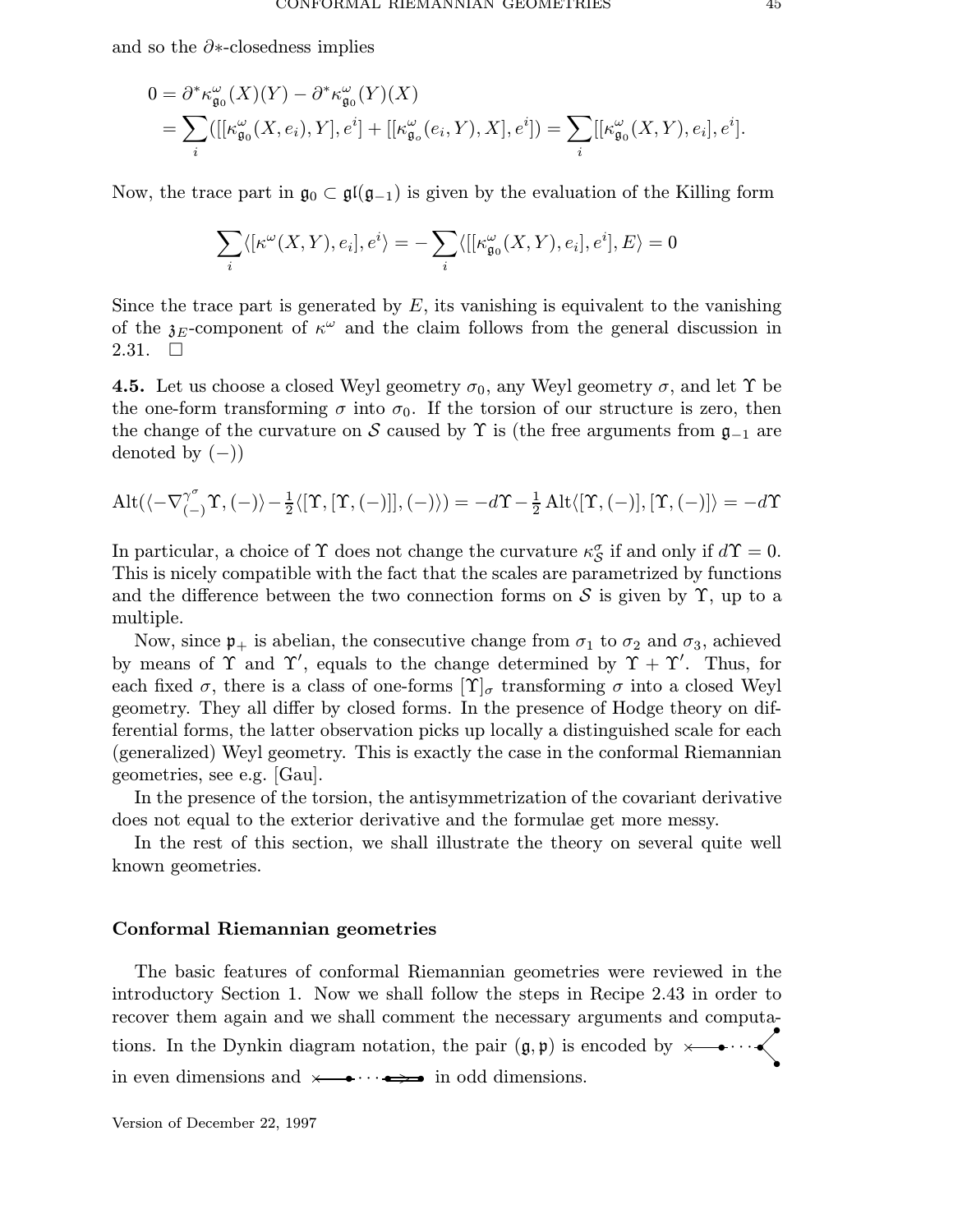and so the $\partial*$-closedness implies

$$
\begin{aligned}
0 &= \partial^* \kappa^\omega_{\mathfrak{g}_0}(X)(Y) - \partial^* \kappa^\omega_{\mathfrak{g}_0}(Y)(X) \\
&= \sum_i ([[\kappa^\omega_{\mathfrak{g}_0}(X, e_i), Y], e^i] + [[\kappa^\omega_{\mathfrak{g}_o}(e_i, Y), X], e^i]) = \sum_i [[\kappa^\omega_{\mathfrak{g}_0}(X, Y), e_i], e^i].
\end{aligned}
$$

Now, the trace part in $\mathfrak{g}_0 \subset \mathfrak{gl}(\mathfrak{g}_{-1})$ is given by the evaluation of the Killing form

$$
\sum_i \langle [\kappa^\omega(X, Y), e_i], e^i\rangle = -\sum_i \langle [[\kappa^\omega_{\mathfrak{g}_0}(X, Y), e_i], e^i], E\rangle = 0
$$

Since the trace part is generated by $E$, its vanishing is equivalent to the vanishing of the $\mathfrak{z}_E$-component of $\kappa^\omega$ and the claim follows from the general discussion in 2.31. $\square$

**4.5.** Let us choose a closed Weyl geometry $\sigma_0$, any Weyl geometry $\sigma$, and let $\Upsilon$ be the one-form transforming $\sigma$ into $\sigma_0$. If the torsion of our structure is zero, then the change of the curvature on $\mathcal{S}$ caused by $\Upsilon$ is (the free arguments from $\mathfrak{g}_{-1}$ are denoted by $(-)$)

$$
\operatorname{Alt}(\langle -\nabla^{\gamma^\sigma}_{(-)}\Upsilon, (-)\rangle - \tfrac{1}{2}\langle [\Upsilon, [\Upsilon, (-)]], (-)\rangle) = -d\Upsilon - \tfrac{1}{2}\operatorname{Alt}\langle [\Upsilon, (-)], [\Upsilon, (-)]\rangle = -d\Upsilon
$$

In particular, a choice of $\Upsilon$ does not change the curvature $\kappa^\sigma_{\mathcal{S}}$ if and only if $d\Upsilon = 0$. This is nicely compatible with the fact that the scales are parametrized by functions and the difference between the two connection forms on $\mathcal{S}$ is given by $\Upsilon$, up to a multiple.

Now, since $\mathfrak{p}_+$ is abelian, the consecutive change from $\sigma_1$ to $\sigma_2$ and $\sigma_3$, achieved by means of $\Upsilon$ and $\Upsilon'$, equals to the change determined by $\Upsilon + \Upsilon'$. Thus, for each fixed $\sigma$, there is a class of one-forms $[\Upsilon]_\sigma$ transforming $\sigma$ into a closed Weyl geometry. They all differ by closed forms. In the presence of Hodge theory on differential forms, the latter observation picks up locally a distinguished scale for each (generalized) Weyl geometry. This is exactly the case in the conformal Riemannian geometries, see e.g. [Gau].

In the presence of the torsion, the antisymmetrization of the covariant derivative does not equal to the exterior derivative and the formulae get more messy.

In the rest of this section, we shall illustrate the theory on several quite well known geometries.

### Conformal Riemannian geometries

The basic features of conformal Riemannian geometries were reviewed in the introductory Section 1. Now we shall follow the steps in Recipe 2.43 in order to recover them again and we shall comment the necessary arguments and computations. In the Dynkin diagram notation, the pair $(\mathfrak{g}, \mathfrak{p})$ is encoded by $\times\!\!-\!\!\bullet\cdots\!<$ in even dimensions and $\times\!\!-\!\!\bullet\cdots\Rightarrow\!\bullet$ in odd dimensions.

Version of December 22, 1997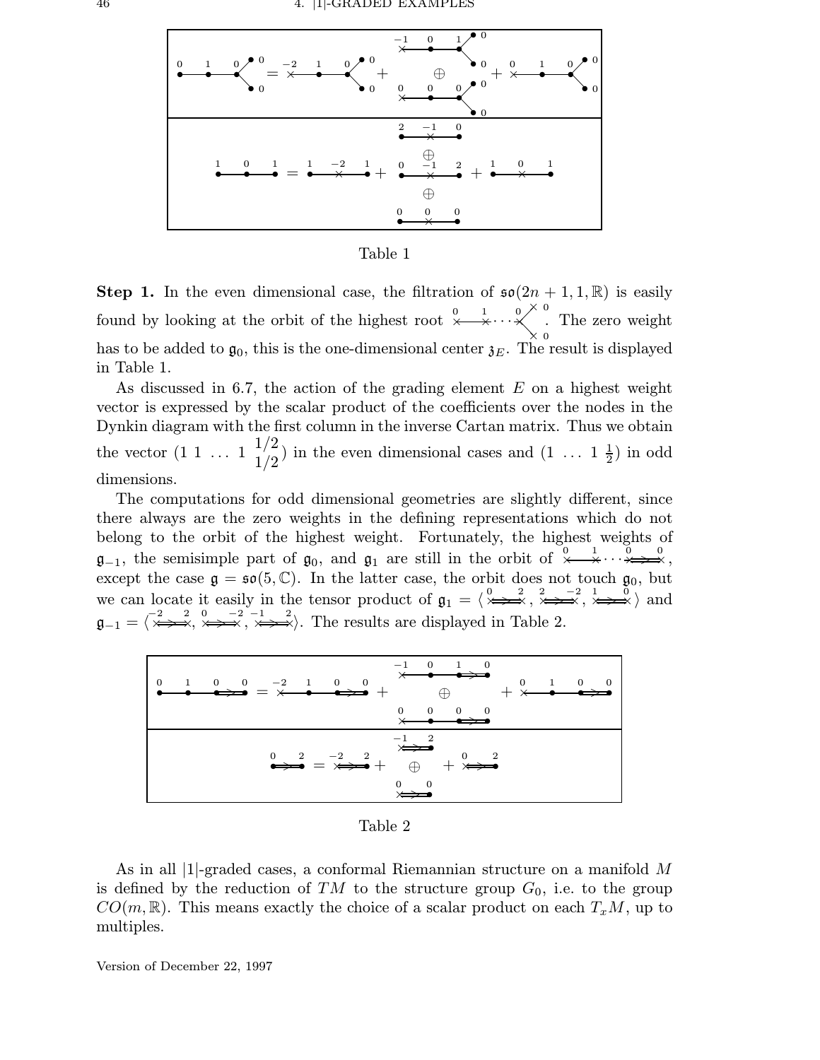Table 1

**Step 1.** In the even dimensional case, the filtration of $\mathfrak{so}(2n+1,1,\mathbb{R})$ is easily found by looking at the orbit of the highest root. The zero weight has to be added to $\mathfrak{g}_0$, this is the one-dimensional center $\mathfrak{z}_E$. The result is displayed in Table 1.

As discussed in 6.7, the action of the grading element $E$ on a highest weight vector is expressed by the scalar product of the coefficients over the nodes in the Dynkin diagram with the first column in the inverse Cartan matrix. Thus we obtain the vector $(1\ 1\ \dots\ 1\ \begin{smallmatrix}1/2\\1/2\end{smallmatrix})$ in the even dimensional cases and $(1\ \dots\ 1\ \frac{1}{2})$ in odd dimensions.

The computations for odd dimensional geometries are slightly different, since there always are the zero weights in the defining representations which do not belong to the orbit of the highest weight. Fortunately, the highest weights of $\mathfrak{g}_{-1}$, the semisimple part of $\mathfrak{g}_0$, and $\mathfrak{g}_1$ are still in the orbit of the highest weight, except the case $\mathfrak{g} = \mathfrak{so}(5,\mathbb{C})$. In the latter case, the orbit does not touch $\mathfrak{g}_0$, but we can locate it easily in the tensor product of $\mathfrak{g}_1 = \langle \ldots \rangle$ and $\mathfrak{g}_{-1} = \langle \ldots \rangle$. The results are displayed in Table 2.

Table 2

As in all |1|-graded cases, a conformal Riemannian structure on a manifold $M$ is defined by the reduction of $TM$ to the structure group $G_0$, i.e. to the group $CO(m,\mathbb{R})$. This means exactly the choice of a scalar product on each $T_xM$, up to multiples.

Version of December 22, 1997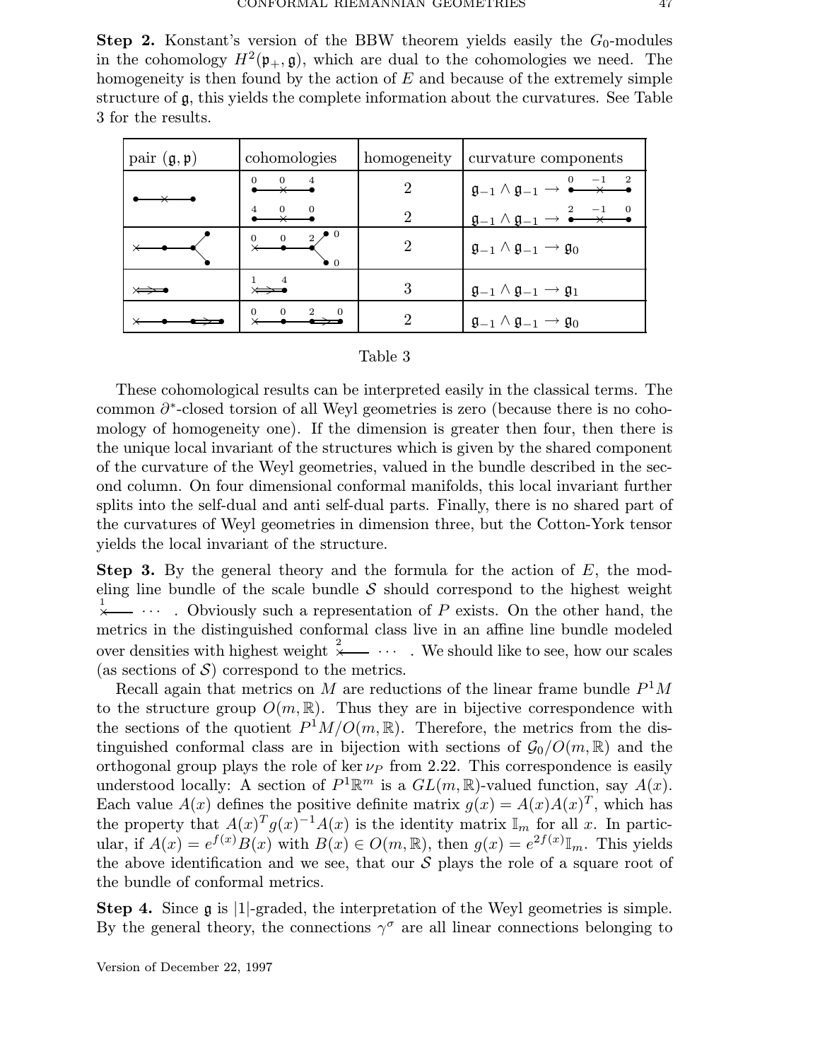**Step 2.** Konstant's version of the BBW theorem yields easily the $G_0$-modules in the cohomology $H^2(\mathfrak{p}_+, \mathfrak{g})$, which are dual to the cohomologies we need. The homogeneity is then found by the action of $E$ and because of the extremely simple structure of $\mathfrak{g}$, this yields the complete information about the curvatures. See Table 3 for the results.

| pair $(\mathfrak{g}, \mathfrak{p})$ | cohomologies | homogeneity | curvature components |
|---|---|---|---|
| •—×—• | $\overset{0}{\bullet}$—$\overset{0}{\times}$—$\overset{4}{\bullet}$ | 2 | $\mathfrak{g}_{-1} \wedge \mathfrak{g}_{-1} \to$ $\overset{0}{\bullet}$—$\overset{-1}{\times}$—$\overset{2}{\bullet}$ |
| | $\overset{4}{\bullet}$—$\overset{0}{\times}$—$\overset{0}{\bullet}$ | 2 | $\mathfrak{g}_{-1} \wedge \mathfrak{g}_{-1} \to$ $\overset{2}{\bullet}$—$\overset{-1}{\times}$—$\overset{0}{\bullet}$ |
| ×—•—•< (D-type) | $\overset{0}{\times}$—$\overset{0}{\bullet}$—$\overset{2}{\bullet}$< $\overset{0}{\bullet}$, $\overset{0}{\bullet}$ | 2 | $\mathfrak{g}_{-1} \wedge \mathfrak{g}_{-1} \to \mathfrak{g}_0$ |
| ×⇒• | $\overset{1}{\times}$⇒$\overset{4}{\bullet}$ | 3 | $\mathfrak{g}_{-1} \wedge \mathfrak{g}_{-1} \to \mathfrak{g}_1$ |
| ×—•—•⇒• | $\overset{0}{\times}$—$\overset{0}{\bullet}$—$\overset{2}{\bullet}$⇒$\overset{0}{\bullet}$ | 2 | $\mathfrak{g}_{-1} \wedge \mathfrak{g}_{-1} \to \mathfrak{g}_0$ |

Table 3

These cohomological results can be interpreted easily in the classical terms. The common $\partial^*$-closed torsion of all Weyl geometries is zero (because there is no cohomology of homogeneity one). If the dimension is greater then four, then there is the unique local invariant of the structures which is given by the shared component of the curvature of the Weyl geometries, valued in the bundle described in the second column. On four dimensional conformal manifolds, this local invariant further splits into the self-dual and anti self-dual parts. Finally, there is no shared part of the curvatures of Weyl geometries in dimension three, but the Cotton-York tensor yields the local invariant of the structure.

**Step 3.** By the general theory and the formula for the action of $E$, the modeling line bundle of the scale bundle $\mathcal{S}$ should correspond to the highest weight $\overset{1}{\times}$—— $\cdots$ . Obviously such a representation of $P$ exists. On the other hand, the metrics in the distinguished conformal class live in an affine line bundle modeled over densities with highest weight $\overset{2}{\times}$—— $\cdots$ . We should like to see, how our scales (as sections of $\mathcal{S}$) correspond to the metrics.

Recall again that metrics on $M$ are reductions of the linear frame bundle $P^1M$ to the structure group $O(m, \mathbb{R})$. Thus they are in bijective correspondence with the sections of the quotient $P^1M/O(m, \mathbb{R})$. Therefore, the metrics from the distinguished conformal class are in bijection with sections of $\mathcal{G}_0/O(m, \mathbb{R})$ and the orthogonal group plays the role of $\ker \nu_P$ from 2.22. This correspondence is easily understood locally: A section of $P^1\mathbb{R}^m$ is a $GL(m, \mathbb{R})$-valued function, say $A(x)$. Each value $A(x)$ defines the positive definite matrix $g(x) = A(x)A(x)^T$, which has the property that $A(x)^T g(x)^{-1} A(x)$ is the identity matrix $\mathbb{I}_m$ for all $x$. In particular, if $A(x) = e^{f(x)}B(x)$ with $B(x) \in O(m, \mathbb{R})$, then $g(x) = e^{2f(x)}\mathbb{I}_m$. This yields the above identification and we see, that our $\mathcal{S}$ plays the role of a square root of the bundle of conformal metrics.

**Step 4.** Since $\mathfrak{g}$ is $|1|$-graded, the interpretation of the Weyl geometries is simple. By the general theory, the connections $\gamma^\sigma$ are all linear connections belonging to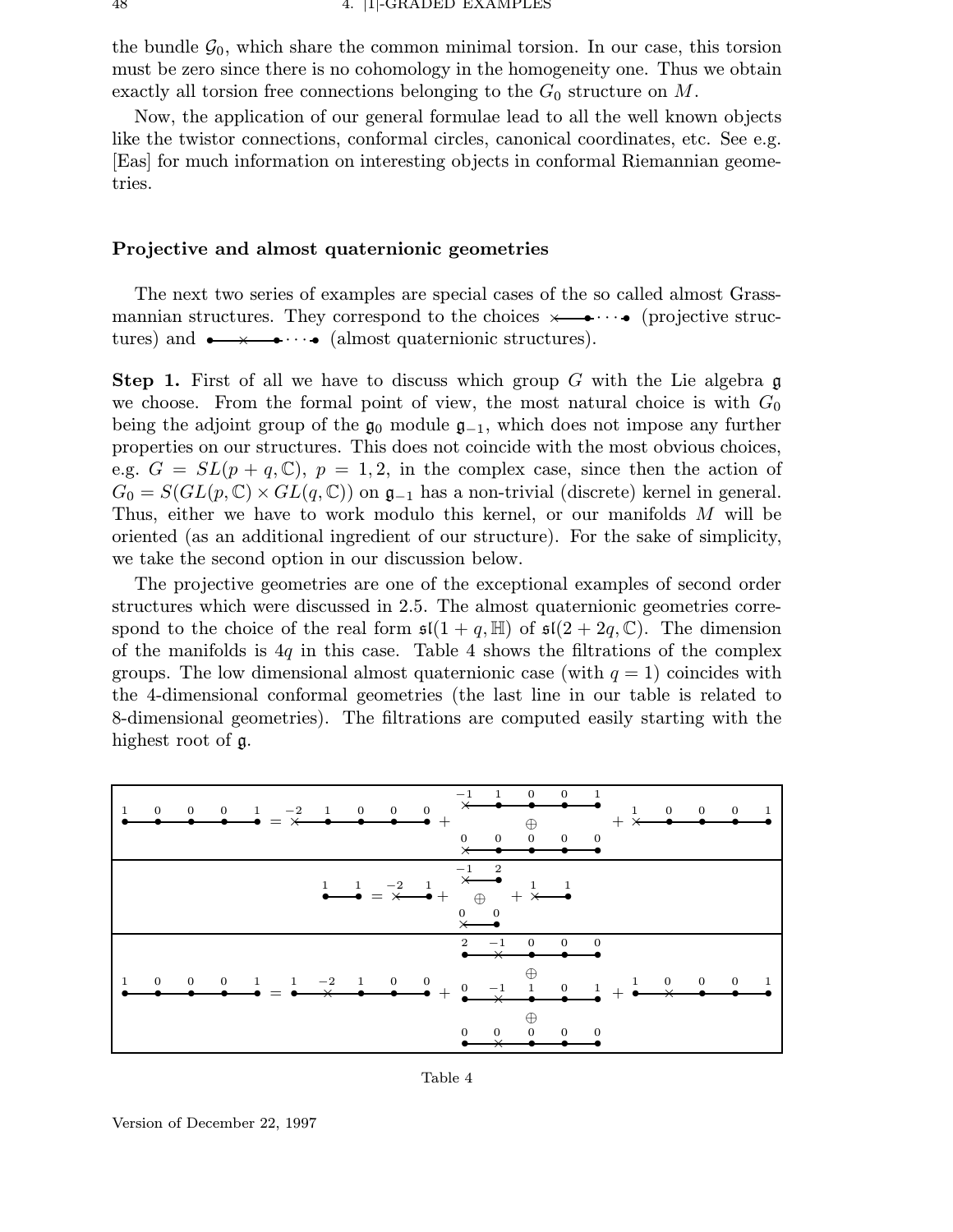the bundle $\mathcal{G}_0$, which share the common minimal torsion. In our case, this torsion must be zero since there is no cohomology in the homogeneity one. Thus we obtain exactly all torsion free connections belonging to the $G_0$ structure on $M$.

Now, the application of our general formulae lead to all the well known objects like the twistor connections, conformal circles, canonical coordinates, etc. See e.g. [Eas] for much information on interesting objects in conformal Riemannian geometries.

### Projective and almost quaternionic geometries

The next two series of examples are special cases of the so called almost Grassmannian structures. They correspond to the choices ×——•· · · • (projective structures) and •——×——•· · · • (almost quaternionic structures).

**Step 1.** First of all we have to discuss which group $G$ with the Lie algebra $\mathfrak{g}$ we choose. From the formal point of view, the most natural choice is with $G_0$ being the adjoint group of the $\mathfrak{g}_0$ module $\mathfrak{g}_{-1}$, which does not impose any further properties on our structures. This does not coincide with the most obvious choices, e.g. $G = SL(p+q,\mathbb{C})$, $p = 1, 2$, in the complex case, since then the action of $G_0 = S(GL(p,\mathbb{C}) \times GL(q,\mathbb{C}))$ on $\mathfrak{g}_{-1}$ has a non-trivial (discrete) kernel in general. Thus, either we have to work modulo this kernel, or our manifolds $M$ will be oriented (as an additional ingredient of our structure). For the sake of simplicity, we take the second option in our discussion below.

The projective geometries are one of the exceptional examples of second order structures which were discussed in 2.5. The almost quaternionic geometries correspond to the choice of the real form $\mathfrak{sl}(1+q,\mathbb{H})$ of $\mathfrak{sl}(2+2q,\mathbb{C})$. The dimension of the manifolds is $4q$ in this case. Table 4 shows the filtrations of the complex groups. The low dimensional almost quaternionic case (with $q = 1$) coincides with the 4-dimensional conformal geometries (the last line in our table is related to 8-dimensional geometries). The filtrations are computed easily starting with the highest root of $\mathfrak{g}$.

| |
|---|
| •(1)—•(0)—•(0)—•(0)—•(1) = ×(−2)—•(1)—•(0)—•(0)—•(0) + [×(−1)—•(1)—•(0)—•(0)—•(1) ⊕ ×(0)—•(0)—•(0)—•(0)—•(0)] + ×(1)—•(0)—•(0)—•(0)—•(1) |
| •(1)—•(1) = ×(−2)—•(1) + [×(−1)—•(2) ⊕ ×(0)—•(0)] + ×(1)—•(1) |
| •(1)—•(0)—•(0)—•(0)—•(1) = •(1)—×(−2)—•(1)—•(0)—•(0) + [•(2)—×(−1)—•(0)—•(0)—•(0) ⊕ •(0)—×(−1)—•(1)—•(0)—•(1) ⊕ •(0)—×(0)—•(0)—•(0)—•(0)] + •(1)—×(0)—•(0)—•(0)—•(1) |

Table 4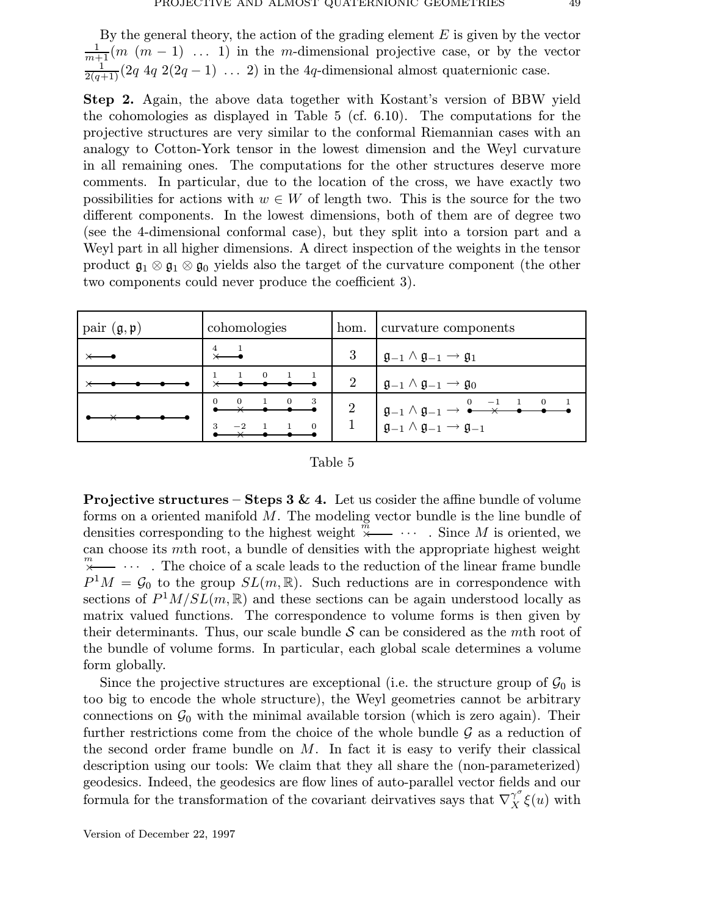By the general theory, the action of the grading element $E$ is given by the vector $\frac{1}{m+1}(m\ (m-1)\ \dots\ 1)$ in the $m$-dimensional projective case, or by the vector $\frac{1}{2(q+1)}(2q\ 4q\ 2(2q-1)\ \dots\ 2)$ in the $4q$-dimensional almost quaternionic case.

**Step 2.** Again, the above data together with Kostant's version of BBW yield the cohomologies as displayed in Table 5 (cf. 6.10). The computations for the projective structures are very similar to the conformal Riemannian cases with an analogy to Cotton-York tensor in the lowest dimension and the Weyl curvature in all remaining ones. The computations for the other structures deserve more comments. In particular, due to the location of the cross, we have exactly two possibilities for actions with $w \in W$ of length two. This is the source for the two different components. In the lowest dimensions, both of them are of degree two (see the 4-dimensional conformal case), but they split into a torsion part and a Weyl part in all higher dimensions. A direct inspection of the weights in the tensor product $\mathfrak{g}_1 \otimes \mathfrak{g}_1 \otimes \mathfrak{g}_0$ yields also the target of the curvature component (the other two components could never produce the coefficient 3).

| pair $(\mathfrak{g}, \mathfrak{p})$ | cohomologies | hom. | curvature components |
|---|---|---|---|
| ×—• | ×—• with coefficients 4, 1 | 3 | $\mathfrak{g}_{-1} \wedge \mathfrak{g}_{-1} \to \mathfrak{g}_1$ |
| ×—•—•—•—• | ×—•—•—•—• with coefficients 1, 1, 0, 1, 1 | 2 | $\mathfrak{g}_{-1} \wedge \mathfrak{g}_{-1} \to \mathfrak{g}_0$ |
| •—×—•—•—• | •—×—•—•—• with coefficients 0, 0, 1, 0, 3 | 2 | $\mathfrak{g}_{-1} \wedge \mathfrak{g}_{-1} \to$ •—×—•—•—• with coefficients 0, −1, 1, 0, 1 |
| | •—×—•—•—• with coefficients 3, −2, 1, 1, 0 | 1 | $\mathfrak{g}_{-1} \wedge \mathfrak{g}_{-1} \to \mathfrak{g}_{-1}$ |

Table 5

**Projective structures – Steps 3 & 4.** Let us cosider the affine bundle of volume forms on a oriented manifold $M$. The modeling vector bundle is the line bundle of densities corresponding to the highest weight ×—⋯ with coefficient $m$ over the cross. Since $M$ is oriented, we can choose its $m$th root, a bundle of densities with the appropriate highest weight ×—⋯ with coefficient $m$ over the cross. The choice of a scale leads to the reduction of the linear frame bundle $P^1M = \mathcal{G}_0$ to the group $SL(m, \mathbb{R})$. Such reductions are in correspondence with sections of $P^1M/SL(m, \mathbb{R})$ and these sections can be again understood locally as matrix valued functions. The correspondence to volume forms is then given by their determinants. Thus, our scale bundle $\mathcal{S}$ can be considered as the $m$th root of the bundle of volume forms. In particular, each global scale determines a volume form globally.

Since the projective structures are exceptional (i.e. the structure group of $\mathcal{G}_0$ is too big to encode the whole structure), the Weyl geometries cannot be arbitrary connections on $\mathcal{G}_0$ with the minimal available torsion (which is zero again). Their further restrictions come from the choice of the whole bundle $\mathcal{G}$ as a reduction of the second order frame bundle on $M$. In fact it is easy to verify their classical description using our tools: We claim that they all share the (non-parameterized) geodesics. Indeed, the geodesics are flow lines of auto-parallel vector fields and our formula for the transformation of the covariant deirvatives says that $\nabla_X^{\gamma^\sigma} \xi(u)$ with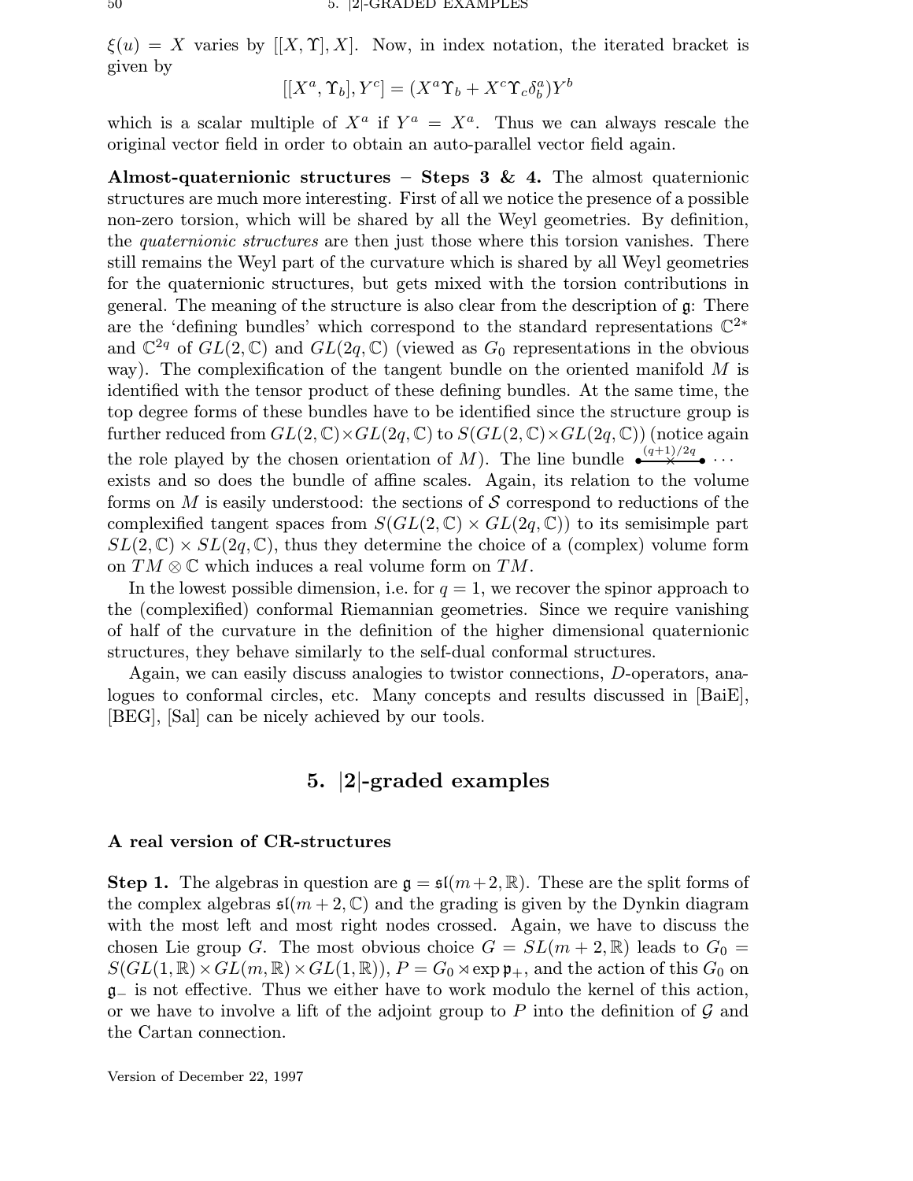$\xi(u) = X$ varies by $[[X, \Upsilon], X]$. Now, in index notation, the iterated bracket is given by

$$[[X^a, \Upsilon_b], Y^c] = (X^a\Upsilon_b + X^c\Upsilon_c\delta^a_b)Y^b$$

which is a scalar multiple of $X^a$ if $Y^a = X^a$. Thus we can always rescale the original vector field in order to obtain an auto-parallel vector field again.

**Almost-quaternionic structures – Steps 3 & 4.** The almost quaternionic structures are much more interesting. First of all we notice the presence of a possible non-zero torsion, which will be shared by all the Weyl geometries. By definition, the *quaternionic structures* are then just those where this torsion vanishes. There still remains the Weyl part of the curvature which is shared by all Weyl geometries for the quaternionic structures, but gets mixed with the torsion contributions in general. The meaning of the structure is also clear from the description of $\mathfrak{g}$: There are the 'defining bundles' which correspond to the standard representations $\mathbb{C}^{2*}$ and $\mathbb{C}^{2q}$ of $GL(2, \mathbb{C})$ and $GL(2q, \mathbb{C})$ (viewed as $G_0$ representations in the obvious way). The complexification of the tangent bundle on the oriented manifold $M$ is identified with the tensor product of these defining bundles. At the same time, the top degree forms of these bundles have to be identified since the structure group is further reduced from $GL(2, \mathbb{C})\times GL(2q, \mathbb{C})$ to $S(GL(2, \mathbb{C})\times GL(2q, \mathbb{C}))$ (notice again the role played by the chosen orientation of $M$). The line bundle $\bullet\!\overset{(q+1)/2q}{\text{—}\!\!\times\!\!\text{—}}\!\bullet \cdots$ exists and so does the bundle of affine scales. Again, its relation to the volume forms on $M$ is easily understood: the sections of $\mathcal{S}$ correspond to reductions of the complexified tangent spaces from $S(GL(2, \mathbb{C}) \times GL(2q, \mathbb{C}))$ to its semisimple part $SL(2, \mathbb{C}) \times SL(2q, \mathbb{C})$, thus they determine the choice of a (complex) volume form on $TM \otimes \mathbb{C}$ which induces a real volume form on $TM$.

In the lowest possible dimension, i.e. for $q = 1$, we recover the spinor approach to the (complexified) conformal Riemannian geometries. Since we require vanishing of half of the curvature in the definition of the higher dimensional quaternionic structures, they behave similarly to the self-dual conformal structures.

Again, we can easily discuss analogies to twistor connections, $D$-operators, analogues to conformal circles, etc. Many concepts and results discussed in [BaiE], [BEG], [Sal] can be nicely achieved by our tools.

## 5. |2|-graded examples

### A real version of CR-structures

**Step 1.** The algebras in question are $\mathfrak{g} = \mathfrak{sl}(m+2, \mathbb{R})$. These are the split forms of the complex algebras $\mathfrak{sl}(m+2, \mathbb{C})$ and the grading is given by the Dynkin diagram with the most left and most right nodes crossed. Again, we have to discuss the chosen Lie group $G$. The most obvious choice $G = SL(m + 2, \mathbb{R})$ leads to $G_0 = S(GL(1, \mathbb{R})\times GL(m, \mathbb{R})\times GL(1, \mathbb{R}))$, $P = G_0 \rtimes \exp \mathfrak{p}_+$, and the action of this $G_0$ on $\mathfrak{g}_-$ is not effective. Thus we either have to work modulo the kernel of this action, or we have to involve a lift of the adjoint group to $P$ into the definition of $\mathcal{G}$ and the Cartan connection.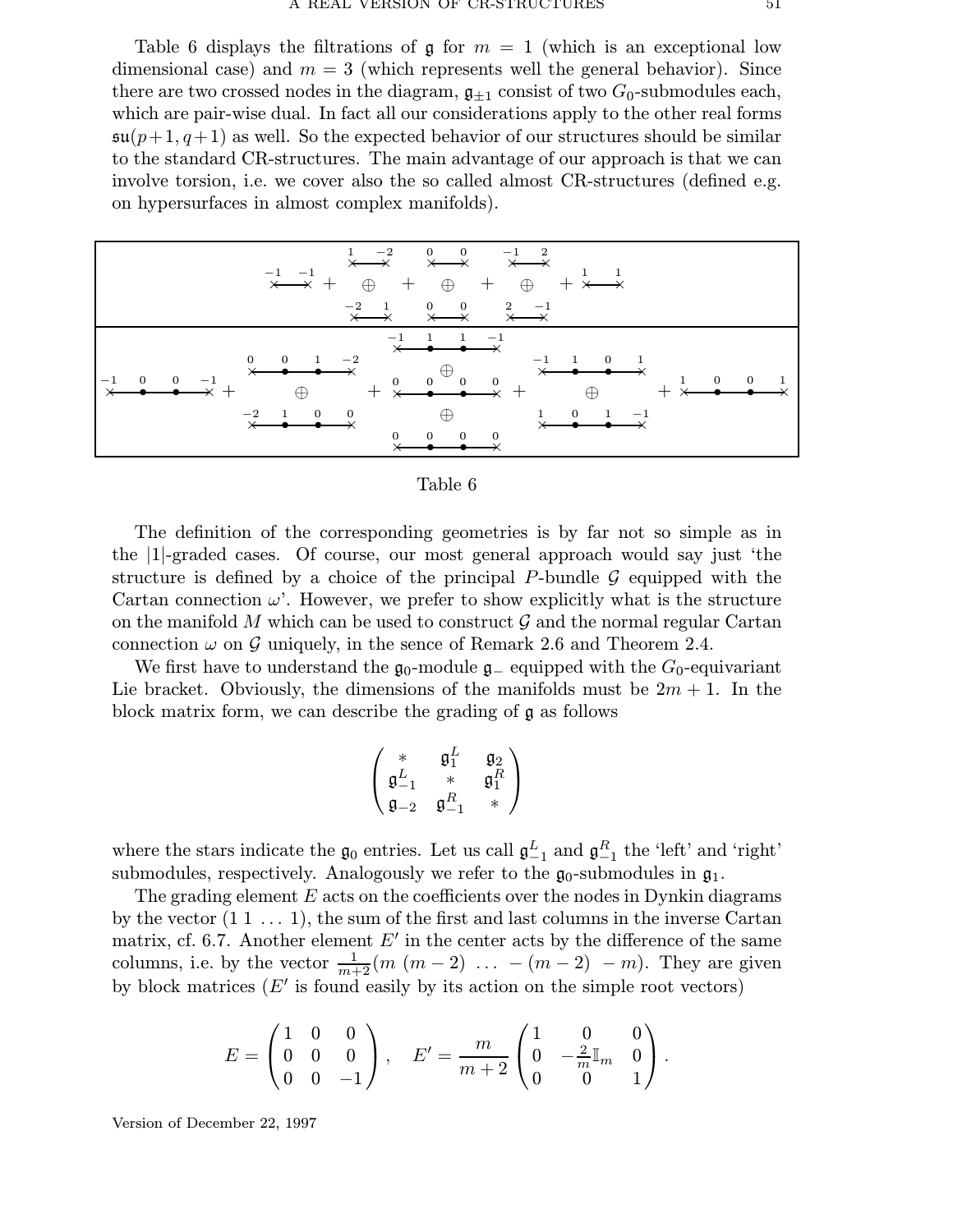Table 6 displays the filtrations of $\mathfrak{g}$ for $m = 1$ (which is an exceptional low dimensional case) and $m = 3$ (which represents well the general behavior). Since there are two crossed nodes in the diagram, $\mathfrak{g}_{\pm 1}$ consist of two $G_0$-submodules each, which are pair-wise dual. In fact all our considerations apply to the other real forms $\mathfrak{su}(p+1, q+1)$ as well. So the expected behavior of our structures should be similar to the standard CR-structures. The main advantage of our approach is that we can involve torsion, i.e. we cover also the so called almost CR-structures (defined e.g. on hypersurfaces in almost complex manifolds).

$$\overset{-1\ \ -1}{\times\!\!-\!\!\times} + \begin{matrix}\overset{1\ \ -2}{\times\!\!-\!\!\times}\\ \oplus \\ \overset{-2\ \ 1}{\times\!\!-\!\!\times}\end{matrix} + \begin{matrix}\overset{0\ \ 0}{\times\!\!-\!\!\times}\\ \oplus \\ \overset{0\ \ 0}{\times\!\!-\!\!\times}\end{matrix} + \begin{matrix}\overset{-1\ \ 2}{\times\!\!-\!\!\times}\\ \oplus \\ \overset{2\ \ -1}{\times\!\!-\!\!\times}\end{matrix} + \overset{1\ \ 1}{\times\!\!-\!\!\times}$$

$$\overset{-1\ \ 0\ \ 0\ \ -1}{\times\!-\!\bullet\!-\!\bullet\!-\!\times} + \begin{matrix}\overset{0\ \ 0\ \ 1\ \ -2}{\times\!-\!\bullet\!-\!\bullet\!-\!\times}\\ \oplus \\ \overset{-2\ \ 1\ \ 0\ \ 0}{\times\!-\!\bullet\!-\!\bullet\!-\!\times}\end{matrix} + \begin{matrix}\overset{-1\ \ 1\ \ 1\ \ -1}{\times\!-\!\bullet\!-\!\bullet\!-\!\times}\\ \oplus \\ \overset{0\ \ 0\ \ 0\ \ 0}{\times\!-\!\bullet\!-\!\bullet\!-\!\times}\\ \oplus \\ \overset{0\ \ 0\ \ 0\ \ 0}{\times\!-\!\bullet\!-\!\bullet\!-\!\times}\end{matrix} + \begin{matrix}\overset{-1\ \ 1\ \ 0\ \ 1}{\times\!-\!\bullet\!-\!\bullet\!-\!\times}\\ \oplus \\ \overset{1\ \ 0\ \ 1\ \ -1}{\times\!-\!\bullet\!-\!\bullet\!-\!\times}\end{matrix} + \overset{1\ \ 0\ \ 0\ \ 1}{\times\!-\!\bullet\!-\!\bullet\!-\!\times}$$

Table 6

The definition of the corresponding geometries is by far not so simple as in the |1|-graded cases. Of course, our most general approach would say just 'the structure is defined by a choice of the principal $P$-bundle $\mathcal{G}$ equipped with the Cartan connection $\omega$'. However, we prefer to show explicitly what is the structure on the manifold $M$ which can be used to construct $\mathcal{G}$ and the normal regular Cartan connection $\omega$ on $\mathcal{G}$ uniquely, in the sence of Remark 2.6 and Theorem 2.4.

We first have to understand the $\mathfrak{g}_0$-module $\mathfrak{g}_-$ equipped with the $G_0$-equivariant Lie bracket. Obviously, the dimensions of the manifolds must be $2m + 1$. In the block matrix form, we can describe the grading of $\mathfrak{g}$ as follows

$$\begin{pmatrix} * & \mathfrak{g}_1^L & \mathfrak{g}_2 \\ \mathfrak{g}_{-1}^L & * & \mathfrak{g}_1^R \\ \mathfrak{g}_{-2} & \mathfrak{g}_{-1}^R & * \end{pmatrix}$$

where the stars indicate the $\mathfrak{g}_0$ entries. Let us call $\mathfrak{g}_{-1}^L$ and $\mathfrak{g}_{-1}^R$ the 'left' and 'right' submodules, respectively. Analogously we refer to the $\mathfrak{g}_0$-submodules in $\mathfrak{g}_1$.

The grading element $E$ acts on the coefficients over the nodes in Dynkin diagrams by the vector $(1\,1\,\ldots\,1)$, the sum of the first and last columns in the inverse Cartan matrix, cf. 6.7. Another element $E'$ in the center acts by the difference of the same columns, i.e. by the vector $\frac{1}{m+2}(m\ (m-2)\ \ldots\ -(m-2)\ -m)$. They are given by block matrices ($E'$ is found easily by its action on the simple root vectors)

$$E = \begin{pmatrix} 1 & 0 & 0 \\ 0 & 0 & 0 \\ 0 & 0 & -1 \end{pmatrix}, \quad E' = \frac{m}{m+2} \begin{pmatrix} 1 & 0 & 0 \\ 0 & -\frac{2}{m}\mathbb{I}_m & 0 \\ 0 & 0 & 1 \end{pmatrix}.$$

Version of December 22, 1997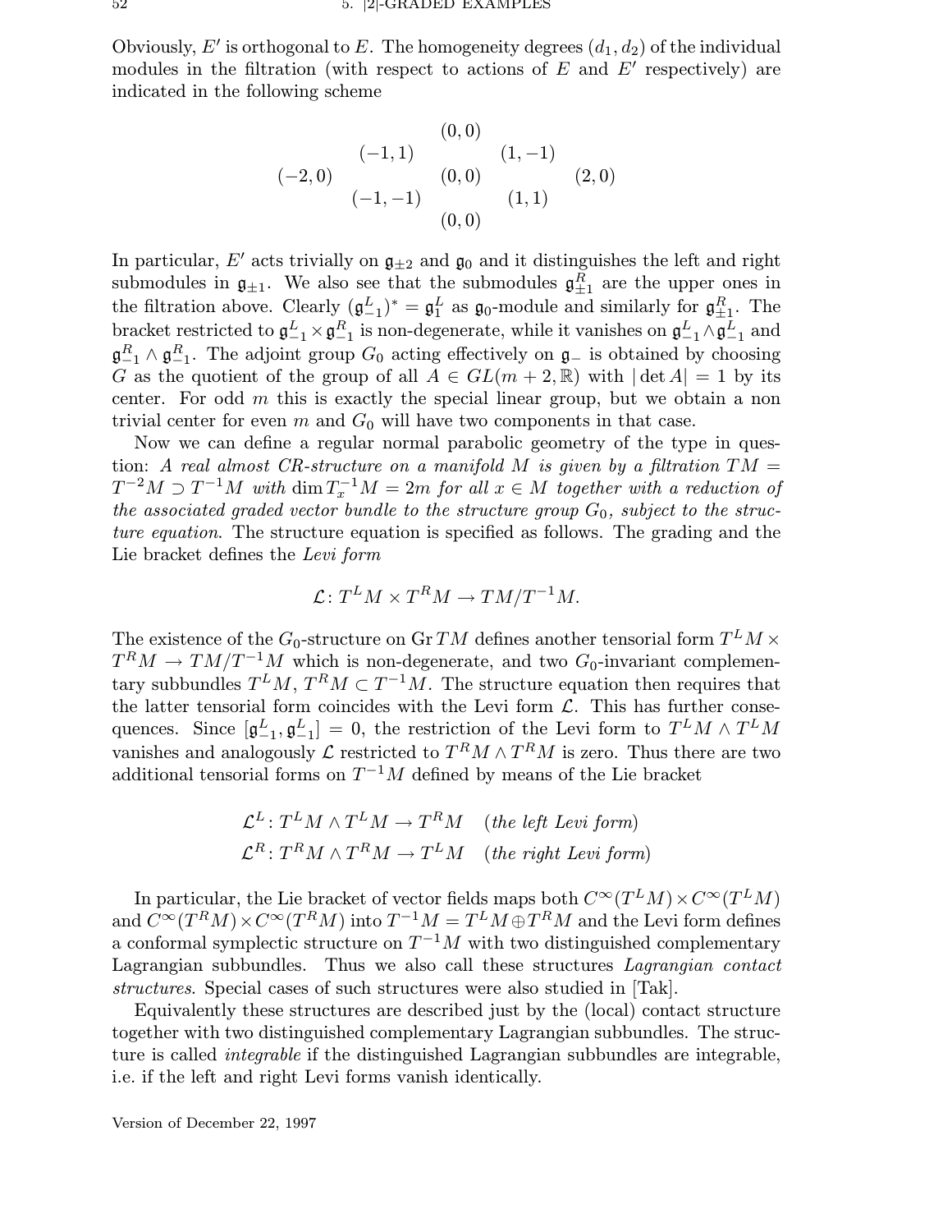Obviously, $E'$ is orthogonal to $E$. The homogeneity degrees $(d_1, d_2)$ of the individual modules in the filtration (with respect to actions of $E$ and $E'$ respectively) are indicated in the following scheme

$$
\begin{array}{ccccccc}
 & & & (0,0) & & & \\
 & & (-1,1) & & (1,-1) & & \\
(-2,0) & & & (0,0) & & & (2,0) \\
 & & (-1,-1) & & (1,1) & & \\
 & & & (0,0) & & &
\end{array}
$$

In particular, $E'$ acts trivially on $\mathfrak{g}_{\pm 2}$ and $\mathfrak{g}_0$ and it distinguishes the left and right submodules in $\mathfrak{g}_{\pm 1}$. We also see that the submodules $\mathfrak{g}^R_{\pm 1}$ are the upper ones in the filtration above. Clearly $(\mathfrak{g}^L_{-1})^* = \mathfrak{g}^L_1$ as $\mathfrak{g}_0$-module and similarly for $\mathfrak{g}^R_{\pm 1}$. The bracket restricted to $\mathfrak{g}^L_{-1} \times \mathfrak{g}^R_{-1}$ is non-degenerate, while it vanishes on $\mathfrak{g}^L_{-1} \wedge \mathfrak{g}^L_{-1}$ and $\mathfrak{g}^R_{-1} \wedge \mathfrak{g}^R_{-1}$. The adjoint group $G_0$ acting effectively on $\mathfrak{g}_-$ is obtained by choosing $G$ as the quotient of the group of all $A \in GL(m+2, \mathbb{R})$ with $|\det A| = 1$ by its center. For odd $m$ this is exactly the special linear group, but we obtain a non trivial center for even $m$ and $G_0$ will have two components in that case.

Now we can define a regular normal parabolic geometry of the type in question: *A real almost CR-structure on a manifold $M$ is given by a filtration $TM = T^{-2}M \supset T^{-1}M$ with $\dim T^{-1}_x M = 2m$ for all $x \in M$ together with a reduction of the associated graded vector bundle to the structure group $G_0$, subject to the structure equation.* The structure equation is specified as follows. The grading and the Lie bracket defines the *Levi form*

$$\mathcal{L} \colon T^L M \times T^R M \to TM/T^{-1}M.$$

The existence of the $G_0$-structure on $\operatorname{Gr} TM$ defines another tensorial form $T^L M \times T^R M \to TM/T^{-1}M$ which is non-degenerate, and two $G_0$-invariant complementary subbundles $T^L M, T^R M \subset T^{-1}M$. The structure equation then requires that the latter tensorial form coincides with the Levi form $\mathcal{L}$. This has further consequences. Since $[\mathfrak{g}^L_{-1}, \mathfrak{g}^L_{-1}] = 0$, the restriction of the Levi form to $T^L M \wedge T^L M$ vanishes and analogously $\mathcal{L}$ restricted to $T^R M \wedge T^R M$ is zero. Thus there are two additional tensorial forms on $T^{-1}M$ defined by means of the Lie bracket

$$
\begin{aligned}
\mathcal{L}^L &\colon T^L M \wedge T^L M \to T^R M \quad \text{(the left Levi form)} \\
\mathcal{L}^R &\colon T^R M \wedge T^R M \to T^L M \quad \text{(the right Levi form)}
\end{aligned}
$$

In particular, the Lie bracket of vector fields maps both $C^\infty(T^L M) \times C^\infty(T^L M)$ and $C^\infty(T^R M) \times C^\infty(T^R M)$ into $T^{-1}M = T^L M \oplus T^R M$ and the Levi form defines a conformal symplectic structure on $T^{-1}M$ with two distinguished complementary Lagrangian subbundles. Thus we also call these structures *Lagrangian contact structures*. Special cases of such structures were also studied in [Tak].

Equivalently these structures are described just by the (local) contact structure together with two distinguished complementary Lagrangian subbundles. The structure is called *integrable* if the distinguished Lagrangian subbundles are integrable, i.e. if the left and right Levi forms vanish identically.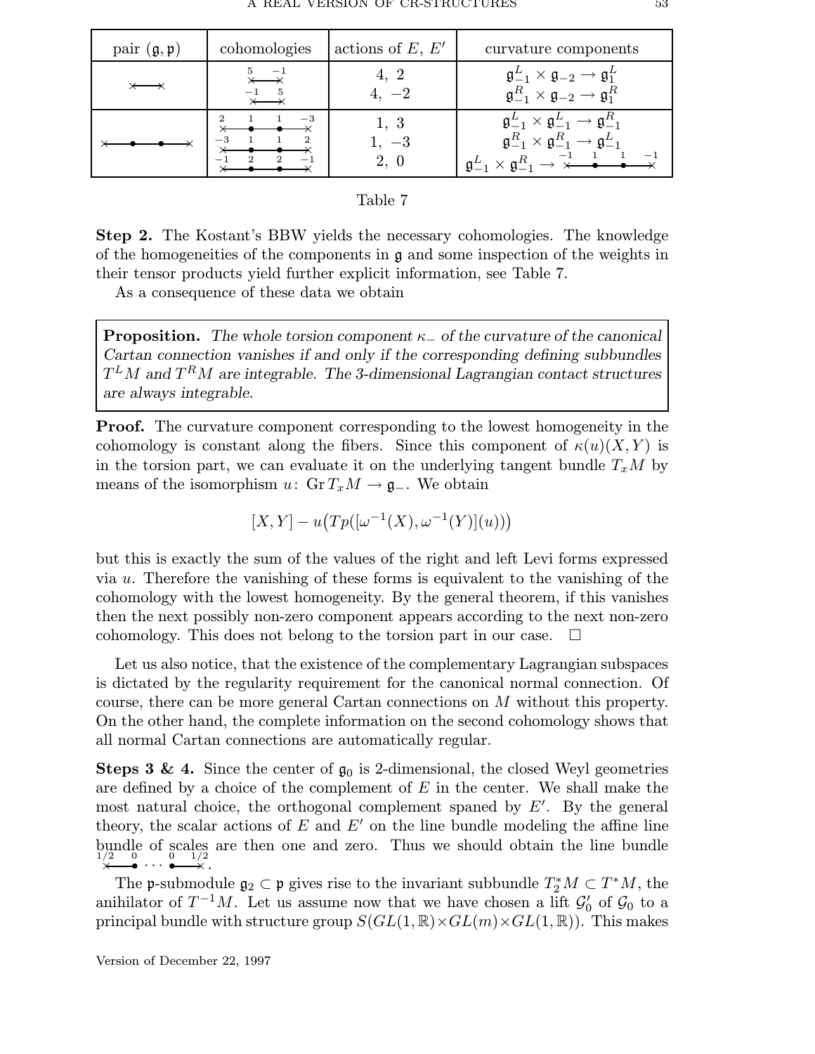| pair $(\mathfrak{g}, \mathfrak{p})$ | cohomologies | actions of $E$, $E'$ | curvature components |
|---|---|---|---|
| $\times\!\!-\!\!\times$ | $\overset{5}{\times}\!\!-\!\!\overset{-1}{\times}$ | 4, 2 | $\mathfrak{g}^L_{-1} \times \mathfrak{g}_{-2} \to \mathfrak{g}^L_1$ |
| | $\overset{-1}{\times}\!\!-\!\!\overset{5}{\times}$ | 4, $-2$ | $\mathfrak{g}^R_{-1} \times \mathfrak{g}_{-2} \to \mathfrak{g}^R_1$ |
| $\times\!\!-\!\!\bullet\!\!-\!\!\bullet\!\!-\!\!\times$ | $\overset{2}{\times}\!\!-\!\!\overset{1}{\bullet}\!\!-\!\!\overset{1}{\bullet}\!\!-\!\!\overset{-3}{\times}$ | 1, 3 | $\mathfrak{g}^L_{-1} \times \mathfrak{g}^L_{-1} \to \mathfrak{g}^R_{-1}$ |
| | $\overset{-3}{\times}\!\!-\!\!\overset{1}{\bullet}\!\!-\!\!\overset{1}{\bullet}\!\!-\!\!\overset{2}{\times}$ | 1, $-3$ | $\mathfrak{g}^R_{-1} \times \mathfrak{g}^R_{-1} \to \mathfrak{g}^L_{-1}$ |
| | $\overset{-1}{\times}\!\!-\!\!\overset{2}{\bullet}\!\!-\!\!\overset{2}{\bullet}\!\!-\!\!\overset{-1}{\times}$ | 2, 0 | $\mathfrak{g}^L_{-1} \times \mathfrak{g}^R_{-1} \to \overset{-1}{\times}\!\!-\!\!\overset{1}{\bullet}\!\!-\!\!\overset{1}{\bullet}\!\!-\!\!\overset{-1}{\times}$ |

Table 7

**Step 2.** The Kostant's BBW yields the necessary cohomologies. The knowledge of the homogeneities of the components in $\mathfrak{g}$ and some inspection of the weights in their tensor products yield further explicit information, see Table 7.

As a consequence of these data we obtain

**Proposition.** *The whole torsion component $\kappa_-$ of the curvature of the canonical Cartan connection vanishes if and only if the corresponding defining subbundles $T^LM$ and $T^RM$ are integrable. The 3-dimensional Lagrangian contact structures are always integrable.*

**Proof.** The curvature component corresponding to the lowest homogeneity in the cohomology is constant along the fibers. Since this component of $\kappa(u)(X,Y)$ is in the torsion part, we can evaluate it on the underlying tangent bundle $T_xM$ by means of the isomorphism $u\colon \operatorname{Gr} T_xM \to \mathfrak{g}_-$. We obtain

$$[X,Y] - u\big(Tp([\omega^{-1}(X), \omega^{-1}(Y)](u))\big)$$

but this is exactly the sum of the values of the right and left Levi forms expressed via $u$. Therefore the vanishing of these forms is equivalent to the vanishing of the cohomology with the lowest homogeneity. By the general theorem, if this vanishes then the next possibly non-zero component appears according to the next non-zero cohomology. This does not belong to the torsion part in our case. □

Let us also notice, that the existence of the complementary Lagrangian subspaces is dictated by the regularity requirement for the canonical normal connection. Of course, there can be more general Cartan connections on $M$ without this property. On the other hand, the complete information on the second cohomology shows that all normal Cartan connections are automatically regular.

**Steps 3 & 4.** Since the center of $\mathfrak{g}_0$ is 2-dimensional, the closed Weyl geometries are defined by a choice of the complement of $E$ in the center. We shall make the most natural choice, the orthogonal complement spaned by $E'$. By the general theory, the scalar actions of $E$ and $E'$ on the line bundle modeling the affine line bundle of scales are then one and zero. Thus we should obtain the line bundle $\overset{1/2}{\times}\!\!-\!\!\overset{0}{\bullet}\cdots\overset{0}{\bullet}\!\!-\!\!\overset{1/2}{\times}$.

The $\mathfrak{p}$-submodule $\mathfrak{g}_2 \subset \mathfrak{p}$ gives rise to the invariant subbundle $T^*_2M \subset T^*M$, the anihilator of $T^{-1}M$. Let us assume now that we have chosen a lift $\mathcal{G}'_0$ of $\mathcal{G}_0$ to a principal bundle with structure group $S(GL(1,\mathbb{R}) \times GL(m) \times GL(1,\mathbb{R}))$. This makes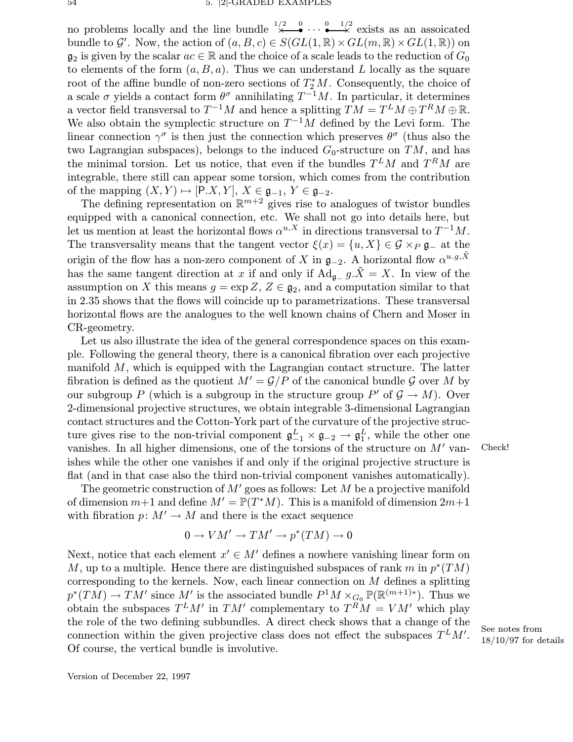no problems locally and the line bundle $\overset{1/2}{\times}\!\!-\!\!\overset{0}{\bullet}\cdots\overset{0}{\bullet}\!\!-\!\!\overset{1/2}{\times}$ exists as an assoicated bundle to $\mathcal{G}'$. Now, the action of $(a, B, c) \in S(GL(1,\mathbb{R}) \times GL(m,\mathbb{R}) \times GL(1,\mathbb{R}))$ on $\mathfrak{g}_2$ is given by the scalar $ac \in \mathbb{R}$ and the choice of a scale leads to the reduction of $G_0$ to elements of the form $(a, B, a)$. Thus we can understand $L$ locally as the square root of the affine bundle of non-zero sections of $T_2^*M$. Consequently, the choice of a scale $\sigma$ yields a contact form $\theta^\sigma$ annihilating $T^{-1}M$. In particular, it determines a vector field transversal to $T^{-1}M$ and hence a splitting $TM = T^LM \oplus T^RM \oplus \mathbb{R}$. We also obtain the symplectic structure on $T^{-1}M$ defined by the Levi form. The linear connection $\gamma^\sigma$ is then just the connection which preserves $\theta^\sigma$ (thus also the two Lagrangian subspaces), belongs to the induced $G_0$-structure on $TM$, and has the minimal torsion. Let us notice, that even if the bundles $T^LM$ and $T^RM$ are integrable, there still can appear some torsion, which comes from the contribution of the mapping $(X, Y) \mapsto [\mathsf{P}.X, Y]$, $X \in \mathfrak{g}_{-1}$, $Y \in \mathfrak{g}_{-2}$.

The defining representation on $\mathbb{R}^{m+2}$ gives rise to analogues of twistor bundles equipped with a canonical connection, etc. We shall not go into details here, but let us mention at least the horizontal flows $\alpha^{u,X}$ in directions transversal to $T^{-1}M$. The transversality means that the tangent vector $\xi(x) = \{u, X\} \in \mathcal{G} \times_P \mathfrak{g}_-$ at the origin of the flow has a non-zero component of $X$ in $\mathfrak{g}_{-2}$. A horizontal flow $\alpha^{u.g,\tilde{X}}$ has the same tangent direction at $x$ if and only if $\operatorname{Ad}_{\mathfrak{g}_-} g.\tilde{X} = X$. In view of the assumption on $X$ this means $g = \exp Z$, $Z \in \mathfrak{g}_2$, and a computation similar to that in 2.35 shows that the flows will coincide up to parametrizations. These transversal horizontal flows are the analogues to the well known chains of Chern and Moser in CR-geometry.

Let us also illustrate the idea of the general correspondence spaces on this example. Following the general theory, there is a canonical fibration over each projective manifold $M$, which is equipped with the Lagrangian contact structure. The latter fibration is defined as the quotient $M' = \mathcal{G}/P$ of the canonical bundle $\mathcal{G}$ over $M$ by our subgroup $P$ (which is a subgroup in the structure group $P'$ of $\mathcal{G} \to M$). Over 2-dimensional projective structures, we obtain integrable 3-dimensional Lagrangian contact structures and the Cotton-York part of the curvature of the projective structure gives rise to the non-trivial component $\mathfrak{g}_{-1}^L \times \mathfrak{g}_{-2} \to \mathfrak{g}_1^L$, while the other one vanishes. In all higher dimensions, one of the torsions of the structure on $M'$ vanishes while the other one vanishes if and only if the original projective structure is flat (and in that case also the third non-trivial component vanishes automatically).

Check!

The geometric construction of $M'$ goes as follows: Let $M$ be a projective manifold of dimension $m+1$ and define $M' = \mathbb{P}(T^*M)$. This is a manifold of dimension $2m+1$ with fibration $p\colon M' \to M$ and there is the exact sequence

$$0 \to VM' \to TM' \to p^*(TM) \to 0$$

Next, notice that each element $x' \in M'$ defines a nowhere vanishing linear form on $M$, up to a multiple. Hence there are distinguished subspaces of rank $m$ in $p^*(TM)$ corresponding to the kernels. Now, each linear connection on $M$ defines a splitting $p^*(TM) \to TM'$ since $M'$ is the associated bundle $P^1M \times_{G_0} \mathbb{P}(\mathbb{R}^{(m+1)*})$. Thus we obtain the subspaces $T^LM'$ in $TM'$ complementary to $T^RM = VM'$ which play the role of the two defining subbundles. A direct check shows that a change of the connection within the given projective class does not effect the subspaces $T^LM'$. Of course, the vertical bundle is involutive.

See notes from 18/10/97 for details

Version of December 22, 1997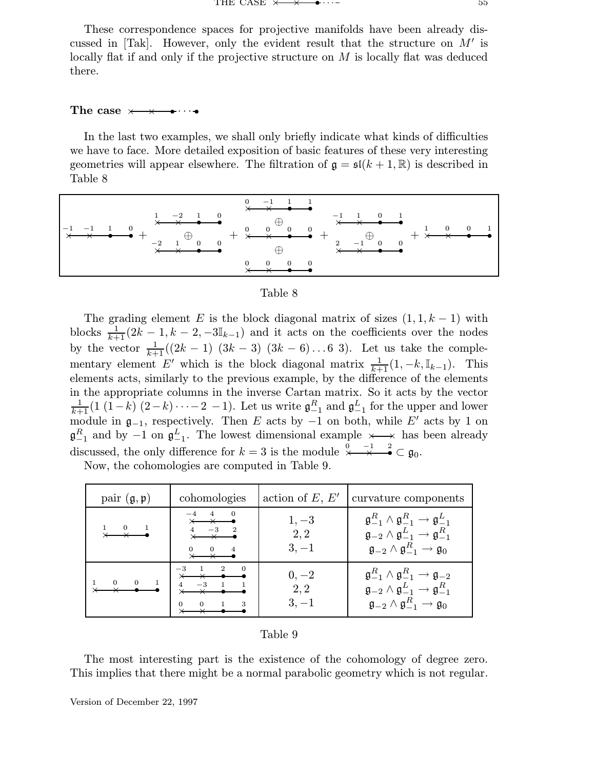These correspondence spaces for projective manifolds have been already discussed in [Tak]. However, only the evident result that the structure on $M'$ is locally flat if and only if the projective structure on $M$ is locally flat was deduced there.

### The case $\times\!\!-\!\!\!-\!\!\times\!\!-\!\!\!-\!\!\bullet\cdots\bullet$

In the last two examples, we shall only briefly indicate what kinds of difficulties we have to face. More detailed exposition of basic features of these very interesting geometries will appear elsewhere. The filtration of $\mathfrak{g} = \mathfrak{sl}(k+1, \mathbb{R})$ is described in Table 8

$$
\overset{-1}{\times}\!-\!\overset{-1}{\times}\!-\!\overset{1}{\bullet}\!-\!\overset{0}{\bullet}
\; + \;
\begin{matrix} \overset{1}{\times}\!-\!\overset{-2}{\times}\!-\!\overset{1}{\bullet}\!-\!\overset{0}{\bullet} \\ \oplus \\ \overset{-2}{\times}\!-\!\overset{1}{\times}\!-\!\overset{0}{\bullet}\!-\!\overset{0}{\bullet} \end{matrix}
\; + \;
\begin{matrix} \overset{0}{\times}\!-\!\overset{-1}{\times}\!-\!\overset{1}{\bullet}\!-\!\overset{1}{\bullet} \\ \oplus \\ \overset{0}{\times}\!-\!\overset{0}{\times}\!-\!\overset{0}{\bullet}\!-\!\overset{0}{\bullet} \\ \oplus \\ \overset{0}{\times}\!-\!\overset{0}{\times}\!-\!\overset{0}{\bullet}\!-\!\overset{0}{\bullet} \end{matrix}
\; + \;
\begin{matrix} \overset{-1}{\times}\!-\!\overset{1}{\times}\!-\!\overset{0}{\bullet}\!-\!\overset{1}{\bullet} \\ \oplus \\ \overset{2}{\times}\!-\!\overset{-1}{\times}\!-\!\overset{0}{\bullet}\!-\!\overset{0}{\bullet} \end{matrix}
\; + \;
\overset{1}{\times}\!-\!\overset{0}{\times}\!-\!\overset{0}{\bullet}\!-\!\overset{1}{\bullet}
$$

Table 8

The grading element $E$ is the block diagonal matrix of sizes $(1, 1, k-1)$ with blocks $\frac{1}{k+1}(2k-1, k-2, -3\mathbb{I}_{k-1})$ and it acts on the coefficients over the nodes by the vector $\frac{1}{k+1}((2k-1)\ (3k-3)\ (3k-6)\dots 6\ 3)$. Let us take the complementary element $E'$ which is the block diagonal matrix $\frac{1}{k+1}(1, -k, \mathbb{I}_{k-1})$. This elements acts, similarly to the previous example, by the difference of the elements in the appropriate columns in the inverse Cartan matrix. So it acts by the vector $\frac{1}{k+1}(1\ (1-k)\ (2-k)\cdots -2\ -1)$. Let us write $\mathfrak{g}^R_{-1}$ and $\mathfrak{g}^L_{-1}$ for the upper and lower module in $\mathfrak{g}_{-1}$, respectively. Then $E$ acts by $-1$ on both, while $E'$ acts by 1 on $\mathfrak{g}^R_{-1}$ and by $-1$ on $\mathfrak{g}^L_{-1}$. The lowest dimensional example $\times\!\!-\!\!\!-\!\!\times$ has been already discussed, the only difference for $k = 3$ is the module $\overset{0}{\times}\!-\!\overset{-1}{\times}\!-\!\overset{2}{\bullet} \subset \mathfrak{g}_0$.

Now, the cohomologies are computed in Table 9.

| pair $(\mathfrak{g}, \mathfrak{p})$ | cohomologies | action of $E$, $E'$ | curvature components |
|---|---|---|---|
| $\overset{1}{\times}\!-\!\overset{0}{\times}\!-\!\overset{1}{\bullet}$ | $\overset{-4}{\times}\!-\!\overset{4}{\times}\!-\!\overset{0}{\bullet}$ <br> $\overset{4}{\times}\!-\!\overset{-3}{\times}\!-\!\overset{2}{\bullet}$ <br> $\overset{0}{\times}\!-\!\overset{0}{\times}\!-\!\overset{4}{\bullet}$ | $1, -3$ <br> $2, 2$ <br> $3, -1$ | $\mathfrak{g}^R_{-1} \wedge \mathfrak{g}^R_{-1} \to \mathfrak{g}^L_{-1}$ <br> $\mathfrak{g}_{-2} \wedge \mathfrak{g}^L_{-1} \to \mathfrak{g}^R_{-1}$ <br> $\mathfrak{g}_{-2} \wedge \mathfrak{g}^R_{-1} \to \mathfrak{g}_0$ |
| $\overset{1}{\times}\!-\!\overset{0}{\times}\!-\!\overset{0}{\bullet}\!-\!\overset{1}{\bullet}$ | $\overset{-3}{\times}\!-\!\overset{1}{\times}\!-\!\overset{2}{\bullet}\!-\!\overset{0}{\bullet}$ <br> $\overset{4}{\times}\!-\!\overset{-3}{\times}\!-\!\overset{1}{\bullet}\!-\!\overset{1}{\bullet}$ <br> $\overset{0}{\times}\!-\!\overset{0}{\times}\!-\!\overset{1}{\bullet}\!-\!\overset{3}{\bullet}$ | $0, -2$ <br> $2, 2$ <br> $3, -1$ | $\mathfrak{g}^R_{-1} \wedge \mathfrak{g}^R_{-1} \to \mathfrak{g}_{-2}$ <br> $\mathfrak{g}_{-2} \wedge \mathfrak{g}^L_{-1} \to \mathfrak{g}^R_{-1}$ <br> $\mathfrak{g}_{-2} \wedge \mathfrak{g}^R_{-1} \to \mathfrak{g}_0$ |

Table 9

The most interesting part is the existence of the cohomology of degree zero. This implies that there might be a normal parabolic geometry which is not regular.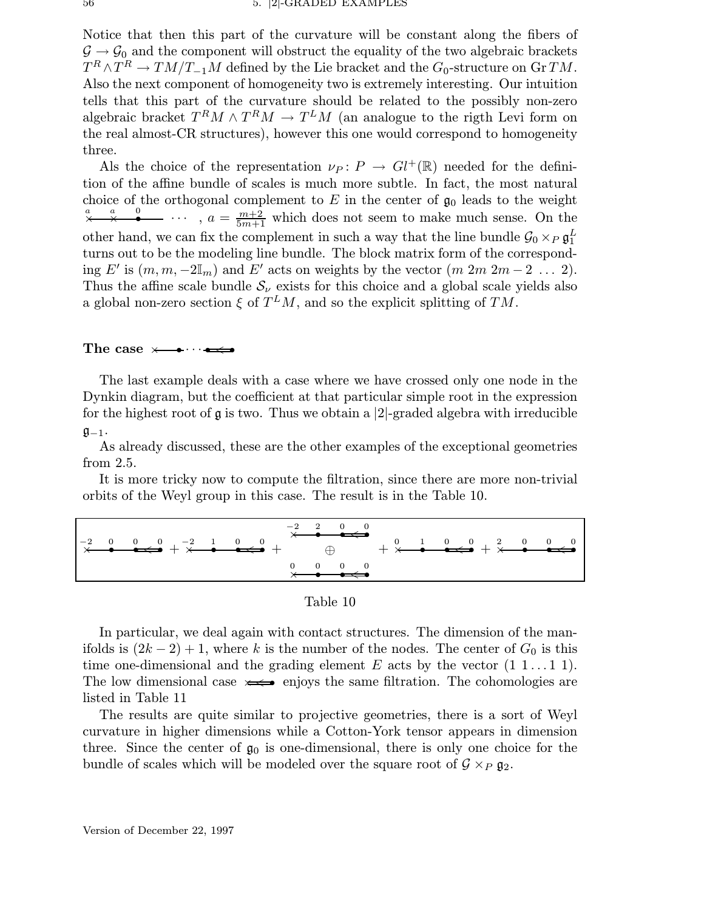Notice that then this part of the curvature will be constant along the fibers of $\mathcal{G} \to \mathcal{G}_0$ and the component will obstruct the equality of the two algebraic brackets $T^R \wedge T^R \to TM/T_{-1}M$ defined by the Lie bracket and the $G_0$-structure on $\operatorname{Gr} TM$. Also the next component of homogeneity two is extremely interesting. Our intuition tells that this part of the curvature should be related to the possibly non-zero algebraic bracket $T^R M \wedge T^R M \to T^L M$ (an analogue to the rigth Levi form on the real almost-CR structures), however this one would correspond to homogeneity three.

Als the choice of the representation $\nu_P \colon P \to Gl^+(\mathbb{R})$ needed for the definition of the affine bundle of scales is much more subtle. In fact, the most natural choice of the orthogonal complement to $E$ in the center of $\mathfrak{g}_0$ leads to the weight $\overset{a}{\times}\!\!-\!\!\overset{a}{\times}\!\!-\!\!\overset{0}{\bullet}\!\!- \cdots$ , $a = \frac{m+2}{5m+1}$ which does not seem to make much sense. On the other hand, we can fix the complement in such a way that the line bundle $\mathcal{G}_0 \times_P \mathfrak{g}_1^L$ turns out to be the modeling line bundle. The block matrix form of the corresponding $E'$ is $(m, m, -2\mathbb{I}_m)$ and $E'$ acts on weights by the vector $(m\ 2m\ 2m-2\ \dots\ 2)$. Thus the affine scale bundle $\mathcal{S}_\nu$ exists for this choice and a global scale yields also a global non-zero section $\xi$ of $T^L M$, and so the explicit splitting of $TM$.

**The case** $\times\!\!-\!\!\bullet \cdots \bullet\!\Leftarrow\!\bullet$

The last example deals with a case where we have crossed only one node in the Dynkin diagram, but the coefficient at that particular simple root in the expression for the highest root of $\mathfrak{g}$ is two. Thus we obtain a $|2|$-graded algebra with irreducible $\mathfrak{g}_{-1}$.

As already discussed, these are the other examples of the exceptional geometries from 2.5.

It is more tricky now to compute the filtration, since there are more non-trivial orbits of the Weyl group in this case. The result is in the Table 10.

$$\overset{-2}{\times}\!-\!\overset{0}{\bullet}\!-\!\overset{0}{\bullet}\!\Leftarrow\!\overset{0}{\bullet} + \overset{-2}{\times}\!-\!\overset{1}{\bullet}\!-\!\overset{0}{\bullet}\!\Leftarrow\!\overset{0}{\bullet} + \begin{matrix}\overset{-2}{\times}\!-\!\overset{2}{\bullet}\!-\!\overset{0}{\bullet}\!\Leftarrow\!\overset{0}{\bullet}\\ \oplus \\ \overset{0}{\times}\!-\!\overset{0}{\bullet}\!-\!\overset{0}{\bullet}\!\Leftarrow\!\overset{0}{\bullet}\end{matrix} + \overset{0}{\times}\!-\!\overset{1}{\bullet}\!-\!\overset{0}{\bullet}\!\Leftarrow\!\overset{0}{\bullet} + \overset{2}{\times}\!-\!\overset{0}{\bullet}\!-\!\overset{0}{\bullet}\!\Leftarrow\!\overset{0}{\bullet}$$

Table 10

In particular, we deal again with contact structures. The dimension of the manifolds is $(2k-2)+1$, where $k$ is the number of the nodes. The center of $G_0$ is this time one-dimensional and the grading element $E$ acts by the vector $(1\ 1 \dots 1\ 1)$. The low dimensional case $\times\!\Leftarrow\!\bullet$ enjoys the same filtration. The cohomologies are listed in Table 11

The results are quite similar to projective geometries, there is a sort of Weyl curvature in higher dimensions while a Cotton-York tensor appears in dimension three. Since the center of $\mathfrak{g}_0$ is one-dimensional, there is only one choice for the bundle of scales which will be modeled over the square root of $\mathcal{G} \times_P \mathfrak{g}_2$.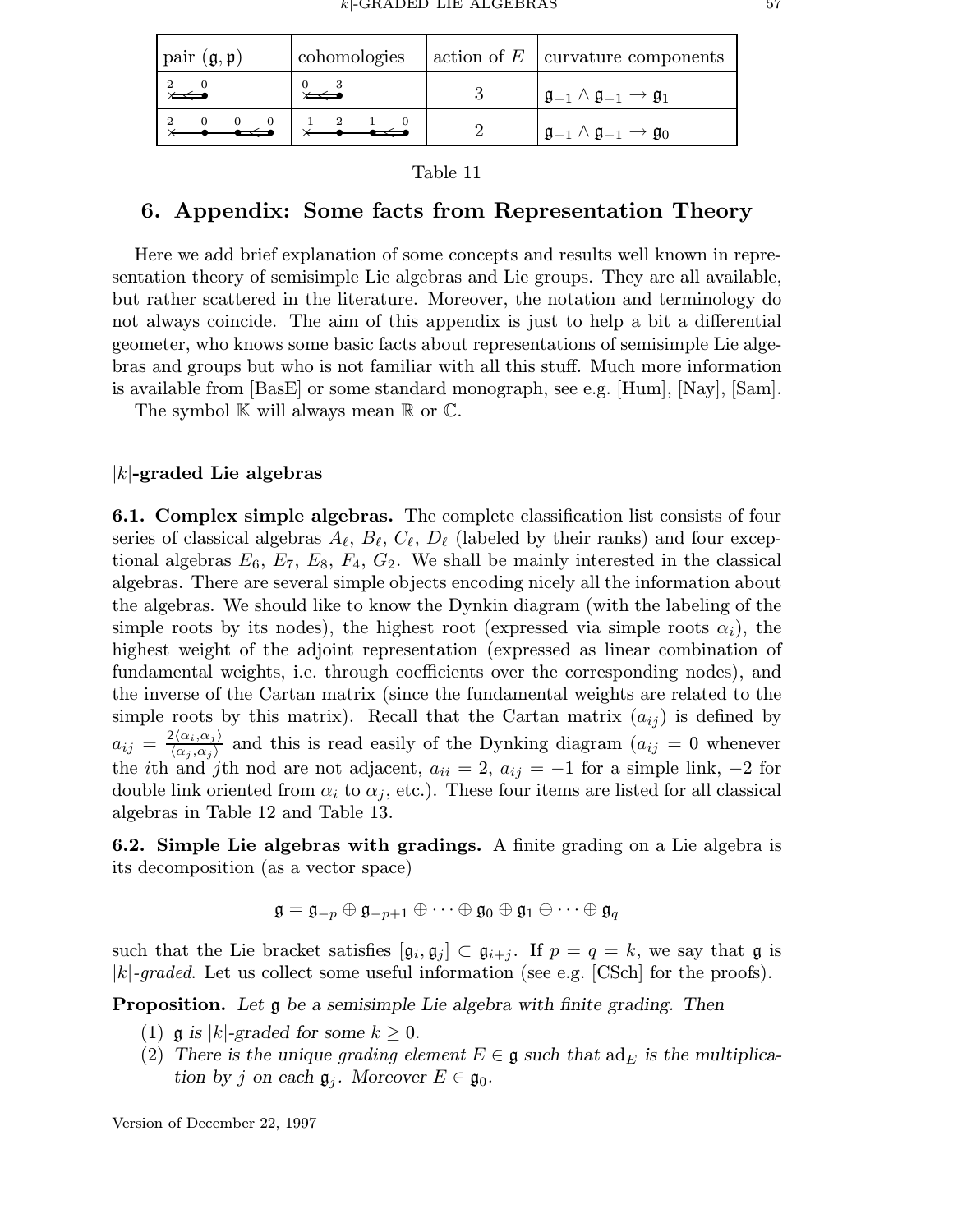| pair $(\mathfrak{g}, \mathfrak{p})$ | cohomologies | action of $E$ | curvature components |
|---|---|---|---|
| $\overset{2}{\times}\Leftarrow\overset{0}{\bullet}$ | $\overset{0}{\times}\Leftarrow\overset{3}{\bullet}$ | 3 | $\mathfrak{g}_{-1} \wedge \mathfrak{g}_{-1} \to \mathfrak{g}_1$ |
| $\overset{2}{\times}-\overset{0}{\bullet}-\overset{0}{\bullet}\Leftarrow\overset{0}{\bullet}$ | $\overset{-1}{\times}-\overset{2}{\bullet}-\overset{1}{\bullet}\Leftarrow\overset{0}{\bullet}$ | 2 | $\mathfrak{g}_{-1} \wedge \mathfrak{g}_{-1} \to \mathfrak{g}_0$ |

Table 11

# 6. Appendix: Some facts from Representation Theory

Here we add brief explanation of some concepts and results well known in representation theory of semisimple Lie algebras and Lie groups. They are all available, but rather scattered in the literature. Moreover, the notation and terminology do not always coincide. The aim of this appendix is just to help a bit a differential geometer, who knows some basic facts about representations of semisimple Lie algebras and groups but who is not familiar with all this stuff. Much more information is available from [BasE] or some standard monograph, see e.g. [Hum], [Nay], [Sam].

The symbol $\mathbb{K}$ will always mean $\mathbb{R}$ or $\mathbb{C}$.

## $|k|$-graded Lie algebras

**6.1. Complex simple algebras.** The complete classification list consists of four series of classical algebras $A_\ell$, $B_\ell$, $C_\ell$, $D_\ell$ (labeled by their ranks) and four exceptional algebras $E_6$, $E_7$, $E_8$, $F_4$, $G_2$. We shall be mainly interested in the classical algebras. There are several simple objects encoding nicely all the information about the algebras. We should like to know the Dynkin diagram (with the labeling of the simple roots by its nodes), the highest root (expressed via simple roots $\alpha_i$), the highest weight of the adjoint representation (expressed as linear combination of fundamental weights, i.e. through coefficients over the corresponding nodes), and the inverse of the Cartan matrix (since the fundamental weights are related to the simple roots by this matrix). Recall that the Cartan matrix $(a_{ij})$ is defined by $a_{ij} = \frac{2\langle \alpha_i, \alpha_j \rangle}{\langle \alpha_j, \alpha_j \rangle}$ and this is read easily of the Dynking diagram ($a_{ij} = 0$ whenever the $i$th and $j$th nod are not adjacent, $a_{ii} = 2$, $a_{ij} = -1$ for a simple link, $-2$ for double link oriented from $\alpha_i$ to $\alpha_j$, etc.). These four items are listed for all classical algebras in Table 12 and Table 13.

**6.2. Simple Lie algebras with gradings.** A finite grading on a Lie algebra is its decomposition (as a vector space)

$$\mathfrak{g} = \mathfrak{g}_{-p} \oplus \mathfrak{g}_{-p+1} \oplus \cdots \oplus \mathfrak{g}_0 \oplus \mathfrak{g}_1 \oplus \cdots \oplus \mathfrak{g}_q$$

such that the Lie bracket satisfies $[\mathfrak{g}_i, \mathfrak{g}_j] \subset \mathfrak{g}_{i+j}$. If $p = q = k$, we say that $\mathfrak{g}$ is $|k|$*-graded*. Let us collect some useful information (see e.g. [CSch] for the proofs).

**Proposition.** *Let $\mathfrak{g}$ be a semisimple Lie algebra with finite grading. Then*

1. *$\mathfrak{g}$ is $|k|$-graded for some $k \geq 0$.*
2. *There is the unique grading element $E \in \mathfrak{g}$ such that $\mathrm{ad}_E$ is the multiplication by $j$ on each $\mathfrak{g}_j$. Moreover $E \in \mathfrak{g}_0$.*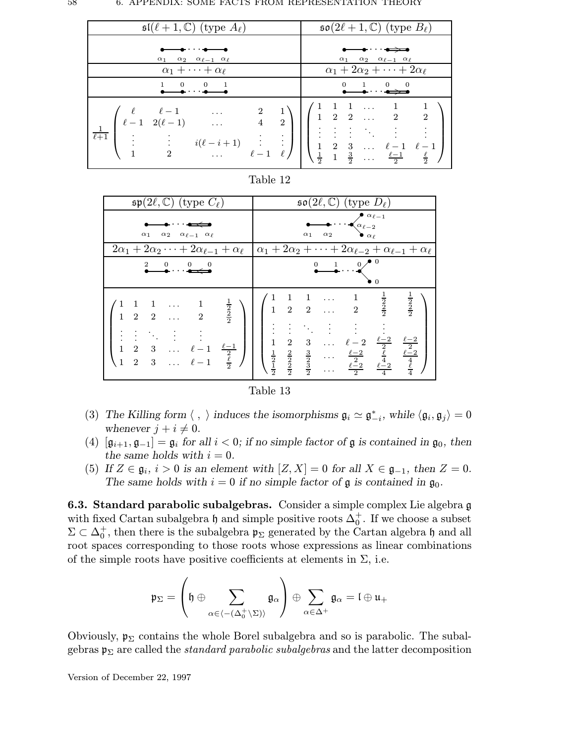| $\mathfrak{sl}(\ell+1,\mathbb{C})$ (type $A_\ell$) | $\mathfrak{so}(2\ell+1,\mathbb{C})$ (type $B_\ell$) |
|---|---|
| $\alpha_1 \quad \alpha_2 \quad \alpha_{\ell-1} \quad \alpha_\ell$ | $\alpha_1 \quad \alpha_2 \quad \alpha_{\ell-1} \quad \alpha_\ell$ |
| $\alpha_1+\cdots+\alpha_\ell$ | $\alpha_1+2\alpha_2+\cdots+2\alpha_\ell$ |
| $1 \quad 0 \quad 0 \quad 1$ | $0 \quad 1 \quad 0 \quad 0$ |
| $\frac{1}{\ell+1}\begin{pmatrix} \ell & \ell-1 & \dots & 2 & 1 \\ \ell-1 & 2(\ell-1) & \dots & 4 & 2 \\ \vdots & \vdots & i(\ell-i+1) & \vdots & \vdots \\ 1 & 2 & \dots & \ell-1 & \ell \end{pmatrix}$ | $\begin{pmatrix} 1 & 1 & 1 & \dots & 1 & 1 \\ 1 & 2 & 2 & \dots & 2 & 2 \\ \vdots & \vdots & \vdots & \ddots & \vdots & \vdots \\ 1 & 2 & 3 & \dots & \ell-1 & \ell-1 \\ \frac{1}{2} & 1 & \frac{3}{2} & \dots & \frac{\ell-1}{2} & \frac{\ell}{2} \end{pmatrix}$ |

Table 12

| $\mathfrak{sp}(2\ell,\mathbb{C})$ (type $C_\ell$) | $\mathfrak{so}(2\ell,\mathbb{C})$ (type $D_\ell$) |
|---|---|
| $\alpha_1 \quad \alpha_2 \quad \alpha_{\ell-1} \quad \alpha_\ell$ | $\alpha_1 \quad \alpha_2 \quad \alpha_{\ell-2} \quad \alpha_{\ell-1} \quad \alpha_\ell$ |
| $2\alpha_1+2\alpha_2\cdots+2\alpha_{\ell-1}+\alpha_\ell$ | $\alpha_1+2\alpha_2+\cdots+2\alpha_{\ell-2}+\alpha_{\ell-1}+\alpha_\ell$ |
| $2 \quad 0 \quad 0 \quad 0$ | $0 \quad 1 \quad 0 \quad 0 \quad 0$ |
| $\begin{pmatrix} 1 & 1 & 1 & \dots & 1 & \frac{1}{2} \\ 1 & 2 & 2 & \dots & 2 & \frac{2}{2} \\ \vdots & \vdots & \ddots & \vdots & \vdots & \\ 1 & 2 & 3 & \dots & \ell-1 & \frac{\ell-1}{2} \\ 1 & 2 & 3 & \dots & \ell-1 & \frac{\ell}{2} \end{pmatrix}$ | $\begin{pmatrix} 1 & 1 & 1 & \dots & 1 & \frac{1}{2} & \frac{1}{2} \\ 1 & 2 & 2 & \dots & 2 & \frac{2}{2} & \frac{2}{2} \\ \vdots & \vdots & \ddots & \vdots & \vdots & \vdots & \\ 1 & 2 & 3 & \dots & \ell-2 & \frac{\ell-2}{2} & \frac{\ell-2}{2} \\ \frac{1}{2} & \frac{2}{2} & \frac{3}{2} & \dots & \frac{\ell-2}{2} & \frac{\ell}{4} & \frac{\ell-2}{4} \\ \frac{1}{2} & \frac{2}{2} & \frac{3}{2} & \dots & \frac{\ell-2}{2} & \frac{\ell-2}{4} & \frac{\ell}{4} \end{pmatrix}$ |

Table 13

(3) *The Killing form $\langle\ ,\ \rangle$ induces the isomorphisms $\mathfrak{g}_i \simeq \mathfrak{g}^*_{-i}$, while $\langle \mathfrak{g}_i, \mathfrak{g}_j \rangle = 0$ whenever $j+i \neq 0$.*

(4) *$[\mathfrak{g}_{i+1}, \mathfrak{g}_{-1}] = \mathfrak{g}_i$ for all $i < 0$; if no simple factor of $\mathfrak{g}$ is contained in $\mathfrak{g}_0$, then the same holds with $i = 0$.*

(5) *If $Z \in \mathfrak{g}_i$, $i > 0$ is an element with $[Z, X] = 0$ for all $X \in \mathfrak{g}_{-1}$, then $Z = 0$. The same holds with $i = 0$ if no simple factor of $\mathfrak{g}$ is contained in $\mathfrak{g}_0$.*

**6.3. Standard parabolic subalgebras.** Consider a simple complex Lie algebra $\mathfrak{g}$ with fixed Cartan subalgebra $\mathfrak{h}$ and simple positive roots $\Delta_0^+$. If we choose a subset $\Sigma \subset \Delta_0^+$, then there is the subalgebra $\mathfrak{p}_\Sigma$ generated by the Cartan algebra $\mathfrak{h}$ and all root spaces corresponding to those roots whose expressions as linear combinations of the simple roots have positive coefficients at elements in $\Sigma$, i.e.

$$\mathfrak{p}_\Sigma = \left( \mathfrak{h} \oplus \sum_{\alpha \in \langle -(\Delta_0^+ \setminus \Sigma) \rangle} \mathfrak{g}_\alpha \right) \oplus \sum_{\alpha \in \Delta^+} \mathfrak{g}_\alpha = \mathfrak{l} \oplus \mathfrak{u}_+$$

Obviously, $\mathfrak{p}_\Sigma$ contains the whole Borel subalgebra and so is parabolic. The subalgebras $\mathfrak{p}_\Sigma$ are called the *standard parabolic subalgebras* and the latter decomposition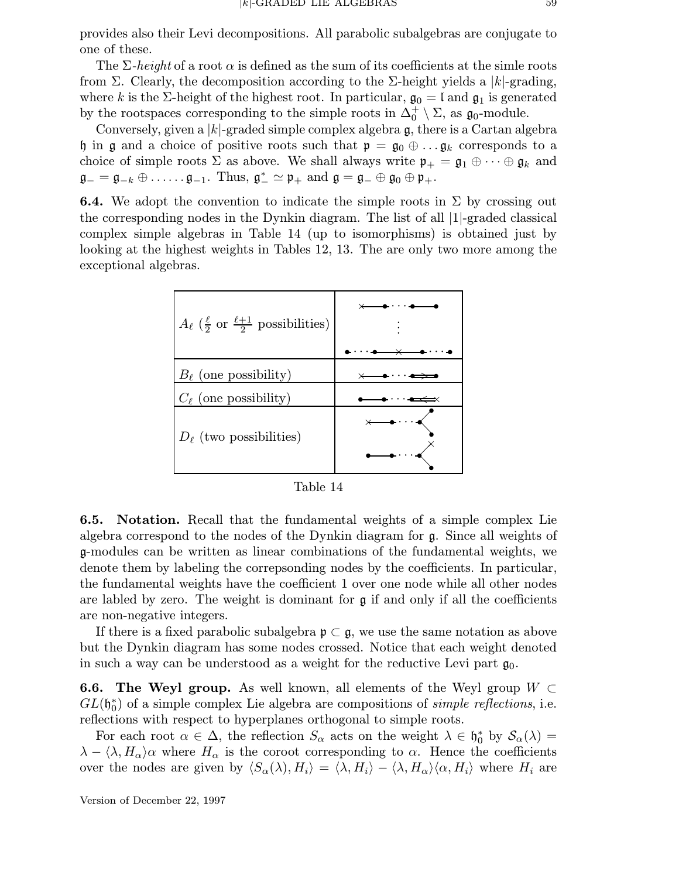provides also their Levi decompositions. All parabolic subalgebras are conjugate to one of these.

The $\Sigma$-*height* of a root $\alpha$ is defined as the sum of its coefficients at the simle roots from $\Sigma$. Clearly, the decomposition according to the $\Sigma$-height yields a $|k|$-grading, where $k$ is the $\Sigma$-height of the highest root. In particular, $\mathfrak{g}_0 = \mathfrak{l}$ and $\mathfrak{g}_1$ is generated by the rootspaces corresponding to the simple roots in $\Delta_0^+ \setminus \Sigma$, as $\mathfrak{g}_0$-module.

Conversely, given a $|k|$-graded simple complex algebra $\mathfrak{g}$, there is a Cartan algebra $\mathfrak{h}$ in $\mathfrak{g}$ and a choice of positive roots such that $\mathfrak{p} = \mathfrak{g}_0 \oplus \dots \mathfrak{g}_k$ corresponds to a choice of simple roots $\Sigma$ as above. We shall always write $\mathfrak{p}_+ = \mathfrak{g}_1 \oplus \dots \oplus \mathfrak{g}_k$ and $\mathfrak{g}_- = \mathfrak{g}_{-k} \oplus \dots\dots \mathfrak{g}_{-1}$. Thus, $\mathfrak{g}_-^* \simeq \mathfrak{p}_+$ and $\mathfrak{g} = \mathfrak{g}_- \oplus \mathfrak{g}_0 \oplus \mathfrak{p}_+$.

**6.4.** We adopt the convention to indicate the simple roots in $\Sigma$ by crossing out the corresponding nodes in the Dynkin diagram. The list of all $|1|$-graded classical complex simple algebras in Table 14 (up to isomorphisms) is obtained just by looking at the highest weights in Tables 12, 13. The are only two more among the exceptional algebras.

| | |
|---|---|
| $A_\ell$ ($\frac{\ell}{2}$ or $\frac{\ell+1}{2}$ possibilities) | ×—•···•—• ⋮ •···•—×—•···• |
| $B_\ell$ (one possibility) | ×—•···•⇒• |
| $C_\ell$ (one possibility) | •—•···•⇐× |
| $D_\ell$ (two possibilities) | ×—•···•< (fork) ; •—•···•< (fork, one end crossed) |

Table 14

**6.5. Notation.** Recall that the fundamental weights of a simple complex Lie algebra correspond to the nodes of the Dynkin diagram for $\mathfrak{g}$. Since all weights of $\mathfrak{g}$-modules can be written as linear combinations of the fundamental weights, we denote them by labeling the correpsonding nodes by the coefficients. In particular, the fundamental weights have the coefficient 1 over one node while all other nodes are labled by zero. The weight is dominant for $\mathfrak{g}$ if and only if all the coefficients are non-negative integers.

If there is a fixed parabolic subalgebra $\mathfrak{p} \subset \mathfrak{g}$, we use the same notation as above but the Dynkin diagram has some nodes crossed. Notice that each weight denoted in such a way can be understood as a weight for the reductive Levi part $\mathfrak{g}_0$.

**6.6. The Weyl group.** As well known, all elements of the Weyl group $W \subset GL(\mathfrak{h}_0^*)$ of a simple complex Lie algebra are compositions of *simple reflections*, i.e. reflections with respect to hyperplanes orthogonal to simple roots.

For each root $\alpha \in \Delta$, the reflection $S_\alpha$ acts on the weight $\lambda \in \mathfrak{h}_0^*$ by $\mathcal{S}_\alpha(\lambda) = \lambda - \langle \lambda, H_\alpha \rangle \alpha$ where $H_\alpha$ is the coroot corresponding to $\alpha$. Hence the coefficients over the nodes are given by $\langle S_\alpha(\lambda), H_i \rangle = \langle \lambda, H_i \rangle - \langle \lambda, H_\alpha \rangle \langle \alpha, H_i \rangle$ where $H_i$ are

Version of December 22, 1997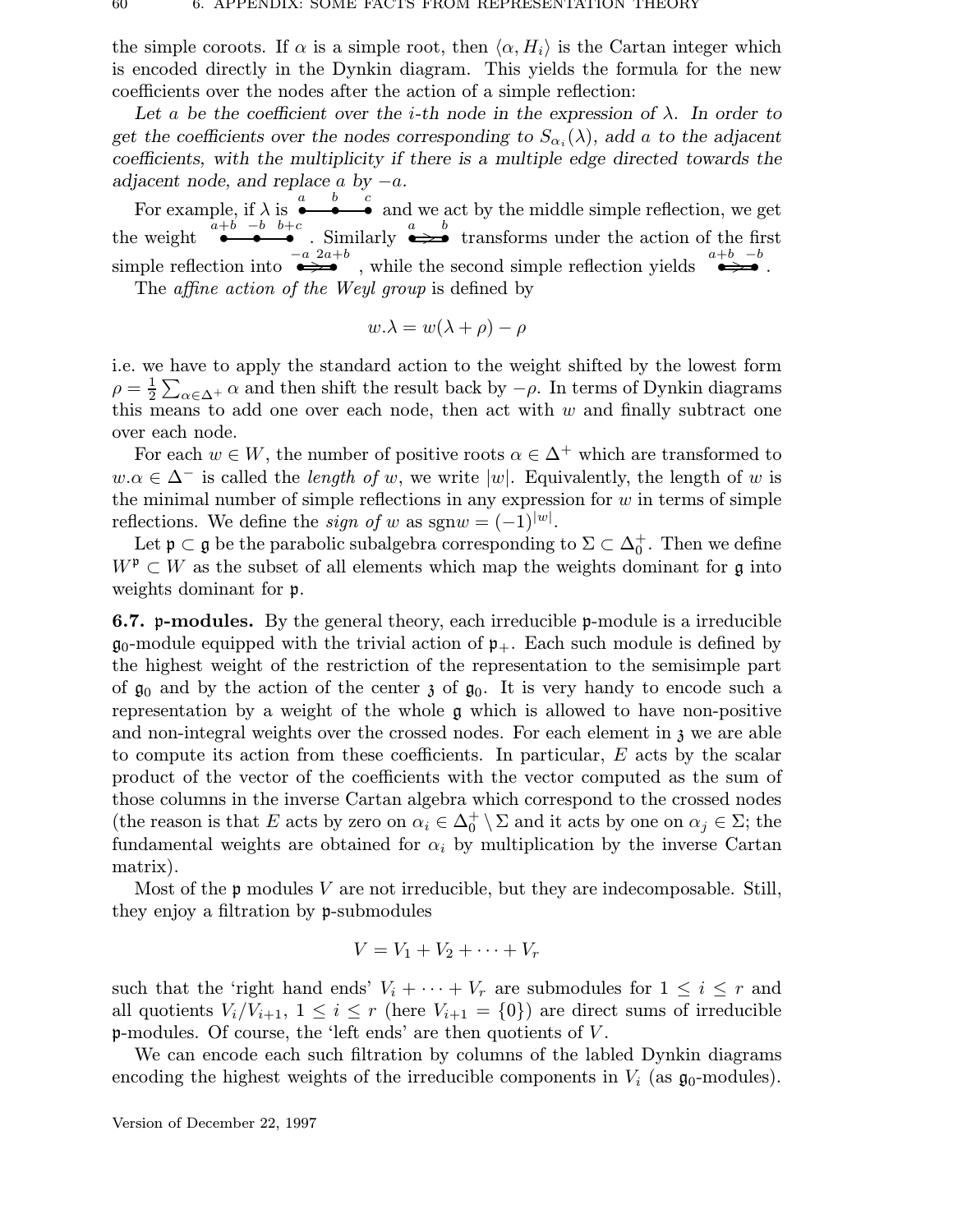the simple coroots. If $\alpha$ is a simple root, then $\langle \alpha, H_i \rangle$ is the Cartan integer which is encoded directly in the Dynkin diagram. This yields the formula for the new coefficients over the nodes after the action of a simple reflection:

*Let $a$ be the coefficient over the $i$-th node in the expression of $\lambda$. In order to get the coefficients over the nodes corresponding to $S_{\alpha_i}(\lambda)$, add $a$ to the adjacent coefficients, with the multiplicity if there is a multiple edge directed towards the adjacent node, and replace $a$ by $-a$.*

For example, if $\lambda$ is $\overset{a}{\bullet}\!\!-\!\!\overset{b}{\bullet}\!\!-\!\!\overset{c}{\bullet}$ and we act by the middle simple reflection, we get the weight $\overset{a+b}{\bullet}\!\!-\!\!\overset{-b}{\bullet}\!\!-\!\!\overset{b+c}{\bullet}$. Similarly $\overset{a}{\bullet}\!\!\Rightarrow\!\!\overset{b}{\bullet}$ transforms under the action of the first simple reflection into $\overset{-a}{\bullet}\!\!\Rightarrow\!\!\overset{2a+b}{\bullet}$, while the second simple reflection yields $\overset{a+b}{\bullet}\!\!\Rightarrow\!\!\overset{-b}{\bullet}$.

The *affine action of the Weyl group* is defined by

$$w.\lambda = w(\lambda + \rho) - \rho$$

i.e. we have to apply the standard action to the weight shifted by the lowest form $\rho = \frac{1}{2}\sum_{\alpha \in \Delta^+} \alpha$ and then shift the result back by $-\rho$. In terms of Dynkin diagrams this means to add one over each node, then act with $w$ and finally subtract one over each node.

For each $w \in W$, the number of positive roots $\alpha \in \Delta^+$ which are transformed to $w.\alpha \in \Delta^-$ is called the *length of* $w$, we write $|w|$. Equivalently, the length of $w$ is the minimal number of simple reflections in any expression for $w$ in terms of simple reflections. We define the *sign of* $w$ as $\mathrm{sgn} w = (-1)^{|w|}$.

Let $\mathfrak{p} \subset \mathfrak{g}$ be the parabolic subalgebra corresponding to $\Sigma \subset \Delta_0^+$. Then we define $W^{\mathfrak{p}} \subset W$ as the subset of all elements which map the weights dominant for $\mathfrak{g}$ into weights dominant for $\mathfrak{p}$.

**6.7. $\mathfrak{p}$-modules.** By the general theory, each irreducible $\mathfrak{p}$-module is a irreducible $\mathfrak{g}_0$-module equipped with the trivial action of $\mathfrak{p}_+$. Each such module is defined by the highest weight of the restriction of the representation to the semisimple part of $\mathfrak{g}_0$ and by the action of the center $\mathfrak{z}$ of $\mathfrak{g}_0$. It is very handy to encode such a representation by a weight of the whole $\mathfrak{g}$ which is allowed to have non-positive and non-integral weights over the crossed nodes. For each element in $\mathfrak{z}$ we are able to compute its action from these coefficients. In particular, $E$ acts by the scalar product of the vector of the coefficients with the vector computed as the sum of those columns in the inverse Cartan algebra which correspond to the crossed nodes (the reason is that $E$ acts by zero on $\alpha_i \in \Delta_0^+ \setminus \Sigma$ and it acts by one on $\alpha_j \in \Sigma$; the fundamental weights are obtained for $\alpha_i$ by multiplication by the inverse Cartan matrix).

Most of the $\mathfrak{p}$ modules $V$ are not irreducible, but they are indecomposable. Still, they enjoy a filtration by $\mathfrak{p}$-submodules

$$V = V_1 + V_2 + \cdots + V_r$$

such that the 'right hand ends' $V_i + \cdots + V_r$ are submodules for $1 \leq i \leq r$ and all quotients $V_i/V_{i+1}$, $1 \leq i \leq r$ (here $V_{i+1} = \{0\}$) are direct sums of irreducible $\mathfrak{p}$-modules. Of course, the 'left ends' are then quotients of $V$.

We can encode each such filtration by columns of the labled Dynkin diagrams encoding the highest weights of the irreducible components in $V_i$ (as $\mathfrak{g}_0$-modules).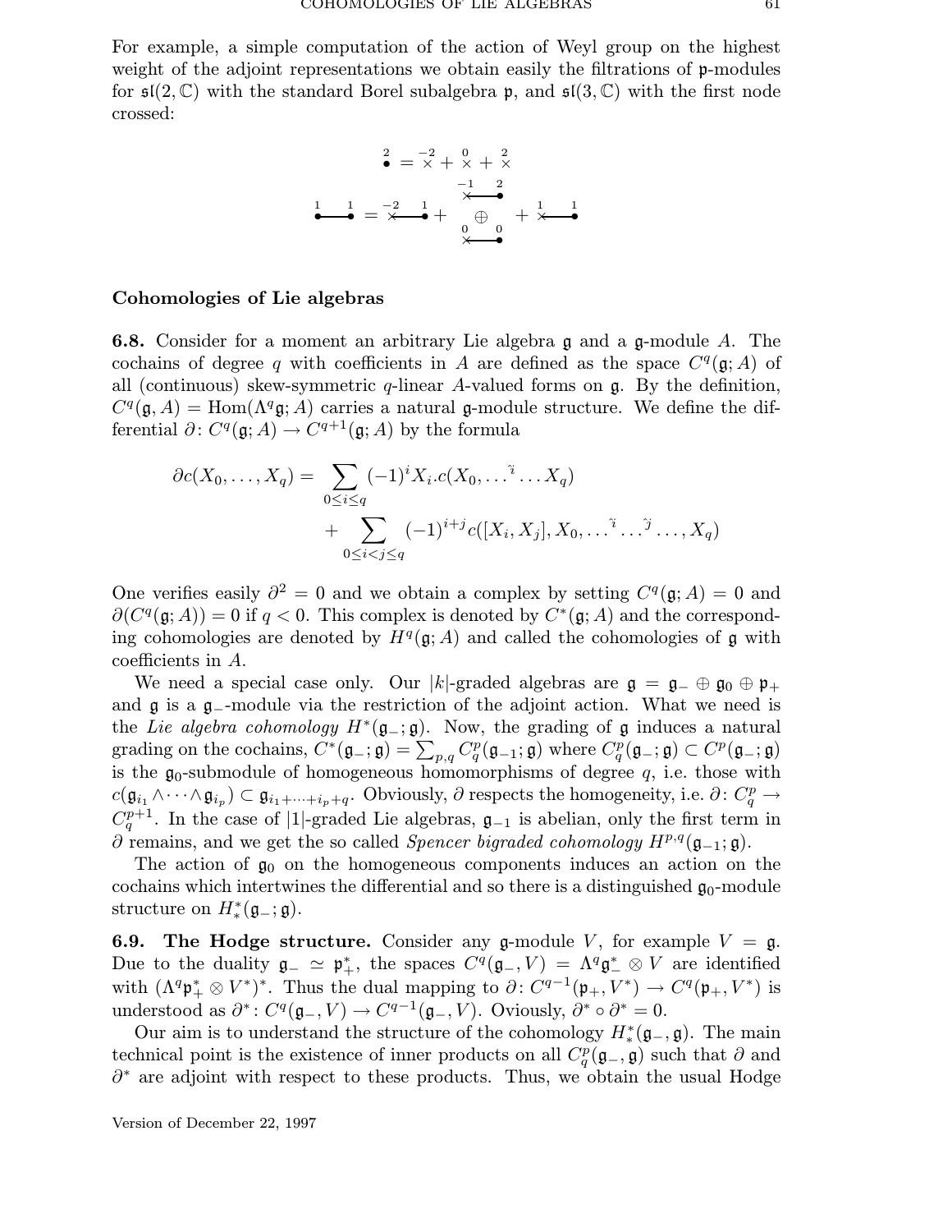For example, a simple computation of the action of Weyl group on the highest weight of the adjoint representations we obtain easily the filtrations of $\mathfrak{p}$-modules for $\mathfrak{sl}(2,\mathbb{C})$ with the standard Borel subalgebra $\mathfrak{p}$, and $\mathfrak{sl}(3,\mathbb{C})$ with the first node crossed:

$$\overset{2}{\bullet} = \overset{-2}{\times} + \overset{0}{\times} + \overset{2}{\times}$$

$$\overset{1}{\bullet}\!\!-\!\!\overset{1}{\bullet} = \overset{-2}{\times}\!\!-\!\!\overset{1}{\bullet} + \begin{matrix}\overset{-1}{\times}\!\!-\!\!\overset{2}{\bullet}\\ \oplus \\ \overset{0}{\times}\!\!-\!\!\overset{0}{\bullet}\end{matrix} + \overset{1}{\times}\!\!-\!\!\overset{1}{\bullet}$$

## Cohomologies of Lie algebras

**6.8.** Consider for a moment an arbitrary Lie algebra $\mathfrak{g}$ and a $\mathfrak{g}$-module $A$. The cochains of degree $q$ with coefficients in $A$ are defined as the space $C^q(\mathfrak{g};A)$ of all (continuous) skew-symmetric $q$-linear $A$-valued forms on $\mathfrak{g}$. By the definition, $C^q(\mathfrak{g},A) = \operatorname{Hom}(\Lambda^q\mathfrak{g};A)$ carries a natural $\mathfrak{g}$-module structure. We define the differential $\partial\colon C^q(\mathfrak{g};A) \to C^{q+1}(\mathfrak{g};A)$ by the formula

$$\begin{aligned}\partial c(X_0,\dots,X_q) = &\sum_{0\le i\le q}(-1)^i X_i.c(X_0,\dots\overset{\hat{i}}{}\dots X_q)\\ &+\sum_{0\le i<j\le q}(-1)^{i+j}c([X_i,X_j],X_0,\dots\overset{\hat{i}}{}\dots\overset{\hat{j}}{}\dots,X_q)\end{aligned}$$

One verifies easily $\partial^2 = 0$ and we obtain a complex by setting $C^q(\mathfrak{g};A) = 0$ and $\partial(C^q(\mathfrak{g};A)) = 0$ if $q<0$. This complex is denoted by $C^*(\mathfrak{g};A)$ and the corresponding cohomologies are denoted by $H^q(\mathfrak{g};A)$ and called the cohomologies of $\mathfrak{g}$ with coefficients in $A$.

We need a special case only. Our $|k|$-graded algebras are $\mathfrak{g} = \mathfrak{g}_- \oplus \mathfrak{g}_0 \oplus \mathfrak{p}_+$ and $\mathfrak{g}$ is a $\mathfrak{g}_-$-module via the restriction of the adjoint action. What we need is the *Lie algebra cohomology* $H^*(\mathfrak{g}_-;\mathfrak{g})$. Now, the grading of $\mathfrak{g}$ induces a natural grading on the cochains, $C^*(\mathfrak{g}_-;\mathfrak{g}) = \sum_{p,q} C^p_q(\mathfrak{g}_{-1};\mathfrak{g})$ where $C^p_q(\mathfrak{g}_-;\mathfrak{g}) \subset C^p(\mathfrak{g}_-;\mathfrak{g})$ is the $\mathfrak{g}_0$-submodule of homogeneous homomorphisms of degree $q$, i.e. those with $c(\mathfrak{g}_{i_1}\wedge\dots\wedge\mathfrak{g}_{i_p}) \subset \mathfrak{g}_{i_1+\dots+i_p+q}$. Obviously, $\partial$ respects the homogeneity, i.e. $\partial\colon C^p_q \to C^{p+1}_q$. In the case of $|1|$-graded Lie algebras, $\mathfrak{g}_{-1}$ is abelian, only the first term in $\partial$ remains, and we get the so called *Spencer bigraded cohomology* $H^{p,q}(\mathfrak{g}_{-1};\mathfrak{g})$.

The action of $\mathfrak{g}_0$ on the homogeneous components induces an action on the cochains which intertwines the differential and so there is a distinguished $\mathfrak{g}_0$-module structure on $H^*_*(\mathfrak{g}_-;\mathfrak{g})$.

**6.9. The Hodge structure.** Consider any $\mathfrak{g}$-module $V$, for example $V = \mathfrak{g}$. Due to the duality $\mathfrak{g}_- \simeq \mathfrak{p}_+^*$, the spaces $C^q(\mathfrak{g}_-,V) = \Lambda^q\mathfrak{g}_-^*\otimes V$ are identified with $(\Lambda^q\mathfrak{p}_+^*\otimes V^*)^*$. Thus the dual mapping to $\partial\colon C^{q-1}(\mathfrak{p}_+,V^*) \to C^q(\mathfrak{p}_+,V^*)$ is understood as $\partial^*\colon C^q(\mathfrak{g}_-,V) \to C^{q-1}(\mathfrak{g}_-,V)$. Oviously, $\partial^*\circ\partial^* = 0$.

Our aim is to understand the structure of the cohomology $H^*_*(\mathfrak{g}_-,\mathfrak{g})$. The main technical point is the existence of inner products on all $C^p_q(\mathfrak{g}_-,\mathfrak{g})$ such that $\partial$ and $\partial^*$ are adjoint with respect to these products. Thus, we obtain the usual Hodge

Version of December 22, 1997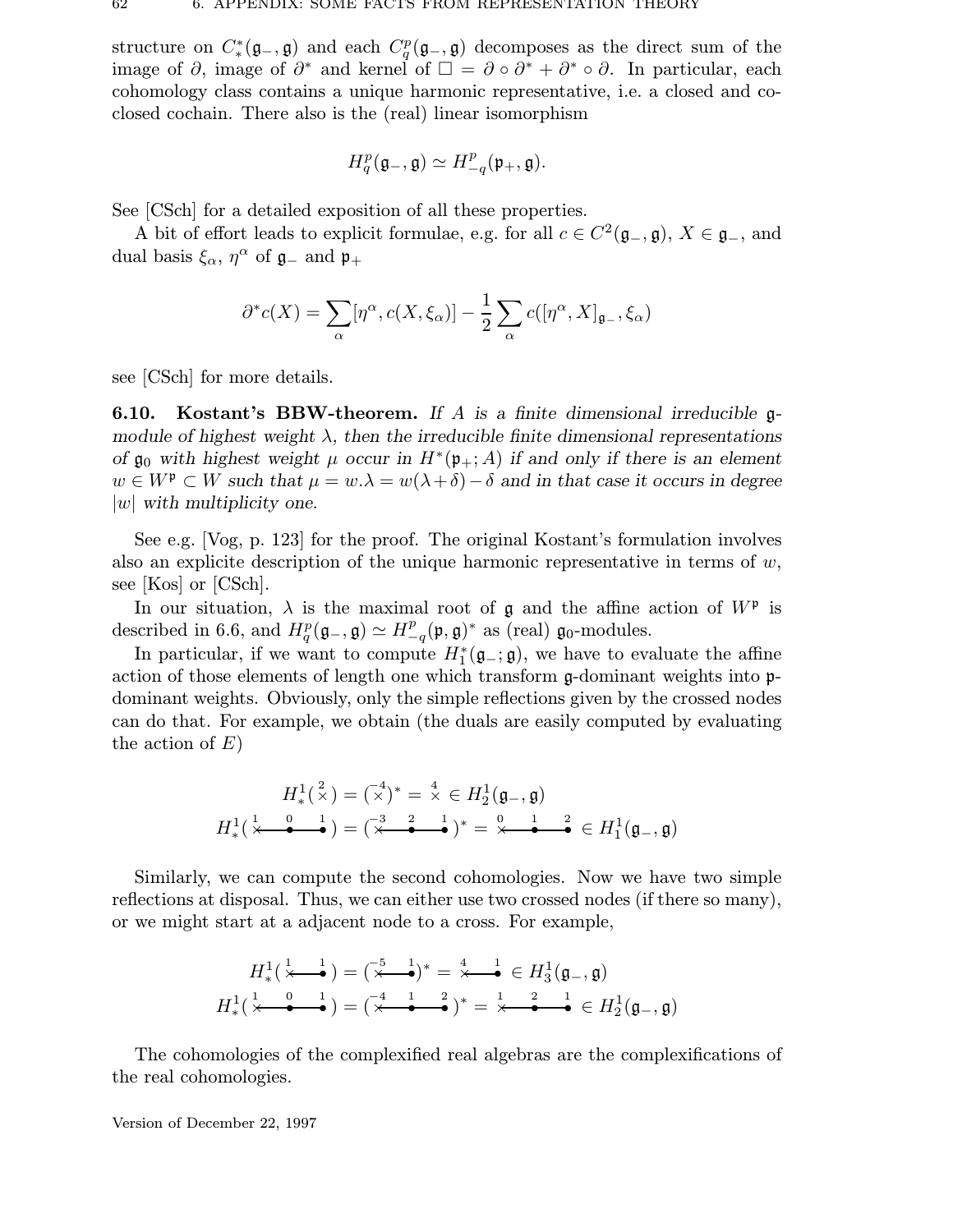structure on $C^*_*(\mathfrak{g}_-, \mathfrak{g})$ and each $C^p_q(\mathfrak{g}_-, \mathfrak{g})$ decomposes as the direct sum of the image of $\partial$, image of $\partial^*$ and kernel of $\Box = \partial \circ \partial^* + \partial^* \circ \partial$. In particular, each cohomology class contains a unique harmonic representative, i.e. a closed and co-closed cochain. There also is the (real) linear isomorphism

$$H^p_q(\mathfrak{g}_-, \mathfrak{g}) \simeq H^p_{-q}(\mathfrak{p}_+, \mathfrak{g}).$$

See [CSch] for a detailed exposition of all these properties.

A bit of effort leads to explicit formulae, e.g. for all $c \in C^2(\mathfrak{g}_-, \mathfrak{g})$, $X \in \mathfrak{g}_-$, and dual basis $\xi_\alpha$, $\eta^\alpha$ of $\mathfrak{g}_-$ and $\mathfrak{p}_+$

$$\partial^* c(X) = \sum_\alpha [\eta^\alpha, c(X, \xi_\alpha)] - \frac{1}{2} \sum_\alpha c([\eta^\alpha, X]_{\mathfrak{g}_-}, \xi_\alpha)$$

see [CSch] for more details.

**6.10. Kostant's BBW-theorem.** *If $A$ is a finite dimensional irreducible $\mathfrak{g}$-module of highest weight $\lambda$, then the irreducible finite dimensional representations of $\mathfrak{g}_0$ with highest weight $\mu$ occur in $H^*(\mathfrak{p}_+; A)$ if and only if there is an element $w \in W^\mathfrak{p} \subset W$ such that $\mu = w.\lambda = w(\lambda + \delta) - \delta$ and in that case it occurs in degree $|w|$ with multiplicity one.*

See e.g. [Vog, p. 123] for the proof. The original Kostant's formulation involves also an explicite description of the unique harmonic representative in terms of $w$, see [Kos] or [CSch].

In our situation, $\lambda$ is the maximal root of $\mathfrak{g}$ and the affine action of $W^\mathfrak{p}$ is described in 6.6, and $H^p_q(\mathfrak{g}_-, \mathfrak{g}) \simeq H^p_{-q}(\mathfrak{p}, \mathfrak{g})^*$ as (real) $\mathfrak{g}_0$-modules.

In particular, if we want to compute $H^*_1(\mathfrak{g}_-; \mathfrak{g})$, we have to evaluate the affine action of those elements of length one which transform $\mathfrak{g}$-dominant weights into $\mathfrak{p}$-dominant weights. Obviously, only the simple reflections given by the crossed nodes can do that. For example, we obtain (the duals are easily computed by evaluating the action of $E$)

$$H^1_*(\overset{2}{\times}) = (\overset{-4}{\times})^* = \overset{4}{\times} \in H^1_2(\mathfrak{g}_-, \mathfrak{g})$$

$$H^1_*(\overset{1}{\times}\!\!-\!\!\overset{0}{\bullet}\!\!-\!\!\overset{1}{\bullet}) = (\overset{-3}{\times}\!\!-\!\!\overset{2}{\bullet}\!\!-\!\!\overset{1}{\bullet})^* = \overset{0}{\times}\!\!-\!\!\overset{1}{\bullet}\!\!-\!\!\overset{2}{\bullet} \in H^1_1(\mathfrak{g}_-, \mathfrak{g})$$

Similarly, we can compute the second cohomologies. Now we have two simple reflections at disposal. Thus, we can either use two crossed nodes (if there so many), or we might start at a adjacent node to a cross. For example,

$$H^1_*(\overset{1}{\times}\!\!-\!\!\overset{1}{\bullet}) = (\overset{-5}{\times}\!\!-\!\!\overset{1}{\bullet})^* = \overset{4}{\times}\!\!-\!\!\overset{1}{\bullet} \in H^1_3(\mathfrak{g}_-, \mathfrak{g})$$

$$H^1_*(\overset{1}{\times}\!\!-\!\!\overset{0}{\bullet}\!\!-\!\!\overset{1}{\bullet}) = (\overset{-4}{\times}\!\!-\!\!\overset{1}{\bullet}\!\!-\!\!\overset{2}{\bullet})^* = \overset{1}{\times}\!\!-\!\!\overset{2}{\bullet}\!\!-\!\!\overset{1}{\bullet} \in H^1_2(\mathfrak{g}_-, \mathfrak{g})$$

The cohomologies of the complexified real algebras are the complexifications of the real cohomologies.

Version of December 22, 1997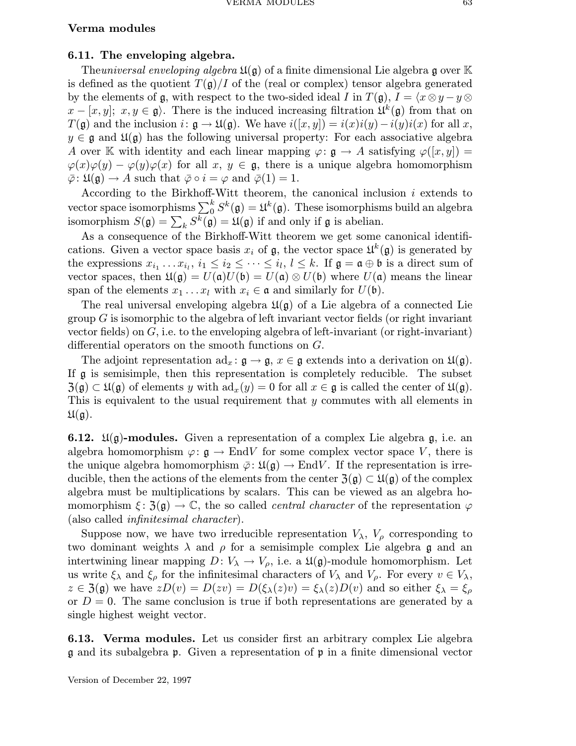## Verma modules

### 6.11. The enveloping algebra.

The*universal enveloping algebra* $\mathfrak{U}(\mathfrak{g})$ of a finite dimensional Lie algebra $\mathfrak{g}$ over $\mathbb{K}$ is defined as the quotient $T(\mathfrak{g})/I$ of the (real or complex) tensor algebra generated by the elements of $\mathfrak{g}$, with respect to the two-sided ideal $I$ in $T(\mathfrak{g})$, $I = \langle x \otimes y - y \otimes x - [x, y];\ x, y \in \mathfrak{g}\rangle$. There is the induced increasing filtration $\mathfrak{U}^k(\mathfrak{g})$ from that on $T(\mathfrak{g})$ and the inclusion $i \colon \mathfrak{g} \to \mathfrak{U}(\mathfrak{g})$. We have $i([x, y]) = i(x)i(y) - i(y)i(x)$ for all $x$, $y \in \mathfrak{g}$ and $\mathfrak{U}(\mathfrak{g})$ has the following universal property: For each associative algebra $A$ over $\mathbb{K}$ with identity and each linear mapping $\varphi \colon \mathfrak{g} \to A$ satisfying $\varphi([x, y]) = \varphi(x)\varphi(y) - \varphi(y)\varphi(x)$ for all $x$, $y \in \mathfrak{g}$, there is a unique algebra homomorphism $\bar{\varphi} \colon \mathfrak{U}(\mathfrak{g}) \to A$ such that $\bar{\varphi} \circ i = \varphi$ and $\bar{\varphi}(1) = 1$.

According to the Birkhoff-Witt theorem, the canonical inclusion $i$ extends to vector space isomorphisms $\sum_0^k S^k(\mathfrak{g}) = \mathfrak{U}^k(\mathfrak{g})$. These isomorphisms build an algebra isomorphism $S(\mathfrak{g}) = \sum_k S^k(\mathfrak{g}) = \mathfrak{U}(\mathfrak{g})$ if and only if $\mathfrak{g}$ is abelian.

As a consequence of the Birkhoff-Witt theorem we get some canonical identifications. Given a vector space basis $x_i$ of $\mathfrak{g}$, the vector space $\mathfrak{U}^k(\mathfrak{g})$ is generated by the expressions $x_{i_1} \dots x_{i_l}$, $i_1 \le i_2 \le \dots \le i_l$, $l \le k$. If $\mathfrak{g} = \mathfrak{a} \oplus \mathfrak{b}$ is a direct sum of vector spaces, then $\mathfrak{U}(\mathfrak{g}) = U(\mathfrak{a})U(\mathfrak{b}) = U(\mathfrak{a}) \otimes U(\mathfrak{b})$ where $U(\mathfrak{a})$ means the linear span of the elements $x_1 \dots x_l$ with $x_i \in \mathfrak{a}$ and similarly for $U(\mathfrak{b})$.

The real universal enveloping algebra $\mathfrak{U}(\mathfrak{g})$ of a Lie algebra of a connected Lie group $G$ is isomorphic to the algebra of left invariant vector fields (or right invariant vector fields) on $G$, i.e. to the enveloping algebra of left-invariant (or right-invariant) differential operators on the smooth functions on $G$.

The adjoint representation $\mathrm{ad}_x \colon \mathfrak{g} \to \mathfrak{g}$, $x \in \mathfrak{g}$ extends into a derivation on $\mathfrak{U}(\mathfrak{g})$. If $\mathfrak{g}$ is semisimple, then this representation is completely reducible. The subset $\mathfrak{Z}(\mathfrak{g}) \subset \mathfrak{U}(\mathfrak{g})$ of elements $y$ with $\mathrm{ad}_x(y) = 0$ for all $x \in \mathfrak{g}$ is called the center of $\mathfrak{U}(\mathfrak{g})$. This is equivalent to the usual requirement that $y$ commutes with all elements in $\mathfrak{U}(\mathfrak{g})$.

**6.12. $\mathfrak{U}(\mathfrak{g})$-modules.** Given a representation of a complex Lie algebra $\mathfrak{g}$, i.e. an algebra homomorphism $\varphi \colon \mathfrak{g} \to \mathrm{End}V$ for some complex vector space $V$, there is the unique algebra homomorphism $\bar{\varphi} \colon \mathfrak{U}(\mathfrak{g}) \to \mathrm{End}V$. If the representation is irreducible, then the actions of the elements from the center $\mathfrak{Z}(\mathfrak{g}) \subset \mathfrak{U}(\mathfrak{g})$ of the complex algebra must be multiplications by scalars. This can be viewed as an algebra homomorphism $\xi \colon \mathfrak{Z}(\mathfrak{g}) \to \mathbb{C}$, the so called *central character* of the representation $\varphi$ (also called *infinitesimal character*).

Suppose now, we have two irreducible representation $V_\lambda$, $V_\rho$ corresponding to two dominant weights $\lambda$ and $\rho$ for a semisimple complex Lie algebra $\mathfrak{g}$ and an intertwining linear mapping $D \colon V_\lambda \to V_\rho$, i.e. a $\mathfrak{U}(\mathfrak{g})$-module homomorphism. Let us write $\xi_\lambda$ and $\xi_\rho$ for the infinitesimal characters of $V_\lambda$ and $V_\rho$. For every $v \in V_\lambda$, $z \in \mathfrak{Z}(\mathfrak{g})$ we have $zD(v) = D(zv) = D(\xi_\lambda(z)v) = \xi_\lambda(z)D(v)$ and so either $\xi_\lambda = \xi_\rho$ or $D = 0$. The same conclusion is true if both representations are generated by a single highest weight vector.

**6.13. Verma modules.** Let us consider first an arbitrary complex Lie algebra $\mathfrak{g}$ and its subalgebra $\mathfrak{p}$. Given a representation of $\mathfrak{p}$ in a finite dimensional vector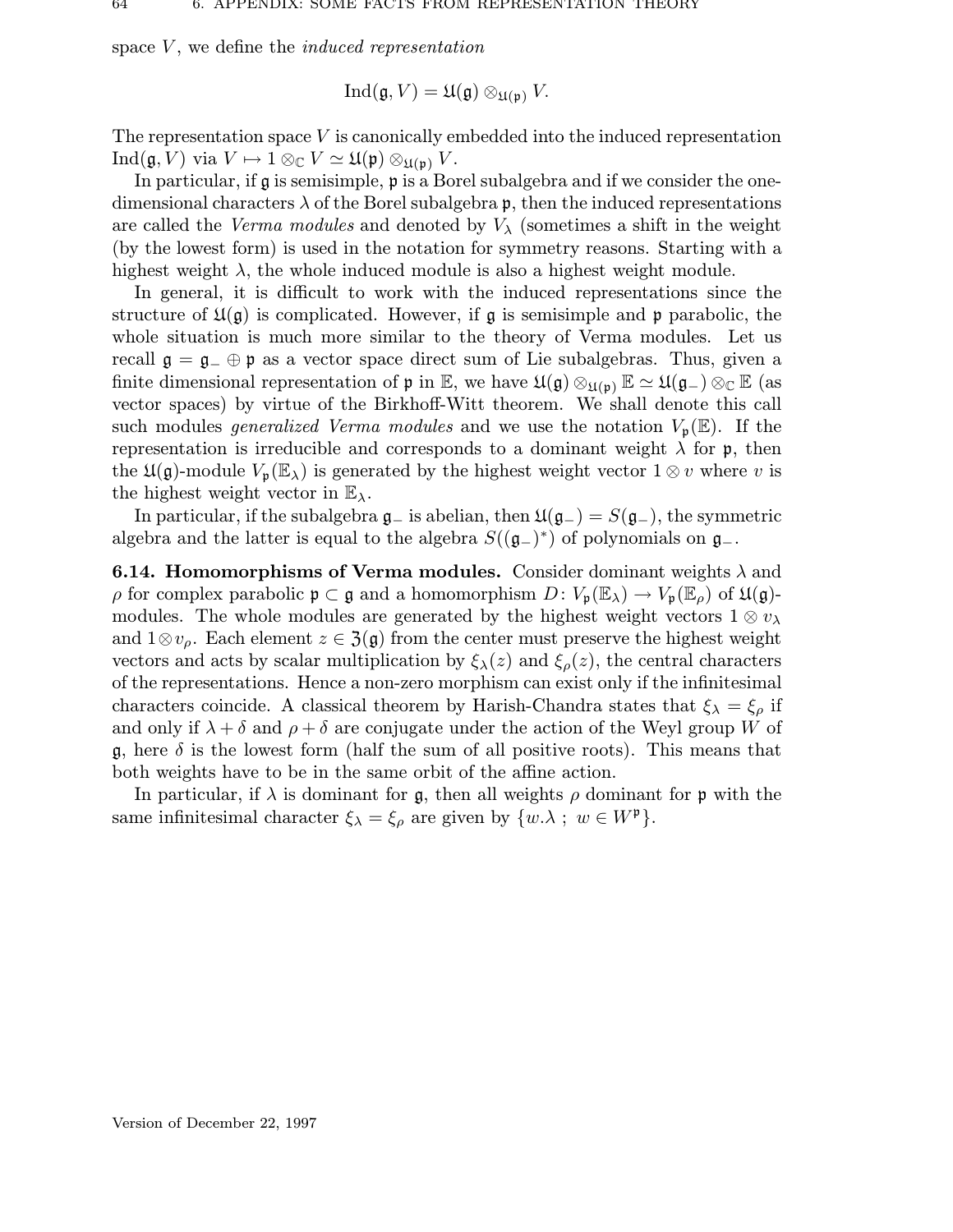space $V$, we define the *induced representation*

$$\mathrm{Ind}(\mathfrak{g}, V) = \mathfrak{U}(\mathfrak{g}) \otimes_{\mathfrak{U}(\mathfrak{p})} V.$$

The representation space $V$ is canonically embedded into the induced representation $\mathrm{Ind}(\mathfrak{g}, V)$ via $V \mapsto 1 \otimes_{\mathbb{C}} V \simeq \mathfrak{U}(\mathfrak{p}) \otimes_{\mathfrak{U}(\mathfrak{p})} V$.

In particular, if $\mathfrak{g}$ is semisimple, $\mathfrak{p}$ is a Borel subalgebra and if we consider the one-dimensional characters $\lambda$ of the Borel subalgebra $\mathfrak{p}$, then the induced representations are called the *Verma modules* and denoted by $V_\lambda$ (sometimes a shift in the weight (by the lowest form) is used in the notation for symmetry reasons. Starting with a highest weight $\lambda$, the whole induced module is also a highest weight module.

In general, it is difficult to work with the induced representations since the structure of $\mathfrak{U}(\mathfrak{g})$ is complicated. However, if $\mathfrak{g}$ is semisimple and $\mathfrak{p}$ parabolic, the whole situation is much more similar to the theory of Verma modules. Let us recall $\mathfrak{g} = \mathfrak{g}_- \oplus \mathfrak{p}$ as a vector space direct sum of Lie subalgebras. Thus, given a finite dimensional representation of $\mathfrak{p}$ in $\mathbb{E}$, we have $\mathfrak{U}(\mathfrak{g}) \otimes_{\mathfrak{U}(\mathfrak{p})} \mathbb{E} \simeq \mathfrak{U}(\mathfrak{g}_-) \otimes_{\mathbb{C}} \mathbb{E}$ (as vector spaces) by virtue of the Birkhoff-Witt theorem. We shall denote this call such modules *generalized Verma modules* and we use the notation $V_{\mathfrak{p}}(\mathbb{E})$. If the representation is irreducible and corresponds to a dominant weight $\lambda$ for $\mathfrak{p}$, then the $\mathfrak{U}(\mathfrak{g})$-module $V_{\mathfrak{p}}(\mathbb{E}_\lambda)$ is generated by the highest weight vector $1 \otimes v$ where $v$ is the highest weight vector in $\mathbb{E}_\lambda$.

In particular, if the subalgebra $\mathfrak{g}_-$ is abelian, then $\mathfrak{U}(\mathfrak{g}_-) = S(\mathfrak{g}_-)$, the symmetric algebra and the latter is equal to the algebra $S((\mathfrak{g}_-)^*)$ of polynomials on $\mathfrak{g}_-$.

**6.14. Homomorphisms of Verma modules.** Consider dominant weights $\lambda$ and $\rho$ for complex parabolic $\mathfrak{p} \subset \mathfrak{g}$ and a homomorphism $D\colon V_{\mathfrak{p}}(\mathbb{E}_\lambda) \to V_{\mathfrak{p}}(\mathbb{E}_\rho)$ of $\mathfrak{U}(\mathfrak{g})$-modules. The whole modules are generated by the highest weight vectors $1 \otimes v_\lambda$ and $1 \otimes v_\rho$. Each element $z \in \mathfrak{Z}(\mathfrak{g})$ from the center must preserve the highest weight vectors and acts by scalar multiplication by $\xi_\lambda(z)$ and $\xi_\rho(z)$, the central characters of the representations. Hence a non-zero morphism can exist only if the infinitesimal characters coincide. A classical theorem by Harish-Chandra states that $\xi_\lambda = \xi_\rho$ if and only if $\lambda + \delta$ and $\rho + \delta$ are conjugate under the action of the Weyl group $W$ of $\mathfrak{g}$, here $\delta$ is the lowest form (half the sum of all positive roots). This means that both weights have to be in the same orbit of the affine action.

In particular, if $\lambda$ is dominant for $\mathfrak{g}$, then all weights $\rho$ dominant for $\mathfrak{p}$ with the same infinitesimal character $\xi_\lambda = \xi_\rho$ are given by $\{w.\lambda\ ;\ w \in W^{\mathfrak{p}}\}$.

Version of December 22, 1997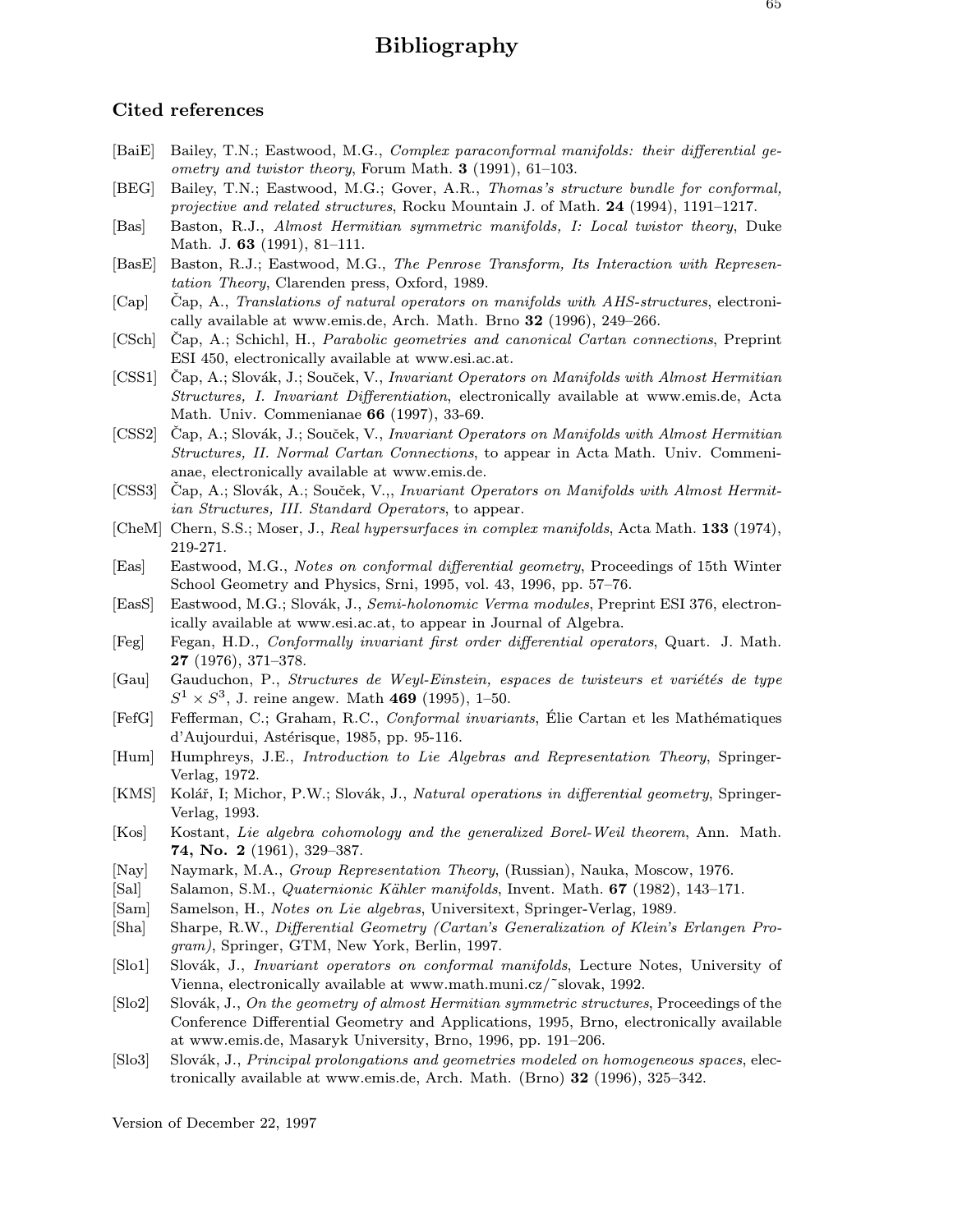# Bibliography

## Cited references

[BaiE] Bailey, T.N.; Eastwood, M.G., *Complex paraconformal manifolds: their differential geometry and twistor theory*, Forum Math. **3** (1991), 61–103.

[BEG] Bailey, T.N.; Eastwood, M.G.; Gover, A.R., *Thomas's structure bundle for conformal, projective and related structures*, Rocku Mountain J. of Math. **24** (1994), 1191–1217.

[Bas] Baston, R.J., *Almost Hermitian symmetric manifolds, I: Local twistor theory*, Duke Math. J. **63** (1991), 81–111.

[BasE] Baston, R.J.; Eastwood, M.G., *The Penrose Transform, Its Interaction with Representation Theory*, Clarenden press, Oxford, 1989.

[Cap] Čap, A., *Translations of natural operators on manifolds with AHS-structures*, electronically available at www.emis.de, Arch. Math. Brno **32** (1996), 249–266.

[CSch] Čap, A.; Schichl, H., *Parabolic geometries and canonical Cartan connections*, Preprint ESI 450, electronically available at www.esi.ac.at.

[CSS1] Čap, A.; Slovák, J.; Souček, V., *Invariant Operators on Manifolds with Almost Hermitian Structures, I. Invariant Differentiation*, electronically available at www.emis.de, Acta Math. Univ. Commenianae **66** (1997), 33-69.

[CSS2] Čap, A.; Slovák, J.; Souček, V., *Invariant Operators on Manifolds with Almost Hermitian Structures, II. Normal Cartan Connections*, to appear in Acta Math. Univ. Commenianae, electronically available at www.emis.de.

[CSS3] Čap, A.; Slovák, A.; Souček, V.,, *Invariant Operators on Manifolds with Almost Hermitian Structures, III. Standard Operators*, to appear.

[CheM] Chern, S.S.; Moser, J., *Real hypersurfaces in complex manifolds*, Acta Math. **133** (1974), 219-271.

[Eas] Eastwood, M.G., *Notes on conformal differential geometry*, Proceedings of 15th Winter School Geometry and Physics, Srni, 1995, vol. 43, 1996, pp. 57–76.

[EasS] Eastwood, M.G.; Slovák, J., *Semi-holonomic Verma modules*, Preprint ESI 376, electronically available at www.esi.ac.at, to appear in Journal of Algebra.

[Feg] Fegan, H.D., *Conformally invariant first order differential operators*, Quart. J. Math. **27** (1976), 371–378.

[Gau] Gauduchon, P., *Structures de Weyl-Einstein, espaces de twisteurs et variétés de type $S^1 \times S^3$*, J. reine angew. Math **469** (1995), 1–50.

[FefG] Fefferman, C.; Graham, R.C., *Conformal invariants*, Élie Cartan et les Mathématiques d'Aujourdui, Astérisque, 1985, pp. 95-116.

[Hum] Humphreys, J.E., *Introduction to Lie Algebras and Representation Theory*, Springer-Verlag, 1972.

[KMS] Kolář, I; Michor, P.W.; Slovák, J., *Natural operations in differential geometry*, Springer-Verlag, 1993.

[Kos] Kostant, *Lie algebra cohomology and the generalized Borel-Weil theorem*, Ann. Math. **74, No. 2** (1961), 329–387.

[Nay] Naymark, M.A., *Group Representation Theory*, (Russian), Nauka, Moscow, 1976.

[Sal] Salamon, S.M., *Quaternionic Kähler manifolds*, Invent. Math. **67** (1982), 143–171.

[Sam] Samelson, H., *Notes on Lie algebras*, Universitext, Springer-Verlag, 1989.

[Sha] Sharpe, R.W., *Differential Geometry (Cartan's Generalization of Klein's Erlangen Program)*, Springer, GTM, New York, Berlin, 1997.

[Slo1] Slovák, J., *Invariant operators on conformal manifolds*, Lecture Notes, University of Vienna, electronically available at www.math.muni.cz/˜slovak, 1992.

[Slo2] Slovák, J., *On the geometry of almost Hermitian symmetric structures*, Proceedings of the Conference Differential Geometry and Applications, 1995, Brno, electronically available at www.emis.de, Masaryk University, Brno, 1996, pp. 191–206.

[Slo3] Slovák, J., *Principal prolongations and geometries modeled on homogeneous spaces*, electronically available at www.emis.de, Arch. Math. (Brno) **32** (1996), 325–342.

Version of December 22, 1997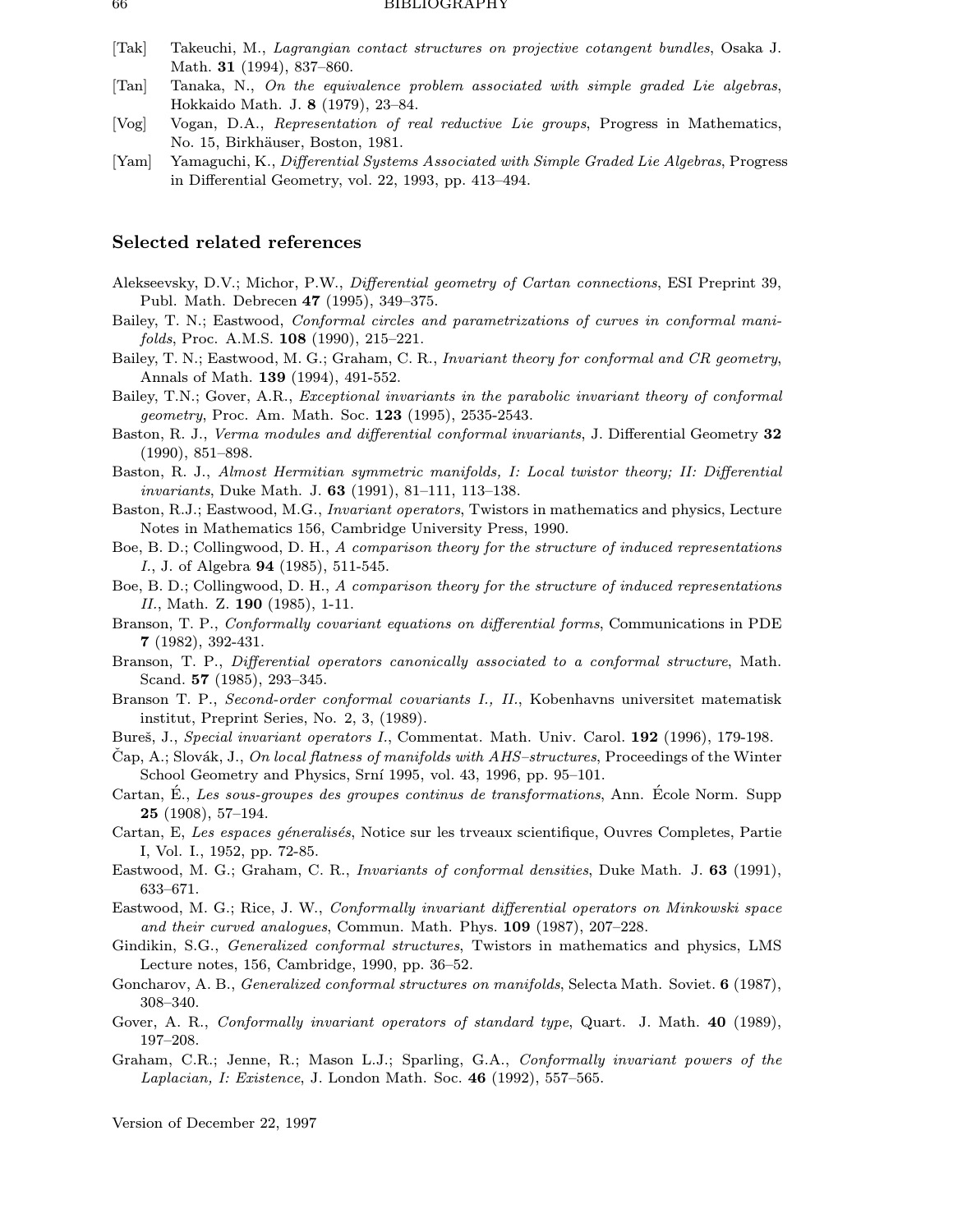[Tak] Takeuchi, M., *Lagrangian contact structures on projective cotangent bundles*, Osaka J. Math. **31** (1994), 837–860.

[Tan] Tanaka, N., *On the equivalence problem associated with simple graded Lie algebras*, Hokkaido Math. J. **8** (1979), 23–84.

[Vog] Vogan, D.A., *Representation of real reductive Lie groups*, Progress in Mathematics, No. 15, Birkhäuser, Boston, 1981.

[Yam] Yamaguchi, K., *Differential Systems Associated with Simple Graded Lie Algebras*, Progress in Differential Geometry, vol. 22, 1993, pp. 413–494.

## Selected related references

Alekseevsky, D.V.; Michor, P.W., *Differential geometry of Cartan connections*, ESI Preprint 39, Publ. Math. Debrecen **47** (1995), 349–375.

Bailey, T. N.; Eastwood, *Conformal circles and parametrizations of curves in conformal manifolds*, Proc. A.M.S. **108** (1990), 215–221.

Bailey, T. N.; Eastwood, M. G.; Graham, C. R., *Invariant theory for conformal and CR geometry*, Annals of Math. **139** (1994), 491-552.

Bailey, T.N.; Gover, A.R., *Exceptional invariants in the parabolic invariant theory of conformal geometry*, Proc. Am. Math. Soc. **123** (1995), 2535-2543.

Baston, R. J., *Verma modules and differential conformal invariants*, J. Differential Geometry **32** (1990), 851–898.

Baston, R. J., *Almost Hermitian symmetric manifolds, I: Local twistor theory; II: Differential invariants*, Duke Math. J. **63** (1991), 81–111, 113–138.

Baston, R.J.; Eastwood, M.G., *Invariant operators*, Twistors in mathematics and physics, Lecture Notes in Mathematics 156, Cambridge University Press, 1990.

Boe, B. D.; Collingwood, D. H., *A comparison theory for the structure of induced representations I.*, J. of Algebra **94** (1985), 511-545.

Boe, B. D.; Collingwood, D. H., *A comparison theory for the structure of induced representations II.*, Math. Z. **190** (1985), 1-11.

Branson, T. P., *Conformally covariant equations on differential forms*, Communications in PDE **7** (1982), 392-431.

Branson, T. P., *Differential operators canonically associated to a conformal structure*, Math. Scand. **57** (1985), 293–345.

Branson T. P., *Second-order conformal covariants I., II.*, Kobenhavns universitet matematisk institut, Preprint Series, No. 2, 3, (1989).

Bureš, J., *Special invariant operators I.*, Commentat. Math. Univ. Carol. **192** (1996), 179-198.

Čap, A.; Slovák, J., *On local flatness of manifolds with AHS–structures*, Proceedings of the Winter School Geometry and Physics, Srní 1995, vol. 43, 1996, pp. 95–101.

Cartan, É., *Les sous-groupes des groupes continus de transformations*, Ann. École Norm. Supp **25** (1908), 57–194.

Cartan, E, *Les espaces géneralisés*, Notice sur les trveaux scientifique, Ouvres Completes, Partie I, Vol. I., 1952, pp. 72-85.

Eastwood, M. G.; Graham, C. R., *Invariants of conformal densities*, Duke Math. J. **63** (1991), 633–671.

Eastwood, M. G.; Rice, J. W., *Conformally invariant differential operators on Minkowski space and their curved analogues*, Commun. Math. Phys. **109** (1987), 207–228.

Gindikin, S.G., *Generalized conformal structures*, Twistors in mathematics and physics, LMS Lecture notes, 156, Cambridge, 1990, pp. 36–52.

Goncharov, A. B., *Generalized conformal structures on manifolds*, Selecta Math. Soviet. **6** (1987), 308–340.

Gover, A. R., *Conformally invariant operators of standard type*, Quart. J. Math. **40** (1989), 197–208.

Graham, C.R.; Jenne, R.; Mason L.J.; Sparling, G.A., *Conformally invariant powers of the Laplacian, I: Existence*, J. London Math. Soc. **46** (1992), 557–565.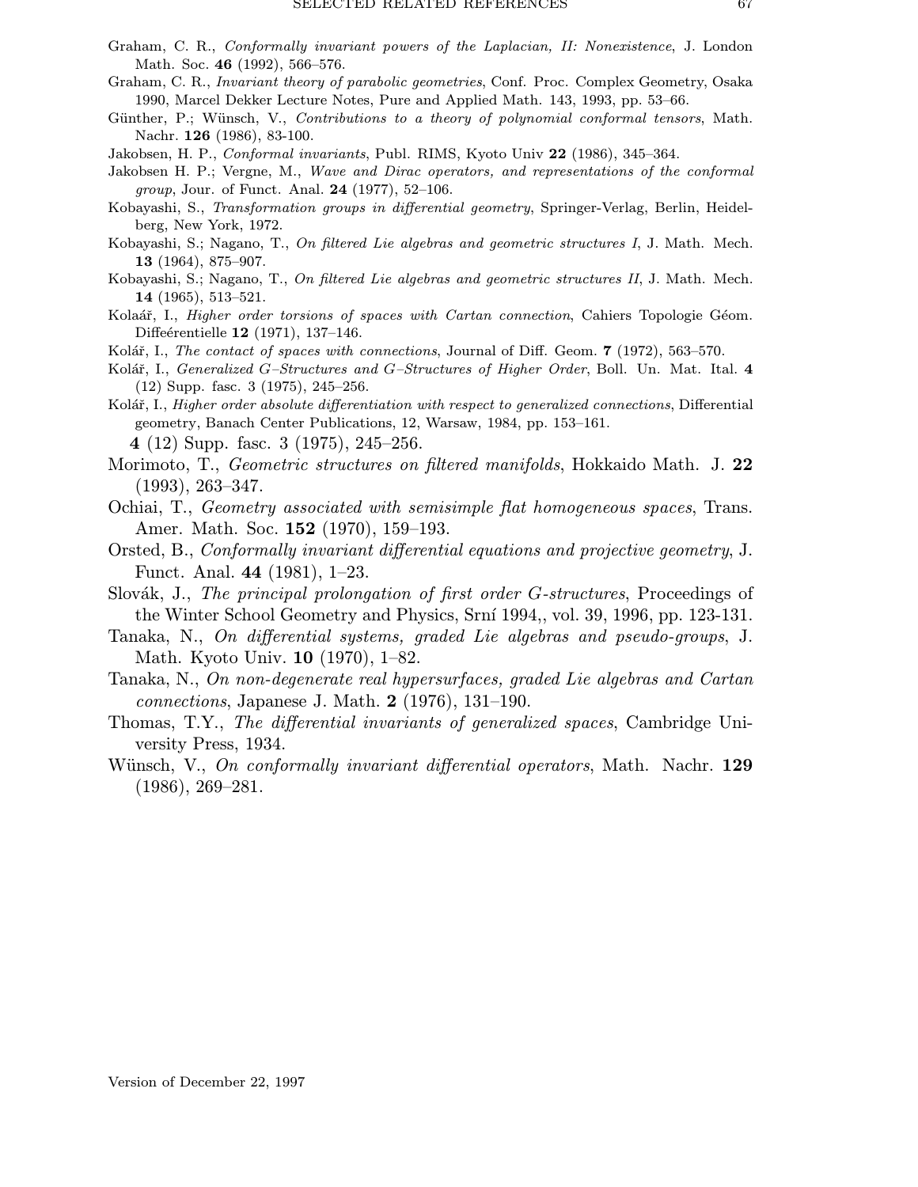Graham, C. R., *Conformally invariant powers of the Laplacian, II: Nonexistence*, J. London Math. Soc. **46** (1992), 566–576.

Graham, C. R., *Invariant theory of parabolic geometries*, Conf. Proc. Complex Geometry, Osaka 1990, Marcel Dekker Lecture Notes, Pure and Applied Math. 143, 1993, pp. 53–66.

Günther, P.; Wünsch, V., *Contributions to a theory of polynomial conformal tensors*, Math. Nachr. **126** (1986), 83-100.

Jakobsen, H. P., *Conformal invariants*, Publ. RIMS, Kyoto Univ **22** (1986), 345–364.

Jakobsen H. P.; Vergne, M., *Wave and Dirac operators, and representations of the conformal group*, Jour. of Funct. Anal. **24** (1977), 52–106.

Kobayashi, S., *Transformation groups in differential geometry*, Springer-Verlag, Berlin, Heidelberg, New York, 1972.

Kobayashi, S.; Nagano, T., *On filtered Lie algebras and geometric structures I*, J. Math. Mech. **13** (1964), 875–907.

Kobayashi, S.; Nagano, T., *On filtered Lie algebras and geometric structures II*, J. Math. Mech. **14** (1965), 513–521.

Kolaář, I., *Higher order torsions of spaces with Cartan connection*, Cahiers Topologie Géom. Diffeérentielle **12** (1971), 137–146.

Kolář, I., *The contact of spaces with connections*, Journal of Diff. Geom. **7** (1972), 563–570.

Kolář, I., *Generalized G–Structures and G–Structures of Higher Order*, Boll. Un. Mat. Ital. **4** (12) Supp. fasc. 3 (1975), 245–256.

Kolář, I., *Higher order absolute differentiation with respect to generalized connections*, Differential geometry, Banach Center Publications, 12, Warsaw, 1984, pp. 153–161.

**4** (12) Supp. fasc. 3 (1975), 245–256.

Morimoto, T., *Geometric structures on filtered manifolds*, Hokkaido Math. J. **22** (1993), 263–347.

Ochiai, T., *Geometry associated with semisimple flat homogeneous spaces*, Trans. Amer. Math. Soc. **152** (1970), 159–193.

Orsted, B., *Conformally invariant differential equations and projective geometry*, J. Funct. Anal. **44** (1981), 1–23.

Slovák, J., *The principal prolongation of first order G-structures*, Proceedings of the Winter School Geometry and Physics, Srní 1994,, vol. 39, 1996, pp. 123-131.

Tanaka, N., *On differential systems, graded Lie algebras and pseudo-groups*, J. Math. Kyoto Univ. **10** (1970), 1–82.

Tanaka, N., *On non-degenerate real hypersurfaces, graded Lie algebras and Cartan connections*, Japanese J. Math. **2** (1976), 131–190.

Thomas, T.Y., *The differential invariants of generalized spaces*, Cambridge University Press, 1934.

Wünsch, V., *On conformally invariant differential operators*, Math. Nachr. **129** (1986), 269–281.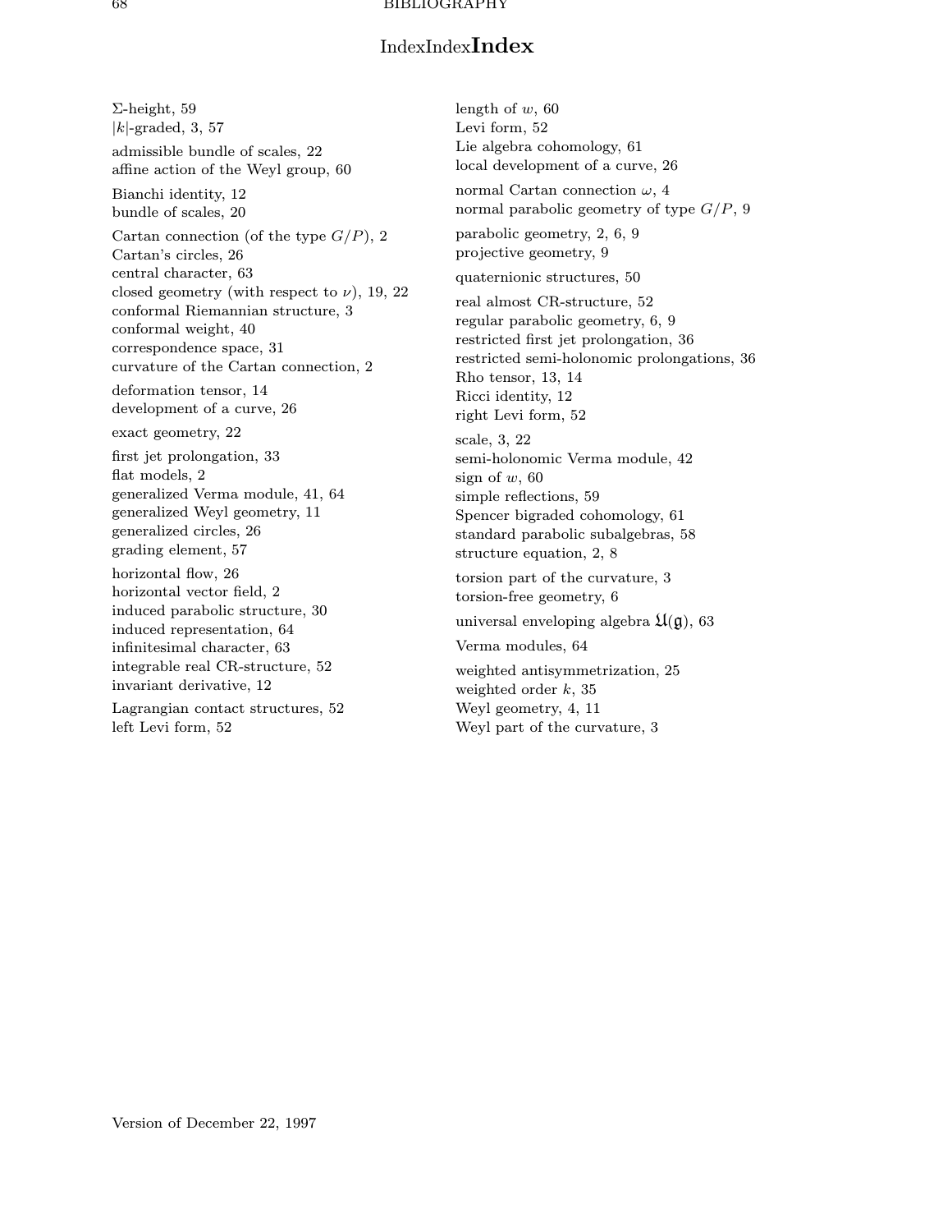# Index

$\Sigma$-height, 59
$|k|$-graded, 3, 57

admissible bundle of scales, 22
affine action of the Weyl group, 60

Bianchi identity, 12
bundle of scales, 20

Cartan connection (of the type $G/P$), 2
Cartan's circles, 26
central character, 63
closed geometry (with respect to $\nu$), 19, 22
conformal Riemannian structure, 3
conformal weight, 40
correspondence space, 31
curvature of the Cartan connection, 2

deformation tensor, 14
development of a curve, 26

exact geometry, 22

first jet prolongation, 33
flat models, 2
generalized Verma module, 41, 64
generalized Weyl geometry, 11
generalized circles, 26
grading element, 57

horizontal flow, 26
horizontal vector field, 2
induced parabolic structure, 30
induced representation, 64
infinitesimal character, 63
integrable real CR-structure, 52
invariant derivative, 12

Lagrangian contact structures, 52
left Levi form, 52

length of $w$, 60
Levi form, 52
Lie algebra cohomology, 61
local development of a curve, 26

normal Cartan connection $\omega$, 4
normal parabolic geometry of type $G/P$, 9

parabolic geometry, 2, 6, 9
projective geometry, 9

quaternionic structures, 50

real almost CR-structure, 52
regular parabolic geometry, 6, 9
restricted first jet prolongation, 36
restricted semi-holonomic prolongations, 36
Rho tensor, 13, 14
Ricci identity, 12
right Levi form, 52

scale, 3, 22
semi-holonomic Verma module, 42
sign of $w$, 60
simple reflections, 59
Spencer bigraded cohomology, 61
standard parabolic subalgebras, 58
structure equation, 2, 8

torsion part of the curvature, 3
torsion-free geometry, 6

universal enveloping algebra $\mathfrak{U}(\mathfrak{g})$, 63

Verma modules, 64

weighted antisymmetrization, 25
weighted order $k$, 35
Weyl geometry, 4, 11
Weyl part of the curvature, 3